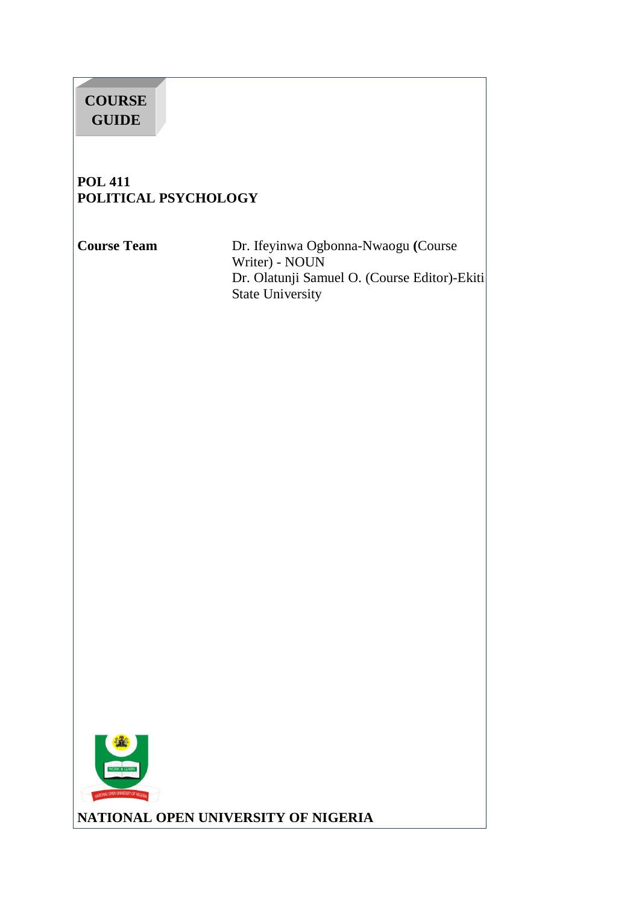# COURSE GUIDE

**POL 411**
**POLITICAL PSYCHOLOGY**

**Course Team**

Dr. Ifeyinwa Ogbonna-Nwaogu **(**Course Writer) - NOUN
Dr. Olatunji Samuel O. (Course Editor)-Ekiti State University

**NATIONAL OPEN UNIVERSITY OF NIGERIA**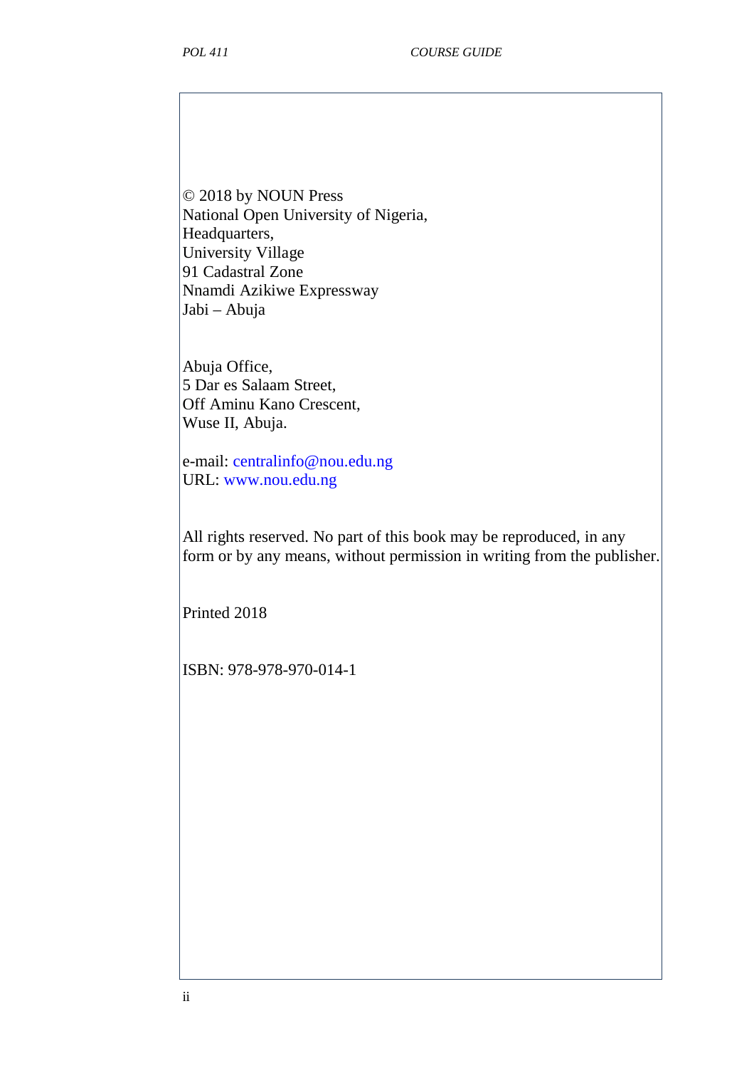© 2018 by NOUN Press
National Open University of Nigeria,
Headquarters,
University Village
91 Cadastral Zone
Nnamdi Azikiwe Expressway
Jabi – Abuja

Abuja Office,
5 Dar es Salaam Street,
Off Aminu Kano Crescent,
Wuse II, Abuja.

e-mail: centralinfo@nou.edu.ng
URL: www.nou.edu.ng

All rights reserved. No part of this book may be reproduced, in any form or by any means, without permission in writing from the publisher.

Printed 2018

ISBN: 978-978-970-014-1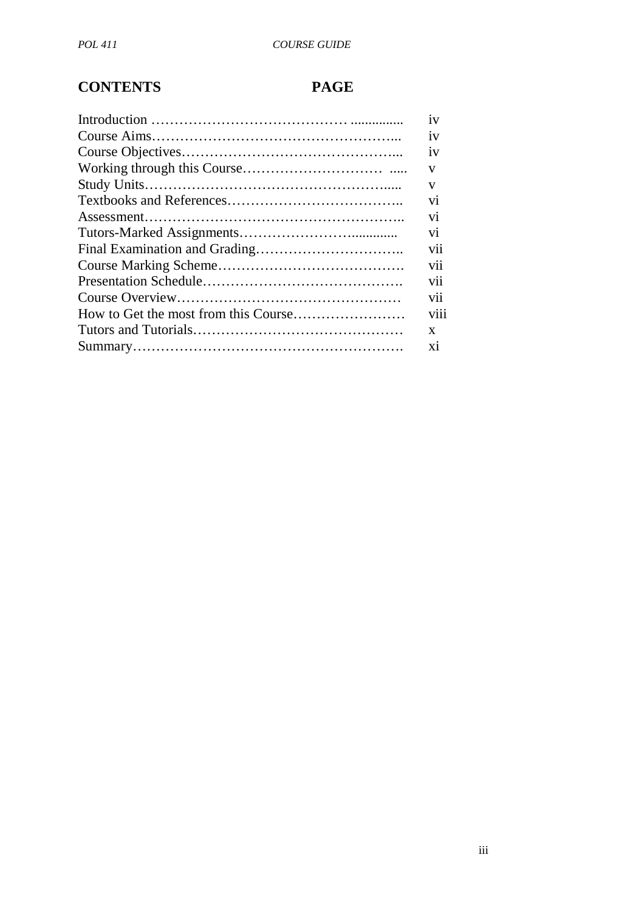| CONTENTS | PAGE |
|---|---|
| Introduction | iv |
| Course Aims | iv |
| Course Objectives | iv |
| Working through this Course | v |
| Study Units | v |
| Textbooks and References | vi |
| Assessment | vi |
| Tutors-Marked Assignments | vi |
| Final Examination and Grading | vii |
| Course Marking Scheme | vii |
| Presentation Schedule | vii |
| Course Overview | vii |
| How to Get the most from this Course | viii |
| Tutors and Tutorials | x |
| Summary | xi |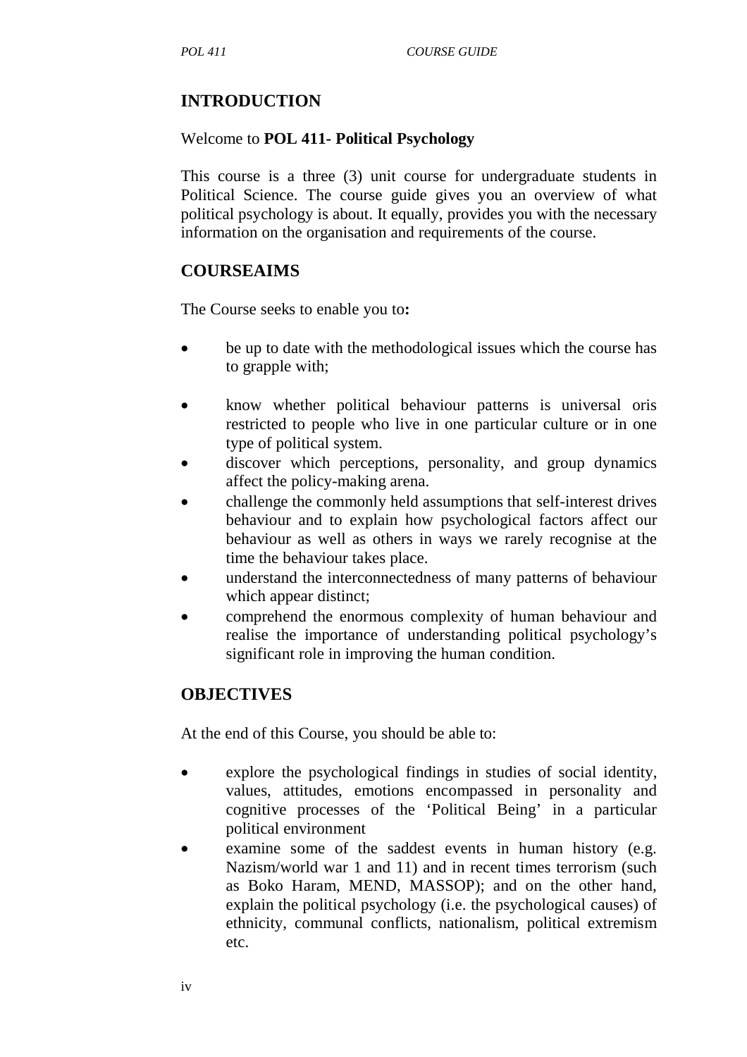## INTRODUCTION

Welcome to **POL 411- Political Psychology**

This course is a three (3) unit course for undergraduate students in Political Science. The course guide gives you an overview of what political psychology is about. It equally, provides you with the necessary information on the organisation and requirements of the course.

## COURSEAIMS

The Course seeks to enable you to**:**

- be up to date with the methodological issues which the course has to grapple with;
- know whether political behaviour patterns is universal oris restricted to people who live in one particular culture or in one type of political system.
- discover which perceptions, personality, and group dynamics affect the policy-making arena.
- challenge the commonly held assumptions that self-interest drives behaviour and to explain how psychological factors affect our behaviour as well as others in ways we rarely recognise at the time the behaviour takes place.
- understand the interconnectedness of many patterns of behaviour which appear distinct;
- comprehend the enormous complexity of human behaviour and realise the importance of understanding political psychology's significant role in improving the human condition.

## OBJECTIVES

At the end of this Course, you should be able to:

- explore the psychological findings in studies of social identity, values, attitudes, emotions encompassed in personality and cognitive processes of the 'Political Being' in a particular political environment
- examine some of the saddest events in human history (e.g. Nazism/world war 1 and 11) and in recent times terrorism (such as Boko Haram, MEND, MASSOP); and on the other hand, explain the political psychology (i.e. the psychological causes) of ethnicity, communal conflicts, nationalism, political extremism etc.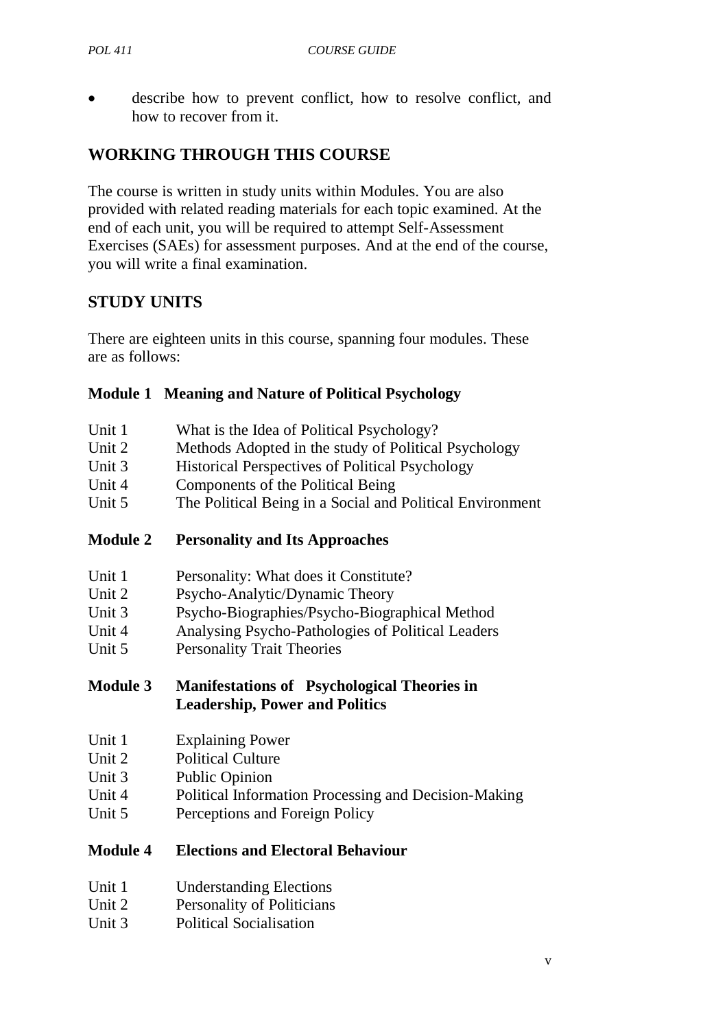- describe how to prevent conflict, how to resolve conflict, and how to recover from it.

## WORKING THROUGH THIS COURSE

The course is written in study units within Modules. You are also provided with related reading materials for each topic examined. At the end of each unit, you will be required to attempt Self-Assessment Exercises (SAEs) for assessment purposes. And at the end of the course, you will write a final examination.

## STUDY UNITS

There are eighteen units in this course, spanning four modules. These are as follows:

**Module 1 Meaning and Nature of Political Psychology**

Unit 1 What is the Idea of Political Psychology?
Unit 2 Methods Adopted in the study of Political Psychology
Unit 3 Historical Perspectives of Political Psychology
Unit 4 Components of the Political Being
Unit 5 The Political Being in a Social and Political Environment

**Module 2 Personality and Its Approaches**

Unit 1 Personality: What does it Constitute?
Unit 2 Psycho-Analytic/Dynamic Theory
Unit 3 Psycho-Biographies/Psycho-Biographical Method
Unit 4 Analysing Psycho-Pathologies of Political Leaders
Unit 5 Personality Trait Theories

**Module 3 Manifestations of Psychological Theories in Leadership, Power and Politics**

Unit 1 Explaining Power
Unit 2 Political Culture
Unit 3 Public Opinion
Unit 4 Political Information Processing and Decision-Making
Unit 5 Perceptions and Foreign Policy

**Module 4 Elections and Electoral Behaviour**

Unit 1 Understanding Elections
Unit 2 Personality of Politicians
Unit 3 Political Socialisation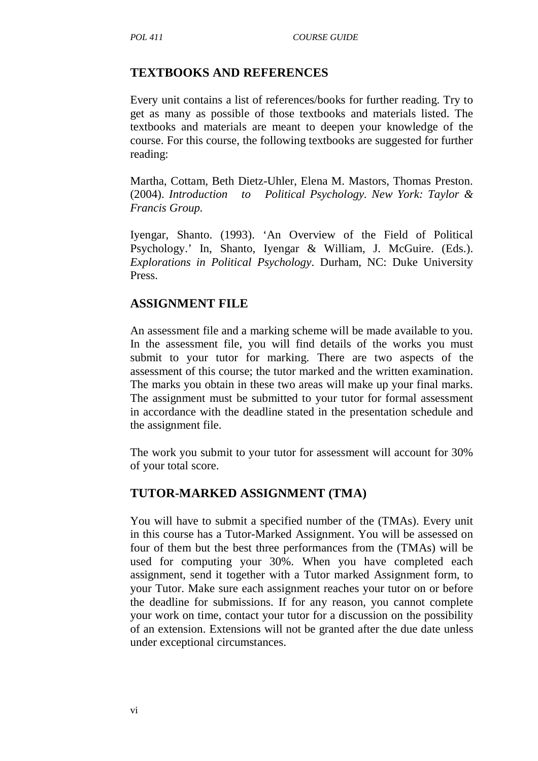## TEXTBOOKS AND REFERENCES

Every unit contains a list of references/books for further reading. Try to get as many as possible of those textbooks and materials listed. The textbooks and materials are meant to deepen your knowledge of the course. For this course, the following textbooks are suggested for further reading:

Martha, Cottam, Beth Dietz-Uhler, Elena M. Mastors, Thomas Preston. (2004). *Introduction to Political Psychology. New York: Taylor & Francis Group.*

Iyengar, Shanto. (1993). 'An Overview of the Field of Political Psychology.' In, Shanto, Iyengar & William, J. McGuire. (Eds.). *Explorations in Political Psychology*. Durham, NC: Duke University Press.

## ASSIGNMENT FILE

An assessment file and a marking scheme will be made available to you. In the assessment file, you will find details of the works you must submit to your tutor for marking. There are two aspects of the assessment of this course; the tutor marked and the written examination. The marks you obtain in these two areas will make up your final marks. The assignment must be submitted to your tutor for formal assessment in accordance with the deadline stated in the presentation schedule and the assignment file.

The work you submit to your tutor for assessment will account for 30% of your total score.

## TUTOR-MARKED ASSIGNMENT (TMA)

You will have to submit a specified number of the (TMAs). Every unit in this course has a Tutor-Marked Assignment. You will be assessed on four of them but the best three performances from the (TMAs) will be used for computing your 30%. When you have completed each assignment, send it together with a Tutor marked Assignment form, to your Tutor. Make sure each assignment reaches your tutor on or before the deadline for submissions. If for any reason, you cannot complete your work on time, contact your tutor for a discussion on the possibility of an extension. Extensions will not be granted after the due date unless under exceptional circumstances.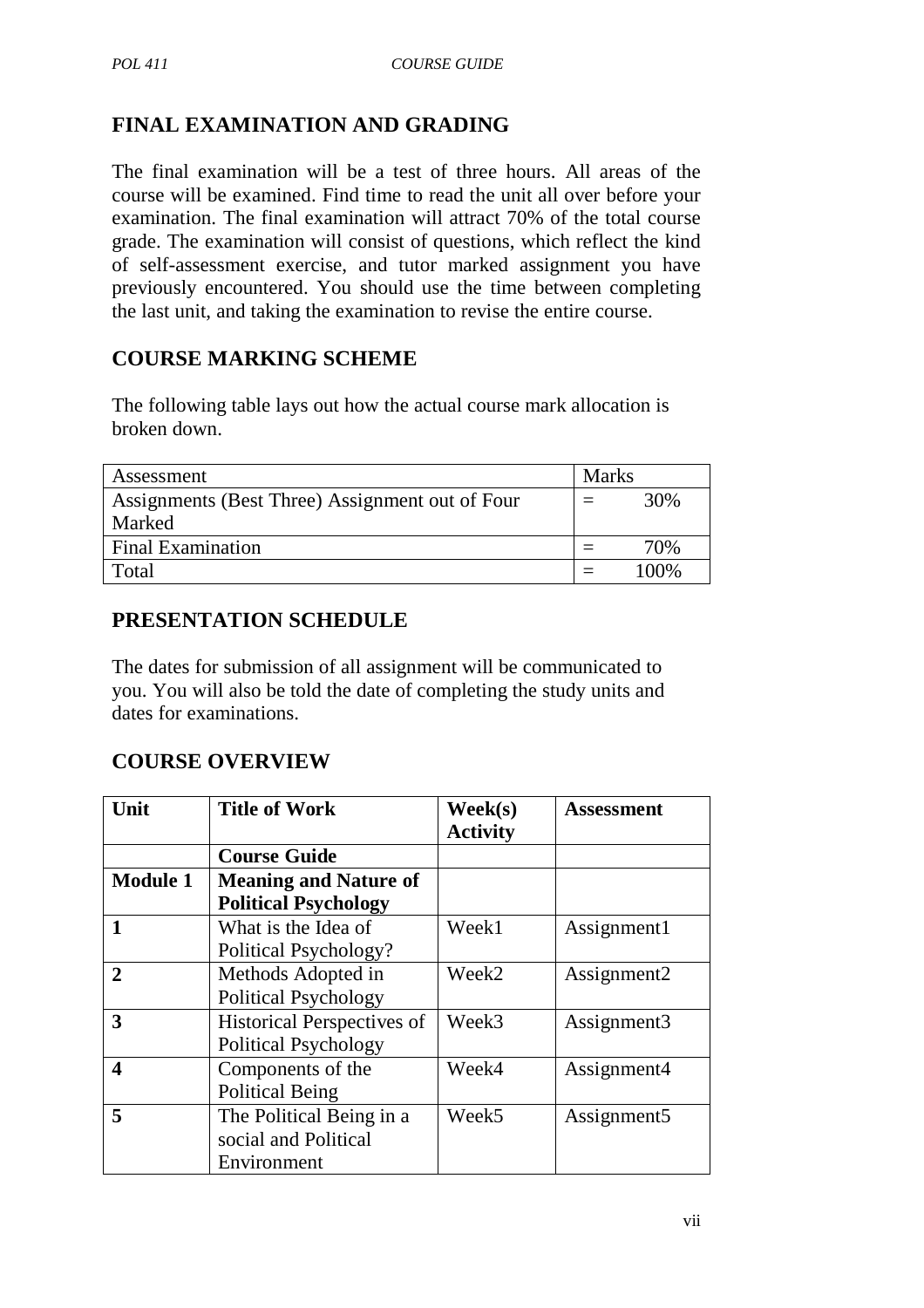## FINAL EXAMINATION AND GRADING

The final examination will be a test of three hours. All areas of the course will be examined. Find time to read the unit all over before your examination. The final examination will attract 70% of the total course grade. The examination will consist of questions, which reflect the kind of self-assessment exercise, and tutor marked assignment you have previously encountered. You should use the time between completing the last unit, and taking the examination to revise the entire course.

## COURSE MARKING SCHEME

The following table lays out how the actual course mark allocation is broken down.

| Assessment | Marks |
|---|---|
| Assignments (Best Three) Assignment out of Four Marked | = 30% |
| Final Examination | = 70% |
| Total | = 100% |

## PRESENTATION SCHEDULE

The dates for submission of all assignment will be communicated to you. You will also be told the date of completing the study units and dates for examinations.

## COURSE OVERVIEW

| Unit | Title of Work | Week(s) Activity | Assessment |
|---|---|---|---|
| | **Course Guide** | | |
| **Module 1** | **Meaning and Nature of Political Psychology** | | |
| **1** | What is the Idea of Political Psychology? | Week1 | Assignment1 |
| **2** | Methods Adopted in Political Psychology | Week2 | Assignment2 |
| **3** | Historical Perspectives of Political Psychology | Week3 | Assignment3 |
| **4** | Components of the Political Being | Week4 | Assignment4 |
| **5** | The Political Being in a social and Political Environment | Week5 | Assignment5 |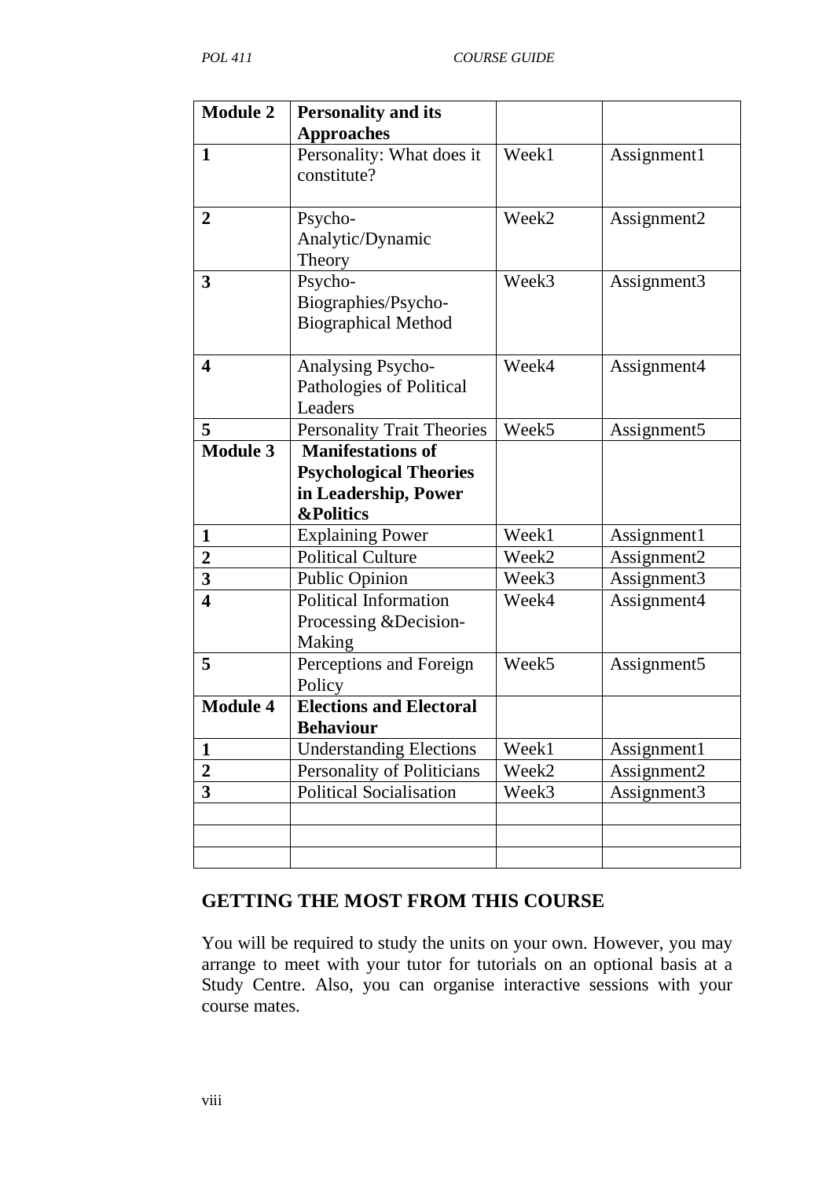| **Module 2** | **Personality and its Approaches** | | |
|---|---|---|---|
| **1** | Personality: What does it constitute? | Week1 | Assignment1 |
| **2** | Psycho-Analytic/Dynamic Theory | Week2 | Assignment2 |
| **3** | Psycho-Biographies/Psycho-Biographical Method | Week3 | Assignment3 |
| **4** | Analysing Psycho-Pathologies of Political Leaders | Week4 | Assignment4 |
| **5** | Personality Trait Theories | Week5 | Assignment5 |
| **Module 3** | **Manifestations of Psychological Theories in Leadership, Power &Politics** | | |
| **1** | Explaining Power | Week1 | Assignment1 |
| **2** | Political Culture | Week2 | Assignment2 |
| **3** | Public Opinion | Week3 | Assignment3 |
| **4** | Political Information Processing &Decision-Making | Week4 | Assignment4 |
| **5** | Perceptions and Foreign Policy | Week5 | Assignment5 |
| **Module 4** | **Elections and Electoral Behaviour** | | |
| **1** | Understanding Elections | Week1 | Assignment1 |
| **2** | Personality of Politicians | Week2 | Assignment2 |
| **3** | Political Socialisation | Week3 | Assignment3 |
| | | | |
| | | | |
| | | | |

## GETTING THE MOST FROM THIS COURSE

You will be required to study the units on your own. However, you may arrange to meet with your tutor for tutorials on an optional basis at a Study Centre. Also, you can organise interactive sessions with your course mates.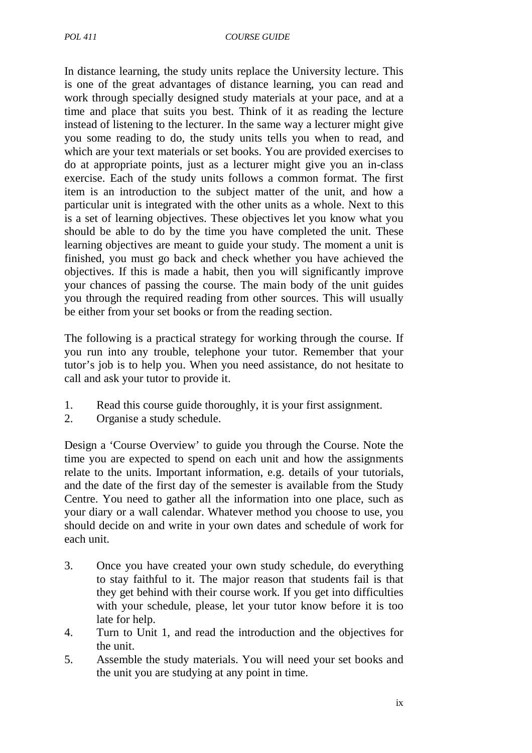In distance learning, the study units replace the University lecture. This is one of the great advantages of distance learning, you can read and work through specially designed study materials at your pace, and at a time and place that suits you best. Think of it as reading the lecture instead of listening to the lecturer. In the same way a lecturer might give you some reading to do, the study units tells you when to read, and which are your text materials or set books. You are provided exercises to do at appropriate points, just as a lecturer might give you an in-class exercise. Each of the study units follows a common format. The first item is an introduction to the subject matter of the unit, and how a particular unit is integrated with the other units as a whole. Next to this is a set of learning objectives. These objectives let you know what you should be able to do by the time you have completed the unit. These learning objectives are meant to guide your study. The moment a unit is finished, you must go back and check whether you have achieved the objectives. If this is made a habit, then you will significantly improve your chances of passing the course. The main body of the unit guides you through the required reading from other sources. This will usually be either from your set books or from the reading section.

The following is a practical strategy for working through the course. If you run into any trouble, telephone your tutor. Remember that your tutor's job is to help you. When you need assistance, do not hesitate to call and ask your tutor to provide it.

1. Read this course guide thoroughly, it is your first assignment.
2. Organise a study schedule.

Design a 'Course Overview' to guide you through the Course. Note the time you are expected to spend on each unit and how the assignments relate to the units. Important information, e.g. details of your tutorials, and the date of the first day of the semester is available from the Study Centre. You need to gather all the information into one place, such as your diary or a wall calendar. Whatever method you choose to use, you should decide on and write in your own dates and schedule of work for each unit.

3. Once you have created your own study schedule, do everything to stay faithful to it. The major reason that students fail is that they get behind with their course work. If you get into difficulties with your schedule, please, let your tutor know before it is too late for help.
4. Turn to Unit 1, and read the introduction and the objectives for the unit.
5. Assemble the study materials. You will need your set books and the unit you are studying at any point in time.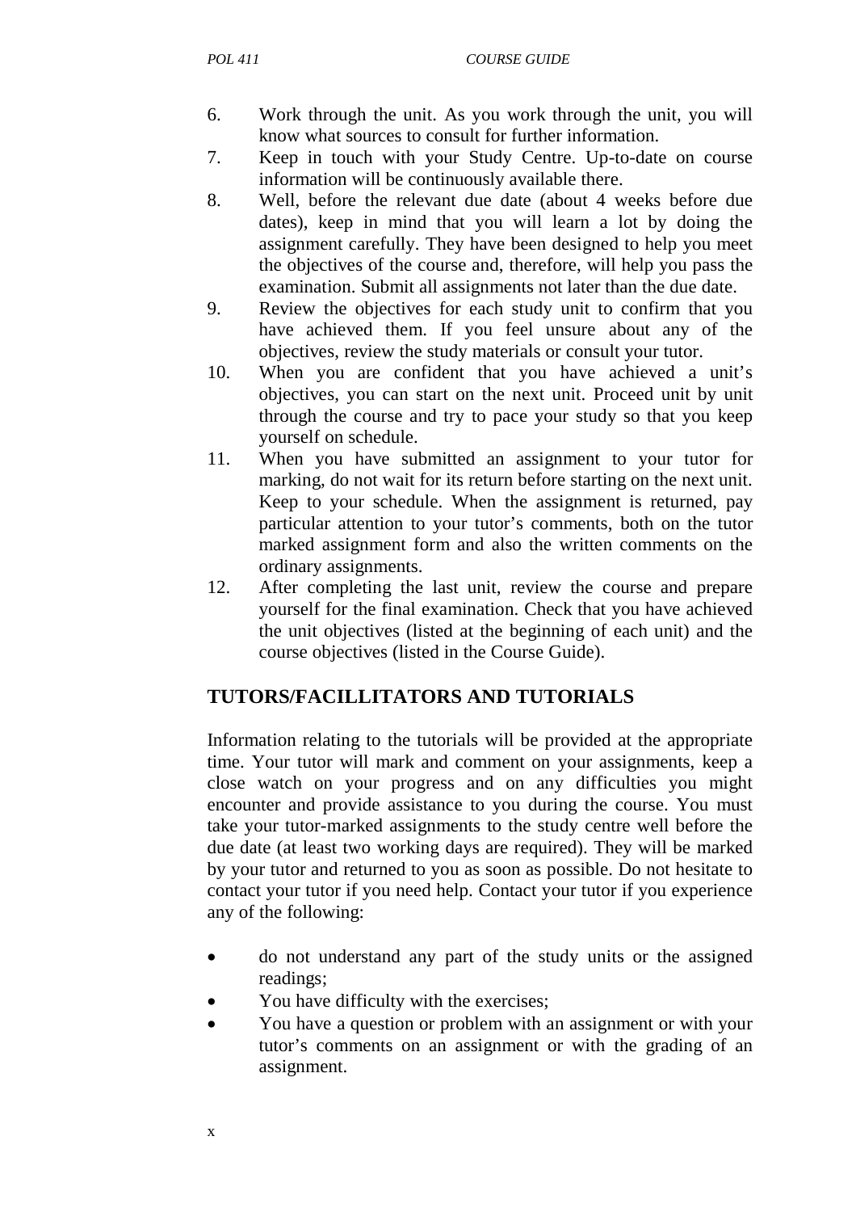6. Work through the unit. As you work through the unit, you will know what sources to consult for further information.
7. Keep in touch with your Study Centre. Up-to-date on course information will be continuously available there.
8. Well, before the relevant due date (about 4 weeks before due dates), keep in mind that you will learn a lot by doing the assignment carefully. They have been designed to help you meet the objectives of the course and, therefore, will help you pass the examination. Submit all assignments not later than the due date.
9. Review the objectives for each study unit to confirm that you have achieved them. If you feel unsure about any of the objectives, review the study materials or consult your tutor.
10. When you are confident that you have achieved a unit's objectives, you can start on the next unit. Proceed unit by unit through the course and try to pace your study so that you keep yourself on schedule.
11. When you have submitted an assignment to your tutor for marking, do not wait for its return before starting on the next unit. Keep to your schedule. When the assignment is returned, pay particular attention to your tutor's comments, both on the tutor marked assignment form and also the written comments on the ordinary assignments.
12. After completing the last unit, review the course and prepare yourself for the final examination. Check that you have achieved the unit objectives (listed at the beginning of each unit) and the course objectives (listed in the Course Guide).

## TUTORS/FACILLITATORS AND TUTORIALS

Information relating to the tutorials will be provided at the appropriate time. Your tutor will mark and comment on your assignments, keep a close watch on your progress and on any difficulties you might encounter and provide assistance to you during the course. You must take your tutor-marked assignments to the study centre well before the due date (at least two working days are required). They will be marked by your tutor and returned to you as soon as possible. Do not hesitate to contact your tutor if you need help. Contact your tutor if you experience any of the following:

- do not understand any part of the study units or the assigned readings;
- You have difficulty with the exercises;
- You have a question or problem with an assignment or with your tutor's comments on an assignment or with the grading of an assignment.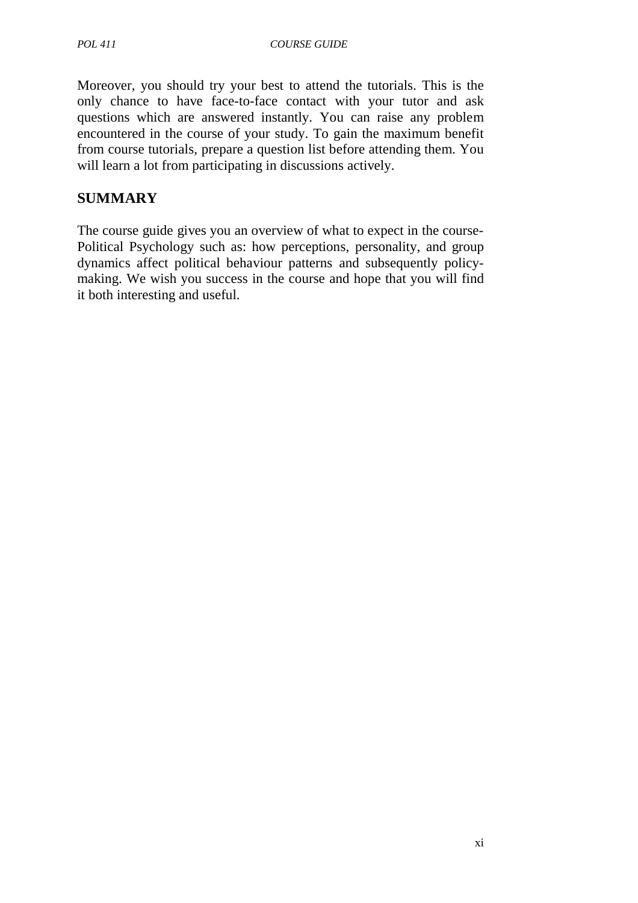Moreover, you should try your best to attend the tutorials. This is the only chance to have face-to-face contact with your tutor and ask questions which are answered instantly. You can raise any problem encountered in the course of your study. To gain the maximum benefit from course tutorials, prepare a question list before attending them. You will learn a lot from participating in discussions actively.

## SUMMARY

The course guide gives you an overview of what to expect in the course-Political Psychology such as: how perceptions, personality, and group dynamics affect political behaviour patterns and subsequently policy-making. We wish you success in the course and hope that you will find it both interesting and useful.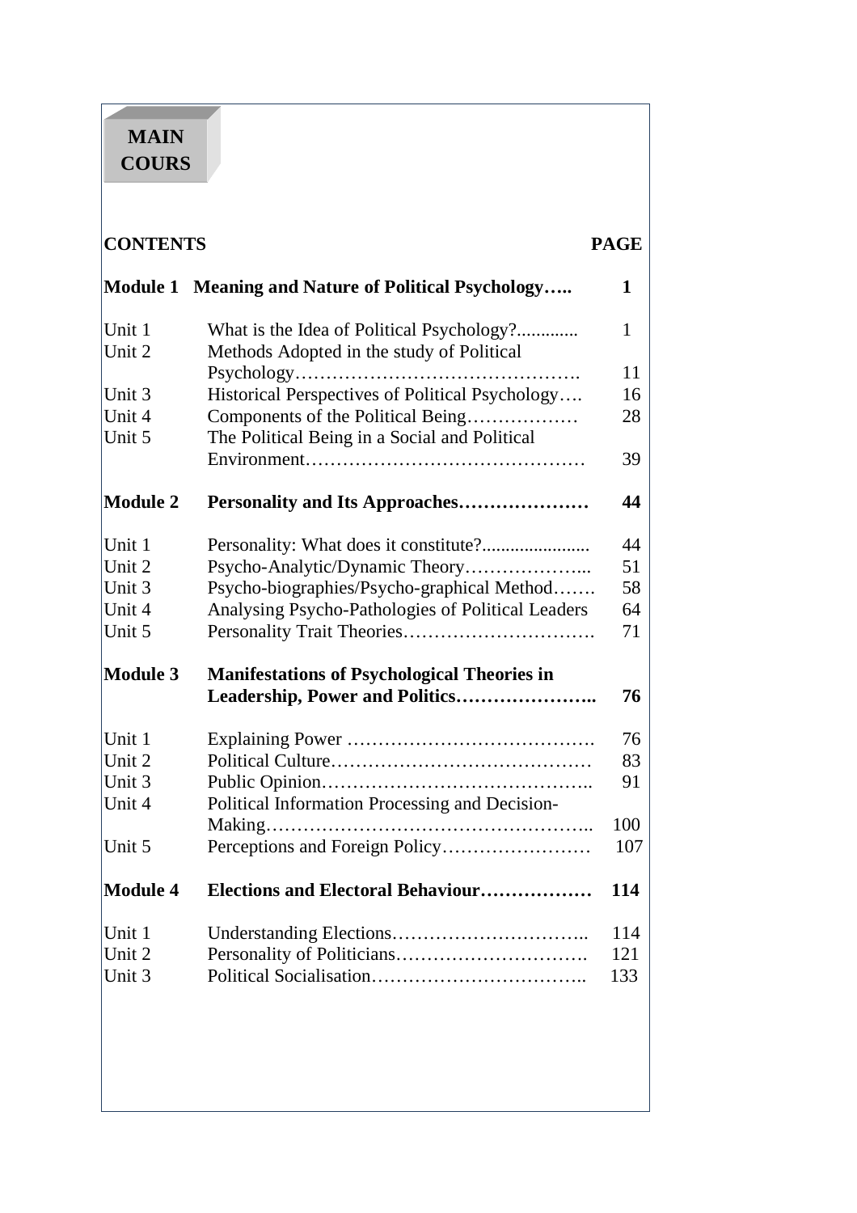**MAIN COURS**

| CONTENTS | | PAGE |
|---|---|---|
| **Module 1** | **Meaning and Nature of Political Psychology…..** | **1** |
| Unit 1 | What is the Idea of Political Psychology?............. | 1 |
| Unit 2 | Methods Adopted in the study of Political Psychology………………………………………. | 11 |
| Unit 3 | Historical Perspectives of Political Psychology…. | 16 |
| Unit 4 | Components of the Political Being……………… | 28 |
| Unit 5 | The Political Being in a Social and Political Environment……………………………………… | 39 |
| **Module 2** | **Personality and Its Approaches…………………** | **44** |
| Unit 1 | Personality: What does it constitute?....................... | 44 |
| Unit 2 | Psycho-Analytic/Dynamic Theory………………... | 51 |
| Unit 3 | Psycho-biographies/Psycho-graphical Method……. | 58 |
| Unit 4 | Analysing Psycho-Pathologies of Political Leaders | 64 |
| Unit 5 | Personality Trait Theories…………………………. | 71 |
| **Module 3** | **Manifestations of Psychological Theories in Leadership, Power and Politics…………………..** | **76** |
| Unit 1 | Explaining Power …………………………………. | 76 |
| Unit 2 | Political Culture…………………………………… | 83 |
| Unit 3 | Public Opinion…………………………………….. | 91 |
| Unit 4 | Political Information Processing and Decision-Making…………………………………………….. | 100 |
| Unit 5 | Perceptions and Foreign Policy…………………… | 107 |
| **Module 4** | **Elections and Electoral Behaviour………………** | **114** |
| Unit 1 | Understanding Elections………………………….. | 114 |
| Unit 2 | Personality of Politicians…………………………. | 121 |
| Unit 3 | Political Socialisation…………………………….. | 133 |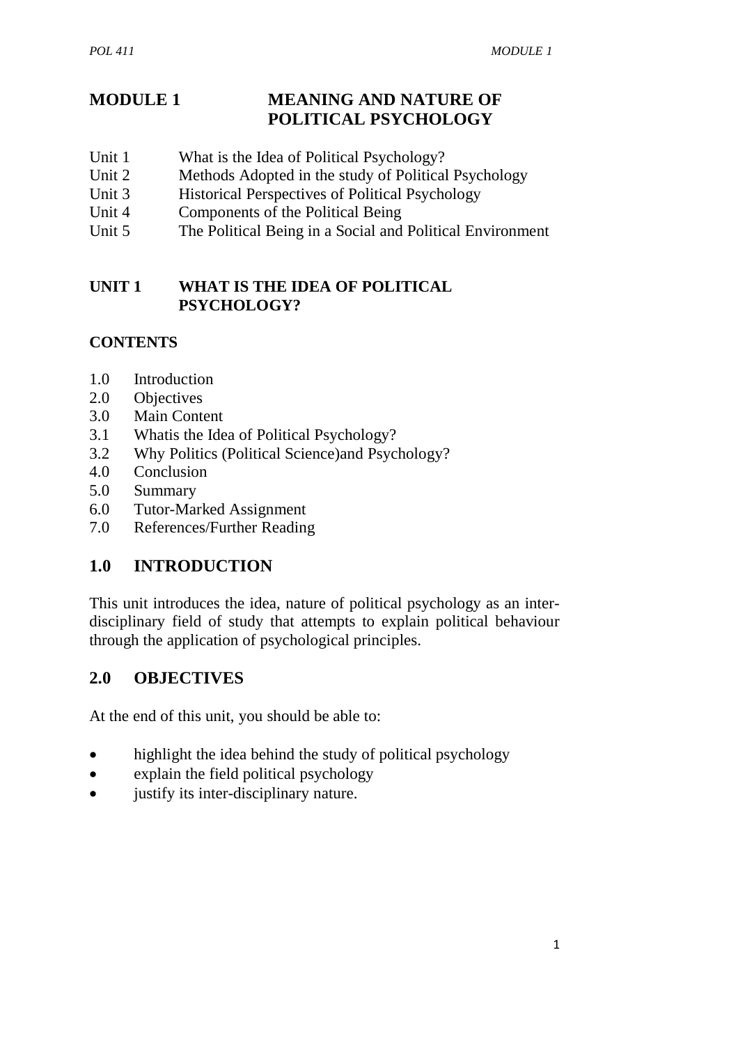# MODULE 1 MEANING AND NATURE OF POLITICAL PSYCHOLOGY

Unit 1 What is the Idea of Political Psychology?
Unit 2 Methods Adopted in the study of Political Psychology
Unit 3 Historical Perspectives of Political Psychology
Unit 4 Components of the Political Being
Unit 5 The Political Being in a Social and Political Environment

## UNIT 1 WHAT IS THE IDEA OF POLITICAL PSYCHOLOGY?

### CONTENTS

1.0 Introduction
2.0 Objectives
3.0 Main Content
3.1 Whatis the Idea of Political Psychology?
3.2 Why Politics (Political Science)and Psychology?
4.0 Conclusion
5.0 Summary
6.0 Tutor-Marked Assignment
7.0 References/Further Reading

## 1.0 INTRODUCTION

This unit introduces the idea, nature of political psychology as an inter-disciplinary field of study that attempts to explain political behaviour through the application of psychological principles.

## 2.0 OBJECTIVES

At the end of this unit, you should be able to:

- highlight the idea behind the study of political psychology
- explain the field political psychology
- justify its inter-disciplinary nature.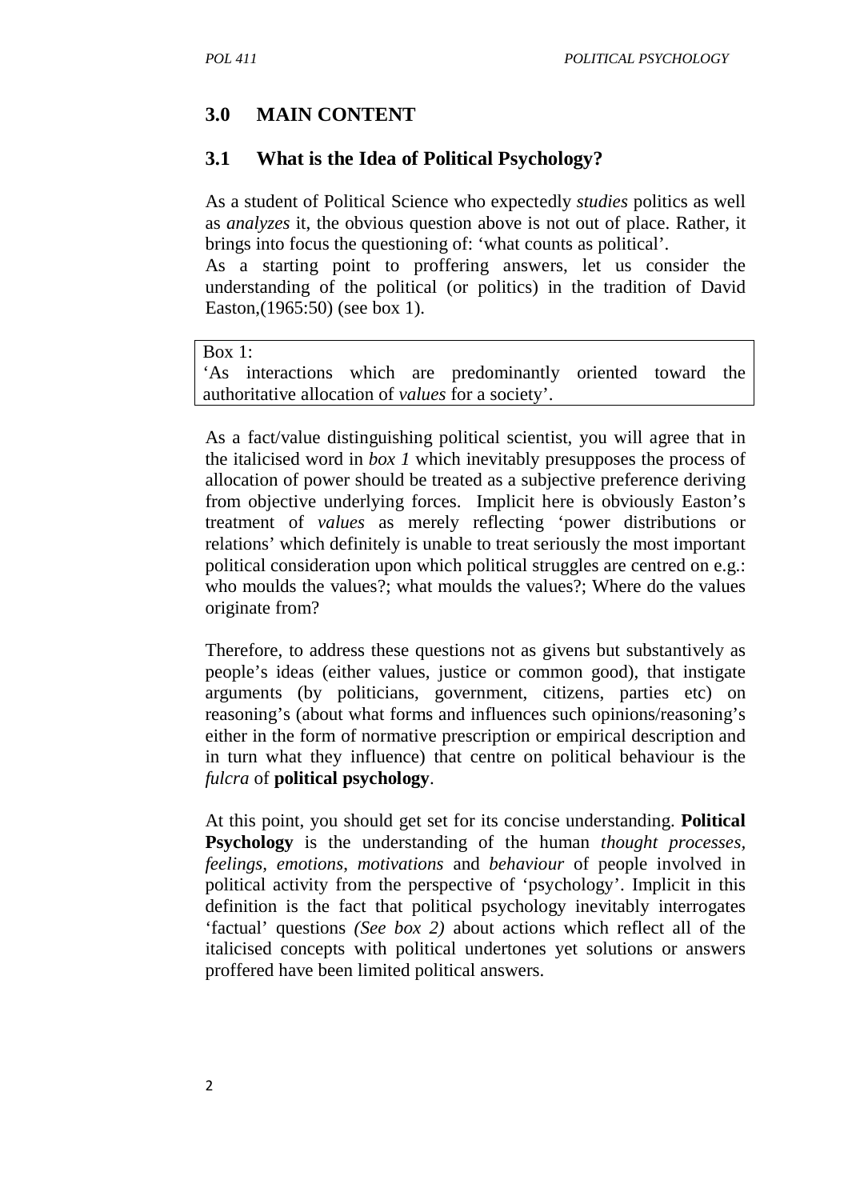## 3.0 MAIN CONTENT

### 3.1 What is the Idea of Political Psychology?

As a student of Political Science who expectedly *studies* politics as well as *analyzes* it, the obvious question above is not out of place. Rather, it brings into focus the questioning of: 'what counts as political'.

As a starting point to proffering answers, let us consider the understanding of the political (or politics) in the tradition of David Easton,(1965:50) (see box 1).

> Box 1:
> 'As interactions which are predominantly oriented toward the authoritative allocation of *values* for a society'.

As a fact/value distinguishing political scientist, you will agree that in the italicised word in *box 1* which inevitably presupposes the process of allocation of power should be treated as a subjective preference deriving from objective underlying forces. Implicit here is obviously Easton's treatment of *values* as merely reflecting 'power distributions or relations' which definitely is unable to treat seriously the most important political consideration upon which political struggles are centred on e.g.: who moulds the values?; what moulds the values?; Where do the values originate from?

Therefore, to address these questions not as givens but substantively as people's ideas (either values, justice or common good), that instigate arguments (by politicians, government, citizens, parties etc) on reasoning's (about what forms and influences such opinions/reasoning's either in the form of normative prescription or empirical description and in turn what they influence) that centre on political behaviour is the *fulcra* of **political psychology**.

At this point, you should get set for its concise understanding. **Political Psychology** is the understanding of the human *thought processes*, *feelings*, *emotions*, *motivations* and *behaviour* of people involved in political activity from the perspective of 'psychology'. Implicit in this definition is the fact that political psychology inevitably interrogates 'factual' questions *(See box 2)* about actions which reflect all of the italicised concepts with political undertones yet solutions or answers proffered have been limited political answers.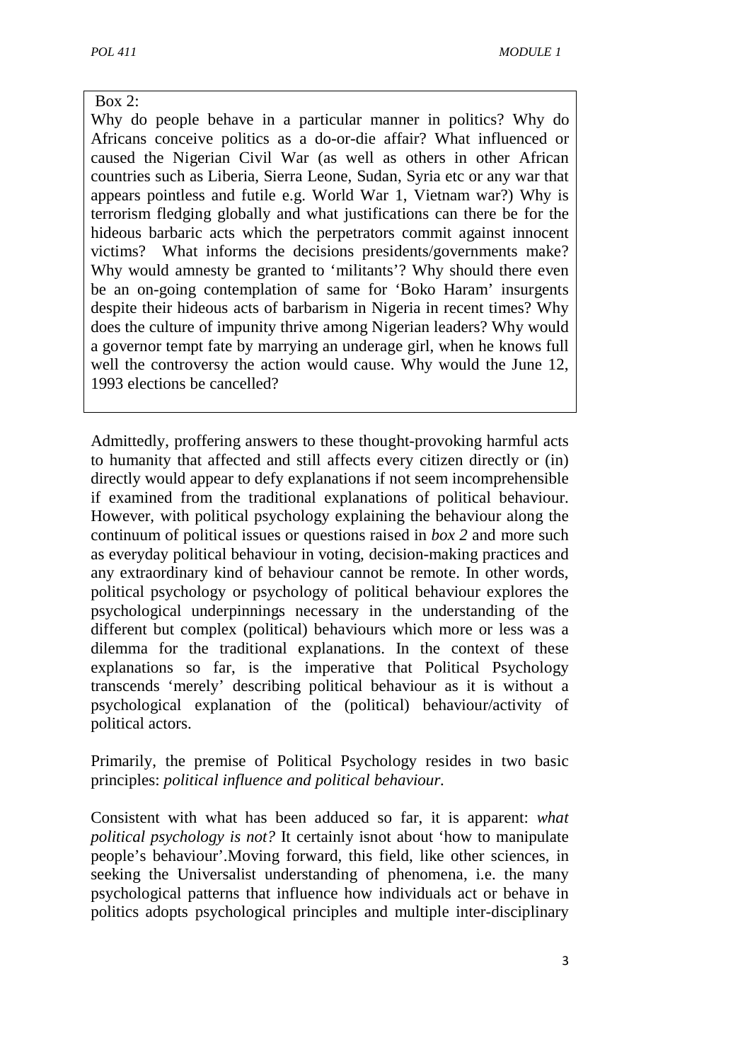Box 2:

Why do people behave in a particular manner in politics? Why do Africans conceive politics as a do-or-die affair? What influenced or caused the Nigerian Civil War (as well as others in other African countries such as Liberia, Sierra Leone, Sudan, Syria etc or any war that appears pointless and futile e.g. World War 1, Vietnam war?) Why is terrorism fledging globally and what justifications can there be for the hideous barbaric acts which the perpetrators commit against innocent victims? What informs the decisions presidents/governments make? Why would amnesty be granted to 'militants'? Why should there even be an on-going contemplation of same for 'Boko Haram' insurgents despite their hideous acts of barbarism in Nigeria in recent times? Why does the culture of impunity thrive among Nigerian leaders? Why would a governor tempt fate by marrying an underage girl, when he knows full well the controversy the action would cause. Why would the June 12, 1993 elections be cancelled?

Admittedly, proffering answers to these thought-provoking harmful acts to humanity that affected and still affects every citizen directly or (in) directly would appear to defy explanations if not seem incomprehensible if examined from the traditional explanations of political behaviour. However, with political psychology explaining the behaviour along the continuum of political issues or questions raised in *box 2* and more such as everyday political behaviour in voting, decision-making practices and any extraordinary kind of behaviour cannot be remote. In other words, political psychology or psychology of political behaviour explores the psychological underpinnings necessary in the understanding of the different but complex (political) behaviours which more or less was a dilemma for the traditional explanations. In the context of these explanations so far, is the imperative that Political Psychology transcends 'merely' describing political behaviour as it is without a psychological explanation of the (political) behaviour/activity of political actors.

Primarily, the premise of Political Psychology resides in two basic principles: *political influence and political behaviour.*

Consistent with what has been adduced so far, it is apparent: *what political psychology is not?* It certainly isnot about 'how to manipulate people's behaviour'.Moving forward, this field, like other sciences, in seeking the Universalist understanding of phenomena, i.e. the many psychological patterns that influence how individuals act or behave in politics adopts psychological principles and multiple inter-disciplinary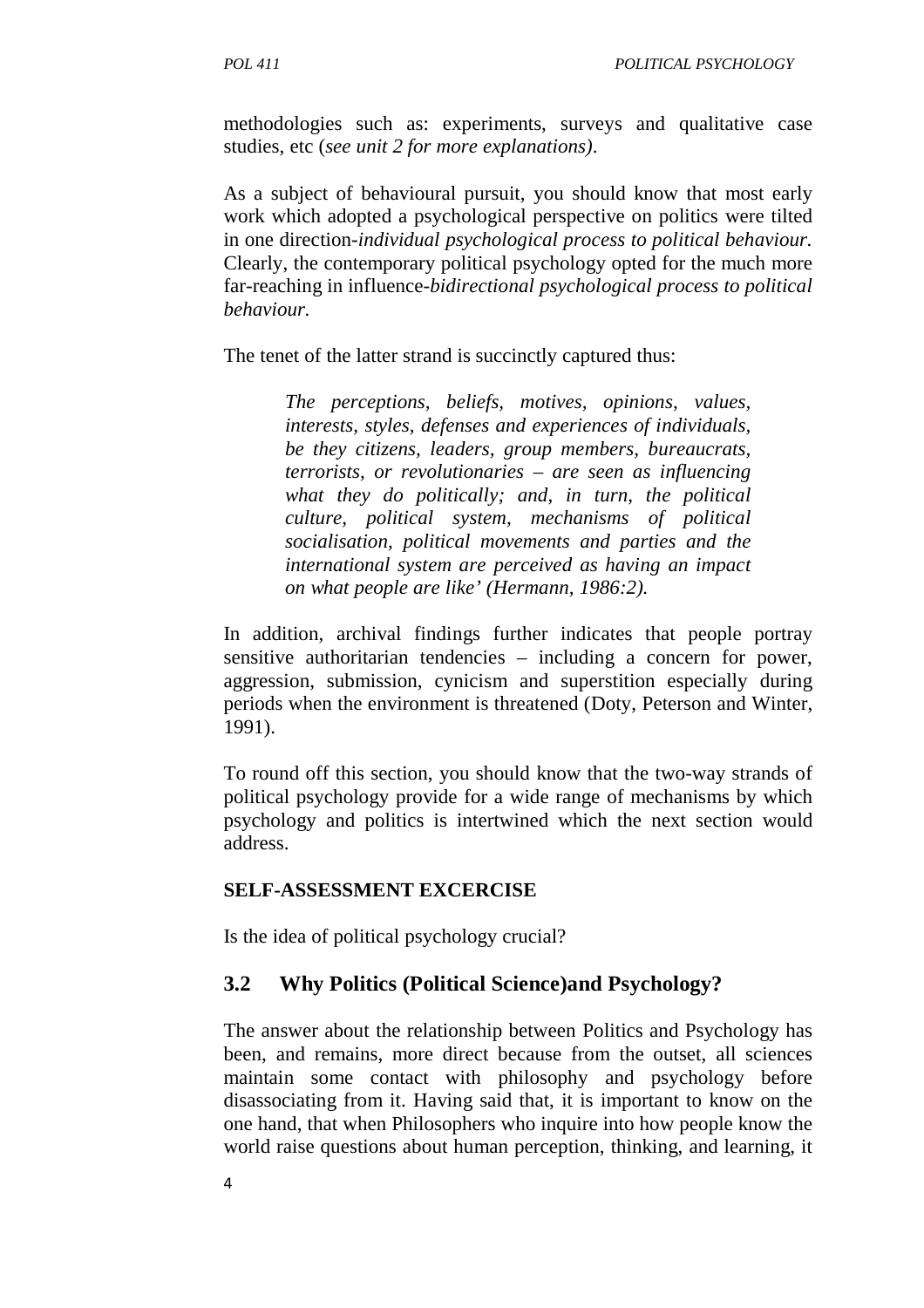methodologies such as: experiments, surveys and qualitative case studies, etc (*see unit 2 for more explanations)*.

As a subject of behavioural pursuit, you should know that most early work which adopted a psychological perspective on politics were tilted in one direction-*individual psychological process to political behaviour.* Clearly, the contemporary political psychology opted for the much more far-reaching in influence-*bidirectional psychological process to political behaviour.*

The tenet of the latter strand is succinctly captured thus:

> *The perceptions, beliefs, motives, opinions, values, interests, styles, defenses and experiences of individuals, be they citizens, leaders, group members, bureaucrats, terrorists, or revolutionaries – are seen as influencing what they do politically; and, in turn, the political culture, political system, mechanisms of political socialisation, political movements and parties and the international system are perceived as having an impact on what people are like' (Hermann, 1986:2).*

In addition, archival findings further indicates that people portray sensitive authoritarian tendencies – including a concern for power, aggression, submission, cynicism and superstition especially during periods when the environment is threatened (Doty, Peterson and Winter, 1991).

To round off this section, you should know that the two-way strands of political psychology provide for a wide range of mechanisms by which psychology and politics is intertwined which the next section would address.

**SELF-ASSESSMENT EXCERCISE**

Is the idea of political psychology crucial?

## 3.2 Why Politics (Political Science)and Psychology?

The answer about the relationship between Politics and Psychology has been, and remains, more direct because from the outset, all sciences maintain some contact with philosophy and psychology before disassociating from it. Having said that, it is important to know on the one hand, that when Philosophers who inquire into how people know the world raise questions about human perception, thinking, and learning, it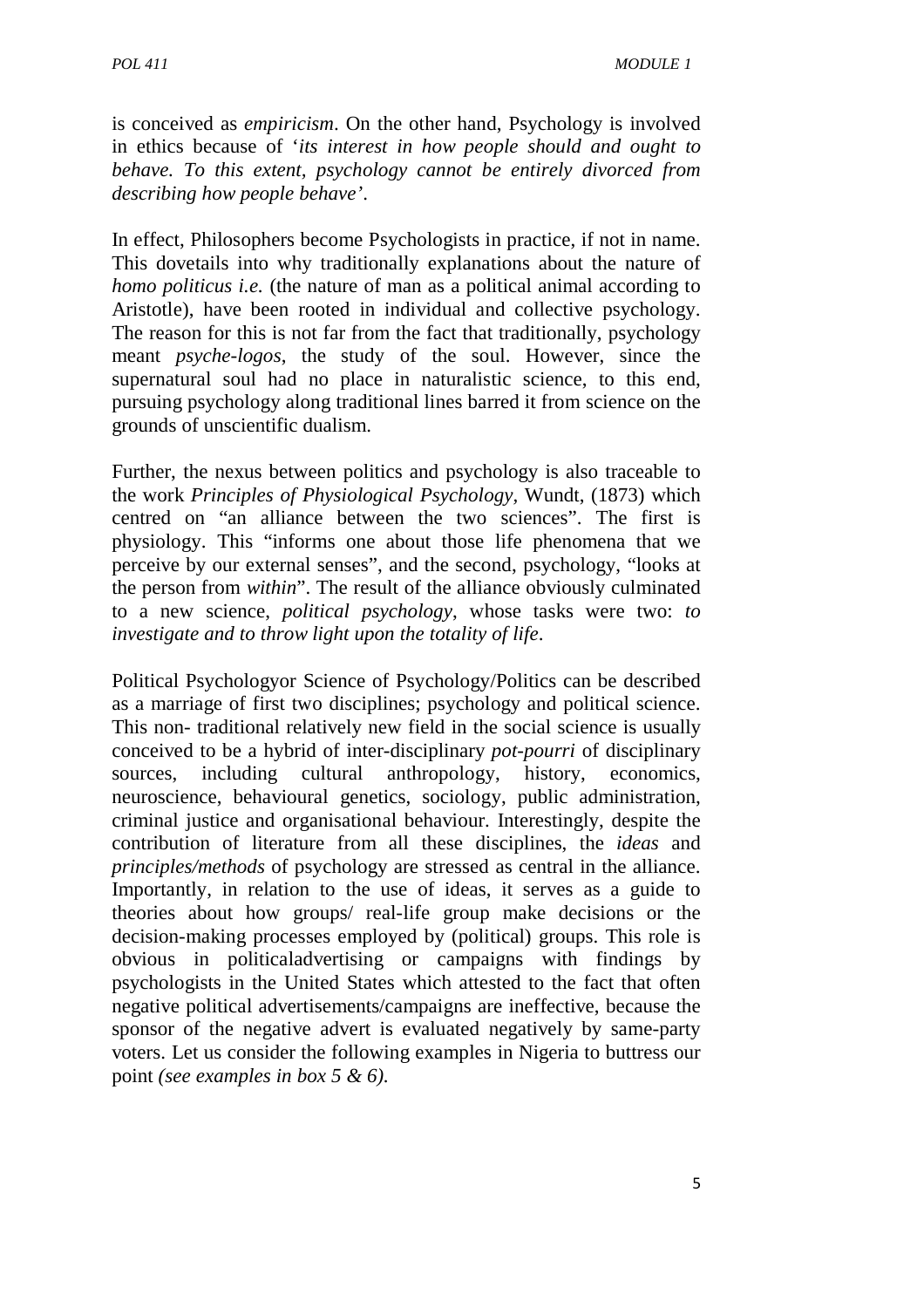is conceived as *empiricism*. On the other hand, Psychology is involved in ethics because of '*its interest in how people should and ought to behave. To this extent, psychology cannot be entirely divorced from describing how people behave*'.

In effect, Philosophers become Psychologists in practice, if not in name. This dovetails into why traditionally explanations about the nature of *homo politicus i.e.* (the nature of man as a political animal according to Aristotle), have been rooted in individual and collective psychology. The reason for this is not far from the fact that traditionally, psychology meant *psyche-logos*, the study of the soul. However, since the supernatural soul had no place in naturalistic science, to this end, pursuing psychology along traditional lines barred it from science on the grounds of unscientific dualism.

Further, the nexus between politics and psychology is also traceable to the work *Principles of Physiological Psychology*, Wundt, (1873) which centred on "an alliance between the two sciences". The first is physiology. This "informs one about those life phenomena that we perceive by our external senses", and the second, psychology, "looks at the person from *within*". The result of the alliance obviously culminated to a new science, *political psychology*, whose tasks were two: *to investigate and to throw light upon the totality of life*.

Political Psychologyor Science of Psychology/Politics can be described as a marriage of first two disciplines; psychology and political science. This non- traditional relatively new field in the social science is usually conceived to be a hybrid of inter-disciplinary *pot-pourri* of disciplinary sources, including cultural anthropology, history, economics, neuroscience, behavioural genetics, sociology, public administration, criminal justice and organisational behaviour. Interestingly, despite the contribution of literature from all these disciplines, the *ideas* and *principles/methods* of psychology are stressed as central in the alliance. Importantly, in relation to the use of ideas, it serves as a guide to theories about how groups/ real-life group make decisions or the decision-making processes employed by (political) groups. This role is obvious in politicaladvertising or campaigns with findings by psychologists in the United States which attested to the fact that often negative political advertisements/campaigns are ineffective, because the sponsor of the negative advert is evaluated negatively by same-party voters. Let us consider the following examples in Nigeria to buttress our point *(see examples in box 5 & 6).*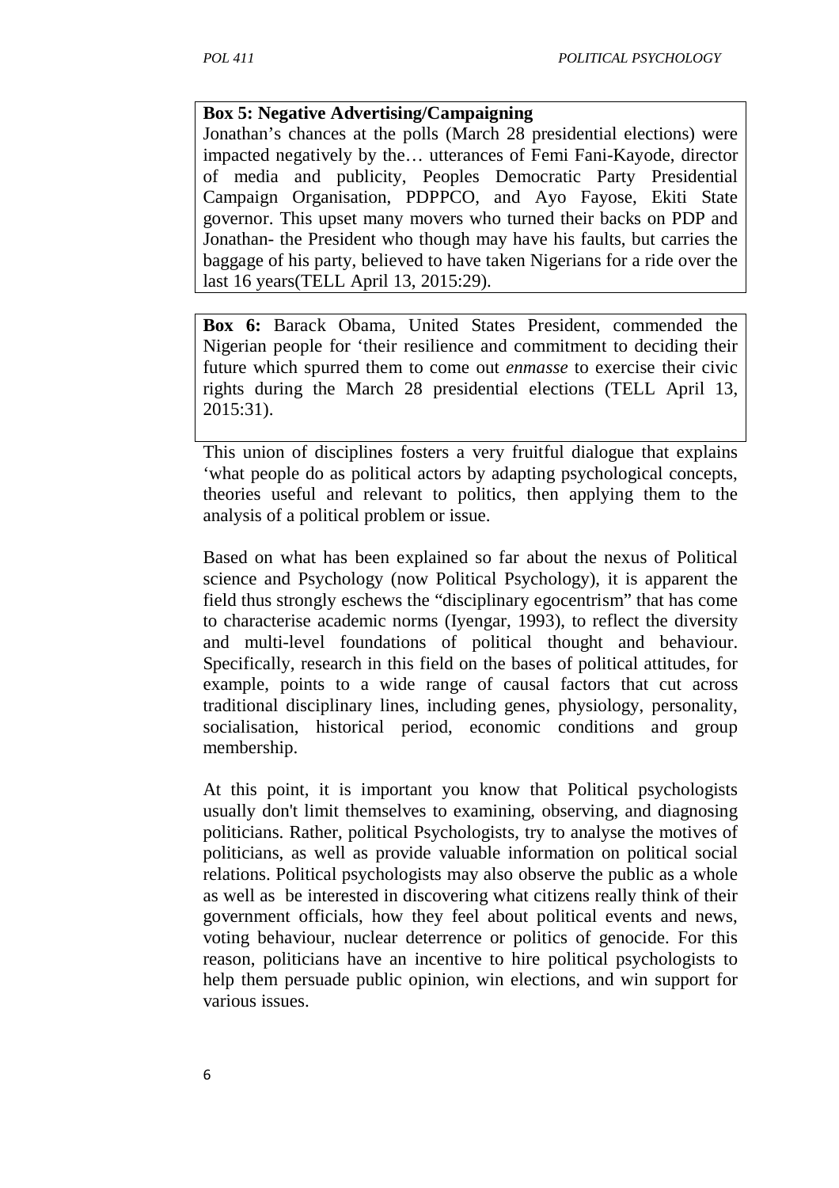**Box 5: Negative Advertising/Campaigning**

Jonathan's chances at the polls (March 28 presidential elections) were impacted negatively by the… utterances of Femi Fani-Kayode, director of media and publicity, Peoples Democratic Party Presidential Campaign Organisation, PDPPCO, and Ayo Fayose, Ekiti State governor. This upset many movers who turned their backs on PDP and Jonathan- the President who though may have his faults, but carries the baggage of his party, believed to have taken Nigerians for a ride over the last 16 years(TELL April 13, 2015:29).

**Box 6:** Barack Obama, United States President, commended the Nigerian people for 'their resilience and commitment to deciding their future which spurred them to come out *enmasse* to exercise their civic rights during the March 28 presidential elections (TELL April 13, 2015:31).

This union of disciplines fosters a very fruitful dialogue that explains 'what people do as political actors by adapting psychological concepts, theories useful and relevant to politics, then applying them to the analysis of a political problem or issue.

Based on what has been explained so far about the nexus of Political science and Psychology (now Political Psychology), it is apparent the field thus strongly eschews the "disciplinary egocentrism" that has come to characterise academic norms (Iyengar, 1993), to reflect the diversity and multi-level foundations of political thought and behaviour. Specifically, research in this field on the bases of political attitudes, for example, points to a wide range of causal factors that cut across traditional disciplinary lines, including genes, physiology, personality, socialisation, historical period, economic conditions and group membership.

At this point, it is important you know that Political psychologists usually don't limit themselves to examining, observing, and diagnosing politicians. Rather, political Psychologists, try to analyse the motives of politicians, as well as provide valuable information on political social relations. Political psychologists may also observe the public as a whole as well as be interested in discovering what citizens really think of their government officials, how they feel about political events and news, voting behaviour, nuclear deterrence or politics of genocide. For this reason, politicians have an incentive to hire political psychologists to help them persuade public opinion, win elections, and win support for various issues.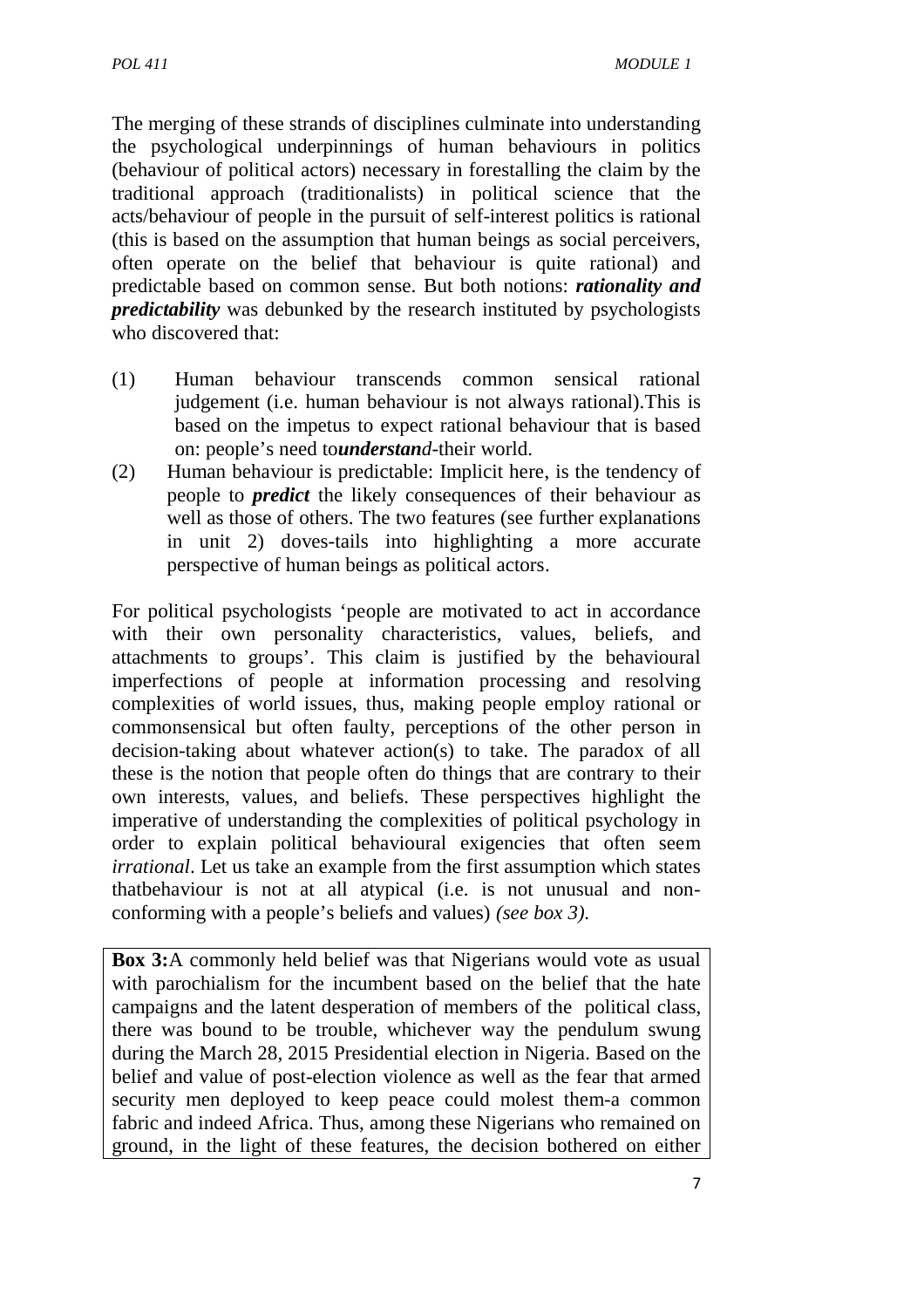The merging of these strands of disciplines culminate into understanding the psychological underpinnings of human behaviours in politics (behaviour of political actors) necessary in forestalling the claim by the traditional approach (traditionalists) in political science that the acts/behaviour of people in the pursuit of self-interest politics is rational (this is based on the assumption that human beings as social perceivers, often operate on the belief that behaviour is quite rational) and predictable based on common sense. But both notions: ***rationality and predictability*** was debunked by the research instituted by psychologists who discovered that:

(1) Human behaviour transcends common sensical rational judgement (i.e. human behaviour is not always rational).This is based on the impetus to expect rational behaviour that is based on: people's need to***understand***-their world.

(2) Human behaviour is predictable: Implicit here, is the tendency of people to ***predict*** the likely consequences of their behaviour as well as those of others. The two features (see further explanations in unit 2) doves-tails into highlighting a more accurate perspective of human beings as political actors.

For political psychologists 'people are motivated to act in accordance with their own personality characteristics, values, beliefs, and attachments to groups'. This claim is justified by the behavioural imperfections of people at information processing and resolving complexities of world issues, thus, making people employ rational or commonsensical but often faulty, perceptions of the other person in decision-taking about whatever action(s) to take. The paradox of all these is the notion that people often do things that are contrary to their own interests, values, and beliefs. These perspectives highlight the imperative of understanding the complexities of political psychology in order to explain political behavioural exigencies that often seem *irrational*. Let us take an example from the first assumption which states thatbehaviour is not at all atypical (i.e. is not unusual and non-conforming with a people's beliefs and values) *(see box 3).*

**Box 3:**A commonly held belief was that Nigerians would vote as usual with parochialism for the incumbent based on the belief that the hate campaigns and the latent desperation of members of the political class, there was bound to be trouble, whichever way the pendulum swung during the March 28, 2015 Presidential election in Nigeria. Based on the belief and value of post-election violence as well as the fear that armed security men deployed to keep peace could molest them-a common fabric and indeed Africa. Thus, among these Nigerians who remained on ground, in the light of these features, the decision bothered on either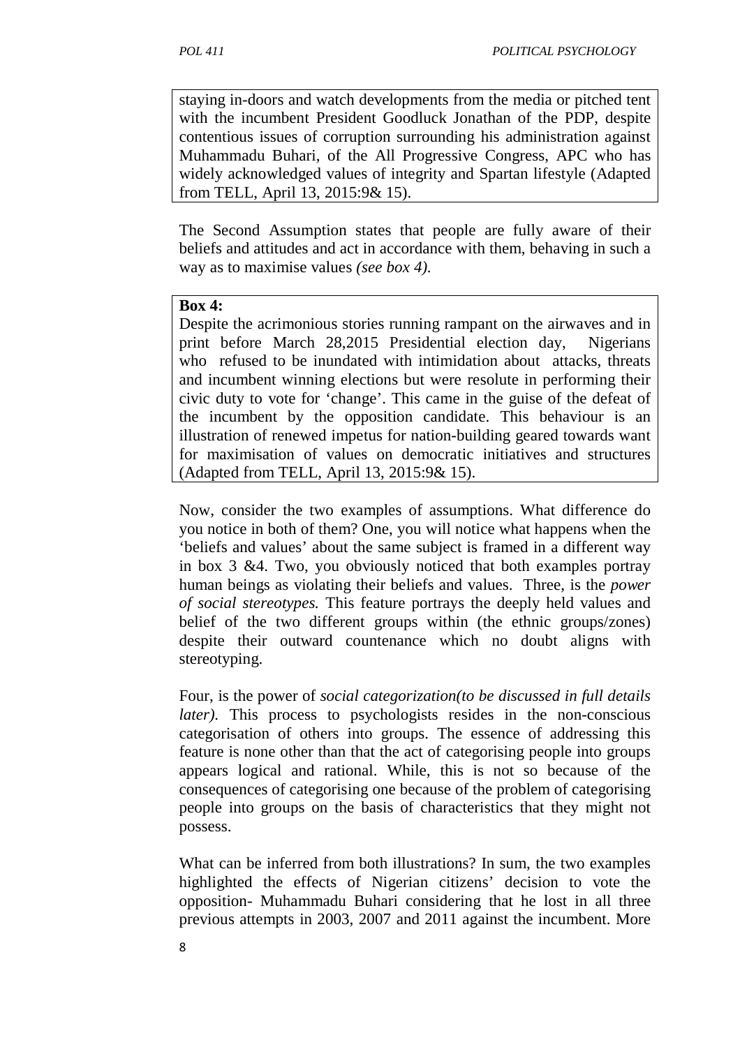staying in-doors and watch developments from the media or pitched tent with the incumbent President Goodluck Jonathan of the PDP, despite contentious issues of corruption surrounding his administration against Muhammadu Buhari, of the All Progressive Congress, APC who has widely acknowledged values of integrity and Spartan lifestyle (Adapted from TELL, April 13, 2015:9& 15).

The Second Assumption states that people are fully aware of their beliefs and attitudes and act in accordance with them, behaving in such a way as to maximise values *(see box 4).*

**Box 4:**
Despite the acrimonious stories running rampant on the airwaves and in print before March 28,2015 Presidential election day, Nigerians who refused to be inundated with intimidation about attacks, threats and incumbent winning elections but were resolute in performing their civic duty to vote for 'change'. This came in the guise of the defeat of the incumbent by the opposition candidate. This behaviour is an illustration of renewed impetus for nation-building geared towards want for maximisation of values on democratic initiatives and structures (Adapted from TELL, April 13, 2015:9& 15).

Now, consider the two examples of assumptions. What difference do you notice in both of them? One, you will notice what happens when the 'beliefs and values' about the same subject is framed in a different way in box 3 &4. Two, you obviously noticed that both examples portray human beings as violating their beliefs and values. Three, is the *power of social stereotypes.* This feature portrays the deeply held values and belief of the two different groups within (the ethnic groups/zones) despite their outward countenance which no doubt aligns with stereotyping.

Four, is the power of *social categorization(to be discussed in full details later).* This process to psychologists resides in the non-conscious categorisation of others into groups. The essence of addressing this feature is none other than that the act of categorising people into groups appears logical and rational. While, this is not so because of the consequences of categorising one because of the problem of categorising people into groups on the basis of characteristics that they might not possess.

What can be inferred from both illustrations? In sum, the two examples highlighted the effects of Nigerian citizens' decision to vote the opposition- Muhammadu Buhari considering that he lost in all three previous attempts in 2003, 2007 and 2011 against the incumbent. More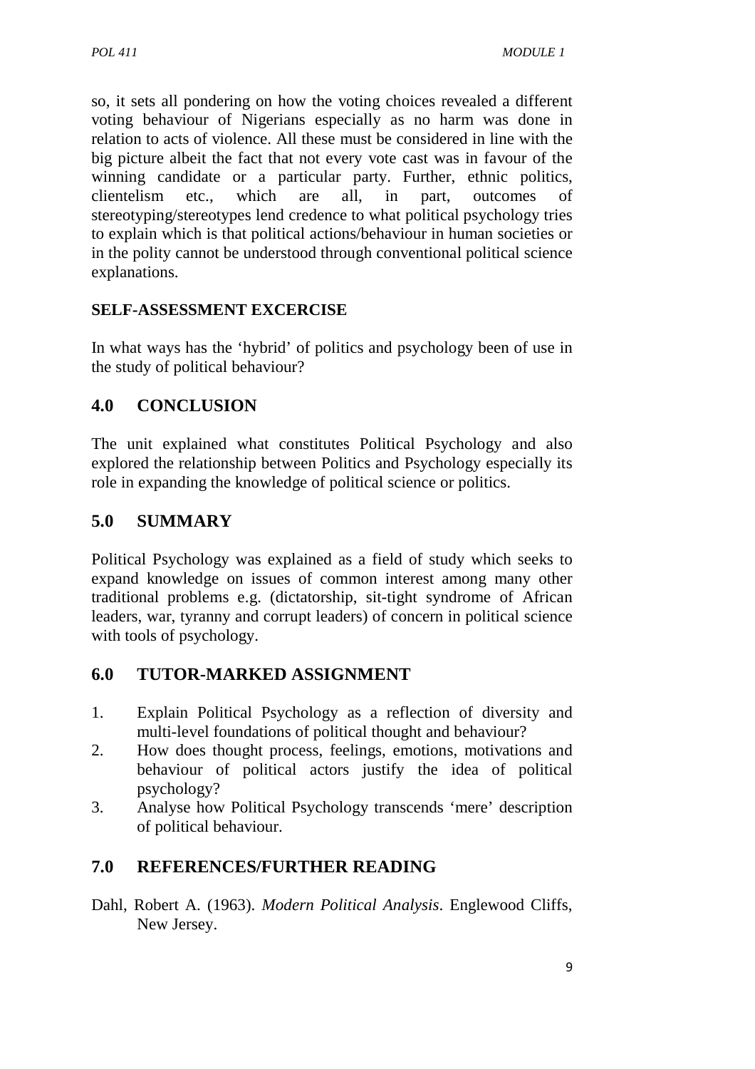so, it sets all pondering on how the voting choices revealed a different voting behaviour of Nigerians especially as no harm was done in relation to acts of violence. All these must be considered in line with the big picture albeit the fact that not every vote cast was in favour of the winning candidate or a particular party. Further, ethnic politics, clientelism etc., which are all, in part, outcomes of stereotyping/stereotypes lend credence to what political psychology tries to explain which is that political actions/behaviour in human societies or in the polity cannot be understood through conventional political science explanations.

**SELF-ASSESSMENT EXCERCISE**

In what ways has the 'hybrid' of politics and psychology been of use in the study of political behaviour?

## 4.0 CONCLUSION

The unit explained what constitutes Political Psychology and also explored the relationship between Politics and Psychology especially its role in expanding the knowledge of political science or politics.

## 5.0 SUMMARY

Political Psychology was explained as a field of study which seeks to expand knowledge on issues of common interest among many other traditional problems e.g. (dictatorship, sit-tight syndrome of African leaders, war, tyranny and corrupt leaders) of concern in political science with tools of psychology.

## 6.0 TUTOR-MARKED ASSIGNMENT

1. Explain Political Psychology as a reflection of diversity and multi-level foundations of political thought and behaviour?
2. How does thought process, feelings, emotions, motivations and behaviour of political actors justify the idea of political psychology?
3. Analyse how Political Psychology transcends 'mere' description of political behaviour.

## 7.0 REFERENCES/FURTHER READING

Dahl, Robert A. (1963). *Modern Political Analysis*. Englewood Cliffs, New Jersey.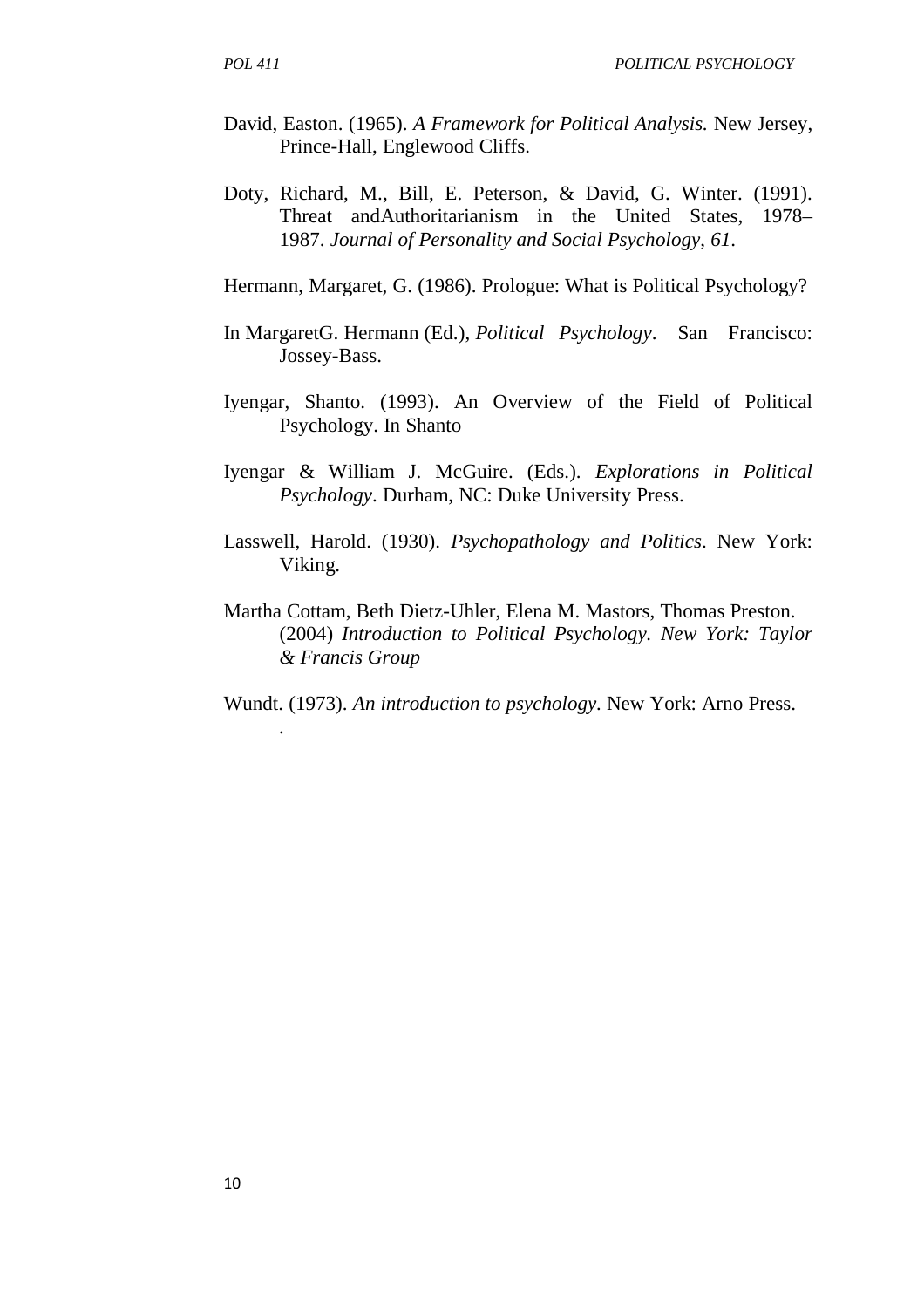David, Easton. (1965). *A Framework for Political Analysis.* New Jersey, Prince-Hall, Englewood Cliffs.

Doty, Richard, M., Bill, E. Peterson, & David, G. Winter. (1991). Threat andAuthoritarianism in the United States, 1978–1987. *Journal of Personality and Social Psychology*, *61*.

Hermann, Margaret, G. (1986). Prologue: What is Political Psychology?

In MargaretG. Hermann (Ed.), *Political Psychology*. San Francisco: Jossey-Bass.

Iyengar, Shanto. (1993). An Overview of the Field of Political Psychology. In Shanto

Iyengar & William J. McGuire. (Eds.). *Explorations in Political Psychology*. Durham, NC: Duke University Press.

Lasswell, Harold. (1930). *Psychopathology and Politics*. New York: Viking.

Martha Cottam, Beth Dietz-Uhler, Elena M. Mastors, Thomas Preston. (2004) *Introduction to Political Psychology. New York: Taylor & Francis Group*

Wundt. (1973). *An introduction to psychology*. New York: Arno Press.
.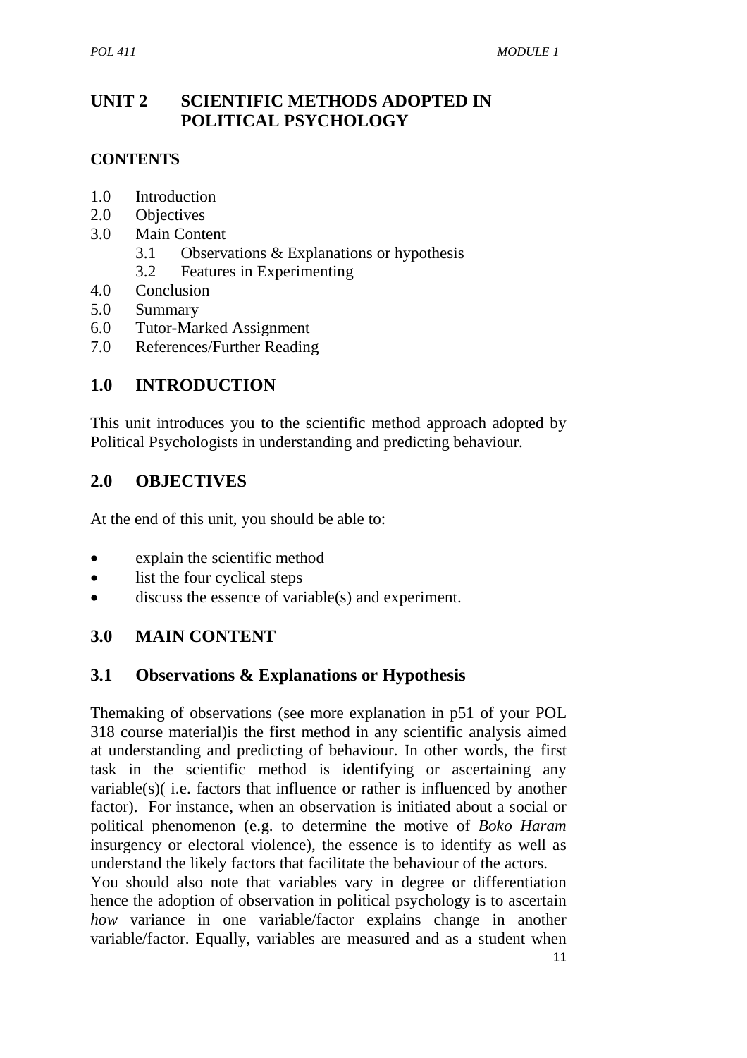# UNIT 2 SCIENTIFIC METHODS ADOPTED IN POLITICAL PSYCHOLOGY

## CONTENTS

1.0 Introduction
2.0 Objectives
3.0 Main Content
  3.1 Observations & Explanations or hypothesis
  3.2 Features in Experimenting
4.0 Conclusion
5.0 Summary
6.0 Tutor-Marked Assignment
7.0 References/Further Reading

## 1.0 INTRODUCTION

This unit introduces you to the scientific method approach adopted by Political Psychologists in understanding and predicting behaviour.

## 2.0 OBJECTIVES

At the end of this unit, you should be able to:

- explain the scientific method
- list the four cyclical steps
- discuss the essence of variable(s) and experiment.

## 3.0 MAIN CONTENT

### 3.1 Observations & Explanations or Hypothesis

Themaking of observations (see more explanation in p51 of your POL 318 course material)is the first method in any scientific analysis aimed at understanding and predicting of behaviour. In other words, the first task in the scientific method is identifying or ascertaining any variable(s)( i.e. factors that influence or rather is influenced by another factor). For instance, when an observation is initiated about a social or political phenomenon (e.g. to determine the motive of *Boko Haram* insurgency or electoral violence), the essence is to identify as well as understand the likely factors that facilitate the behaviour of the actors.

You should also note that variables vary in degree or differentiation hence the adoption of observation in political psychology is to ascertain *how* variance in one variable/factor explains change in another variable/factor. Equally, variables are measured and as a student when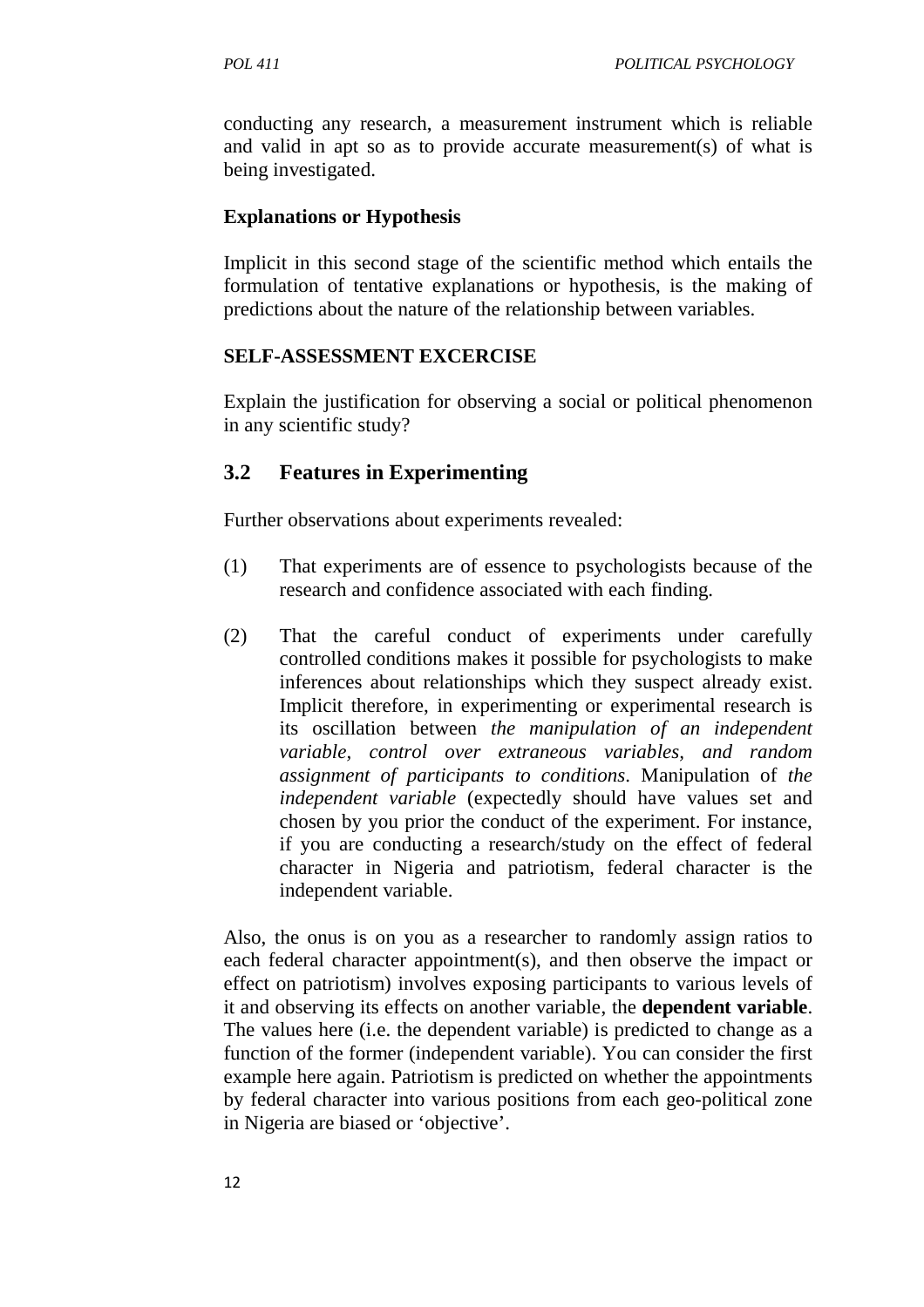conducting any research, a measurement instrument which is reliable and valid in apt so as to provide accurate measurement(s) of what is being investigated.

**Explanations or Hypothesis**

Implicit in this second stage of the scientific method which entails the formulation of tentative explanations or hypothesis, is the making of predictions about the nature of the relationship between variables.

**SELF-ASSESSMENT EXCERCISE**

Explain the justification for observing a social or political phenomenon in any scientific study?

## 3.2 Features in Experimenting

Further observations about experiments revealed:

(1) That experiments are of essence to psychologists because of the research and confidence associated with each finding.

(2) That the careful conduct of experiments under carefully controlled conditions makes it possible for psychologists to make inferences about relationships which they suspect already exist. Implicit therefore, in experimenting or experimental research is its oscillation between *the manipulation of an independent variable*, *control over extraneous variables*, *and random assignment of participants to conditions*. Manipulation of *the independent variable* (expectedly should have values set and chosen by you prior the conduct of the experiment. For instance, if you are conducting a research/study on the effect of federal character in Nigeria and patriotism, federal character is the independent variable.

Also, the onus is on you as a researcher to randomly assign ratios to each federal character appointment(s), and then observe the impact or effect on patriotism) involves exposing participants to various levels of it and observing its effects on another variable, the **dependent variable**. The values here (i.e. the dependent variable) is predicted to change as a function of the former (independent variable). You can consider the first example here again. Patriotism is predicted on whether the appointments by federal character into various positions from each geo-political zone in Nigeria are biased or 'objective'.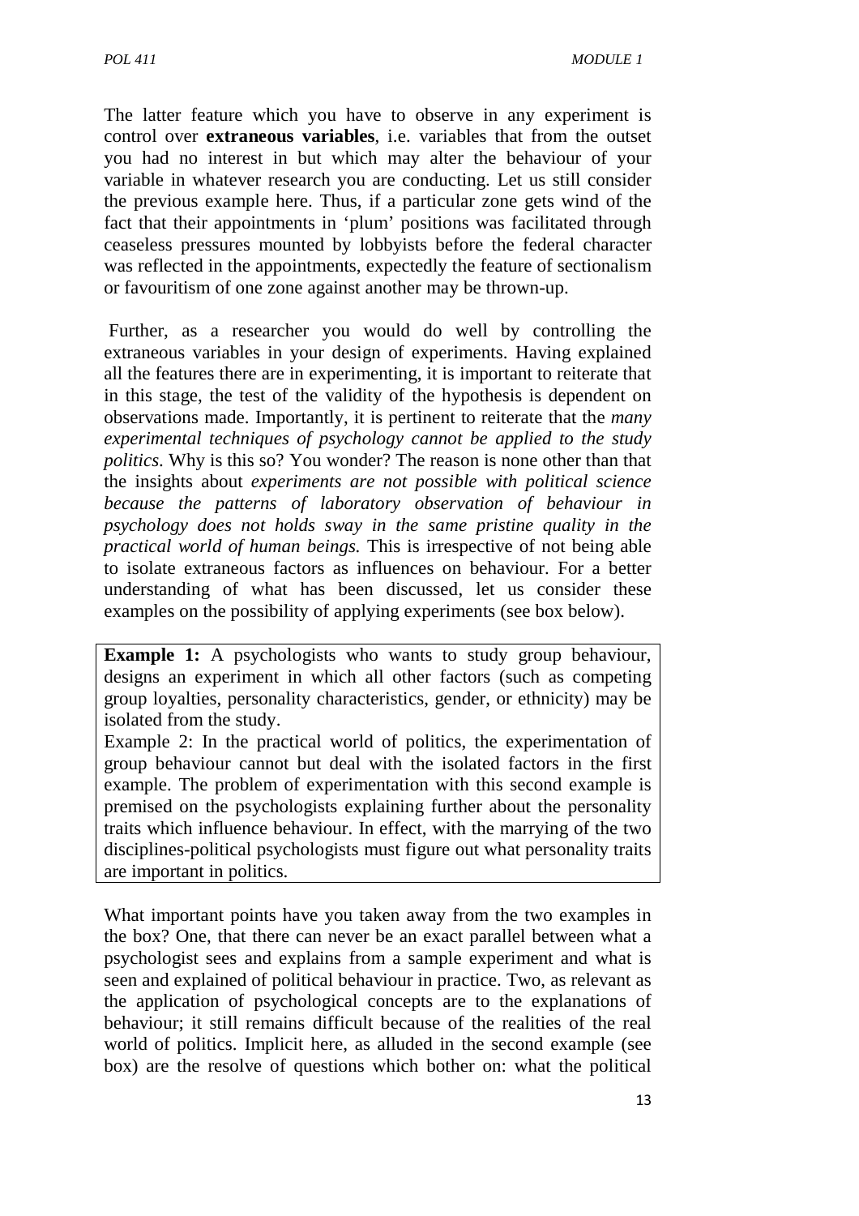The latter feature which you have to observe in any experiment is control over **extraneous variables**, i.e. variables that from the outset you had no interest in but which may alter the behaviour of your variable in whatever research you are conducting. Let us still consider the previous example here. Thus, if a particular zone gets wind of the fact that their appointments in 'plum' positions was facilitated through ceaseless pressures mounted by lobbyists before the federal character was reflected in the appointments, expectedly the feature of sectionalism or favouritism of one zone against another may be thrown-up.

Further, as a researcher you would do well by controlling the extraneous variables in your design of experiments. Having explained all the features there are in experimenting, it is important to reiterate that in this stage, the test of the validity of the hypothesis is dependent on observations made. Importantly, it is pertinent to reiterate that the *many experimental techniques of psychology cannot be applied to the study politics*. Why is this so? You wonder? The reason is none other than that the insights about *experiments are not possible with political science because the patterns of laboratory observation of behaviour in psychology does not holds sway in the same pristine quality in the practical world of human beings.* This is irrespective of not being able to isolate extraneous factors as influences on behaviour. For a better understanding of what has been discussed, let us consider these examples on the possibility of applying experiments (see box below).

> **Example 1:** A psychologists who wants to study group behaviour, designs an experiment in which all other factors (such as competing group loyalties, personality characteristics, gender, or ethnicity) may be isolated from the study.
>
> Example 2: In the practical world of politics, the experimentation of group behaviour cannot but deal with the isolated factors in the first example. The problem of experimentation with this second example is premised on the psychologists explaining further about the personality traits which influence behaviour. In effect, with the marrying of the two disciplines-political psychologists must figure out what personality traits are important in politics.

What important points have you taken away from the two examples in the box? One, that there can never be an exact parallel between what a psychologist sees and explains from a sample experiment and what is seen and explained of political behaviour in practice. Two, as relevant as the application of psychological concepts are to the explanations of behaviour; it still remains difficult because of the realities of the real world of politics. Implicit here, as alluded in the second example (see box) are the resolve of questions which bother on: what the political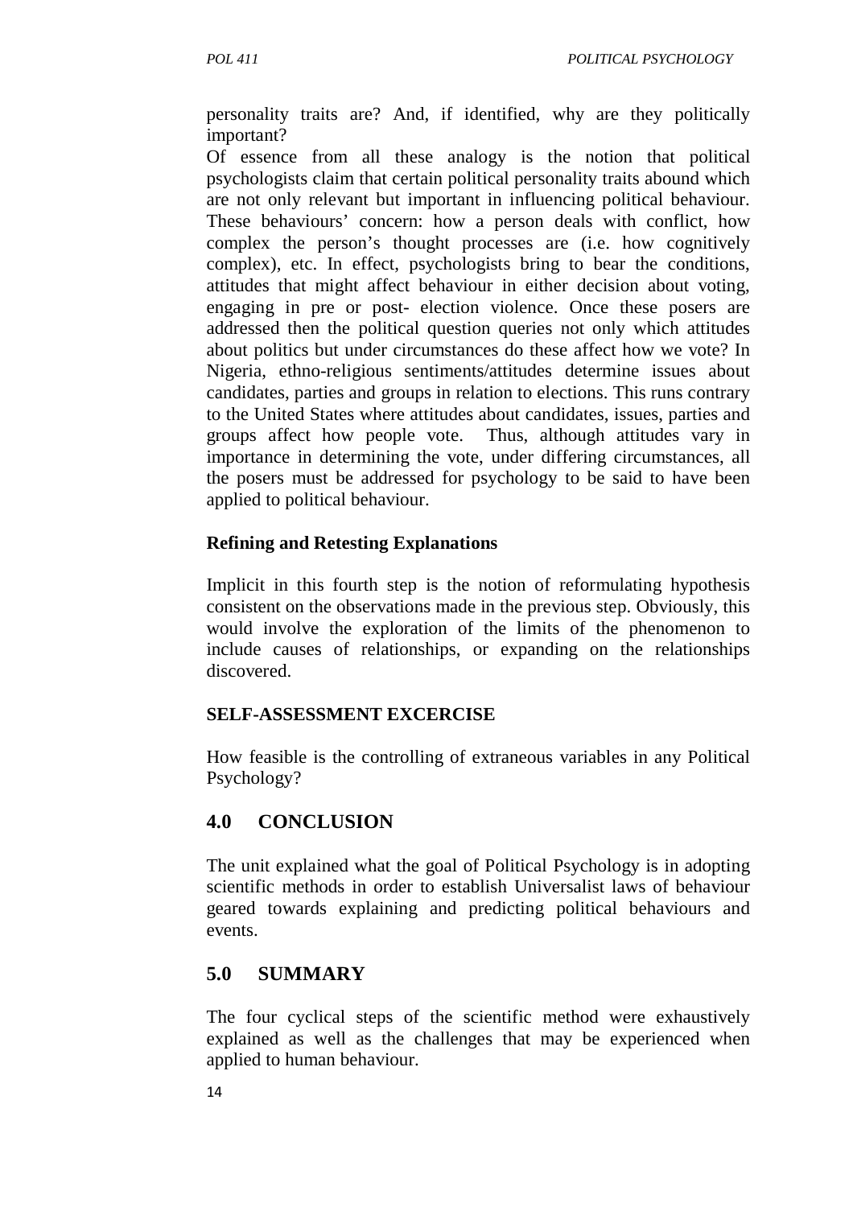personality traits are? And, if identified, why are they politically important?

Of essence from all these analogy is the notion that political psychologists claim that certain political personality traits abound which are not only relevant but important in influencing political behaviour. These behaviours' concern: how a person deals with conflict, how complex the person's thought processes are (i.e. how cognitively complex), etc. In effect, psychologists bring to bear the conditions, attitudes that might affect behaviour in either decision about voting, engaging in pre or post- election violence. Once these posers are addressed then the political question queries not only which attitudes about politics but under circumstances do these affect how we vote? In Nigeria, ethno-religious sentiments/attitudes determine issues about candidates, parties and groups in relation to elections. This runs contrary to the United States where attitudes about candidates, issues, parties and groups affect how people vote. Thus, although attitudes vary in importance in determining the vote, under differing circumstances, all the posers must be addressed for psychology to be said to have been applied to political behaviour.

**Refining and Retesting Explanations**

Implicit in this fourth step is the notion of reformulating hypothesis consistent on the observations made in the previous step. Obviously, this would involve the exploration of the limits of the phenomenon to include causes of relationships, or expanding on the relationships discovered.

**SELF-ASSESSMENT EXCERCISE**

How feasible is the controlling of extraneous variables in any Political Psychology?

## 4.0 CONCLUSION

The unit explained what the goal of Political Psychology is in adopting scientific methods in order to establish Universalist laws of behaviour geared towards explaining and predicting political behaviours and events.

## 5.0 SUMMARY

The four cyclical steps of the scientific method were exhaustively explained as well as the challenges that may be experienced when applied to human behaviour.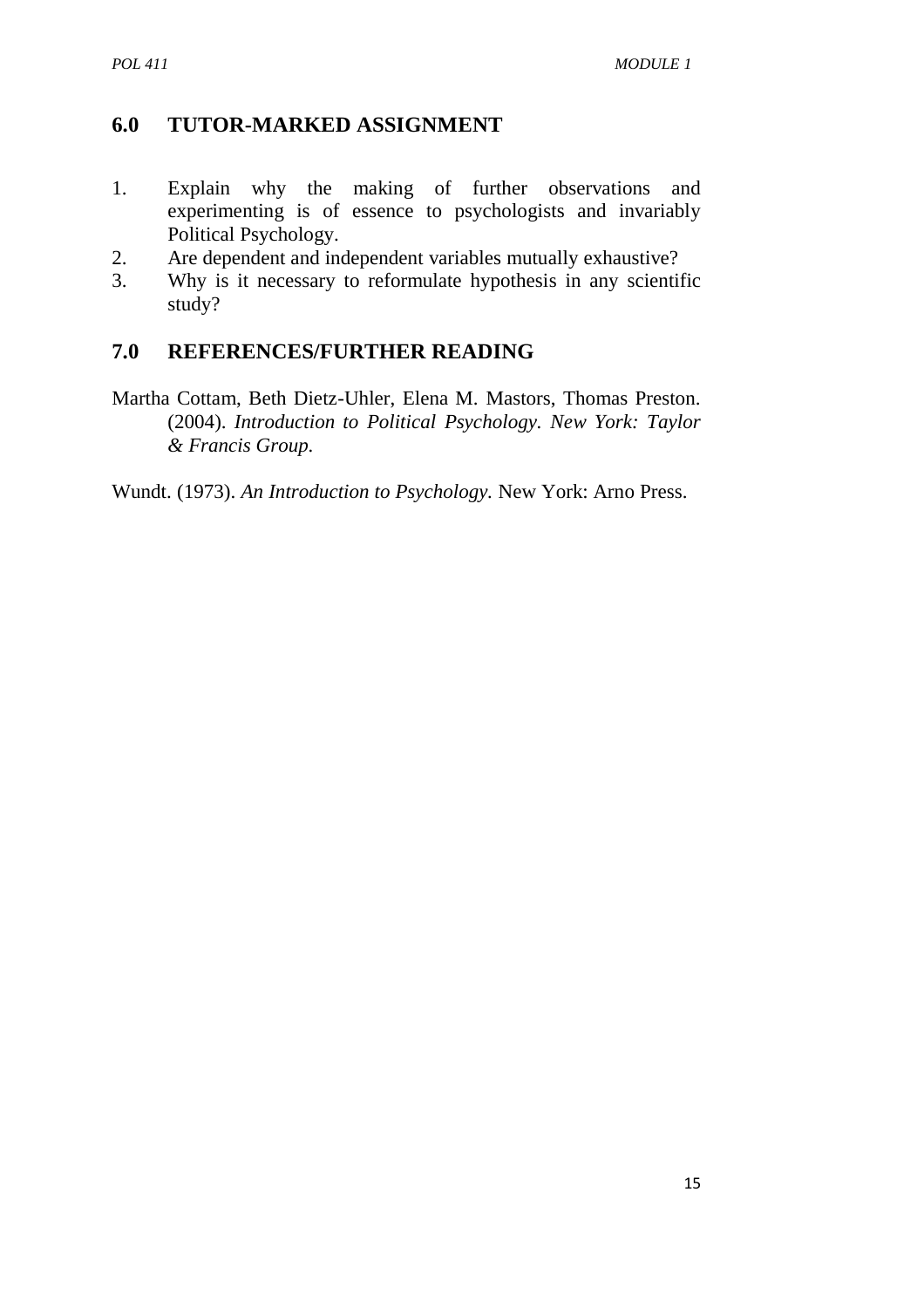## 6.0 TUTOR-MARKED ASSIGNMENT

1. Explain why the making of further observations and experimenting is of essence to psychologists and invariably Political Psychology.
2. Are dependent and independent variables mutually exhaustive?
3. Why is it necessary to reformulate hypothesis in any scientific study?

## 7.0 REFERENCES/FURTHER READING

Martha Cottam, Beth Dietz-Uhler, Elena M. Mastors, Thomas Preston. (2004). *Introduction to Political Psychology. New York: Taylor & Francis Group.*

Wundt. (1973). *An Introduction to Psychology.* New York: Arno Press.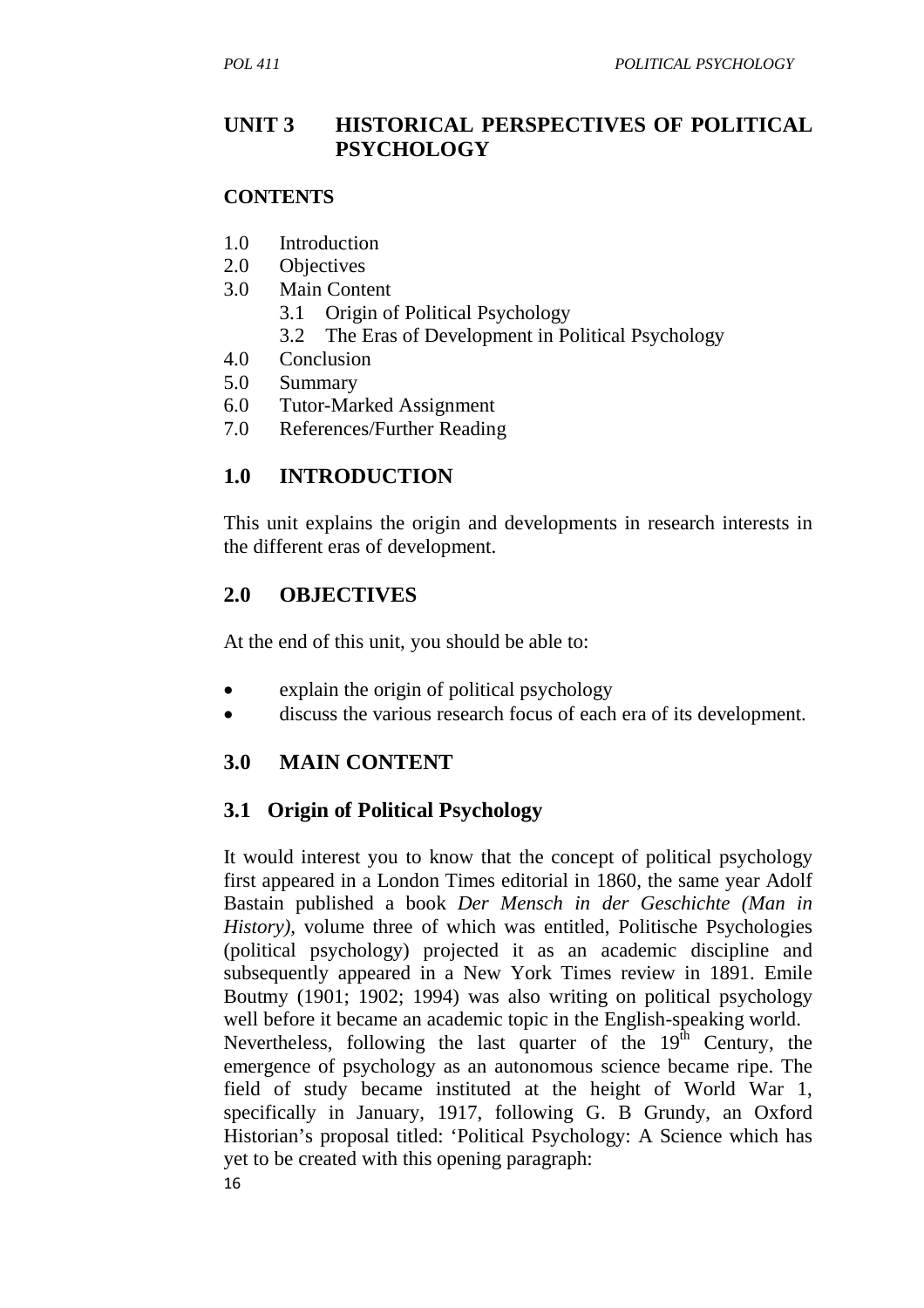## UNIT 3 HISTORICAL PERSPECTIVES OF POLITICAL PSYCHOLOGY

**CONTENTS**

1.0 Introduction
2.0 Objectives
3.0 Main Content
    3.1 Origin of Political Psychology
    3.2 The Eras of Development in Political Psychology
4.0 Conclusion
5.0 Summary
6.0 Tutor-Marked Assignment
7.0 References/Further Reading

## 1.0 INTRODUCTION

This unit explains the origin and developments in research interests in the different eras of development.

## 2.0 OBJECTIVES

At the end of this unit, you should be able to:

- explain the origin of political psychology
- discuss the various research focus of each era of its development.

## 3.0 MAIN CONTENT

### 3.1 Origin of Political Psychology

It would interest you to know that the concept of political psychology first appeared in a London Times editorial in 1860, the same year Adolf Bastain published a book *Der Mensch in der Geschichte (Man in History)*, volume three of which was entitled, Politische Psychologies (political psychology) projected it as an academic discipline and subsequently appeared in a New York Times review in 1891. Emile Boutmy (1901; 1902; 1994) was also writing on political psychology well before it became an academic topic in the English-speaking world.
Nevertheless, following the last quarter of the 19th Century, the emergence of psychology as an autonomous science became ripe. The field of study became instituted at the height of World War 1, specifically in January, 1917, following G. B Grundy, an Oxford Historian's proposal titled: 'Political Psychology: A Science which has yet to be created with this opening paragraph: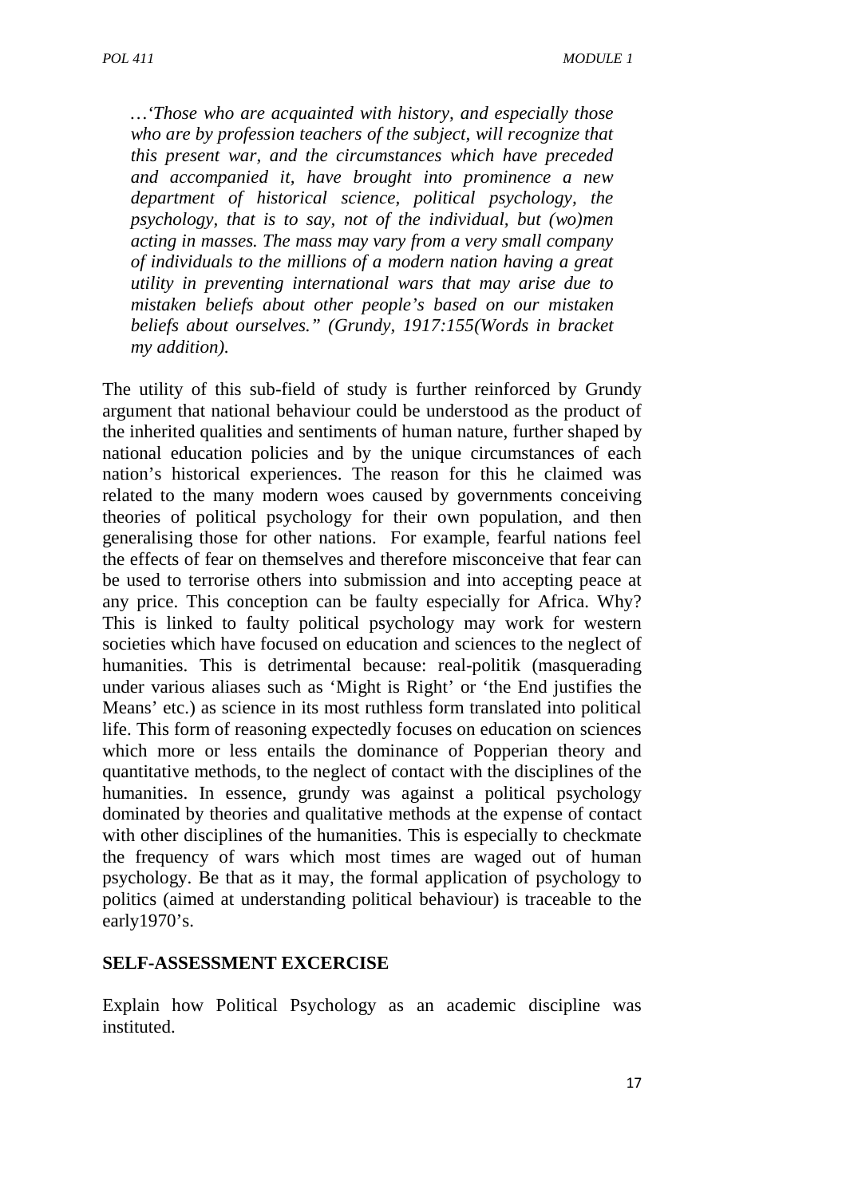*…'Those who are acquainted with history, and especially those who are by profession teachers of the subject, will recognize that this present war, and the circumstances which have preceded and accompanied it, have brought into prominence a new department of historical science, political psychology, the psychology, that is to say, not of the individual, but (wo)men acting in masses. The mass may vary from a very small company of individuals to the millions of a modern nation having a great utility in preventing international wars that may arise due to mistaken beliefs about other people's based on our mistaken beliefs about ourselves." (Grundy, 1917:155(Words in bracket my addition).*

The utility of this sub-field of study is further reinforced by Grundy argument that national behaviour could be understood as the product of the inherited qualities and sentiments of human nature, further shaped by national education policies and by the unique circumstances of each nation's historical experiences. The reason for this he claimed was related to the many modern woes caused by governments conceiving theories of political psychology for their own population, and then generalising those for other nations. For example, fearful nations feel the effects of fear on themselves and therefore misconceive that fear can be used to terrorise others into submission and into accepting peace at any price. This conception can be faulty especially for Africa. Why? This is linked to faulty political psychology may work for western societies which have focused on education and sciences to the neglect of humanities. This is detrimental because: real-politik (masquerading under various aliases such as 'Might is Right' or 'the End justifies the Means' etc.) as science in its most ruthless form translated into political life. This form of reasoning expectedly focuses on education on sciences which more or less entails the dominance of Popperian theory and quantitative methods, to the neglect of contact with the disciplines of the humanities. In essence, grundy was against a political psychology dominated by theories and qualitative methods at the expense of contact with other disciplines of the humanities. This is especially to checkmate the frequency of wars which most times are waged out of human psychology. Be that as it may, the formal application of psychology to politics (aimed at understanding political behaviour) is traceable to the early1970's.

**SELF-ASSESSMENT EXCERCISE**

Explain how Political Psychology as an academic discipline was instituted.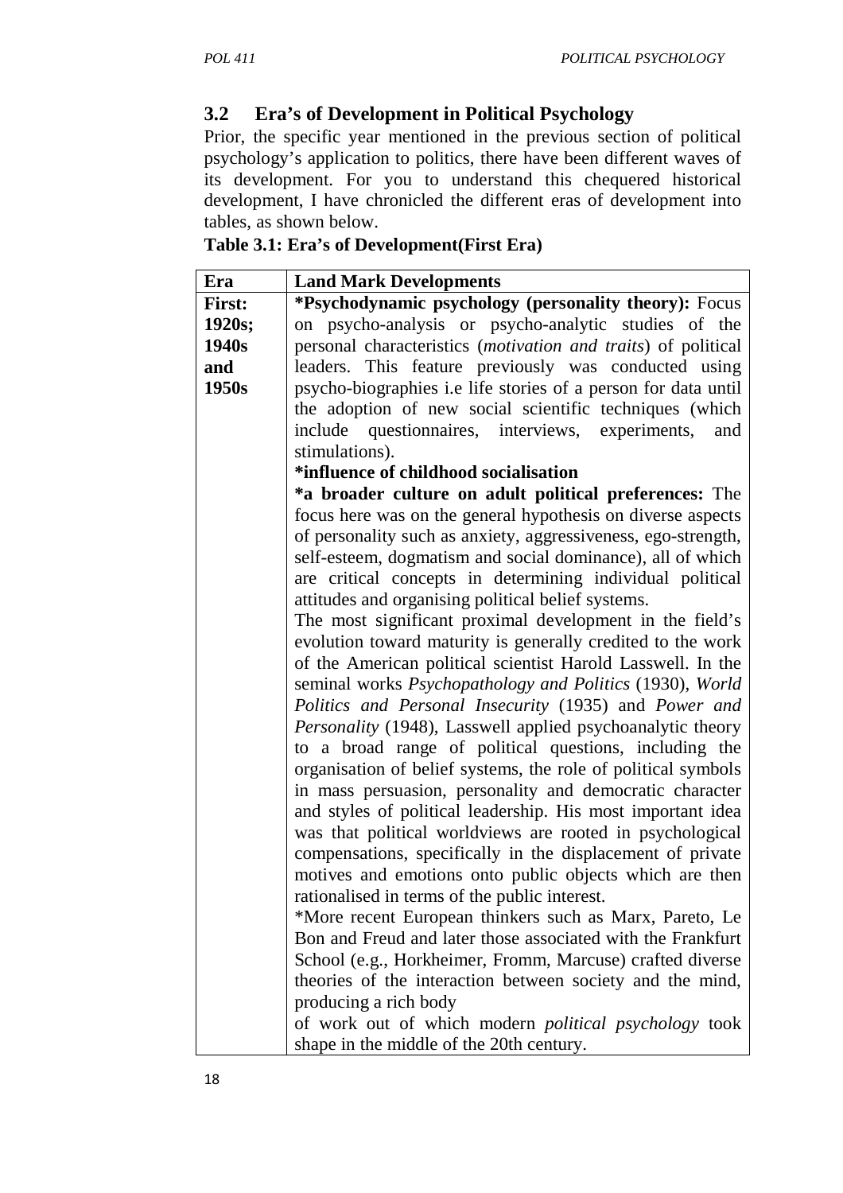## 3.2 Era's of Development in Political Psychology

Prior, the specific year mentioned in the previous section of political psychology's application to politics, there have been different waves of its development. For you to understand this chequered historical development, I have chronicled the different eras of development into tables, as shown below.

**Table 3.1: Era's of Development(First Era)**

| Era | Land Mark Developments |
|---|---|
| **First: 1920s; 1940s and 1950s** | ***Psychodynamic psychology (personality theory):** Focus on psycho-analysis or psycho-analytic studies of the personal characteristics (*motivation and traits*) of political leaders. This feature previously was conducted using psycho-biographies i.e life stories of a person for data until the adoption of new social scientific techniques (which include questionnaires, interviews, experiments, and stimulations).<br>***influence of childhood socialisation**<br>***a broader culture on adult political preferences:** The focus here was on the general hypothesis on diverse aspects of personality such as anxiety, aggressiveness, ego-strength, self-esteem, dogmatism and social dominance), all of which are critical concepts in determining individual political attitudes and organising political belief systems.<br>The most significant proximal development in the field's evolution toward maturity is generally credited to the work of the American political scientist Harold Lasswell. In the seminal works *Psychopathology and Politics* (1930), *World Politics and Personal Insecurity* (1935) and *Power and Personality* (1948), Lasswell applied psychoanalytic theory to a broad range of political questions, including the organisation of belief systems, the role of political symbols in mass persuasion, personality and democratic character and styles of political leadership. His most important idea was that political worldviews are rooted in psychological compensations, specifically in the displacement of private motives and emotions onto public objects which are then rationalised in terms of the public interest.<br>*More recent European thinkers such as Marx, Pareto, Le Bon and Freud and later those associated with the Frankfurt School (e.g., Horkheimer, Fromm, Marcuse) crafted diverse theories of the interaction between society and the mind, producing a rich body of work out of which modern *political psychology* took shape in the middle of the 20th century. |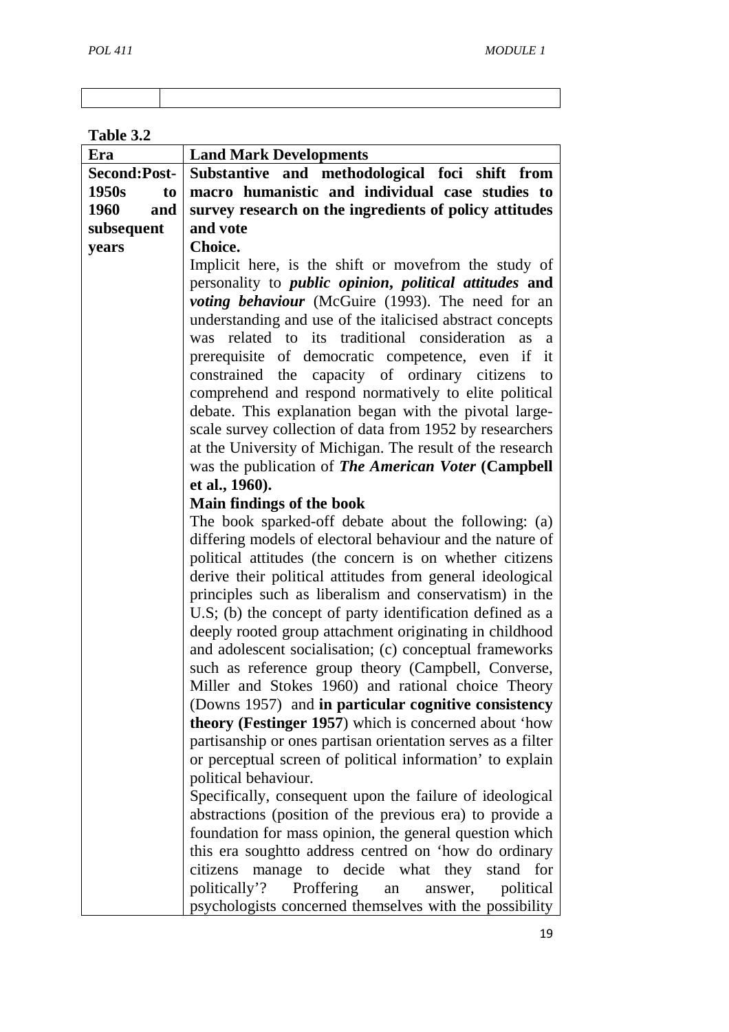| | |
|---|---|

**Table 3.2**

| Era | Land Mark Developments |
|---|---|
| **Second:Post-1950s to 1960 and subsequent years** | **Substantive and methodological foci shift from macro humanistic and individual case studies to survey research on the ingredients of policy attitudes and vote Choice.** Implicit here, is the shift or movefrom the study of personality to ***public opinion, political attitudes*** **and** ***voting behaviour*** (McGuire (1993). The need for an understanding and use of the italicised abstract concepts was related to its traditional consideration as a prerequisite of democratic competence, even if it constrained the capacity of ordinary citizens to comprehend and respond normatively to elite political debate. This explanation began with the pivotal large-scale survey collection of data from 1952 by researchers at the University of Michigan. The result of the research was the publication of ***The American Voter*** **(Campbell et al., 1960).** **Main findings of the book** The book sparked-off debate about the following: (a) differing models of electoral behaviour and the nature of political attitudes (the concern is on whether citizens derive their political attitudes from general ideological principles such as liberalism and conservatism) in the U.S; (b) the concept of party identification defined as a deeply rooted group attachment originating in childhood and adolescent socialisation; (c) conceptual frameworks such as reference group theory (Campbell, Converse, Miller and Stokes 1960) and rational choice Theory (Downs 1957) and **in particular cognitive consistency theory (Festinger 1957**) which is concerned about 'how partisanship or ones partisan orientation serves as a filter or perceptual screen of political information' to explain political behaviour. Specifically, consequent upon the failure of ideological abstractions (position of the previous era) to provide a foundation for mass opinion, the general question which this era soughtto address centred on 'how do ordinary citizens manage to decide what they stand for politically'? Proffering an answer, political psychologists concerned themselves with the possibility |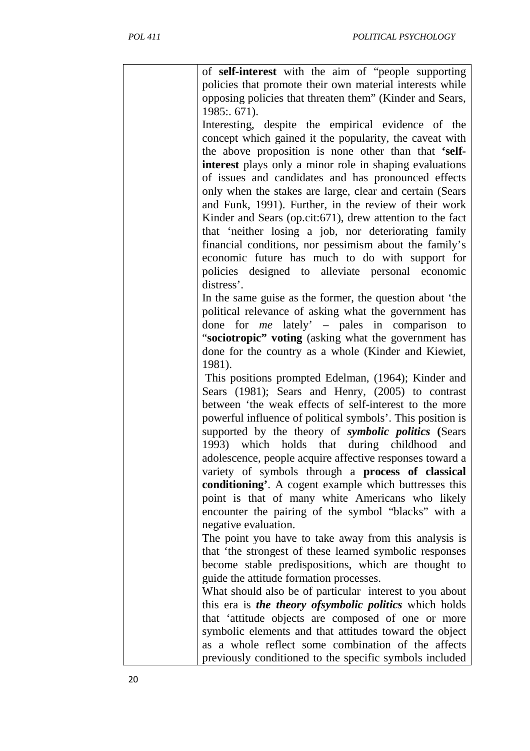of **self-interest** with the aim of "people supporting policies that promote their own material interests while opposing policies that threaten them" (Kinder and Sears, 1985:. 671).

Interesting, despite the empirical evidence of the concept which gained it the popularity, the caveat with the above proposition is none other than that **'self-interest** plays only a minor role in shaping evaluations of issues and candidates and has pronounced effects only when the stakes are large, clear and certain (Sears and Funk, 1991). Further, in the review of their work Kinder and Sears (op.cit:671), drew attention to the fact that 'neither losing a job, nor deteriorating family financial conditions, nor pessimism about the family's economic future has much to do with support for policies designed to alleviate personal economic distress'.

In the same guise as the former, the question about 'the political relevance of asking what the government has done for *me* lately' – pales in comparison to "**sociotropic" voting** (asking what the government has done for the country as a whole (Kinder and Kiewiet, 1981).

This positions prompted Edelman, (1964); Kinder and Sears (1981); Sears and Henry, (2005) to contrast between 'the weak effects of self-interest to the more powerful influence of political symbols'. This position is supported by the theory of ***symbolic politics*** **(**Sears 1993) which holds that during childhood and adolescence, people acquire affective responses toward a variety of symbols through a **process of classical conditioning'**. A cogent example which buttresses this point is that of many white Americans who likely encounter the pairing of the symbol "blacks" with a negative evaluation.

The point you have to take away from this analysis is that 'the strongest of these learned symbolic responses become stable predispositions, which are thought to guide the attitude formation processes.

What should also be of particular interest to you about this era is ***the theory ofsymbolic politics*** which holds that 'attitude objects are composed of one or more symbolic elements and that attitudes toward the object as a whole reflect some combination of the affects previously conditioned to the specific symbols included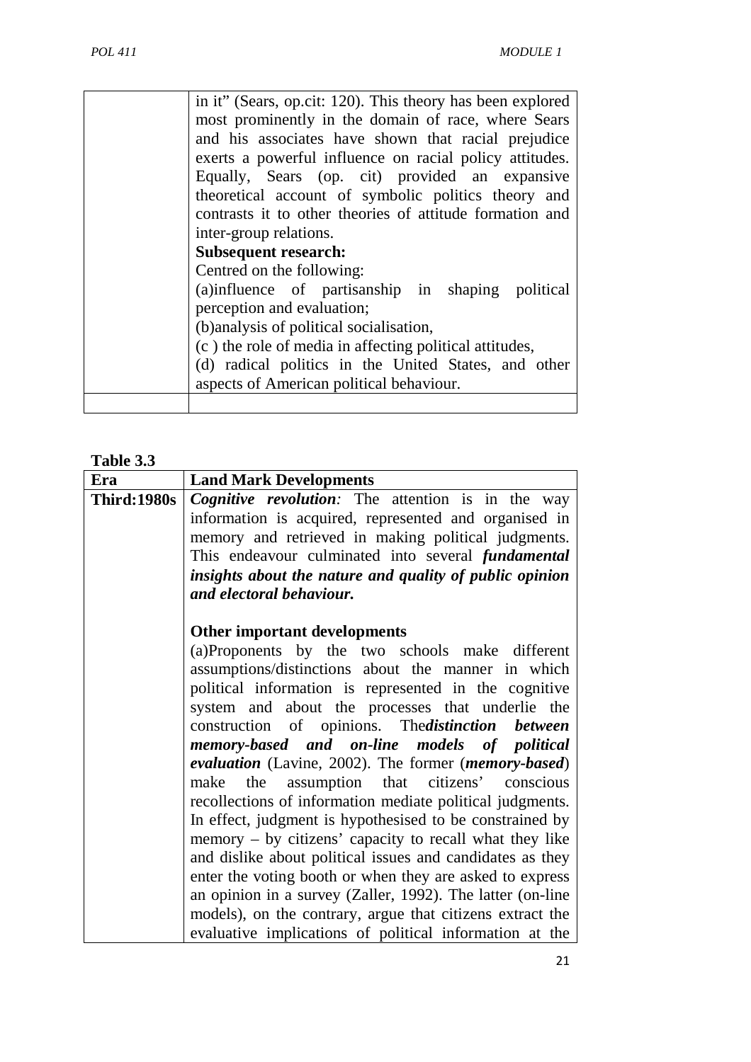| | |
|---|---|
| | in it" (Sears, op.cit: 120). This theory has been explored most prominently in the domain of race, where Sears and his associates have shown that racial prejudice exerts a powerful influence on racial policy attitudes. Equally, Sears (op. cit) provided an expansive theoretical account of symbolic politics theory and contrasts it to other theories of attitude formation and inter-group relations.<br>**Subsequent research:**<br>Centred on the following:<br>(a)influence of partisanship in shaping political perception and evaluation;<br>(b)analysis of political socialisation,<br>(c ) the role of media in affecting political attitudes,<br>(d) radical politics in the United States, and other aspects of American political behaviour. |
| | |

**Table 3.3**

| Era | Land Mark Developments |
|---|---|
| **Third:1980s** | ***Cognitive revolution:*** The attention is in the way information is acquired, represented and organised in memory and retrieved in making political judgments. This endeavour culminated into several ***fundamental insights about the nature and quality of public opinion and electoral behaviour.***<br><br>**Other important developments**<br>(a)Proponents by the two schools make different assumptions/distinctions about the manner in which political information is represented in the cognitive system and about the processes that underlie the construction of opinions. The***distinction between memory-based and on-line models of political evaluation*** (Lavine, 2002). The former (***memory-based***) make the assumption that citizens' conscious recollections of information mediate political judgments. In effect, judgment is hypothesised to be constrained by memory – by citizens' capacity to recall what they like and dislike about political issues and candidates as they enter the voting booth or when they are asked to express an opinion in a survey (Zaller, 1992). The latter (on-line models), on the contrary, argue that citizens extract the evaluative implications of political information at the |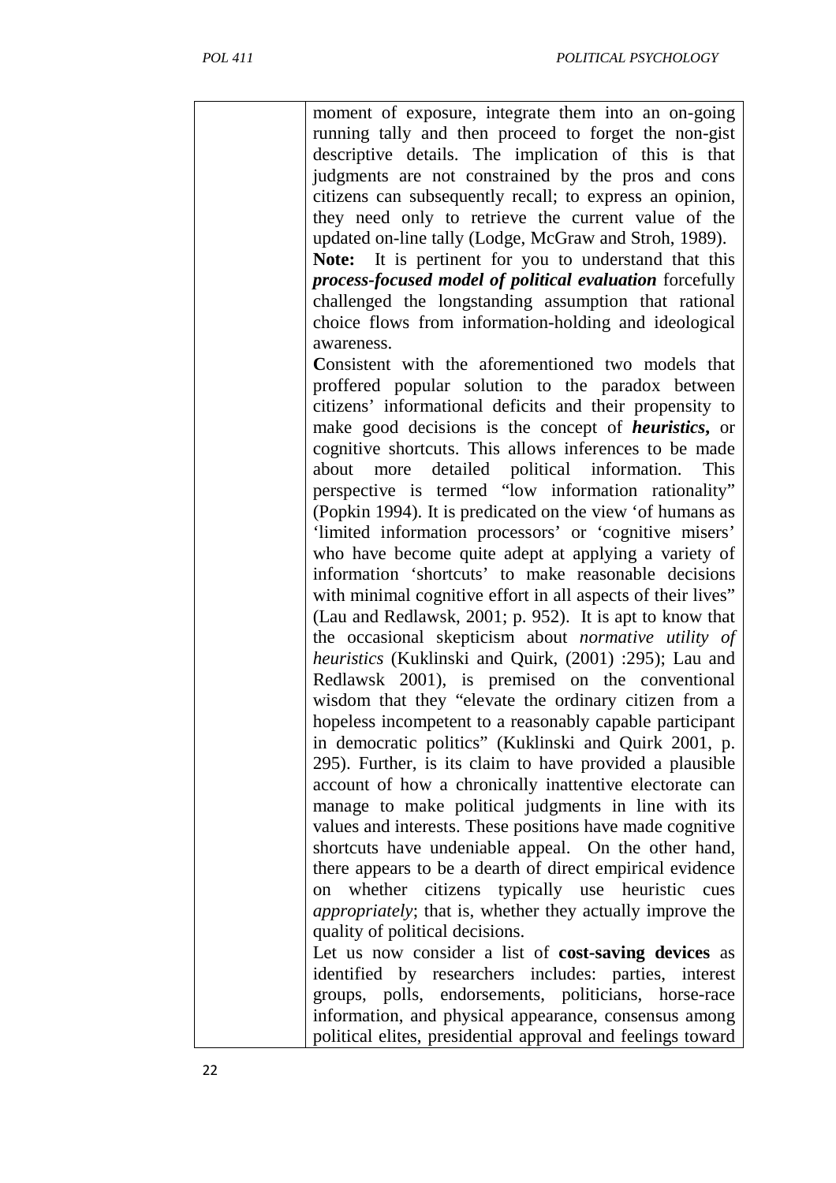moment of exposure, integrate them into an on-going running tally and then proceed to forget the non-gist descriptive details. The implication of this is that judgments are not constrained by the pros and cons citizens can subsequently recall; to express an opinion, they need only to retrieve the current value of the updated on-line tally (Lodge, McGraw and Stroh, 1989).

**Note:** It is pertinent for you to understand that this ***process-focused model of political evaluation*** forcefully challenged the longstanding assumption that rational choice flows from information-holding and ideological awareness.

**C**onsistent with the aforementioned two models that proffered popular solution to the paradox between citizens' informational deficits and their propensity to make good decisions is the concept of ***heuristics*****,** or cognitive shortcuts. This allows inferences to be made about more detailed political information. This perspective is termed "low information rationality" (Popkin 1994). It is predicated on the view 'of humans as 'limited information processors' or 'cognitive misers' who have become quite adept at applying a variety of information 'shortcuts' to make reasonable decisions with minimal cognitive effort in all aspects of their lives" (Lau and Redlawsk, 2001; p. 952). It is apt to know that the occasional skepticism about *normative utility of heuristics* (Kuklinski and Quirk, (2001) :295); Lau and Redlawsk 2001), is premised on the conventional wisdom that they "elevate the ordinary citizen from a hopeless incompetent to a reasonably capable participant in democratic politics" (Kuklinski and Quirk 2001, p. 295). Further, is its claim to have provided a plausible account of how a chronically inattentive electorate can manage to make political judgments in line with its values and interests. These positions have made cognitive shortcuts have undeniable appeal. On the other hand, there appears to be a dearth of direct empirical evidence on whether citizens typically use heuristic cues *appropriately*; that is, whether they actually improve the quality of political decisions.

Let us now consider a list of **cost-saving devices** as identified by researchers includes: parties, interest groups, polls, endorsements, politicians, horse-race information, and physical appearance, consensus among political elites, presidential approval and feelings toward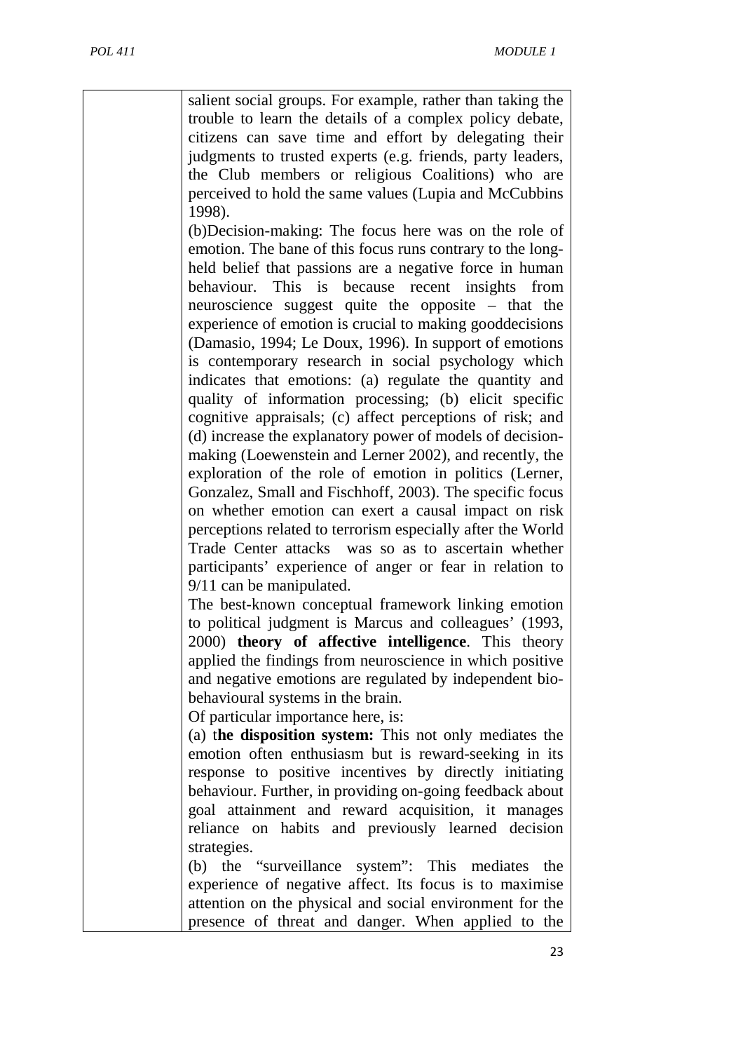salient social groups. For example, rather than taking the trouble to learn the details of a complex policy debate, citizens can save time and effort by delegating their judgments to trusted experts (e.g. friends, party leaders, the Club members or religious Coalitions) who are perceived to hold the same values (Lupia and McCubbins 1998).

(b)Decision-making: The focus here was on the role of emotion. The bane of this focus runs contrary to the long-held belief that passions are a negative force in human behaviour. This is because recent insights from neuroscience suggest quite the opposite – that the experience of emotion is crucial to making gooddecisions (Damasio, 1994; Le Doux, 1996). In support of emotions is contemporary research in social psychology which indicates that emotions: (a) regulate the quantity and quality of information processing; (b) elicit specific cognitive appraisals; (c) affect perceptions of risk; and (d) increase the explanatory power of models of decision-making (Loewenstein and Lerner 2002), and recently, the exploration of the role of emotion in politics (Lerner, Gonzalez, Small and Fischhoff, 2003). The specific focus on whether emotion can exert a causal impact on risk perceptions related to terrorism especially after the World Trade Center attacks was so as to ascertain whether participants' experience of anger or fear in relation to 9/11 can be manipulated.

The best-known conceptual framework linking emotion to political judgment is Marcus and colleagues' (1993, 2000) **theory of affective intelligence**. This theory applied the findings from neuroscience in which positive and negative emotions are regulated by independent bio-behavioural systems in the brain.

Of particular importance here, is:

(a) t**he disposition system:** This not only mediates the emotion often enthusiasm but is reward-seeking in its response to positive incentives by directly initiating behaviour. Further, in providing on-going feedback about goal attainment and reward acquisition, it manages reliance on habits and previously learned decision strategies.

(b) the "surveillance system": This mediates the experience of negative affect. Its focus is to maximise attention on the physical and social environment for the presence of threat and danger. When applied to the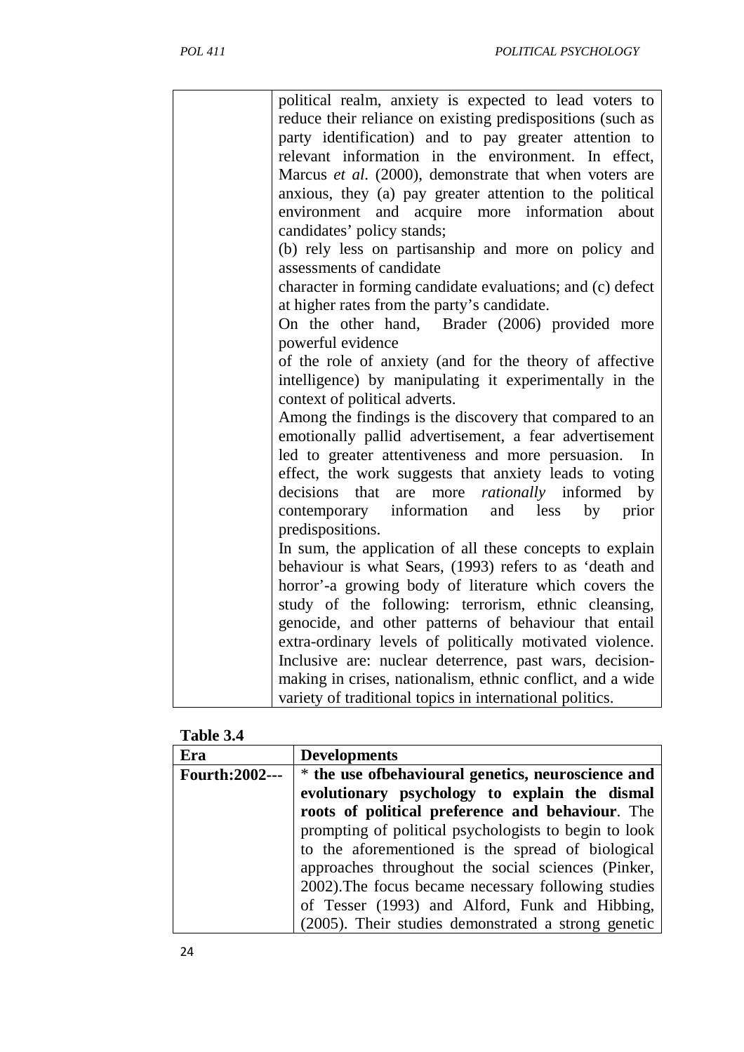| | |
|---|---|
| | political realm, anxiety is expected to lead voters to reduce their reliance on existing predispositions (such as party identification) and to pay greater attention to relevant information in the environment. In effect, Marcus *et al*. (2000), demonstrate that when voters are anxious, they (a) pay greater attention to the political environment and acquire more information about candidates' policy stands;<br>(b) rely less on partisanship and more on policy and assessments of candidate<br>character in forming candidate evaluations; and (c) defect at higher rates from the party's candidate.<br>On the other hand, Brader (2006) provided more powerful evidence<br>of the role of anxiety (and for the theory of affective intelligence) by manipulating it experimentally in the context of political adverts.<br>Among the findings is the discovery that compared to an emotionally pallid advertisement, a fear advertisement led to greater attentiveness and more persuasion. In effect, the work suggests that anxiety leads to voting decisions that are more *rationally* informed by contemporary information and less by prior predispositions.<br>In sum, the application of all these concepts to explain behaviour is what Sears, (1993) refers to as 'death and horror'-a growing body of literature which covers the study of the following: terrorism, ethnic cleansing, genocide, and other patterns of behaviour that entail extra-ordinary levels of politically motivated violence. Inclusive are: nuclear deterrence, past wars, decision-making in crises, nationalism, ethnic conflict, and a wide variety of traditional topics in international politics. |

**Table 3.4**

| Era | Developments |
|---|---|
| **Fourth:2002---** | * **the use ofbehavioural genetics, neuroscience and evolutionary psychology to explain the dismal roots of political preference and behaviour**. The prompting of political psychologists to begin to look to the aforementioned is the spread of biological approaches throughout the social sciences (Pinker, 2002).The focus became necessary following studies of Tesser (1993) and Alford, Funk and Hibbing, (2005). Their studies demonstrated a strong genetic |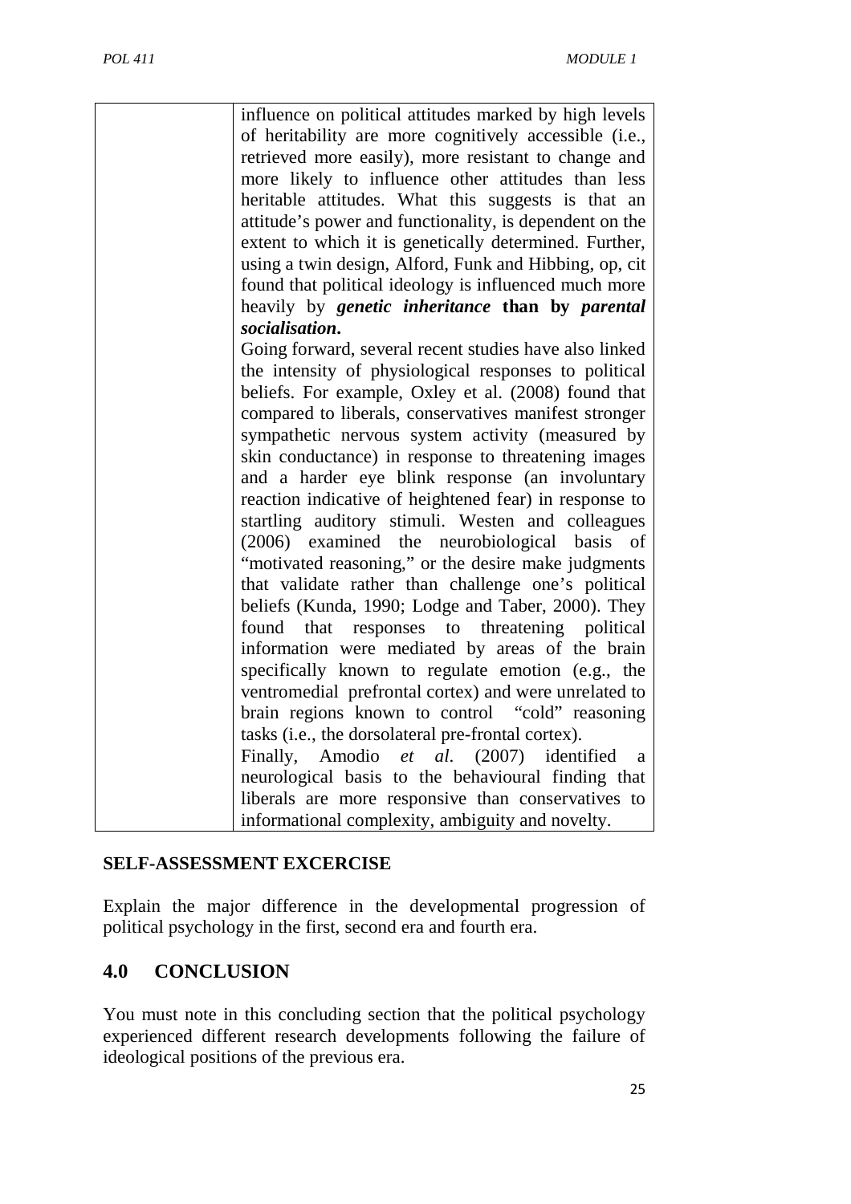| | influence on political attitudes marked by high levels of heritability are more cognitively accessible (i.e., retrieved more easily), more resistant to change and more likely to influence other attitudes than less heritable attitudes. What this suggests is that an attitude's power and functionality, is dependent on the extent to which it is genetically determined. Further, using a twin design, Alford, Funk and Hibbing, op, cit found that political ideology is influenced much more heavily by ***genetic inheritance* than by *parental socialisation*.**<br>Going forward, several recent studies have also linked the intensity of physiological responses to political beliefs. For example, Oxley et al. (2008) found that compared to liberals, conservatives manifest stronger sympathetic nervous system activity (measured by skin conductance) in response to threatening images and a harder eye blink response (an involuntary reaction indicative of heightened fear) in response to startling auditory stimuli. Westen and colleagues (2006) examined the neurobiological basis of "motivated reasoning," or the desire make judgments that validate rather than challenge one's political beliefs (Kunda, 1990; Lodge and Taber, 2000). They found that responses to threatening political information were mediated by areas of the brain specifically known to regulate emotion (e.g., the ventromedial prefrontal cortex) and were unrelated to brain regions known to control "cold" reasoning tasks (i.e., the dorsolateral pre-frontal cortex).<br>Finally, Amodio *et al.* (2007) identified a neurological basis to the behavioural finding that liberals are more responsive than conservatives to informational complexity, ambiguity and novelty. |
|---|---|

**SELF-ASSESSMENT EXCERCISE**

Explain the major difference in the developmental progression of political psychology in the first, second era and fourth era.

## 4.0 CONCLUSION

You must note in this concluding section that the political psychology experienced different research developments following the failure of ideological positions of the previous era.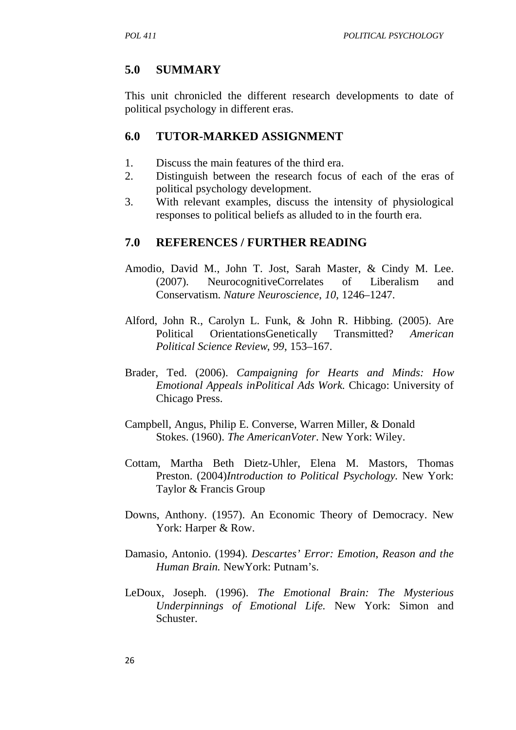## 5.0 SUMMARY

This unit chronicled the different research developments to date of political psychology in different eras.

## 6.0 TUTOR-MARKED ASSIGNMENT

1. Discuss the main features of the third era.
2. Distinguish between the research focus of each of the eras of political psychology development.
3. With relevant examples, discuss the intensity of physiological responses to political beliefs as alluded to in the fourth era.

## 7.0 REFERENCES / FURTHER READING

Amodio, David M., John T. Jost, Sarah Master, & Cindy M. Lee. (2007). NeurocognitiveCorrelates of Liberalism and Conservatism. *Nature Neuroscience, 10*, 1246–1247.

Alford, John R., Carolyn L. Funk, & John R. Hibbing. (2005). Are Political OrientationsGenetically Transmitted? *American Political Science Review*, *99*, 153–167.

Brader, Ted. (2006). *Campaigning for Hearts and Minds: How Emotional Appeals inPolitical Ads Work.* Chicago: University of Chicago Press.

Campbell, Angus, Philip E. Converse, Warren Miller, & Donald Stokes. (1960). *The AmericanVoter*. New York: Wiley.

Cottam, Martha Beth Dietz-Uhler, Elena M. Mastors, Thomas Preston. (2004)*Introduction to Political Psychology.* New York: Taylor & Francis Group

Downs, Anthony. (1957). An Economic Theory of Democracy. New York: Harper & Row.

Damasio, Antonio. (1994). *Descartes' Error: Emotion, Reason and the Human Brain.* NewYork: Putnam's.

LeDoux, Joseph. (1996). *The Emotional Brain: The Mysterious Underpinnings of Emotional Life.* New York: Simon and Schuster.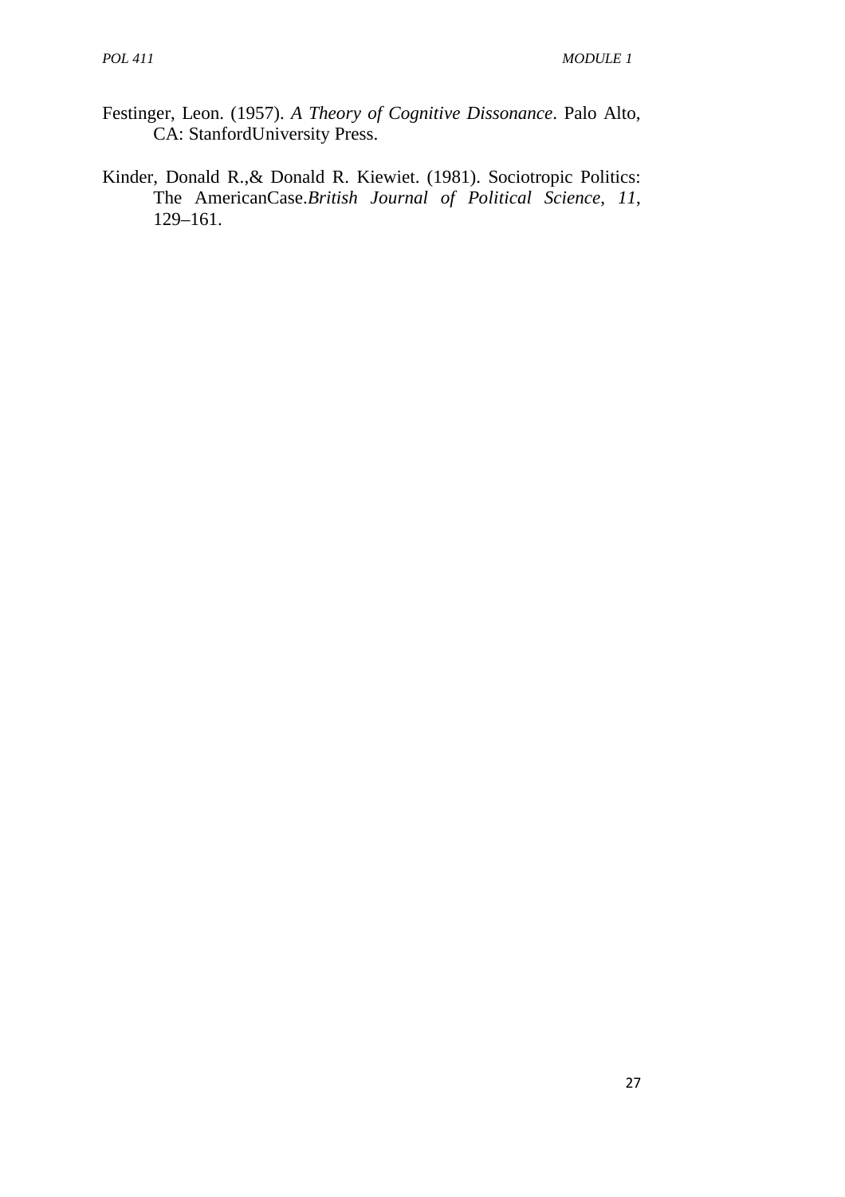Festinger, Leon. (1957). *A Theory of Cognitive Dissonance*. Palo Alto, CA: StanfordUniversity Press.

Kinder, Donald R.,& Donald R. Kiewiet. (1981). Sociotropic Politics: The AmericanCase.*British Journal of Political Science, 11*, 129–161.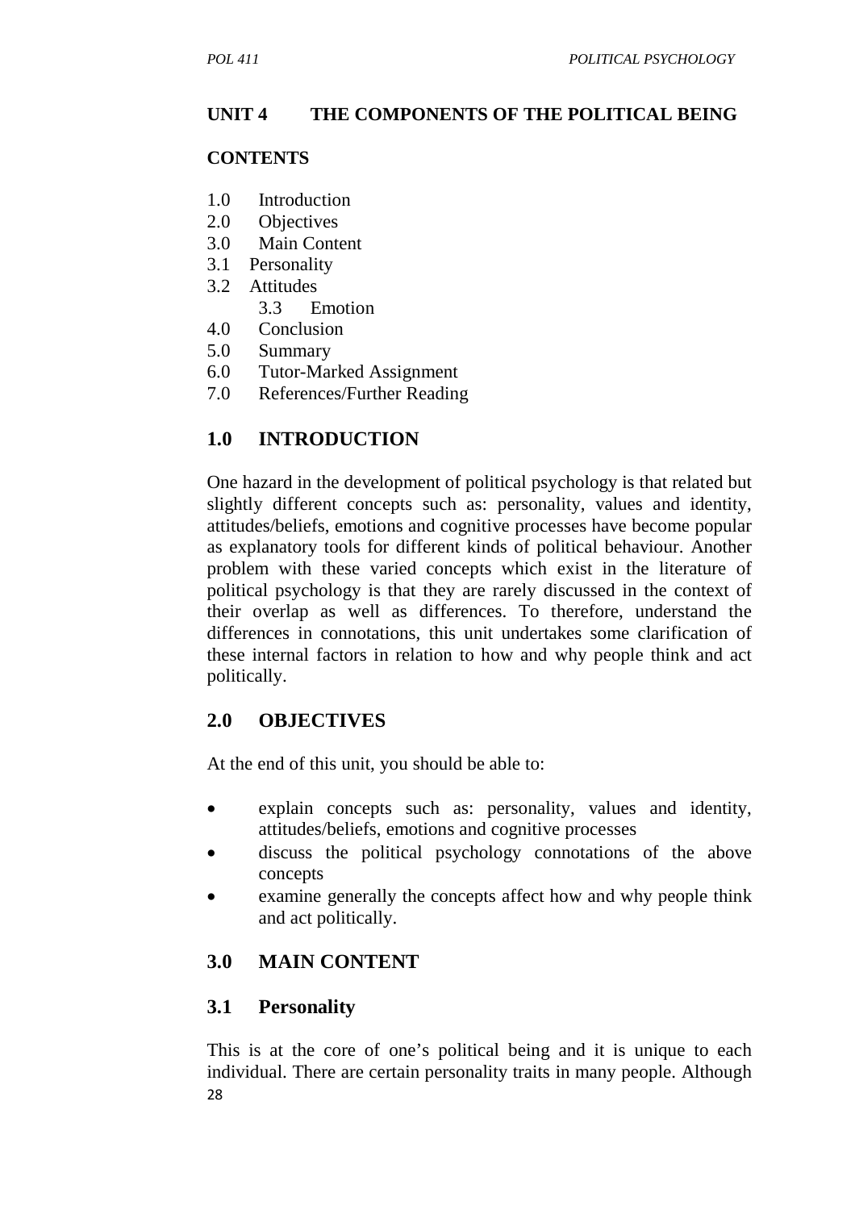## UNIT 4 THE COMPONENTS OF THE POLITICAL BEING

**CONTENTS**

1.0 Introduction
2.0 Objectives
3.0 Main Content
3.1 Personality
3.2 Attitudes
3.3 Emotion
4.0 Conclusion
5.0 Summary
6.0 Tutor-Marked Assignment
7.0 References/Further Reading

## 1.0 INTRODUCTION

One hazard in the development of political psychology is that related but slightly different concepts such as: personality, values and identity, attitudes/beliefs, emotions and cognitive processes have become popular as explanatory tools for different kinds of political behaviour. Another problem with these varied concepts which exist in the literature of political psychology is that they are rarely discussed in the context of their overlap as well as differences. To therefore, understand the differences in connotations, this unit undertakes some clarification of these internal factors in relation to how and why people think and act politically.

## 2.0 OBJECTIVES

At the end of this unit, you should be able to:

- explain concepts such as: personality, values and identity, attitudes/beliefs, emotions and cognitive processes
- discuss the political psychology connotations of the above concepts
- examine generally the concepts affect how and why people think and act politically.

## 3.0 MAIN CONTENT

### 3.1 Personality

This is at the core of one's political being and it is unique to each individual. There are certain personality traits in many people. Although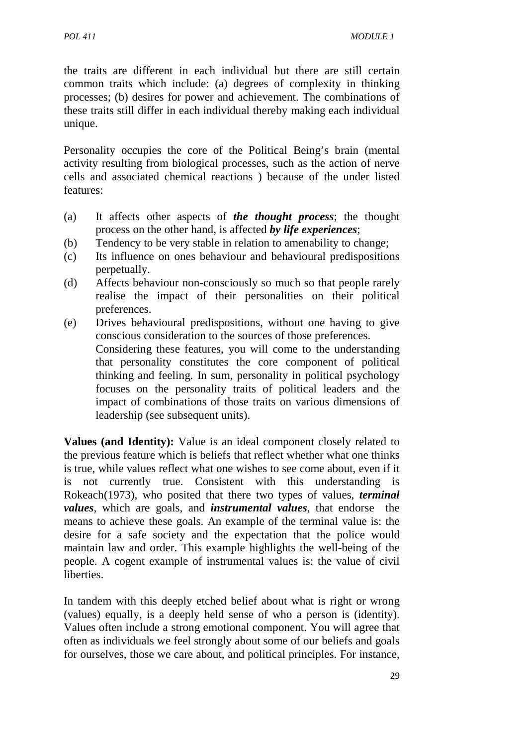the traits are different in each individual but there are still certain common traits which include: (a) degrees of complexity in thinking processes; (b) desires for power and achievement. The combinations of these traits still differ in each individual thereby making each individual unique.

Personality occupies the core of the Political Being's brain (mental activity resulting from biological processes, such as the action of nerve cells and associated chemical reactions ) because of the under listed features:

(a) It affects other aspects of ***the thought process***; the thought process on the other hand, is affected ***by life experiences***;
(b) Tendency to be very stable in relation to amenability to change;
(c) Its influence on ones behaviour and behavioural predispositions perpetually.
(d) Affects behaviour non-consciously so much so that people rarely realise the impact of their personalities on their political preferences.
(e) Drives behavioural predispositions, without one having to give conscious consideration to the sources of those preferences.

Considering these features, you will come to the understanding that personality constitutes the core component of political thinking and feeling. In sum, personality in political psychology focuses on the personality traits of political leaders and the impact of combinations of those traits on various dimensions of leadership (see subsequent units).

**Values (and Identity):** Value is an ideal component closely related to the previous feature which is beliefs that reflect whether what one thinks is true, while values reflect what one wishes to see come about, even if it is not currently true. Consistent with this understanding is Rokeach(1973), who posited that there two types of values, ***terminal values***, which are goals, and ***instrumental values***, that endorse the means to achieve these goals. An example of the terminal value is: the desire for a safe society and the expectation that the police would maintain law and order. This example highlights the well-being of the people. A cogent example of instrumental values is: the value of civil liberties.

In tandem with this deeply etched belief about what is right or wrong (values) equally, is a deeply held sense of who a person is (identity). Values often include a strong emotional component. You will agree that often as individuals we feel strongly about some of our beliefs and goals for ourselves, those we care about, and political principles. For instance,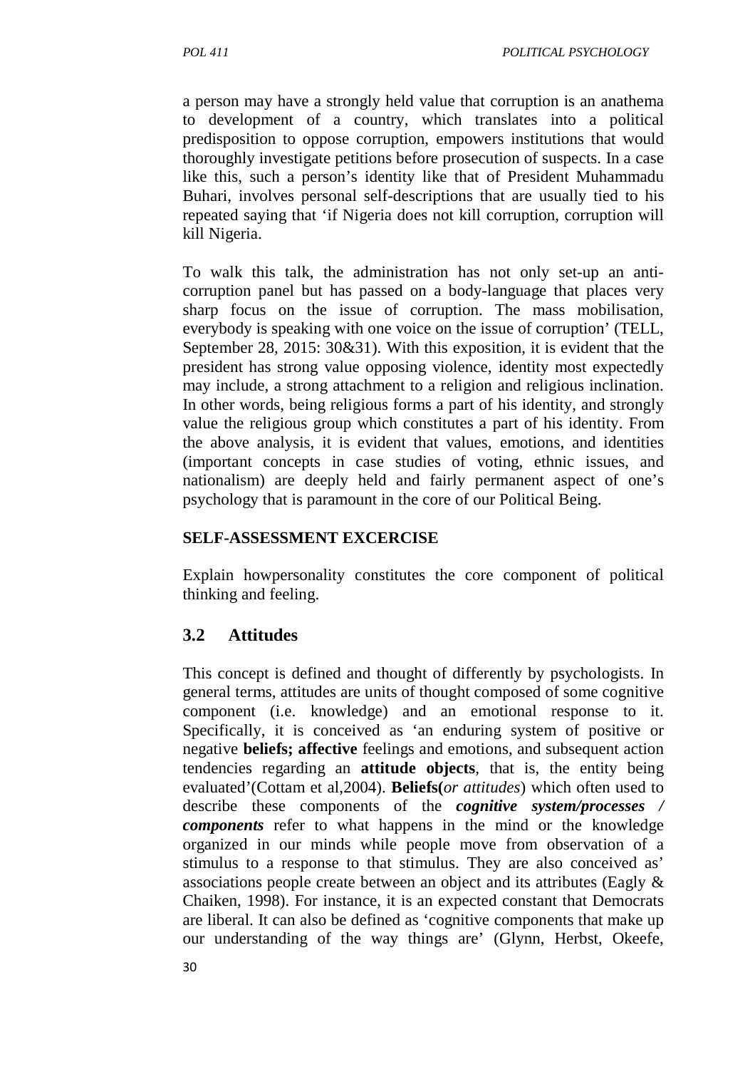a person may have a strongly held value that corruption is an anathema to development of a country, which translates into a political predisposition to oppose corruption, empowers institutions that would thoroughly investigate petitions before prosecution of suspects. In a case like this, such a person's identity like that of President Muhammadu Buhari, involves personal self-descriptions that are usually tied to his repeated saying that 'if Nigeria does not kill corruption, corruption will kill Nigeria.

To walk this talk, the administration has not only set-up an anti-corruption panel but has passed on a body-language that places very sharp focus on the issue of corruption. The mass mobilisation, everybody is speaking with one voice on the issue of corruption' (TELL, September 28, 2015: 30&31). With this exposition, it is evident that the president has strong value opposing violence, identity most expectedly may include, a strong attachment to a religion and religious inclination. In other words, being religious forms a part of his identity, and strongly value the religious group which constitutes a part of his identity. From the above analysis, it is evident that values, emotions, and identities (important concepts in case studies of voting, ethnic issues, and nationalism) are deeply held and fairly permanent aspect of one's psychology that is paramount in the core of our Political Being.

**SELF-ASSESSMENT EXCERCISE**

Explain howpersonality constitutes the core component of political thinking and feeling.

## 3.2 Attitudes

This concept is defined and thought of differently by psychologists. In general terms, attitudes are units of thought composed of some cognitive component (i.e. knowledge) and an emotional response to it. Specifically, it is conceived as 'an enduring system of positive or negative **beliefs; affective** feelings and emotions, and subsequent action tendencies regarding an **attitude objects**, that is, the entity being evaluated'(Cottam et al,2004). **Beliefs(***or attitudes*) which often used to describe these components of the ***cognitive system/processes / components*** refer to what happens in the mind or the knowledge organized in our minds while people move from observation of a stimulus to a response to that stimulus. They are also conceived as' associations people create between an object and its attributes (Eagly & Chaiken, 1998). For instance, it is an expected constant that Democrats are liberal. It can also be defined as 'cognitive components that make up our understanding of the way things are' (Glynn, Herbst, Okeefe,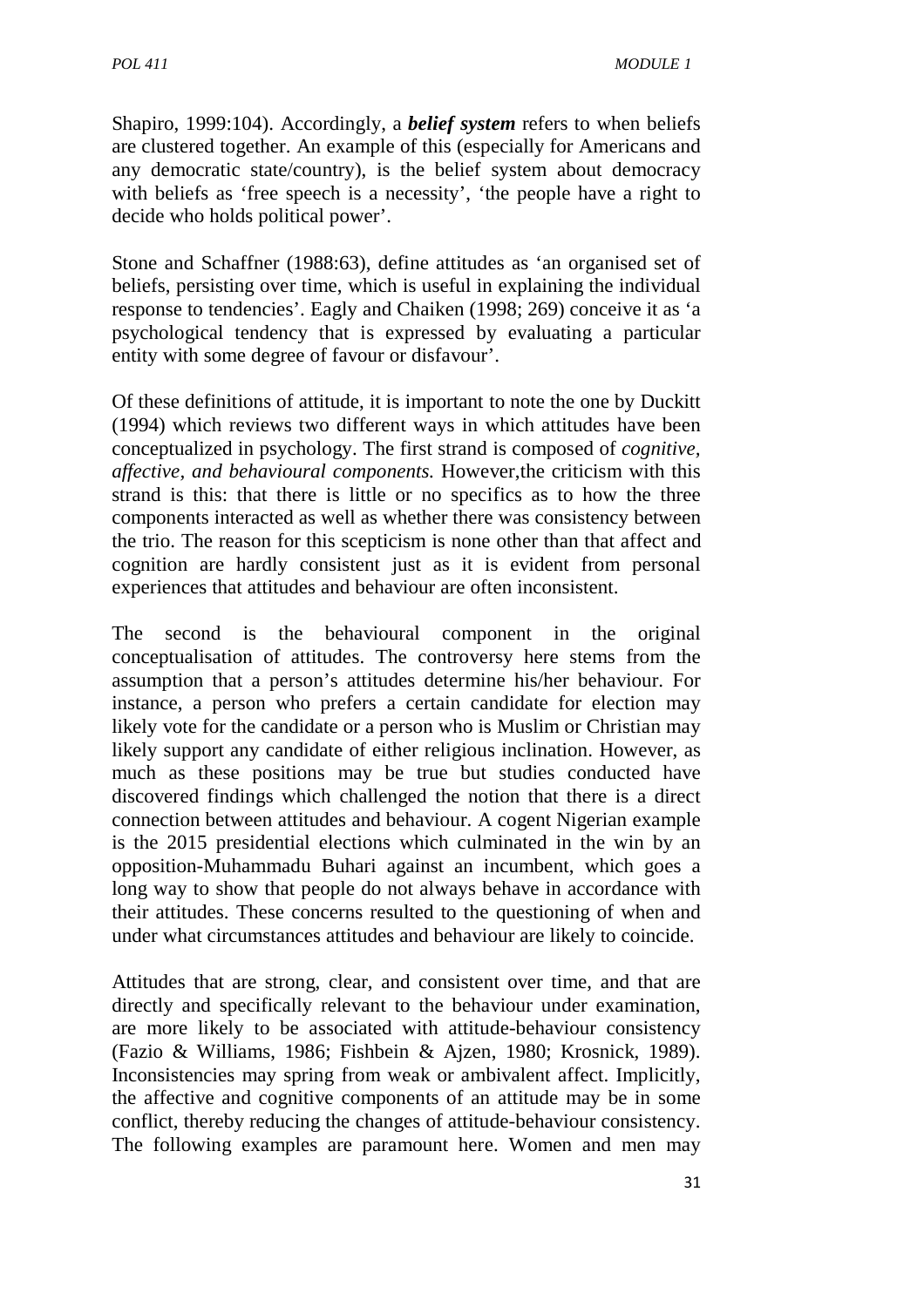Shapiro, 1999:104). Accordingly, a ***belief system*** refers to when beliefs are clustered together. An example of this (especially for Americans and any democratic state/country), is the belief system about democracy with beliefs as 'free speech is a necessity', 'the people have a right to decide who holds political power'.

Stone and Schaffner (1988:63), define attitudes as 'an organised set of beliefs, persisting over time, which is useful in explaining the individual response to tendencies'. Eagly and Chaiken (1998; 269) conceive it as 'a psychological tendency that is expressed by evaluating a particular entity with some degree of favour or disfavour'.

Of these definitions of attitude, it is important to note the one by Duckitt (1994) which reviews two different ways in which attitudes have been conceptualized in psychology. The first strand is composed of *cognitive, affective, and behavioural components.* However,the criticism with this strand is this: that there is little or no specifics as to how the three components interacted as well as whether there was consistency between the trio. The reason for this scepticism is none other than that affect and cognition are hardly consistent just as it is evident from personal experiences that attitudes and behaviour are often inconsistent.

The second is the behavioural component in the original conceptualisation of attitudes. The controversy here stems from the assumption that a person's attitudes determine his/her behaviour. For instance, a person who prefers a certain candidate for election may likely vote for the candidate or a person who is Muslim or Christian may likely support any candidate of either religious inclination. However, as much as these positions may be true but studies conducted have discovered findings which challenged the notion that there is a direct connection between attitudes and behaviour. A cogent Nigerian example is the 2015 presidential elections which culminated in the win by an opposition-Muhammadu Buhari against an incumbent, which goes a long way to show that people do not always behave in accordance with their attitudes. These concerns resulted to the questioning of when and under what circumstances attitudes and behaviour are likely to coincide.

Attitudes that are strong, clear, and consistent over time, and that are directly and specifically relevant to the behaviour under examination, are more likely to be associated with attitude-behaviour consistency (Fazio & Williams, 1986; Fishbein & Ajzen, 1980; Krosnick, 1989). Inconsistencies may spring from weak or ambivalent affect. Implicitly, the affective and cognitive components of an attitude may be in some conflict, thereby reducing the changes of attitude-behaviour consistency. The following examples are paramount here. Women and men may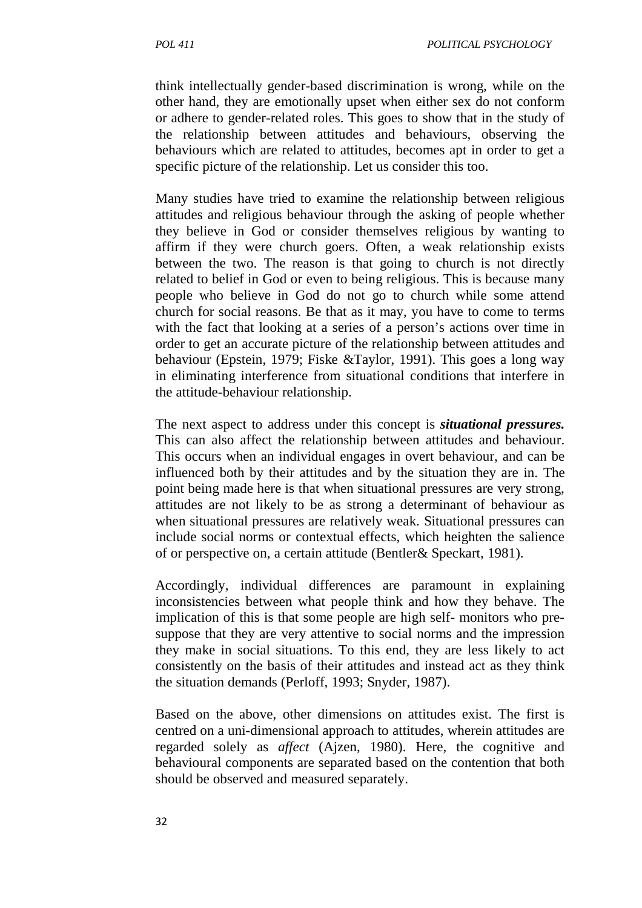think intellectually gender-based discrimination is wrong, while on the other hand, they are emotionally upset when either sex do not conform or adhere to gender-related roles. This goes to show that in the study of the relationship between attitudes and behaviours, observing the behaviours which are related to attitudes, becomes apt in order to get a specific picture of the relationship. Let us consider this too.

Many studies have tried to examine the relationship between religious attitudes and religious behaviour through the asking of people whether they believe in God or consider themselves religious by wanting to affirm if they were church goers. Often, a weak relationship exists between the two. The reason is that going to church is not directly related to belief in God or even to being religious. This is because many people who believe in God do not go to church while some attend church for social reasons. Be that as it may, you have to come to terms with the fact that looking at a series of a person's actions over time in order to get an accurate picture of the relationship between attitudes and behaviour (Epstein, 1979; Fiske &Taylor, 1991). This goes a long way in eliminating interference from situational conditions that interfere in the attitude-behaviour relationship.

The next aspect to address under this concept is ***situational pressures.*** This can also affect the relationship between attitudes and behaviour. This occurs when an individual engages in overt behaviour, and can be influenced both by their attitudes and by the situation they are in. The point being made here is that when situational pressures are very strong, attitudes are not likely to be as strong a determinant of behaviour as when situational pressures are relatively weak. Situational pressures can include social norms or contextual effects, which heighten the salience of or perspective on, a certain attitude (Bentler& Speckart, 1981).

Accordingly, individual differences are paramount in explaining inconsistencies between what people think and how they behave. The implication of this is that some people are high self- monitors who pre-suppose that they are very attentive to social norms and the impression they make in social situations. To this end, they are less likely to act consistently on the basis of their attitudes and instead act as they think the situation demands (Perloff, 1993; Snyder, 1987).

Based on the above, other dimensions on attitudes exist. The first is centred on a uni-dimensional approach to attitudes, wherein attitudes are regarded solely as *affect* (Ajzen, 1980). Here, the cognitive and behavioural components are separated based on the contention that both should be observed and measured separately.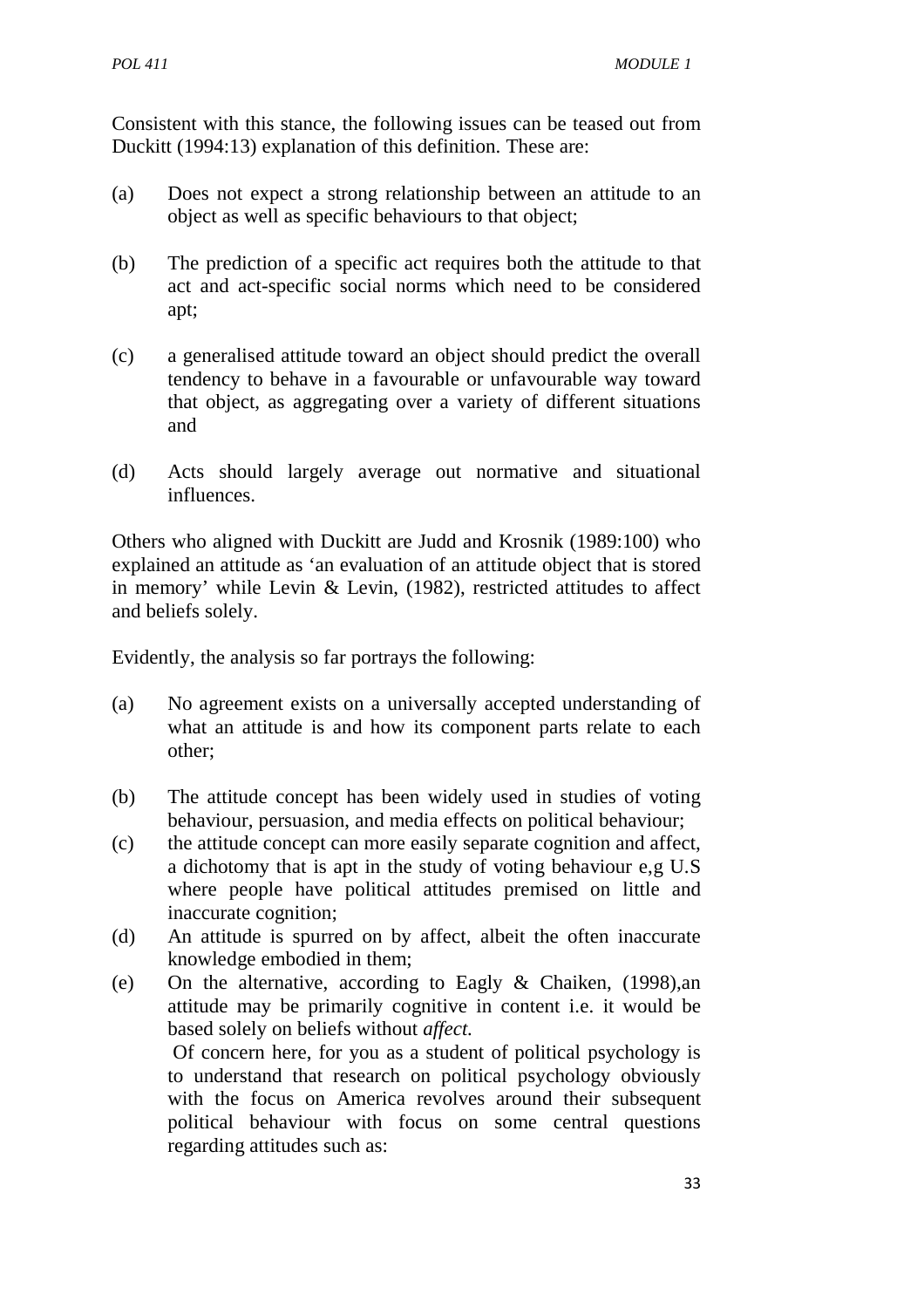Consistent with this stance, the following issues can be teased out from Duckitt (1994:13) explanation of this definition. These are:

(a) Does not expect a strong relationship between an attitude to an object as well as specific behaviours to that object;

(b) The prediction of a specific act requires both the attitude to that act and act-specific social norms which need to be considered apt;

(c) a generalised attitude toward an object should predict the overall tendency to behave in a favourable or unfavourable way toward that object, as aggregating over a variety of different situations and

(d) Acts should largely average out normative and situational influences.

Others who aligned with Duckitt are Judd and Krosnik (1989:100) who explained an attitude as 'an evaluation of an attitude object that is stored in memory' while Levin & Levin, (1982), restricted attitudes to affect and beliefs solely.

Evidently, the analysis so far portrays the following:

(a) No agreement exists on a universally accepted understanding of what an attitude is and how its component parts relate to each other;

(b) The attitude concept has been widely used in studies of voting behaviour, persuasion, and media effects on political behaviour;

(c) the attitude concept can more easily separate cognition and affect, a dichotomy that is apt in the study of voting behaviour e,g U.S where people have political attitudes premised on little and inaccurate cognition;

(d) An attitude is spurred on by affect, albeit the often inaccurate knowledge embodied in them;

(e) On the alternative, according to Eagly & Chaiken, (1998),an attitude may be primarily cognitive in content i.e. it would be based solely on beliefs without *affect.*

 Of concern here, for you as a student of political psychology is to understand that research on political psychology obviously with the focus on America revolves around their subsequent political behaviour with focus on some central questions regarding attitudes such as: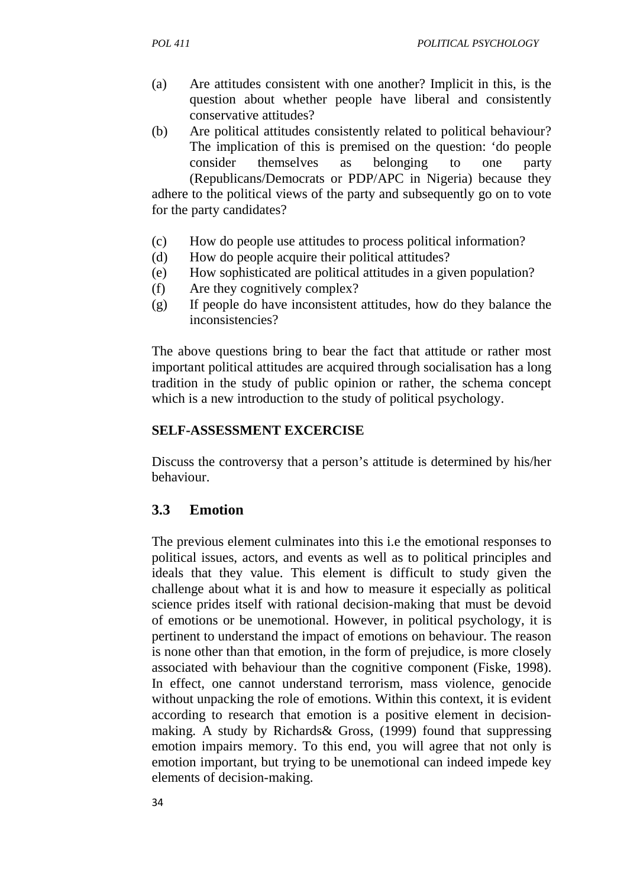(a) Are attitudes consistent with one another? Implicit in this, is the question about whether people have liberal and consistently conservative attitudes?

(b) Are political attitudes consistently related to political behaviour? The implication of this is premised on the question: 'do people consider themselves as belonging to one party (Republicans/Democrats or PDP/APC in Nigeria) because they adhere to the political views of the party and subsequently go on to vote for the party candidates?

(c) How do people use attitudes to process political information?

(d) How do people acquire their political attitudes?

(e) How sophisticated are political attitudes in a given population?

(f) Are they cognitively complex?

(g) If people do have inconsistent attitudes, how do they balance the inconsistencies?

The above questions bring to bear the fact that attitude or rather most important political attitudes are acquired through socialisation has a long tradition in the study of public opinion or rather, the schema concept which is a new introduction to the study of political psychology.

**SELF-ASSESSMENT EXCERCISE**

Discuss the controversy that a person's attitude is determined by his/her behaviour.

## 3.3 Emotion

The previous element culminates into this i.e the emotional responses to political issues, actors, and events as well as to political principles and ideals that they value. This element is difficult to study given the challenge about what it is and how to measure it especially as political science prides itself with rational decision-making that must be devoid of emotions or be unemotional. However, in political psychology, it is pertinent to understand the impact of emotions on behaviour. The reason is none other than that emotion, in the form of prejudice, is more closely associated with behaviour than the cognitive component (Fiske, 1998). In effect, one cannot understand terrorism, mass violence, genocide without unpacking the role of emotions. Within this context, it is evident according to research that emotion is a positive element in decision-making. A study by Richards& Gross, (1999) found that suppressing emotion impairs memory. To this end, you will agree that not only is emotion important, but trying to be unemotional can indeed impede key elements of decision-making.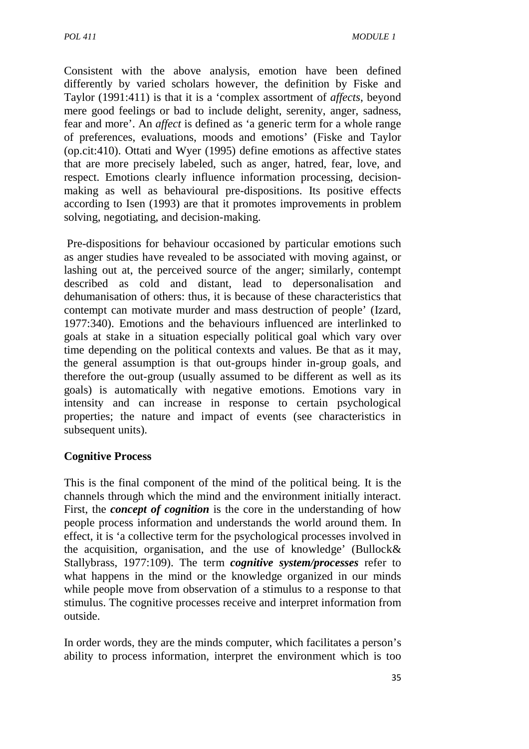Consistent with the above analysis, emotion have been defined differently by varied scholars however, the definition by Fiske and Taylor (1991:411) is that it is a 'complex assortment of *affects*, beyond mere good feelings or bad to include delight, serenity, anger, sadness, fear and more'. An *affect* is defined as 'a generic term for a whole range of preferences, evaluations, moods and emotions' (Fiske and Taylor (op.cit:410). Ottati and Wyer (1995) define emotions as affective states that are more precisely labeled, such as anger, hatred, fear, love, and respect. Emotions clearly influence information processing, decision-making as well as behavioural pre-dispositions. Its positive effects according to Isen (1993) are that it promotes improvements in problem solving, negotiating, and decision-making.

Pre-dispositions for behaviour occasioned by particular emotions such as anger studies have revealed to be associated with moving against, or lashing out at, the perceived source of the anger; similarly, contempt described as cold and distant, lead to depersonalisation and dehumanisation of others: thus, it is because of these characteristics that contempt can motivate murder and mass destruction of people' (Izard, 1977:340). Emotions and the behaviours influenced are interlinked to goals at stake in a situation especially political goal which vary over time depending on the political contexts and values. Be that as it may, the general assumption is that out-groups hinder in-group goals, and therefore the out-group (usually assumed to be different as well as its goals) is automatically with negative emotions. Emotions vary in intensity and can increase in response to certain psychological properties; the nature and impact of events (see characteristics in subsequent units).

**Cognitive Process**

This is the final component of the mind of the political being. It is the channels through which the mind and the environment initially interact. First, the ***concept of cognition*** is the core in the understanding of how people process information and understands the world around them. In effect, it is 'a collective term for the psychological processes involved in the acquisition, organisation, and the use of knowledge' (Bullock& Stallybrass, 1977:109). The term ***cognitive system/processes*** refer to what happens in the mind or the knowledge organized in our minds while people move from observation of a stimulus to a response to that stimulus. The cognitive processes receive and interpret information from outside.

In order words, they are the minds computer, which facilitates a person's ability to process information, interpret the environment which is too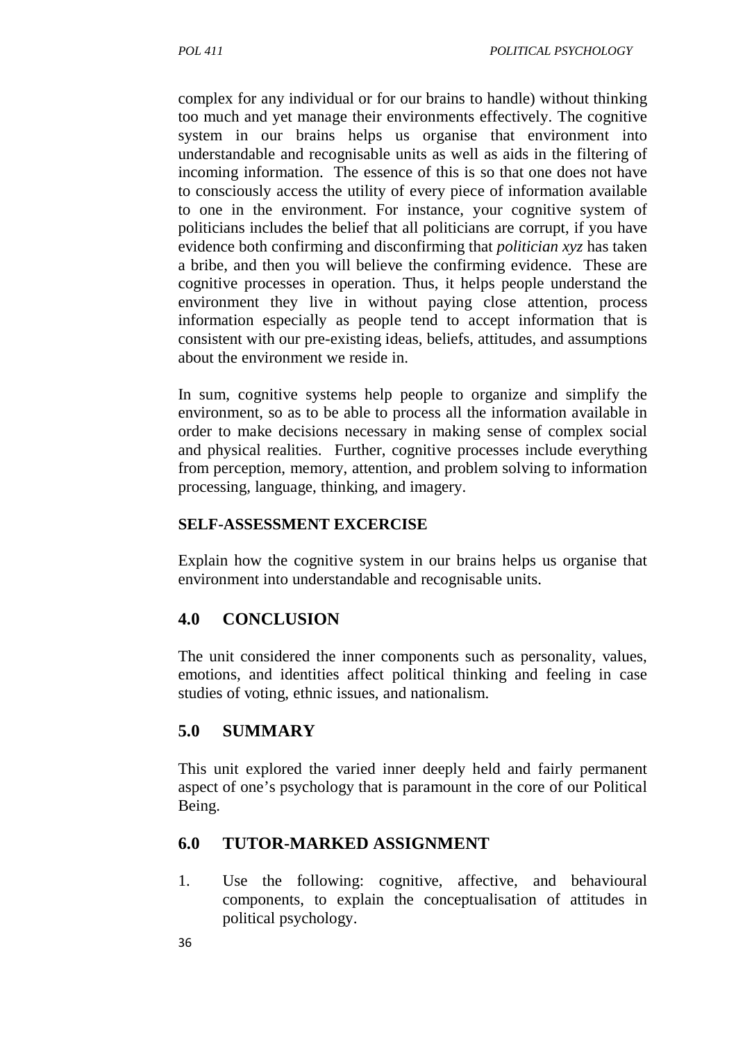complex for any individual or for our brains to handle) without thinking too much and yet manage their environments effectively. The cognitive system in our brains helps us organise that environment into understandable and recognisable units as well as aids in the filtering of incoming information. The essence of this is so that one does not have to consciously access the utility of every piece of information available to one in the environment. For instance, your cognitive system of politicians includes the belief that all politicians are corrupt, if you have evidence both confirming and disconfirming that *politician xyz* has taken a bribe, and then you will believe the confirming evidence. These are cognitive processes in operation. Thus, it helps people understand the environment they live in without paying close attention, process information especially as people tend to accept information that is consistent with our pre-existing ideas, beliefs, attitudes, and assumptions about the environment we reside in.

In sum, cognitive systems help people to organize and simplify the environment, so as to be able to process all the information available in order to make decisions necessary in making sense of complex social and physical realities. Further, cognitive processes include everything from perception, memory, attention, and problem solving to information processing, language, thinking, and imagery.

**SELF-ASSESSMENT EXCERCISE**

Explain how the cognitive system in our brains helps us organise that environment into understandable and recognisable units.

## 4.0 CONCLUSION

The unit considered the inner components such as personality, values, emotions, and identities affect political thinking and feeling in case studies of voting, ethnic issues, and nationalism.

## 5.0 SUMMARY

This unit explored the varied inner deeply held and fairly permanent aspect of one's psychology that is paramount in the core of our Political Being.

## 6.0 TUTOR-MARKED ASSIGNMENT

1. Use the following: cognitive, affective, and behavioural components, to explain the conceptualisation of attitudes in political psychology.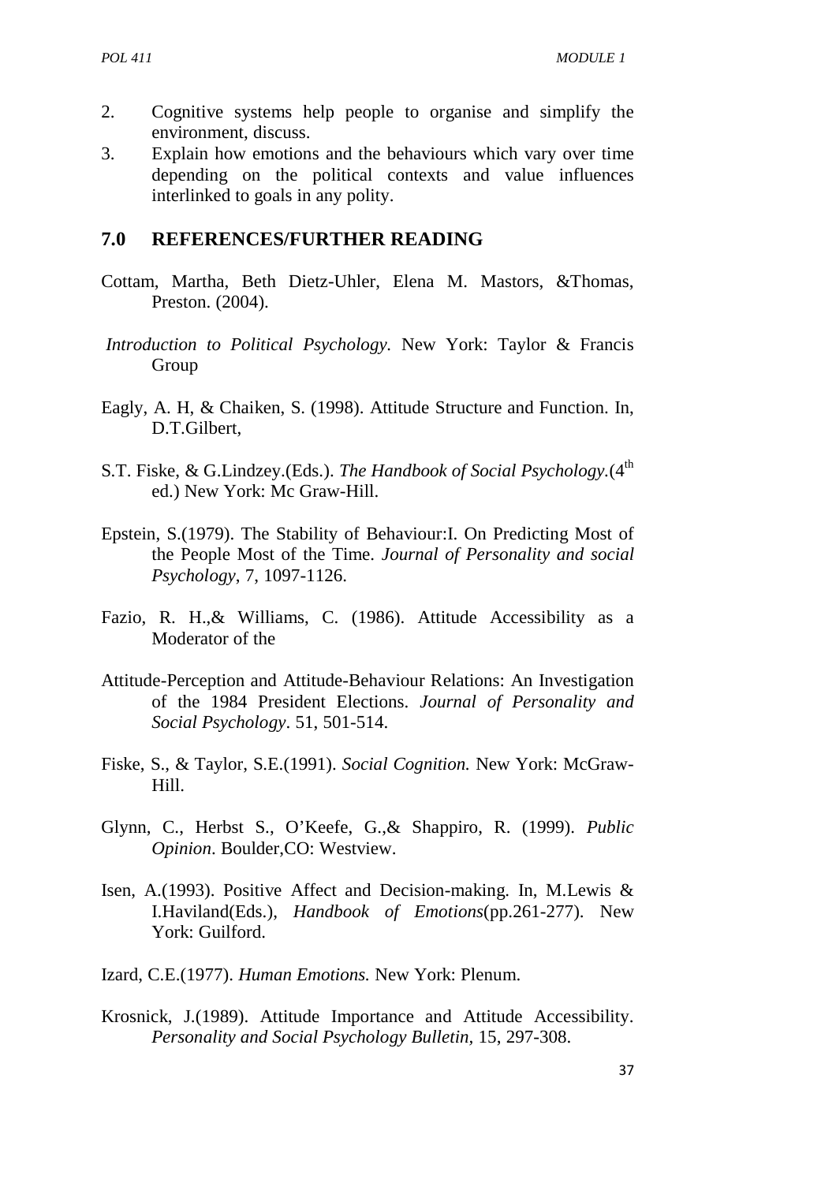2. Cognitive systems help people to organise and simplify the environment, discuss.
3. Explain how emotions and the behaviours which vary over time depending on the political contexts and value influences interlinked to goals in any polity.

## 7.0 REFERENCES/FURTHER READING

Cottam, Martha, Beth Dietz-Uhler, Elena M. Mastors, &Thomas, Preston. (2004).

*Introduction to Political Psychology.* New York: Taylor & Francis Group

Eagly, A. H, & Chaiken, S. (1998). Attitude Structure and Function. In, D.T.Gilbert,

S.T. Fiske, & G.Lindzey.(Eds.). *The Handbook of Social Psychology*.(4th ed.) New York: Mc Graw-Hill.

Epstein, S.(1979). The Stability of Behaviour:I. On Predicting Most of the People Most of the Time. *Journal of Personality and social Psychology*, 7, 1097-1126.

Fazio, R. H.,& Williams, C. (1986). Attitude Accessibility as a Moderator of the

Attitude-Perception and Attitude-Behaviour Relations: An Investigation of the 1984 President Elections. *Journal of Personality and Social Psychology*. 51, 501-514.

Fiske, S., & Taylor, S.E.(1991). *Social Cognition.* New York: McGraw-Hill.

Glynn, C., Herbst S., O'Keefe, G.,& Shappiro, R. (1999). *Public Opinion*. Boulder,CO: Westview.

Isen, A.(1993). Positive Affect and Decision-making. In, M.Lewis & I.Haviland(Eds.), *Handbook of Emotions*(pp.261-277). New York: Guilford.

Izard, C.E.(1977). *Human Emotions.* New York: Plenum.

Krosnick, J.(1989). Attitude Importance and Attitude Accessibility. *Personality and Social Psychology Bulletin,* 15, 297-308.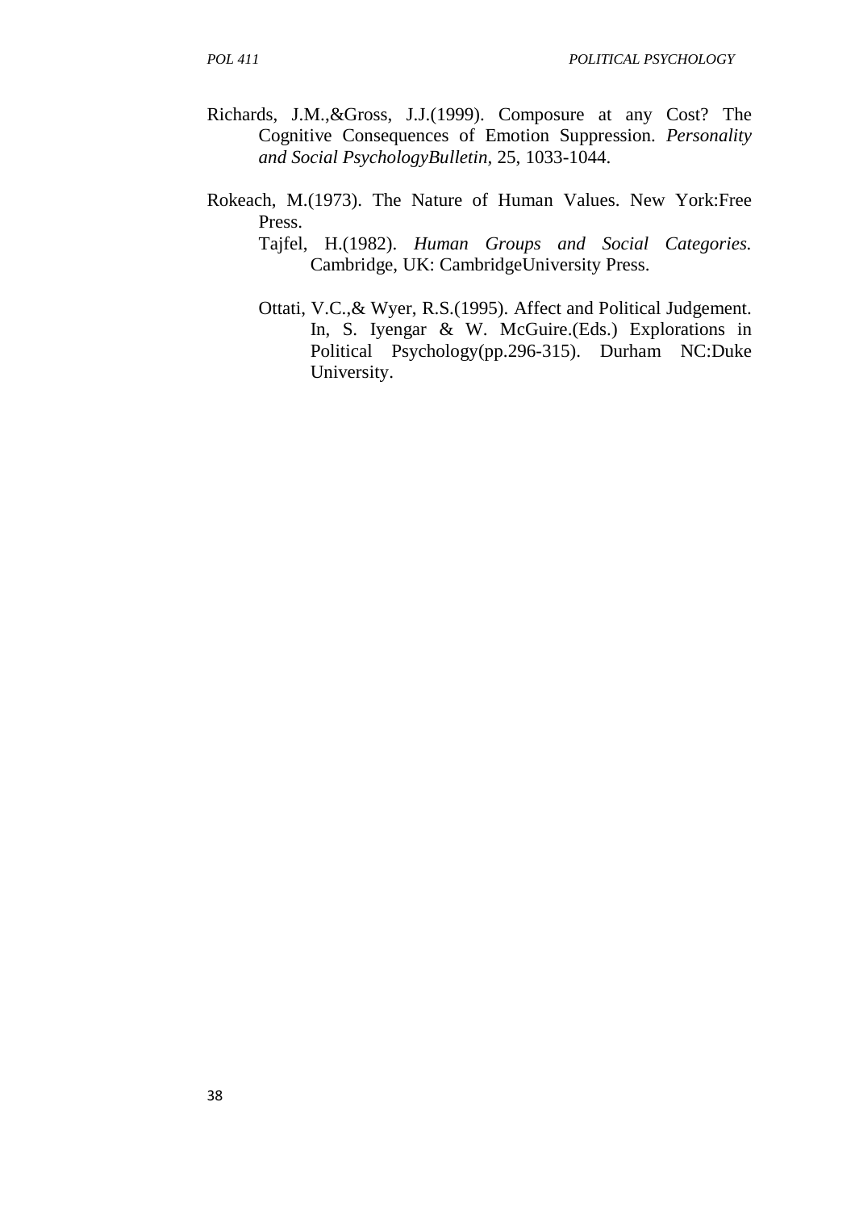Richards, J.M.,&Gross, J.J.(1999). Composure at any Cost? The Cognitive Consequences of Emotion Suppression. *Personality and Social PsychologyBulletin*, 25, 1033-1044.

Rokeach, M.(1973). The Nature of Human Values. New York:Free Press.

Tajfel, H.(1982). *Human Groups and Social Categories.* Cambridge, UK: CambridgeUniversity Press.

Ottati, V.C.,& Wyer, R.S.(1995). Affect and Political Judgement. In, S. Iyengar & W. McGuire.(Eds.) Explorations in Political Psychology(pp.296-315). Durham NC:Duke University.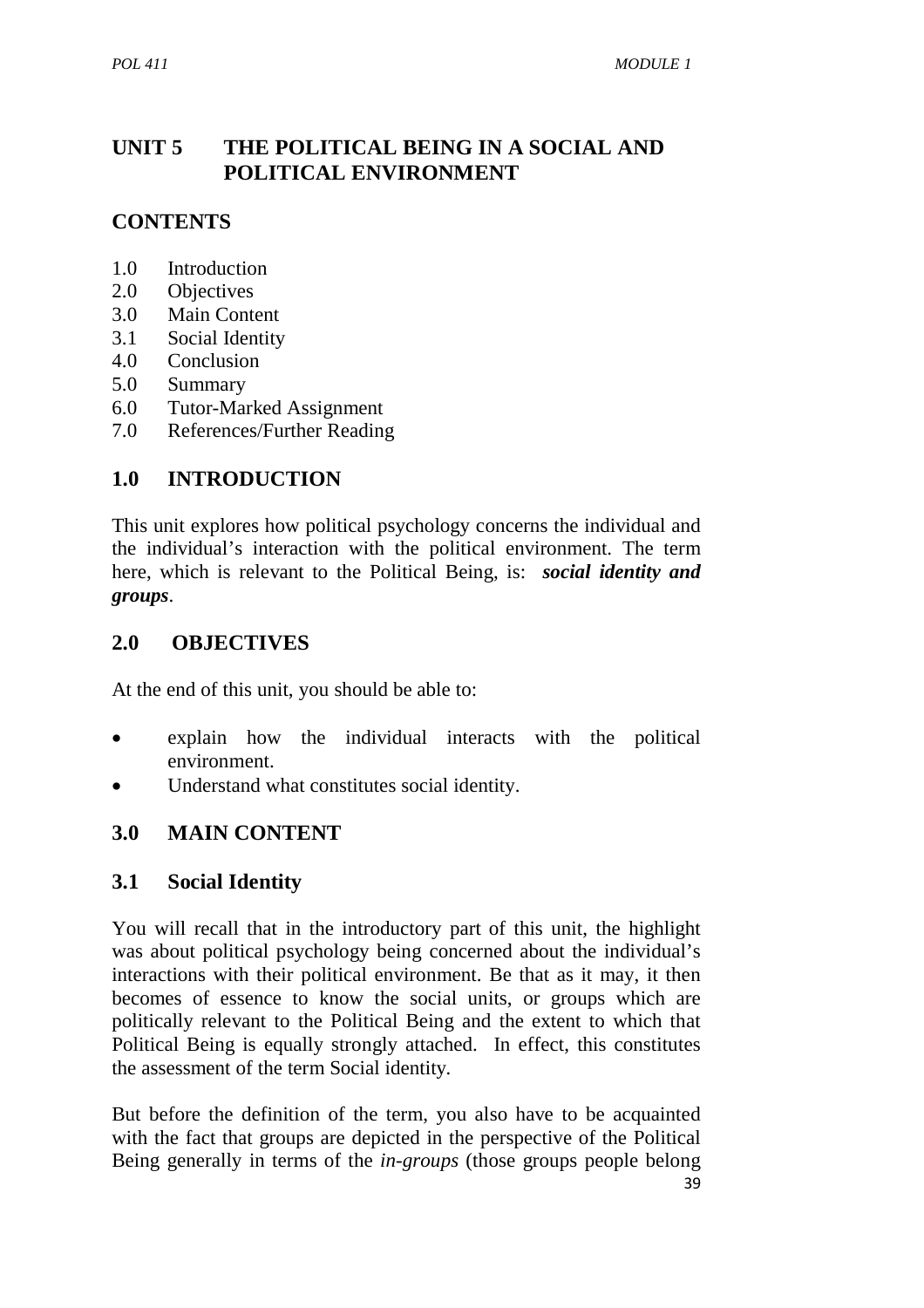# UNIT 5 THE POLITICAL BEING IN A SOCIAL AND POLITICAL ENVIRONMENT

## CONTENTS

1.0 Introduction
2.0 Objectives
3.0 Main Content
3.1 Social Identity
4.0 Conclusion
5.0 Summary
6.0 Tutor-Marked Assignment
7.0 References/Further Reading

## 1.0 INTRODUCTION

This unit explores how political psychology concerns the individual and the individual's interaction with the political environment. The term here, which is relevant to the Political Being, is: ***social identity and groups***.

## 2.0 OBJECTIVES

At the end of this unit, you should be able to:

- explain how the individual interacts with the political environment.
- Understand what constitutes social identity.

## 3.0 MAIN CONTENT

### 3.1 Social Identity

You will recall that in the introductory part of this unit, the highlight was about political psychology being concerned about the individual's interactions with their political environment. Be that as it may, it then becomes of essence to know the social units, or groups which are politically relevant to the Political Being and the extent to which that Political Being is equally strongly attached. In effect, this constitutes the assessment of the term Social identity.

But before the definition of the term, you also have to be acquainted with the fact that groups are depicted in the perspective of the Political Being generally in terms of the *in-groups* (those groups people belong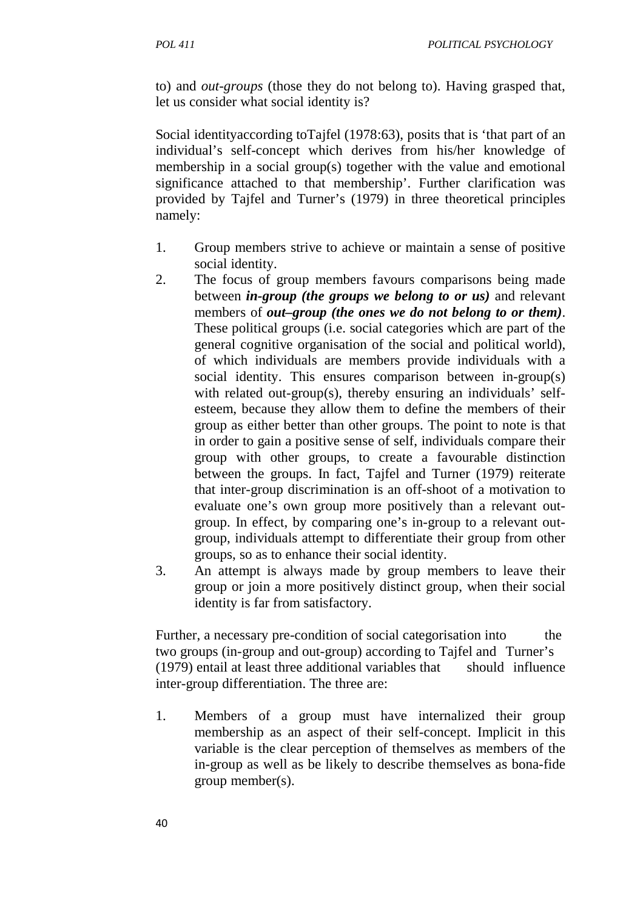to) and *out-groups* (those they do not belong to). Having grasped that, let us consider what social identity is?

Social identityaccording toTajfel (1978:63), posits that is 'that part of an individual's self-concept which derives from his/her knowledge of membership in a social group(s) together with the value and emotional significance attached to that membership'. Further clarification was provided by Tajfel and Turner's (1979) in three theoretical principles namely:

1. Group members strive to achieve or maintain a sense of positive social identity.
2. The focus of group members favours comparisons being made between ***in-group (the groups we belong to or us)*** and relevant members of ***out–group (the ones we do not belong to or them)***. These political groups (i.e. social categories which are part of the general cognitive organisation of the social and political world), of which individuals are members provide individuals with a social identity. This ensures comparison between in-group(s) with related out-group(s), thereby ensuring an individuals' self-esteem, because they allow them to define the members of their group as either better than other groups. The point to note is that in order to gain a positive sense of self, individuals compare their group with other groups, to create a favourable distinction between the groups. In fact, Tajfel and Turner (1979) reiterate that inter-group discrimination is an off-shoot of a motivation to evaluate one's own group more positively than a relevant out-group. In effect, by comparing one's in-group to a relevant out-group, individuals attempt to differentiate their group from other groups, so as to enhance their social identity.
3. An attempt is always made by group members to leave their group or join a more positively distinct group, when their social identity is far from satisfactory.

Further, a necessary pre-condition of social categorisation into the two groups (in-group and out-group) according to Tajfel and Turner's (1979) entail at least three additional variables that should influence inter-group differentiation. The three are:

1. Members of a group must have internalized their group membership as an aspect of their self-concept. Implicit in this variable is the clear perception of themselves as members of the in-group as well as be likely to describe themselves as bona-fide group member(s).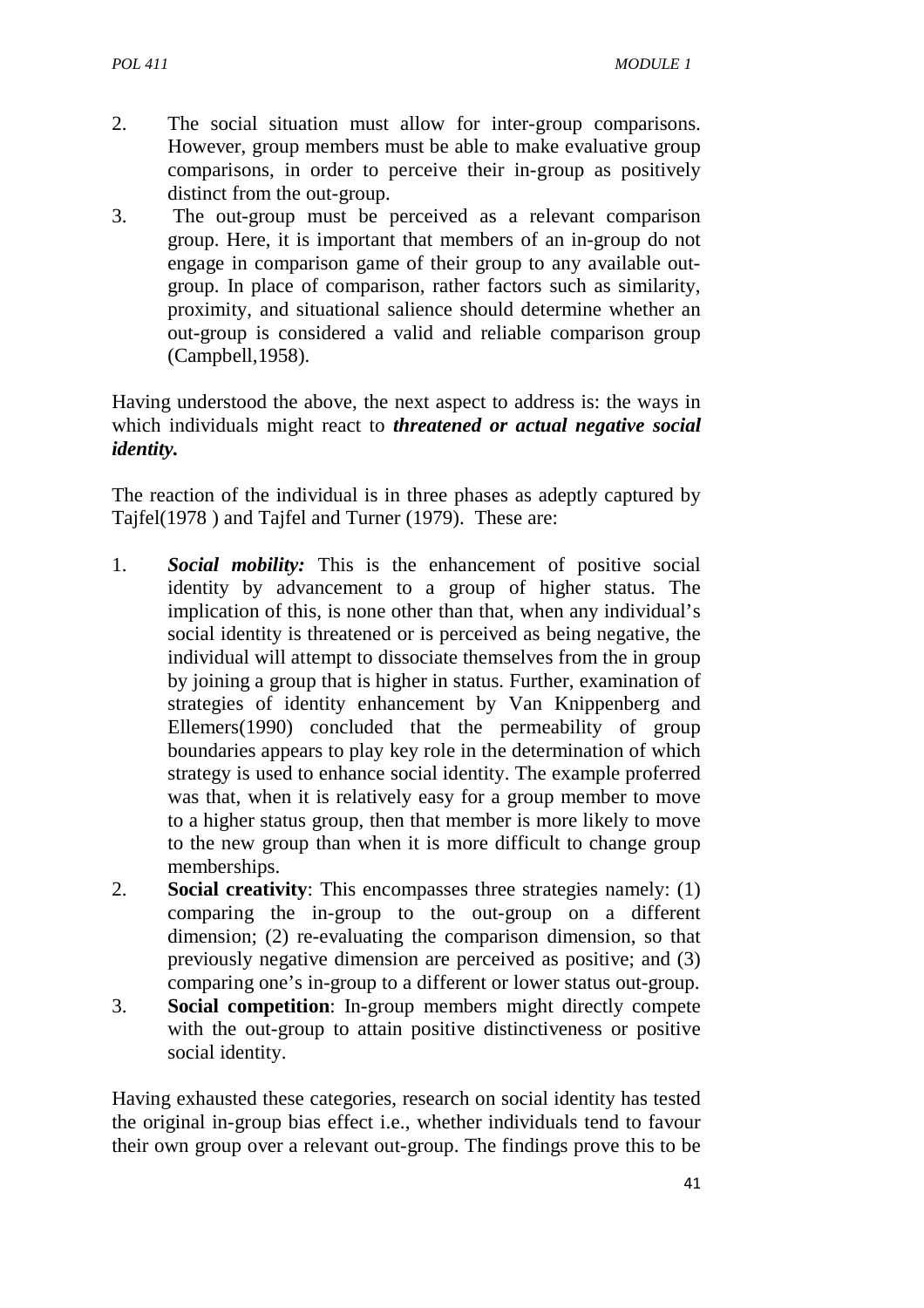2. The social situation must allow for inter-group comparisons. However, group members must be able to make evaluative group comparisons, in order to perceive their in-group as positively distinct from the out-group.
3. The out-group must be perceived as a relevant comparison group. Here, it is important that members of an in-group do not engage in comparison game of their group to any available out-group. In place of comparison, rather factors such as similarity, proximity, and situational salience should determine whether an out-group is considered a valid and reliable comparison group (Campbell,1958).

Having understood the above, the next aspect to address is: the ways in which individuals might react to ***threatened or actual negative social identity.***

The reaction of the individual is in three phases as adeptly captured by Tajfel(1978 ) and Tajfel and Turner (1979). These are:

1. ***Social mobility:*** This is the enhancement of positive social identity by advancement to a group of higher status. The implication of this, is none other than that, when any individual's social identity is threatened or is perceived as being negative, the individual will attempt to dissociate themselves from the in group by joining a group that is higher in status. Further, examination of strategies of identity enhancement by Van Knippenberg and Ellemers(1990) concluded that the permeability of group boundaries appears to play key role in the determination of which strategy is used to enhance social identity. The example proferred was that, when it is relatively easy for a group member to move to a higher status group, then that member is more likely to move to the new group than when it is more difficult to change group memberships.
2. **Social creativity**: This encompasses three strategies namely: (1) comparing the in-group to the out-group on a different dimension; (2) re-evaluating the comparison dimension, so that previously negative dimension are perceived as positive; and (3) comparing one's in-group to a different or lower status out-group.
3. **Social competition**: In-group members might directly compete with the out-group to attain positive distinctiveness or positive social identity.

Having exhausted these categories, research on social identity has tested the original in-group bias effect i.e., whether individuals tend to favour their own group over a relevant out-group. The findings prove this to be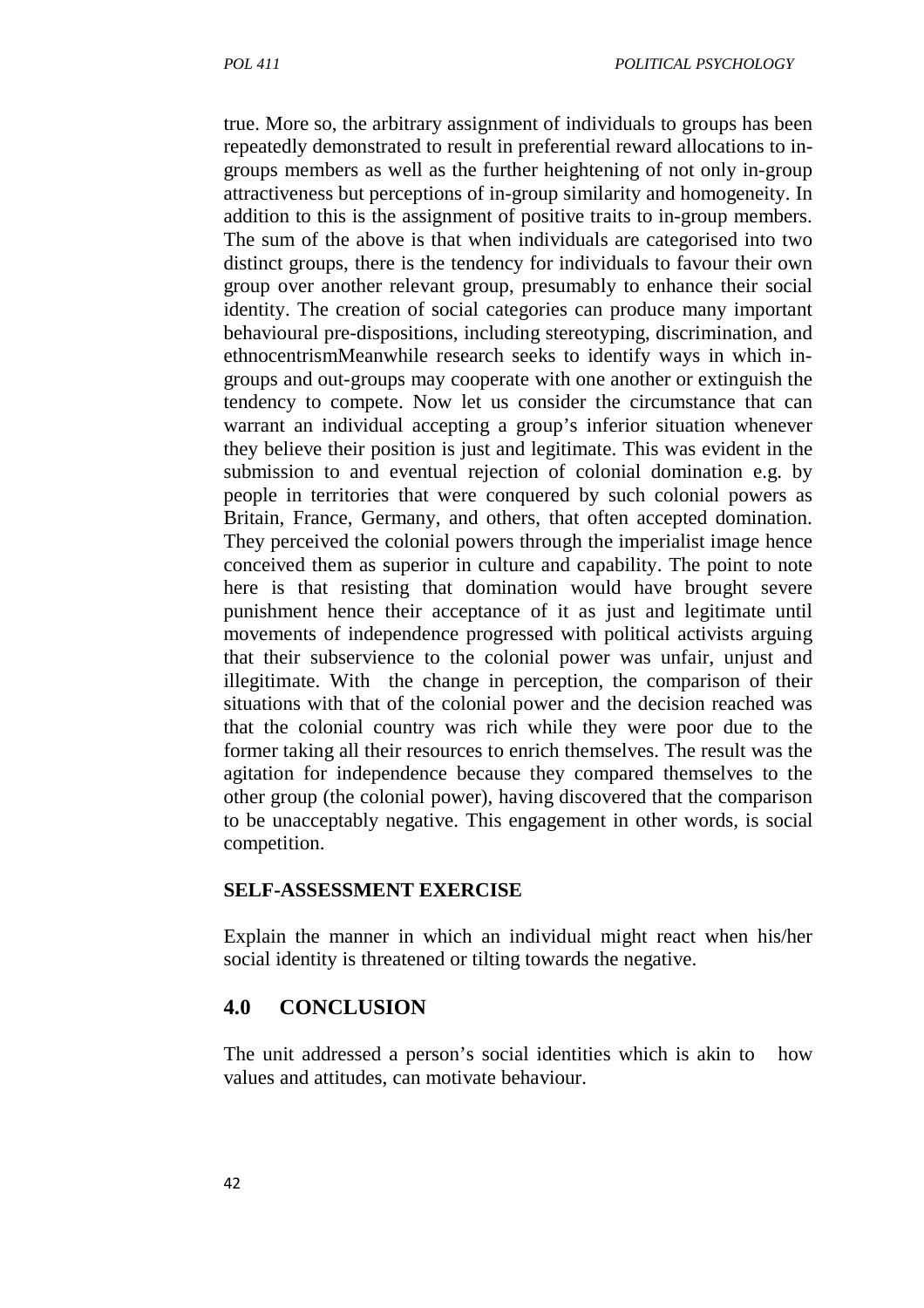true. More so, the arbitrary assignment of individuals to groups has been repeatedly demonstrated to result in preferential reward allocations to in-groups members as well as the further heightening of not only in-group attractiveness but perceptions of in-group similarity and homogeneity. In addition to this is the assignment of positive traits to in-group members. The sum of the above is that when individuals are categorised into two distinct groups, there is the tendency for individuals to favour their own group over another relevant group, presumably to enhance their social identity. The creation of social categories can produce many important behavioural pre-dispositions, including stereotyping, discrimination, and ethnocentrismMeanwhile research seeks to identify ways in which in-groups and out-groups may cooperate with one another or extinguish the tendency to compete. Now let us consider the circumstance that can warrant an individual accepting a group's inferior situation whenever they believe their position is just and legitimate. This was evident in the submission to and eventual rejection of colonial domination e.g. by people in territories that were conquered by such colonial powers as Britain, France, Germany, and others, that often accepted domination. They perceived the colonial powers through the imperialist image hence conceived them as superior in culture and capability. The point to note here is that resisting that domination would have brought severe punishment hence their acceptance of it as just and legitimate until movements of independence progressed with political activists arguing that their subservience to the colonial power was unfair, unjust and illegitimate. With the change in perception, the comparison of their situations with that of the colonial power and the decision reached was that the colonial country was rich while they were poor due to the former taking all their resources to enrich themselves. The result was the agitation for independence because they compared themselves to the other group (the colonial power), having discovered that the comparison to be unacceptably negative. This engagement in other words, is social competition.

**SELF-ASSESSMENT EXERCISE**

Explain the manner in which an individual might react when his/her social identity is threatened or tilting towards the negative.

## 4.0 CONCLUSION

The unit addressed a person's social identities which is akin to how values and attitudes, can motivate behaviour.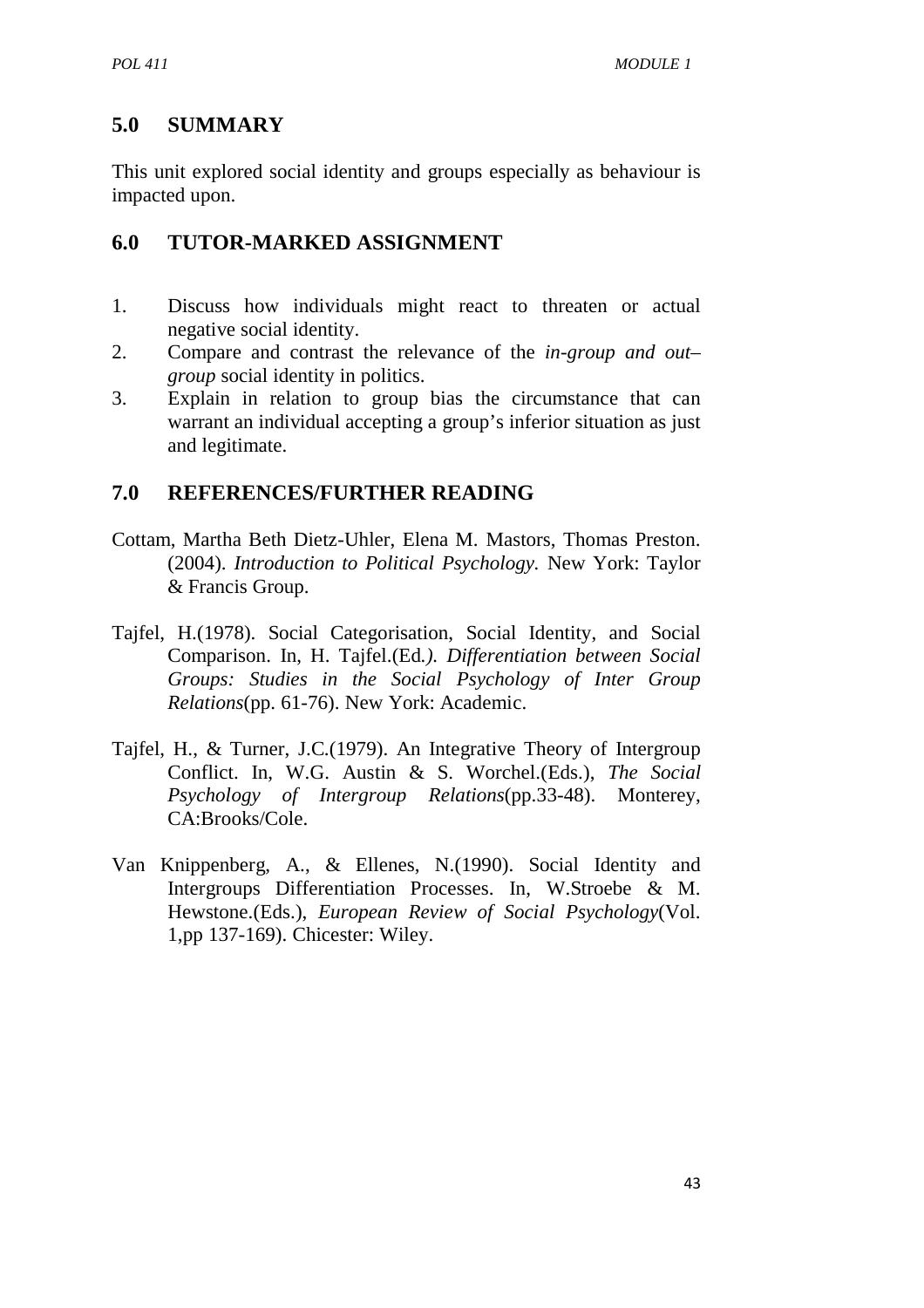## 5.0 SUMMARY

This unit explored social identity and groups especially as behaviour is impacted upon.

## 6.0 TUTOR-MARKED ASSIGNMENT

1. Discuss how individuals might react to threaten or actual negative social identity.
2. Compare and contrast the relevance of the *in-group and out–group* social identity in politics.
3. Explain in relation to group bias the circumstance that can warrant an individual accepting a group's inferior situation as just and legitimate.

## 7.0 REFERENCES/FURTHER READING

Cottam, Martha Beth Dietz-Uhler, Elena M. Mastors, Thomas Preston. (2004). *Introduction to Political Psychology.* New York: Taylor & Francis Group.

Tajfel, H.(1978). Social Categorisation, Social Identity, and Social Comparison. In, H. Tajfel.(Ed*.). Differentiation between Social Groups: Studies in the Social Psychology of Inter Group Relations*(pp. 61-76). New York: Academic.

Tajfel, H., & Turner, J.C.(1979). An Integrative Theory of Intergroup Conflict. In, W.G. Austin & S. Worchel.(Eds.), *The Social Psychology of Intergroup Relations*(pp.33-48). Monterey, CA:Brooks/Cole.

Van Knippenberg, A., & Ellenes, N.(1990). Social Identity and Intergroups Differentiation Processes. In, W.Stroebe & M. Hewstone.(Eds.), *European Review of Social Psychology*(Vol. 1,pp 137-169). Chicester: Wiley.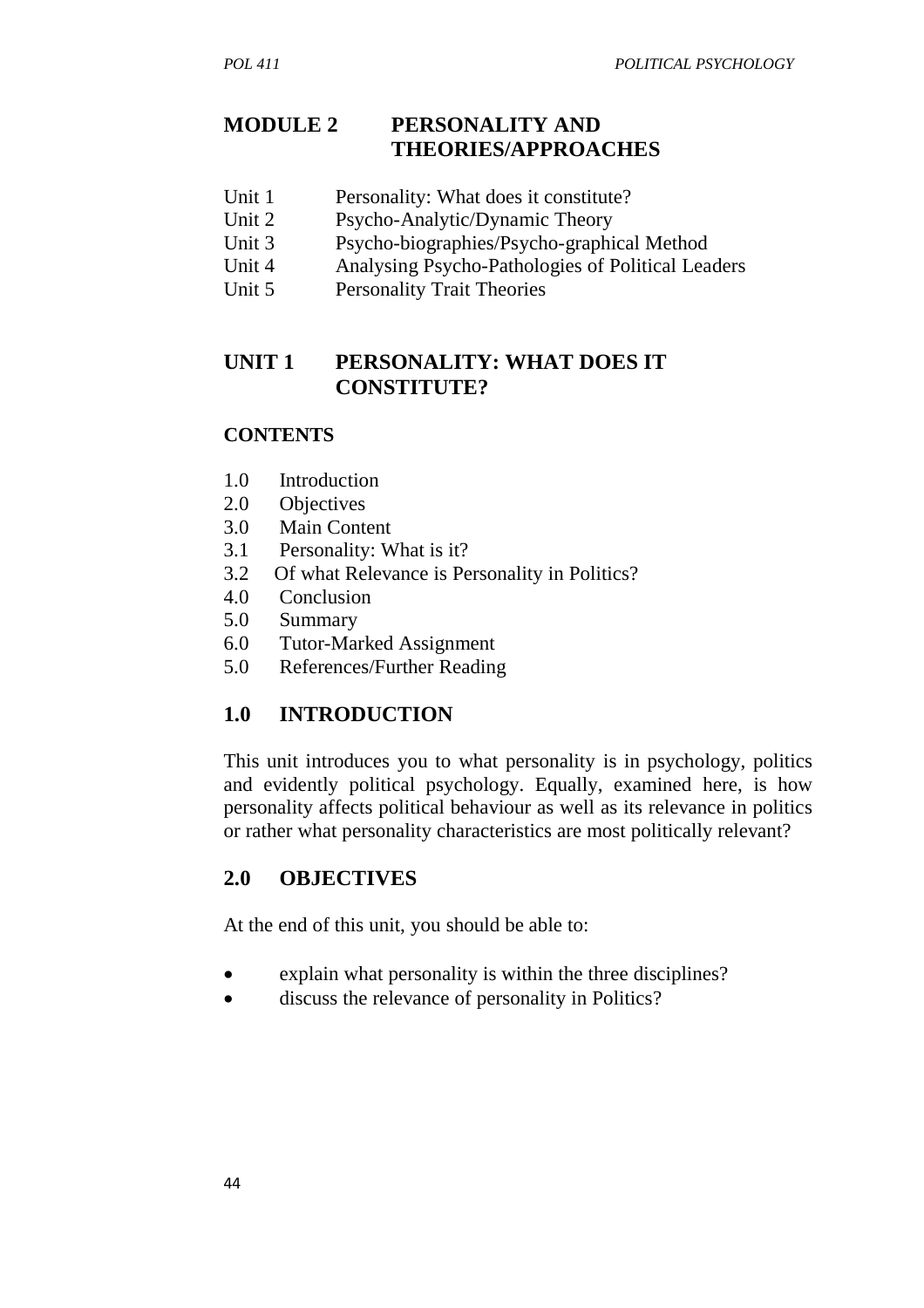# MODULE 2 PERSONALITY AND THEORIES/APPROACHES

- Unit 1 Personality: What does it constitute?
- Unit 2 Psycho-Analytic/Dynamic Theory
- Unit 3 Psycho-biographies/Psycho-graphical Method
- Unit 4 Analysing Psycho-Pathologies of Political Leaders
- Unit 5 Personality Trait Theories

## UNIT 1 PERSONALITY: WHAT DOES IT CONSTITUTE?

### CONTENTS

- 1.0 Introduction
- 2.0 Objectives
- 3.0 Main Content
- 3.1 Personality: What is it?
- 3.2 Of what Relevance is Personality in Politics?
- 4.0 Conclusion
- 5.0 Summary
- 6.0 Tutor-Marked Assignment
- 5.0 References/Further Reading

### 1.0 INTRODUCTION

This unit introduces you to what personality is in psychology, politics and evidently political psychology. Equally, examined here, is how personality affects political behaviour as well as its relevance in politics or rather what personality characteristics are most politically relevant?

### 2.0 OBJECTIVES

At the end of this unit, you should be able to:

- explain what personality is within the three disciplines?
- discuss the relevance of personality in Politics?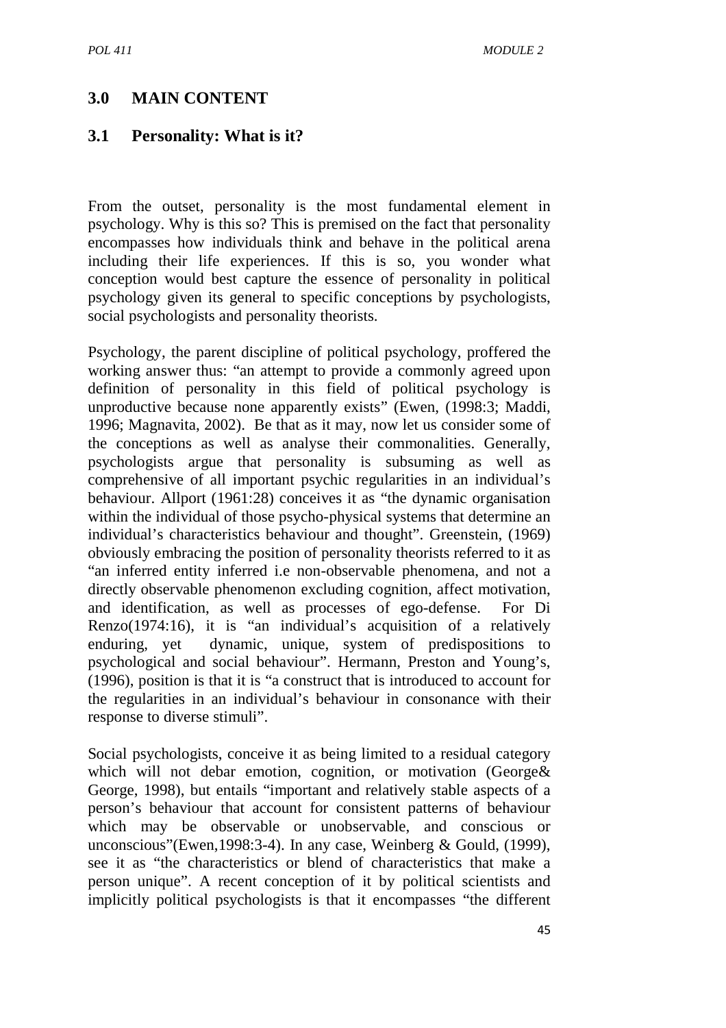## 3.0 MAIN CONTENT

### 3.1 Personality: What is it?

From the outset, personality is the most fundamental element in psychology. Why is this so? This is premised on the fact that personality encompasses how individuals think and behave in the political arena including their life experiences. If this is so, you wonder what conception would best capture the essence of personality in political psychology given its general to specific conceptions by psychologists, social psychologists and personality theorists.

Psychology, the parent discipline of political psychology, proffered the working answer thus: "an attempt to provide a commonly agreed upon definition of personality in this field of political psychology is unproductive because none apparently exists" (Ewen, (1998:3; Maddi, 1996; Magnavita, 2002). Be that as it may, now let us consider some of the conceptions as well as analyse their commonalities. Generally, psychologists argue that personality is subsuming as well as comprehensive of all important psychic regularities in an individual's behaviour. Allport (1961:28) conceives it as "the dynamic organisation within the individual of those psycho-physical systems that determine an individual's characteristics behaviour and thought". Greenstein, (1969) obviously embracing the position of personality theorists referred to it as "an inferred entity inferred i.e non-observable phenomena, and not a directly observable phenomenon excluding cognition, affect motivation, and identification, as well as processes of ego-defense. For Di Renzo(1974:16), it is "an individual's acquisition of a relatively enduring, yet dynamic, unique, system of predispositions to psychological and social behaviour". Hermann, Preston and Young's, (1996), position is that it is "a construct that is introduced to account for the regularities in an individual's behaviour in consonance with their response to diverse stimuli".

Social psychologists, conceive it as being limited to a residual category which will not debar emotion, cognition, or motivation (George& George, 1998), but entails "important and relatively stable aspects of a person's behaviour that account for consistent patterns of behaviour which may be observable or unobservable, and conscious or unconscious"(Ewen,1998:3-4). In any case, Weinberg & Gould, (1999), see it as "the characteristics or blend of characteristics that make a person unique". A recent conception of it by political scientists and implicitly political psychologists is that it encompasses "the different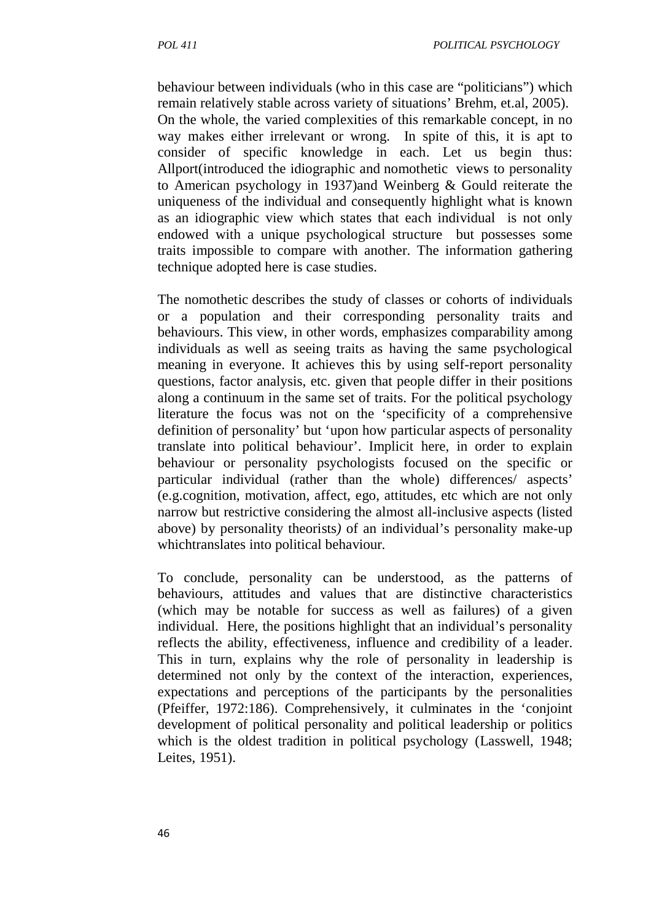behaviour between individuals (who in this case are "politicians") which remain relatively stable across variety of situations' Brehm, et.al, 2005). On the whole, the varied complexities of this remarkable concept, in no way makes either irrelevant or wrong. In spite of this, it is apt to consider of specific knowledge in each. Let us begin thus: Allport(introduced the idiographic and nomothetic views to personality to American psychology in 1937)and Weinberg & Gould reiterate the uniqueness of the individual and consequently highlight what is known as an idiographic view which states that each individual is not only endowed with a unique psychological structure but possesses some traits impossible to compare with another. The information gathering technique adopted here is case studies.

The nomothetic describes the study of classes or cohorts of individuals or a population and their corresponding personality traits and behaviours. This view, in other words, emphasizes comparability among individuals as well as seeing traits as having the same psychological meaning in everyone. It achieves this by using self-report personality questions, factor analysis, etc. given that people differ in their positions along a continuum in the same set of traits. For the political psychology literature the focus was not on the 'specificity of a comprehensive definition of personality' but 'upon how particular aspects of personality translate into political behaviour'. Implicit here, in order to explain behaviour or personality psychologists focused on the specific or particular individual (rather than the whole) differences/ aspects' (e.g.cognition, motivation, affect, ego, attitudes, etc which are not only narrow but restrictive considering the almost all-inclusive aspects (listed above) by personality theorists*)* of an individual's personality make-up whichtranslates into political behaviour.

To conclude, personality can be understood, as the patterns of behaviours, attitudes and values that are distinctive characteristics (which may be notable for success as well as failures) of a given individual. Here, the positions highlight that an individual's personality reflects the ability, effectiveness, influence and credibility of a leader. This in turn, explains why the role of personality in leadership is determined not only by the context of the interaction, experiences, expectations and perceptions of the participants by the personalities (Pfeiffer, 1972:186). Comprehensively, it culminates in the 'conjoint development of political personality and political leadership or politics which is the oldest tradition in political psychology (Lasswell, 1948; Leites, 1951).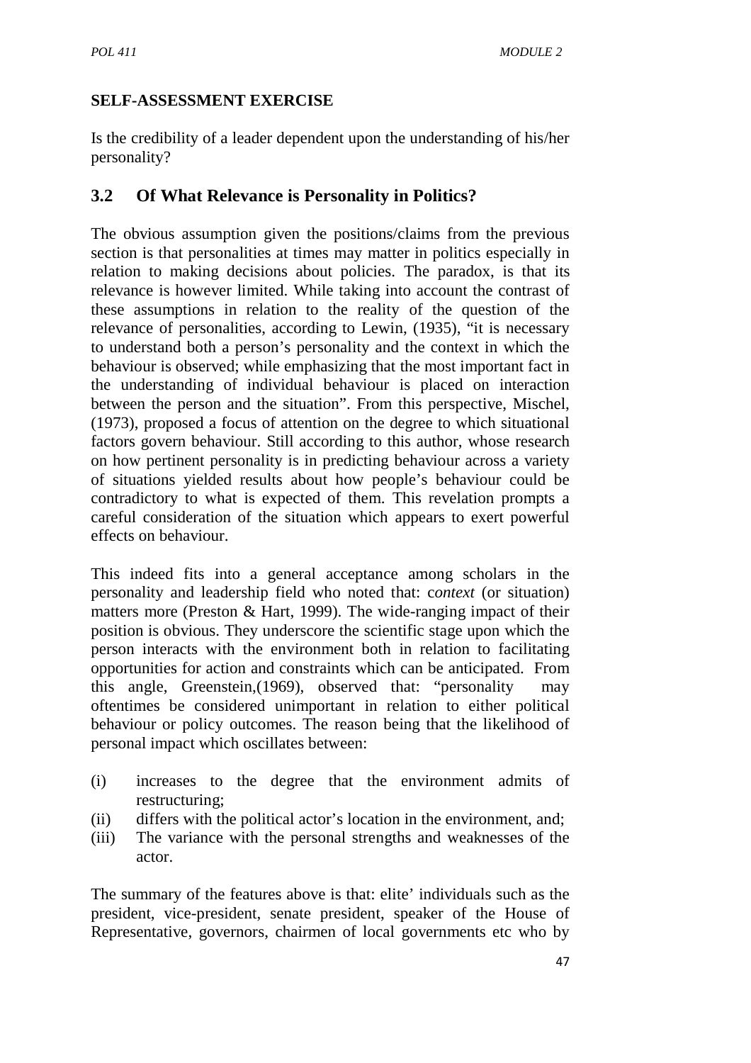## SELF-ASSESSMENT EXERCISE

Is the credibility of a leader dependent upon the understanding of his/her personality?

## 3.2 Of What Relevance is Personality in Politics?

The obvious assumption given the positions/claims from the previous section is that personalities at times may matter in politics especially in relation to making decisions about policies. The paradox, is that its relevance is however limited. While taking into account the contrast of these assumptions in relation to the reality of the question of the relevance of personalities, according to Lewin, (1935), "it is necessary to understand both a person's personality and the context in which the behaviour is observed; while emphasizing that the most important fact in the understanding of individual behaviour is placed on interaction between the person and the situation". From this perspective, Mischel, (1973), proposed a focus of attention on the degree to which situational factors govern behaviour. Still according to this author, whose research on how pertinent personality is in predicting behaviour across a variety of situations yielded results about how people's behaviour could be contradictory to what is expected of them. This revelation prompts a careful consideration of the situation which appears to exert powerful effects on behaviour.

This indeed fits into a general acceptance among scholars in the personality and leadership field who noted that: c*ontext* (or situation) matters more (Preston & Hart, 1999). The wide-ranging impact of their position is obvious. They underscore the scientific stage upon which the person interacts with the environment both in relation to facilitating opportunities for action and constraints which can be anticipated. From this angle, Greenstein,(1969), observed that: "personality may oftentimes be considered unimportant in relation to either political behaviour or policy outcomes. The reason being that the likelihood of personal impact which oscillates between:

(i) increases to the degree that the environment admits of restructuring;
(ii) differs with the political actor's location in the environment, and;
(iii) The variance with the personal strengths and weaknesses of the actor.

The summary of the features above is that: elite' individuals such as the president, vice-president, senate president, speaker of the House of Representative, governors, chairmen of local governments etc who by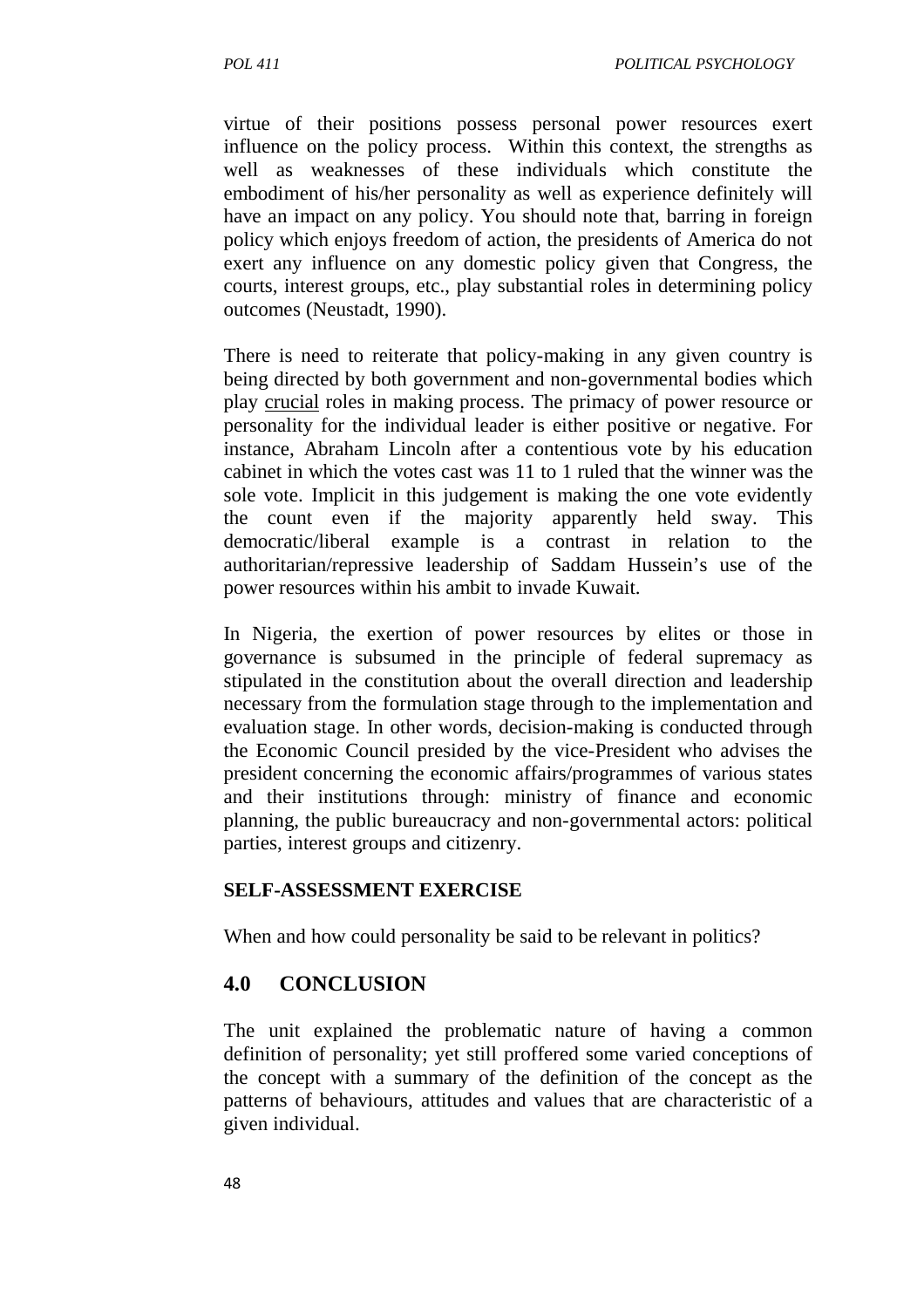virtue of their positions possess personal power resources exert influence on the policy process. Within this context, the strengths as well as weaknesses of these individuals which constitute the embodiment of his/her personality as well as experience definitely will have an impact on any policy. You should note that, barring in foreign policy which enjoys freedom of action, the presidents of America do not exert any influence on any domestic policy given that Congress, the courts, interest groups, etc., play substantial roles in determining policy outcomes (Neustadt, 1990).

There is need to reiterate that policy-making in any given country is being directed by both government and non-governmental bodies which play crucial roles in making process. The primacy of power resource or personality for the individual leader is either positive or negative. For instance, Abraham Lincoln after a contentious vote by his education cabinet in which the votes cast was 11 to 1 ruled that the winner was the sole vote. Implicit in this judgement is making the one vote evidently the count even if the majority apparently held sway. This democratic/liberal example is a contrast in relation to the authoritarian/repressive leadership of Saddam Hussein's use of the power resources within his ambit to invade Kuwait.

In Nigeria, the exertion of power resources by elites or those in governance is subsumed in the principle of federal supremacy as stipulated in the constitution about the overall direction and leadership necessary from the formulation stage through to the implementation and evaluation stage. In other words, decision-making is conducted through the Economic Council presided by the vice-President who advises the president concerning the economic affairs/programmes of various states and their institutions through: ministry of finance and economic planning, the public bureaucracy and non-governmental actors: political parties, interest groups and citizenry.

**SELF-ASSESSMENT EXERCISE**

When and how could personality be said to be relevant in politics?

## 4.0 CONCLUSION

The unit explained the problematic nature of having a common definition of personality; yet still proffered some varied conceptions of the concept with a summary of the definition of the concept as the patterns of behaviours, attitudes and values that are characteristic of a given individual.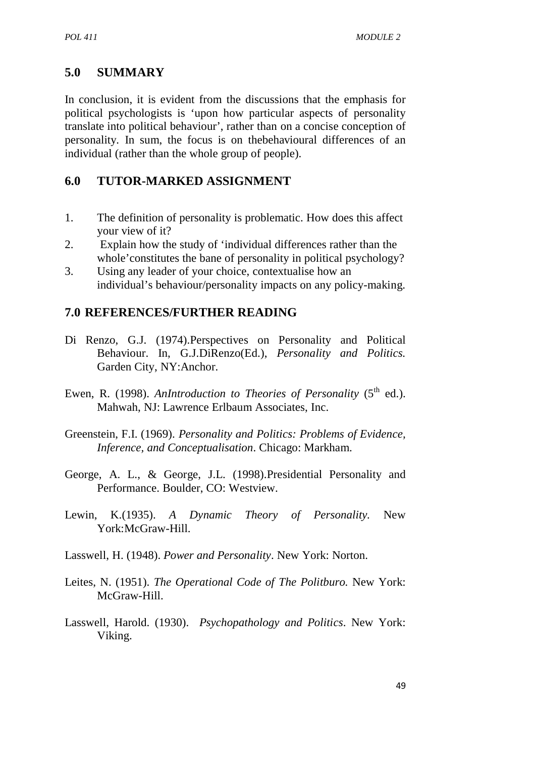## 5.0 SUMMARY

In conclusion, it is evident from the discussions that the emphasis for political psychologists is 'upon how particular aspects of personality translate into political behaviour', rather than on a concise conception of personality. In sum, the focus is on thebehavioural differences of an individual (rather than the whole group of people).

## 6.0 TUTOR-MARKED ASSIGNMENT

1. The definition of personality is problematic. How does this affect your view of it?
2. Explain how the study of 'individual differences rather than the whole'constitutes the bane of personality in political psychology?
3. Using any leader of your choice, contextualise how an individual's behaviour/personality impacts on any policy-making.

## 7.0 REFERENCES/FURTHER READING

Di Renzo, G.J. (1974).Perspectives on Personality and Political Behaviour. In, G.J.DiRenzo(Ed.), *Personality and Politics.* Garden City, NY:Anchor.

Ewen, R. (1998). *AnIntroduction to Theories of Personality* (5th ed.). Mahwah, NJ: Lawrence Erlbaum Associates, Inc.

Greenstein, F.I. (1969). *Personality and Politics: Problems of Evidence, Inference, and Conceptualisation*. Chicago: Markham.

George, A. L., & George, J.L. (1998).Presidential Personality and Performance. Boulder, CO: Westview.

Lewin, K.(1935). *A Dynamic Theory of Personality.* New York:McGraw-Hill.

Lasswell, H. (1948). *Power and Personality*. New York: Norton.

Leites, N. (1951). *The Operational Code of The Politburo.* New York: McGraw-Hill.

Lasswell, Harold. (1930). *Psychopathology and Politics*. New York: Viking.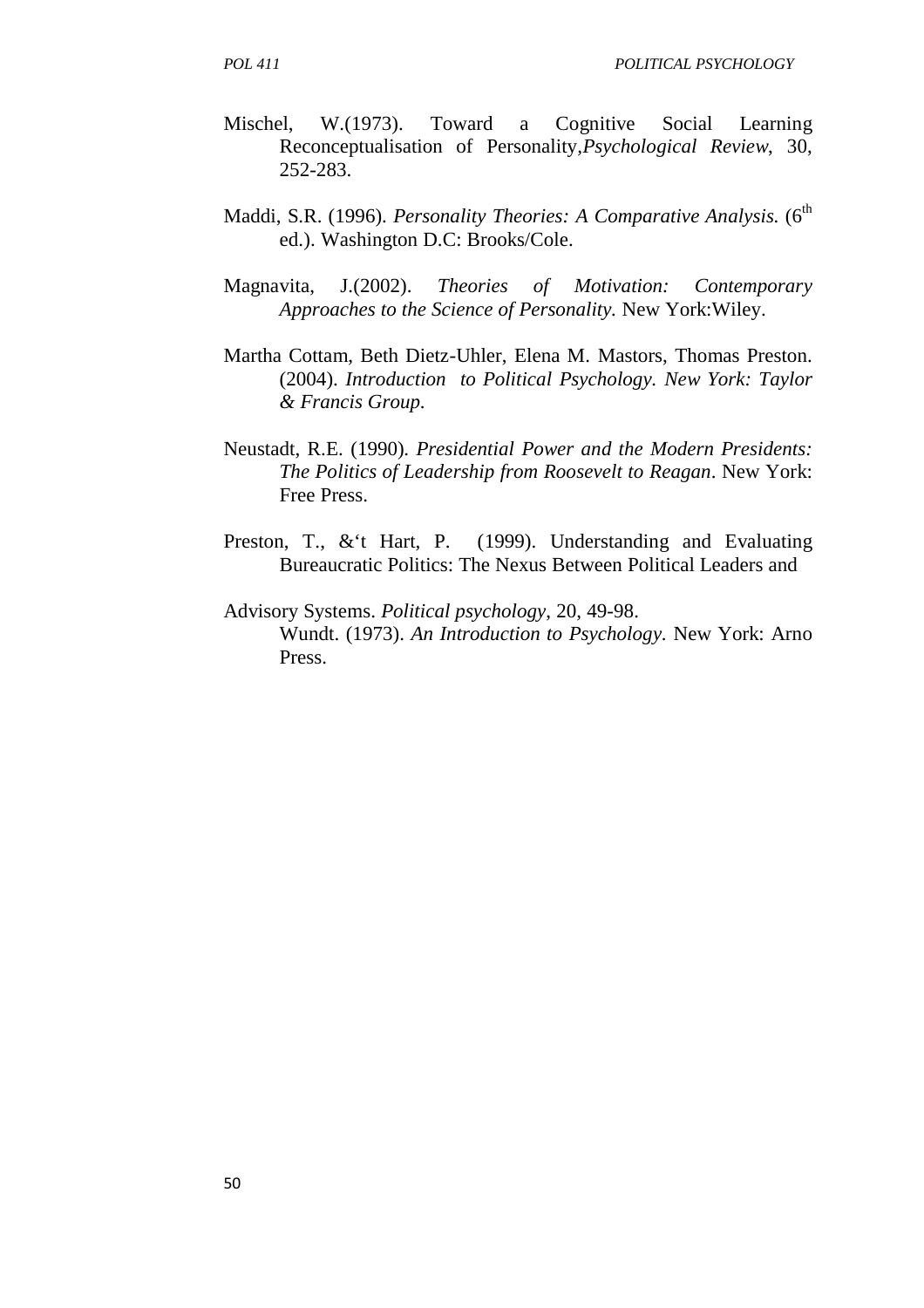Mischel, W.(1973). Toward a Cognitive Social Learning Reconceptualisation of Personality,*Psychological Review*, 30, 252-283.

Maddi, S.R. (1996). *Personality Theories: A Comparative Analysis.* (6th ed.). Washington D.C: Brooks/Cole.

Magnavita, J.(2002). *Theories of Motivation: Contemporary Approaches to the Science of Personality.* New York:Wiley.

Martha Cottam, Beth Dietz-Uhler, Elena M. Mastors, Thomas Preston. (2004). *Introduction to Political Psychology. New York: Taylor & Francis Group.*

Neustadt, R.E. (1990). *Presidential Power and the Modern Presidents: The Politics of Leadership from Roosevelt to Reagan*. New York: Free Press.

Preston, T., &'t Hart, P. (1999). Understanding and Evaluating Bureaucratic Politics: The Nexus Between Political Leaders and

Advisory Systems. *Political psychology*, 20, 49-98.

Wundt. (1973). *An Introduction to Psychology.* New York: Arno Press.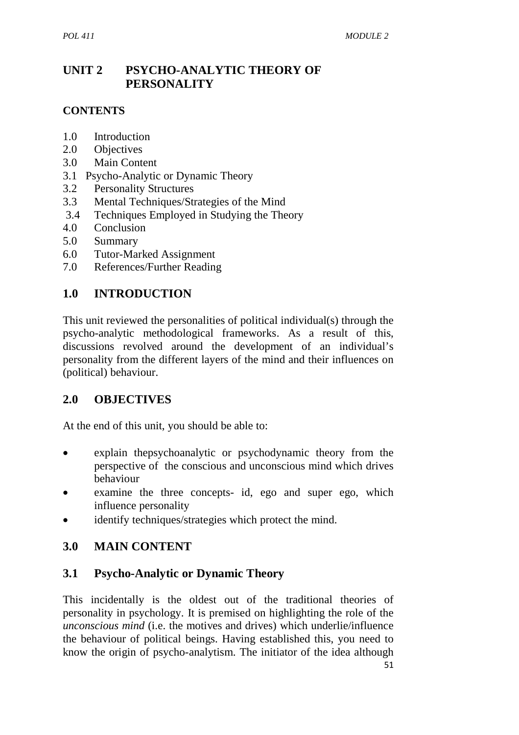# UNIT 2 PSYCHO-ANALYTIC THEORY OF PERSONALITY

**CONTENTS**

1.0 Introduction
2.0 Objectives
3.0 Main Content
3.1 Psycho-Analytic or Dynamic Theory
3.2 Personality Structures
3.3 Mental Techniques/Strategies of the Mind
3.4 Techniques Employed in Studying the Theory
4.0 Conclusion
5.0 Summary
6.0 Tutor-Marked Assignment
7.0 References/Further Reading

## 1.0 INTRODUCTION

This unit reviewed the personalities of political individual(s) through the psycho-analytic methodological frameworks. As a result of this, discussions revolved around the development of an individual's personality from the different layers of the mind and their influences on (political) behaviour.

## 2.0 OBJECTIVES

At the end of this unit, you should be able to:

- explain thepsychoanalytic or psychodynamic theory from the perspective of the conscious and unconscious mind which drives behaviour
- examine the three concepts- id, ego and super ego, which influence personality
- identify techniques/strategies which protect the mind.

## 3.0 MAIN CONTENT

### 3.1 Psycho-Analytic or Dynamic Theory

This incidentally is the oldest out of the traditional theories of personality in psychology. It is premised on highlighting the role of the *unconscious mind* (i.e. the motives and drives) which underlie/influence the behaviour of political beings. Having established this, you need to know the origin of psycho-analytism. The initiator of the idea although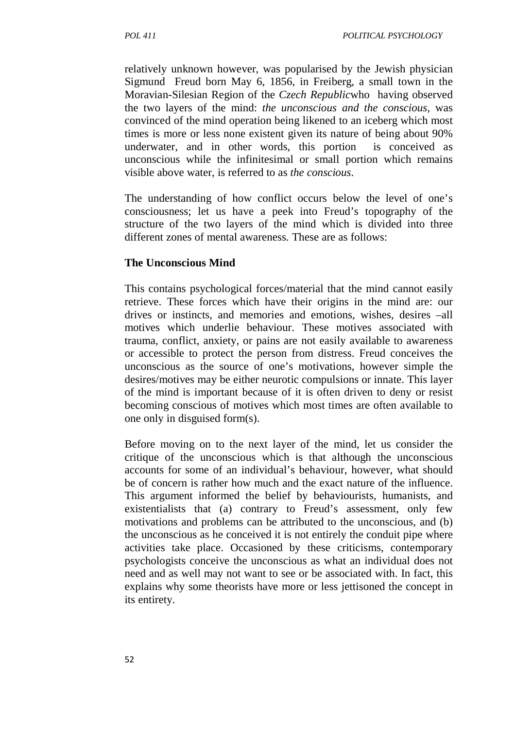relatively unknown however, was popularised by the Jewish physician Sigmund Freud born May 6, 1856, in Freiberg, a small town in the Moravian-Silesian Region of the *Czech Republic*who having observed the two layers of the mind: *the unconscious and the conscious*, was convinced of the mind operation being likened to an iceberg which most times is more or less none existent given its nature of being about 90% underwater, and in other words, this portion is conceived as unconscious while the infinitesimal or small portion which remains visible above water, is referred to as *the conscious*.

The understanding of how conflict occurs below the level of one's consciousness; let us have a peek into Freud's topography of the structure of the two layers of the mind which is divided into three different zones of mental awareness. These are as follows:

**The Unconscious Mind**

This contains psychological forces/material that the mind cannot easily retrieve. These forces which have their origins in the mind are: our drives or instincts, and memories and emotions, wishes, desires –all motives which underlie behaviour. These motives associated with trauma, conflict, anxiety, or pains are not easily available to awareness or accessible to protect the person from distress. Freud conceives the unconscious as the source of one's motivations, however simple the desires/motives may be either neurotic compulsions or innate. This layer of the mind is important because of it is often driven to deny or resist becoming conscious of motives which most times are often available to one only in disguised form(s).

Before moving on to the next layer of the mind, let us consider the critique of the unconscious which is that although the unconscious accounts for some of an individual's behaviour, however, what should be of concern is rather how much and the exact nature of the influence. This argument informed the belief by behaviourists, humanists, and existentialists that (a) contrary to Freud's assessment, only few motivations and problems can be attributed to the unconscious, and (b) the unconscious as he conceived it is not entirely the conduit pipe where activities take place. Occasioned by these criticisms, contemporary psychologists conceive the unconscious as what an individual does not need and as well may not want to see or be associated with. In fact, this explains why some theorists have more or less jettisoned the concept in its entirety.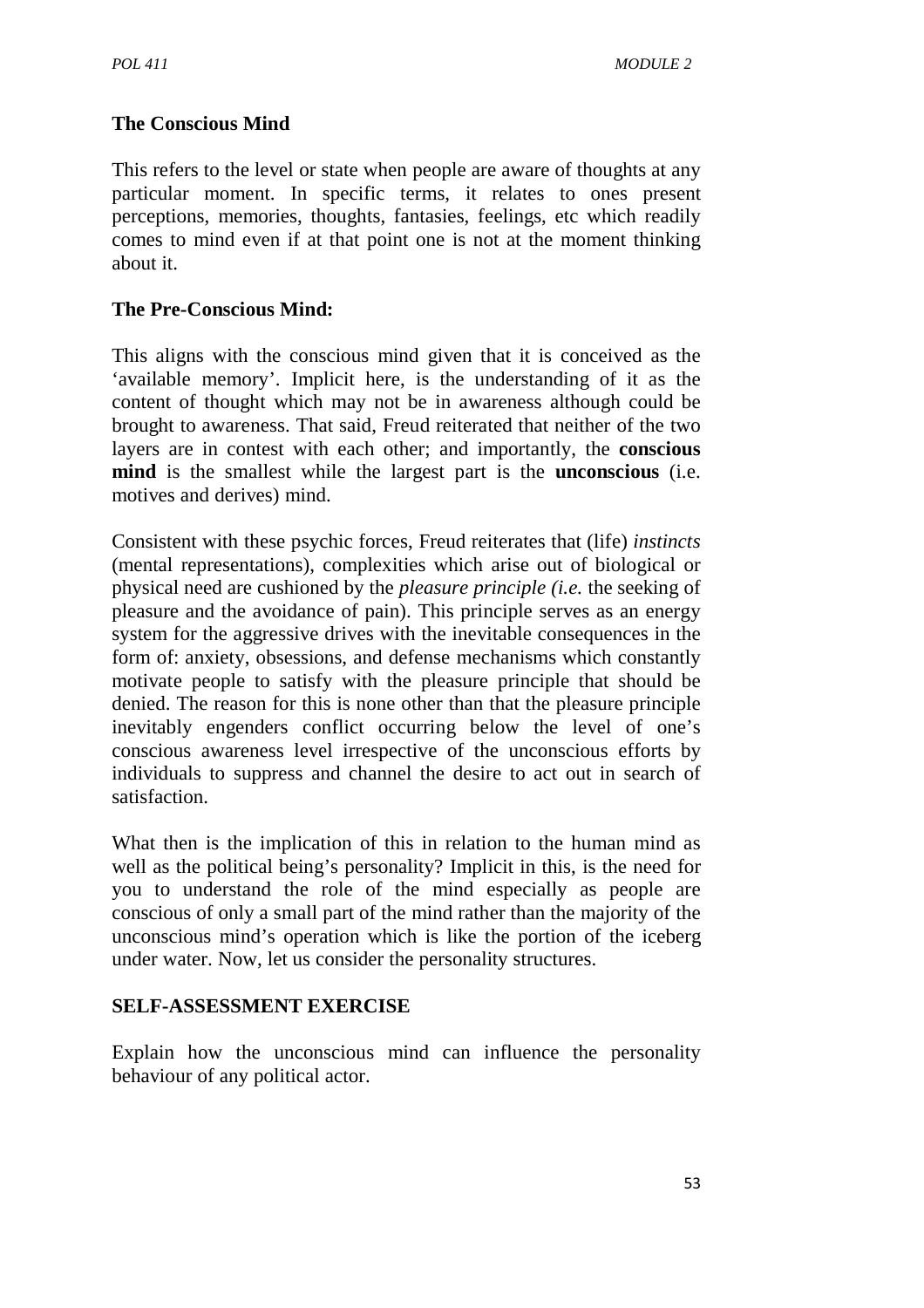**The Conscious Mind**

This refers to the level or state when people are aware of thoughts at any particular moment. In specific terms, it relates to ones present perceptions, memories, thoughts, fantasies, feelings, etc which readily comes to mind even if at that point one is not at the moment thinking about it.

**The Pre-Conscious Mind:**

This aligns with the conscious mind given that it is conceived as the 'available memory'. Implicit here, is the understanding of it as the content of thought which may not be in awareness although could be brought to awareness. That said, Freud reiterated that neither of the two layers are in contest with each other; and importantly, the **conscious mind** is the smallest while the largest part is the **unconscious** (i.e. motives and derives) mind.

Consistent with these psychic forces, Freud reiterates that (life) *instincts* (mental representations), complexities which arise out of biological or physical need are cushioned by the *pleasure principle (i.e.* the seeking of pleasure and the avoidance of pain). This principle serves as an energy system for the aggressive drives with the inevitable consequences in the form of: anxiety, obsessions, and defense mechanisms which constantly motivate people to satisfy with the pleasure principle that should be denied. The reason for this is none other than that the pleasure principle inevitably engenders conflict occurring below the level of one's conscious awareness level irrespective of the unconscious efforts by individuals to suppress and channel the desire to act out in search of satisfaction.

What then is the implication of this in relation to the human mind as well as the political being's personality? Implicit in this, is the need for you to understand the role of the mind especially as people are conscious of only a small part of the mind rather than the majority of the unconscious mind's operation which is like the portion of the iceberg under water. Now, let us consider the personality structures.

**SELF-ASSESSMENT EXERCISE**

Explain how the unconscious mind can influence the personality behaviour of any political actor.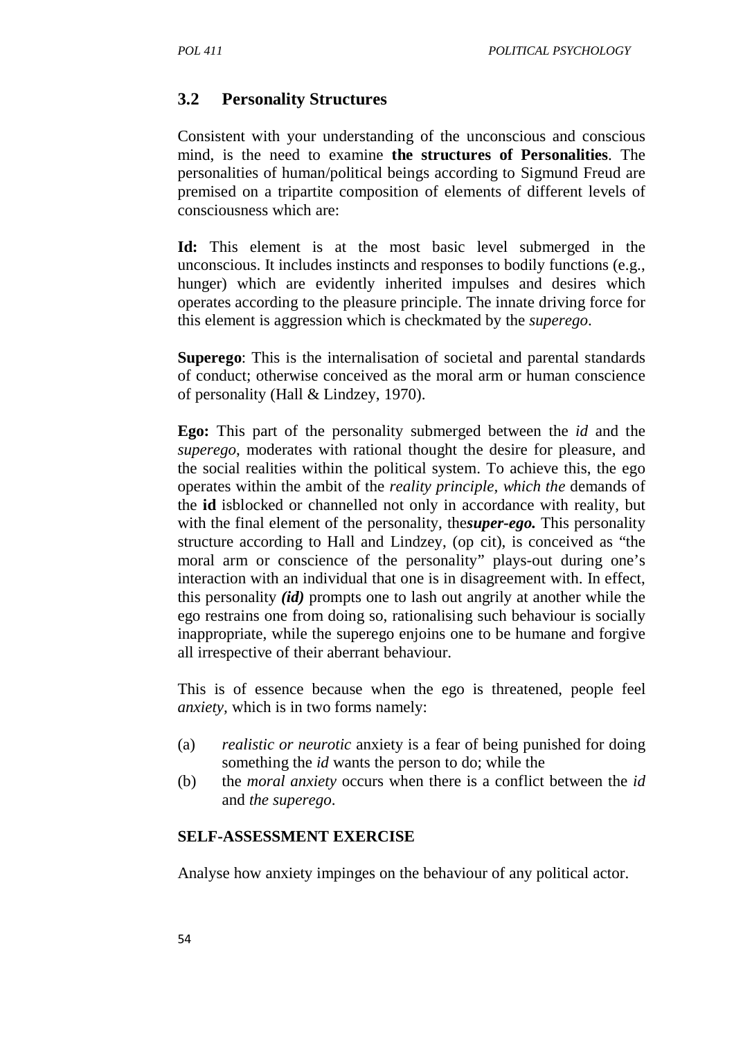## 3.2 Personality Structures

Consistent with your understanding of the unconscious and conscious mind, is the need to examine **the structures of Personalities**. The personalities of human/political beings according to Sigmund Freud are premised on a tripartite composition of elements of different levels of consciousness which are:

**Id:** This element is at the most basic level submerged in the unconscious. It includes instincts and responses to bodily functions (e.g., hunger) which are evidently inherited impulses and desires which operates according to the pleasure principle. The innate driving force for this element is aggression which is checkmated by the *superego*.

**Superego**: This is the internalisation of societal and parental standards of conduct; otherwise conceived as the moral arm or human conscience of personality (Hall & Lindzey, 1970).

**Ego:** This part of the personality submerged between the *id* and the *superego*, moderates with rational thought the desire for pleasure, and the social realities within the political system. To achieve this, the ego operates within the ambit of the *reality principle, which the* demands of the **id** isblocked or channelled not only in accordance with reality, but with the final element of the personality, the***super-ego.*** This personality structure according to Hall and Lindzey, (op cit), is conceived as "the moral arm or conscience of the personality" plays-out during one's interaction with an individual that one is in disagreement with. In effect, this personality ***(id)*** prompts one to lash out angrily at another while the ego restrains one from doing so, rationalising such behaviour is socially inappropriate, while the superego enjoins one to be humane and forgive all irrespective of their aberrant behaviour.

This is of essence because when the ego is threatened, people feel *anxiety*, which is in two forms namely:

(a) *realistic or neurotic* anxiety is a fear of being punished for doing something the *id* wants the person to do; while the

(b) the *moral anxiety* occurs when there is a conflict between the *id* and *the superego*.

#### SELF-ASSESSMENT EXERCISE

Analyse how anxiety impinges on the behaviour of any political actor.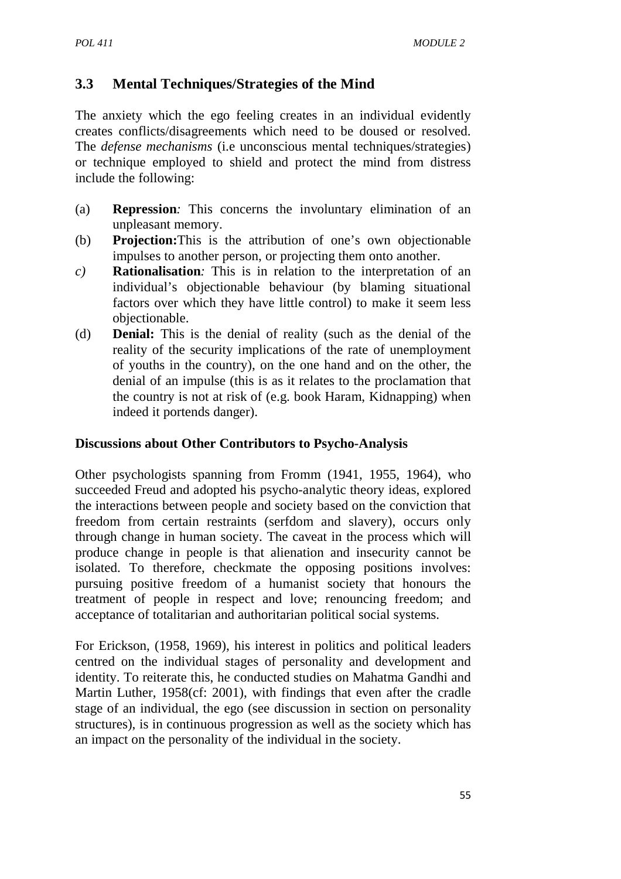## 3.3 Mental Techniques/Strategies of the Mind

The anxiety which the ego feeling creates in an individual evidently creates conflicts/disagreements which need to be doused or resolved. The *defense mechanisms* (i.e unconscious mental techniques/strategies) or technique employed to shield and protect the mind from distress include the following:

(a) **Repression***:* This concerns the involuntary elimination of an unpleasant memory.

(b) **Projection:**This is the attribution of one's own objectionable impulses to another person, or projecting them onto another.

*c)* **Rationalisation***:* This is in relation to the interpretation of an individual's objectionable behaviour (by blaming situational factors over which they have little control) to make it seem less objectionable.

(d) **Denial:** This is the denial of reality (such as the denial of the reality of the security implications of the rate of unemployment of youths in the country), on the one hand and on the other, the denial of an impulse (this is as it relates to the proclamation that the country is not at risk of (e.g. book Haram, Kidnapping) when indeed it portends danger).

**Discussions about Other Contributors to Psycho-Analysis**

Other psychologists spanning from Fromm (1941, 1955, 1964), who succeeded Freud and adopted his psycho-analytic theory ideas, explored the interactions between people and society based on the conviction that freedom from certain restraints (serfdom and slavery), occurs only through change in human society. The caveat in the process which will produce change in people is that alienation and insecurity cannot be isolated. To therefore, checkmate the opposing positions involves: pursuing positive freedom of a humanist society that honours the treatment of people in respect and love; renouncing freedom; and acceptance of totalitarian and authoritarian political social systems.

For Erickson, (1958, 1969), his interest in politics and political leaders centred on the individual stages of personality and development and identity. To reiterate this, he conducted studies on Mahatma Gandhi and Martin Luther, 1958(cf: 2001), with findings that even after the cradle stage of an individual, the ego (see discussion in section on personality structures), is in continuous progression as well as the society which has an impact on the personality of the individual in the society.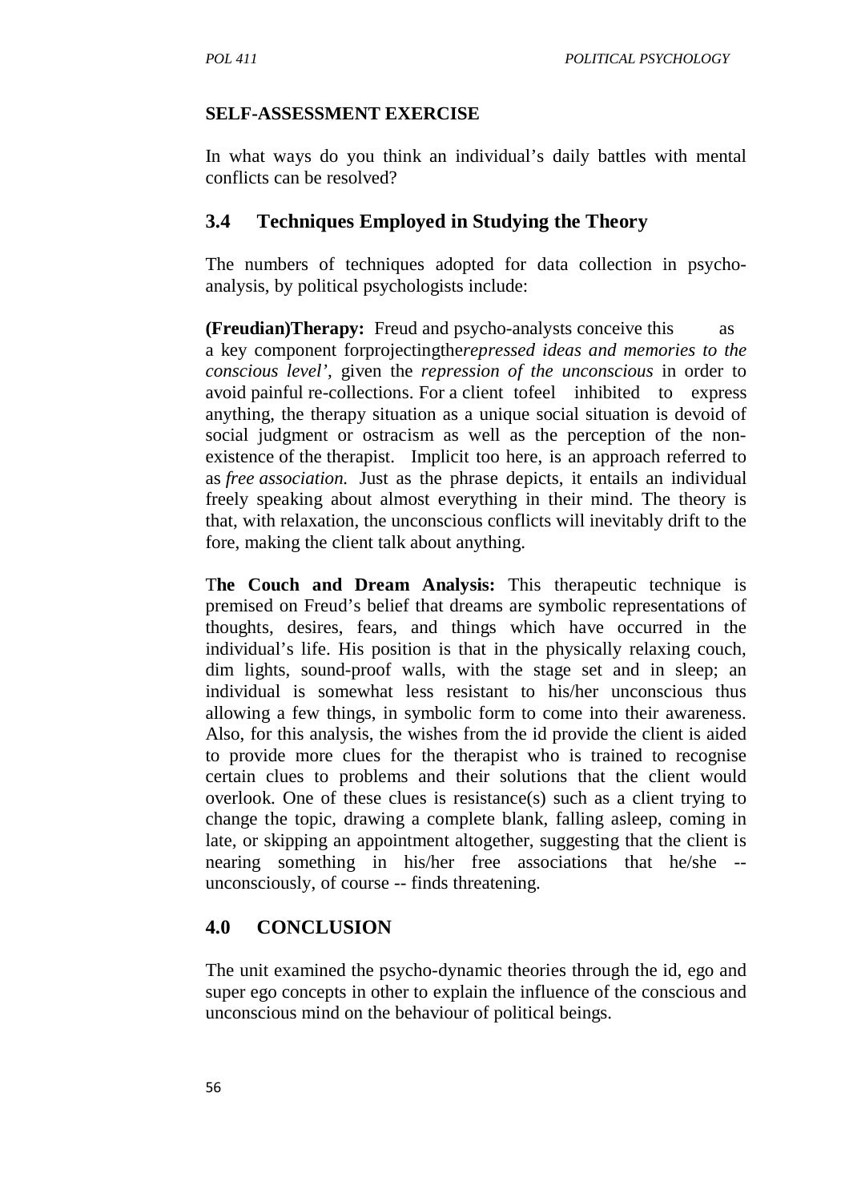**SELF-ASSESSMENT EXERCISE**

In what ways do you think an individual's daily battles with mental conflicts can be resolved?

## 3.4 Techniques Employed in Studying the Theory

The numbers of techniques adopted for data collection in psycho-analysis, by political psychologists include:

**(Freudian)Therapy:** Freud and psycho-analysts conceive this as a key component forprojectingthe*repressed ideas and memories to the conscious level'*, given the *repression of the unconscious* in order to avoid painful re-collections. For a client tofeel inhibited to express anything, the therapy situation as a unique social situation is devoid of social judgment or ostracism as well as the perception of the non-existence of the therapist. Implicit too here, is an approach referred to as *free association.* Just as the phrase depicts, it entails an individual freely speaking about almost everything in their mind. The theory is that, with relaxation, the unconscious conflicts will inevitably drift to the fore, making the client talk about anything.

T**he Couch and Dream Analysis:** This therapeutic technique is premised on Freud's belief that dreams are symbolic representations of thoughts, desires, fears, and things which have occurred in the individual's life. His position is that in the physically relaxing couch, dim lights, sound-proof walls, with the stage set and in sleep; an individual is somewhat less resistant to his/her unconscious thus allowing a few things, in symbolic form to come into their awareness. Also, for this analysis, the wishes from the id provide the client is aided to provide more clues for the therapist who is trained to recognise certain clues to problems and their solutions that the client would overlook. One of these clues is resistance(s) such as a client trying to change the topic, drawing a complete blank, falling asleep, coming in late, or skipping an appointment altogether, suggesting that the client is nearing something in his/her free associations that he/she -- unconsciously, of course -- finds threatening.

## 4.0 CONCLUSION

The unit examined the psycho-dynamic theories through the id, ego and super ego concepts in other to explain the influence of the conscious and unconscious mind on the behaviour of political beings.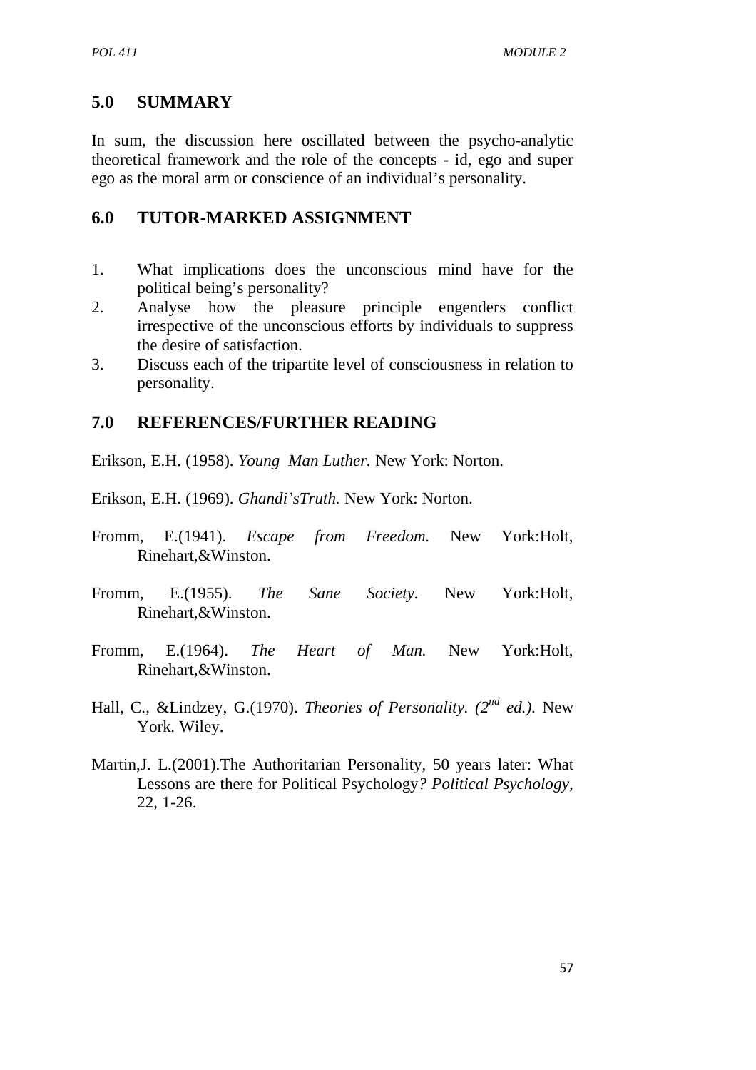## 5.0 SUMMARY

In sum, the discussion here oscillated between the psycho-analytic theoretical framework and the role of the concepts - id, ego and super ego as the moral arm or conscience of an individual's personality.

## 6.0 TUTOR-MARKED ASSIGNMENT

1. What implications does the unconscious mind have for the political being's personality?
2. Analyse how the pleasure principle engenders conflict irrespective of the unconscious efforts by individuals to suppress the desire of satisfaction.
3. Discuss each of the tripartite level of consciousness in relation to personality.

## 7.0 REFERENCES/FURTHER READING

Erikson, E.H. (1958). *Young Man Luther.* New York: Norton.

Erikson, E.H. (1969). *Ghandi'sTruth.* New York: Norton.

Fromm, E.(1941). *Escape from Freedom.* New York:Holt, Rinehart,&Winston.

Fromm, E.(1955). *The Sane Society.* New York:Holt, Rinehart,&Winston.

Fromm, E.(1964). *The Heart of Man.* New York:Holt, Rinehart,&Winston.

Hall, C., &Lindzey, G.(1970). *Theories of Personality. (2nd ed.).* New York. Wiley.

Martin,J. L.(2001).The Authoritarian Personality, 50 years later: What Lessons are there for Political Psychology*? Political Psychology,* 22, 1-26.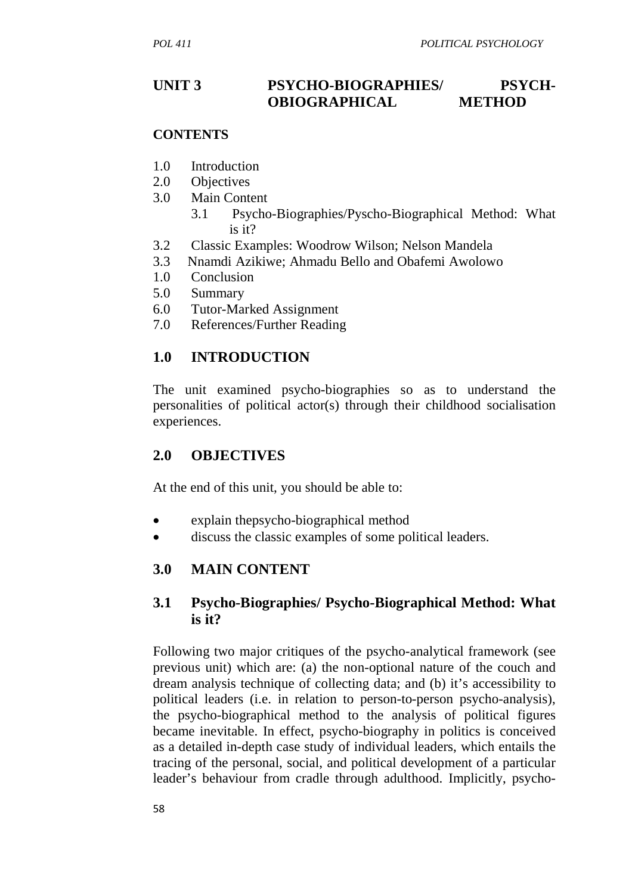## UNIT 3 PSYCHO-BIOGRAPHIES/ PSYCH-OBIOGRAPHICAL METHOD

**CONTENTS**

1.0 Introduction
2.0 Objectives
3.0 Main Content
    3.1 Psycho-Biographies/Pyscho-Biographical Method: What is it?
3.2 Classic Examples: Woodrow Wilson; Nelson Mandela
3.3 Nnamdi Azikiwe; Ahmadu Bello and Obafemi Awolowo
1.0 Conclusion
5.0 Summary
6.0 Tutor-Marked Assignment
7.0 References/Further Reading

## 1.0 INTRODUCTION

The unit examined psycho-biographies so as to understand the personalities of political actor(s) through their childhood socialisation experiences.

## 2.0 OBJECTIVES

At the end of this unit, you should be able to:

- explain thepsycho-biographical method
- discuss the classic examples of some political leaders.

## 3.0 MAIN CONTENT

### 3.1 Psycho-Biographies/ Psycho-Biographical Method: What is it?

Following two major critiques of the psycho-analytical framework (see previous unit) which are: (a) the non-optional nature of the couch and dream analysis technique of collecting data; and (b) it's accessibility to political leaders (i.e. in relation to person-to-person psycho-analysis), the psycho-biographical method to the analysis of political figures became inevitable. In effect, psycho-biography in politics is conceived as a detailed in-depth case study of individual leaders, which entails the tracing of the personal, social, and political development of a particular leader's behaviour from cradle through adulthood. Implicitly, psycho-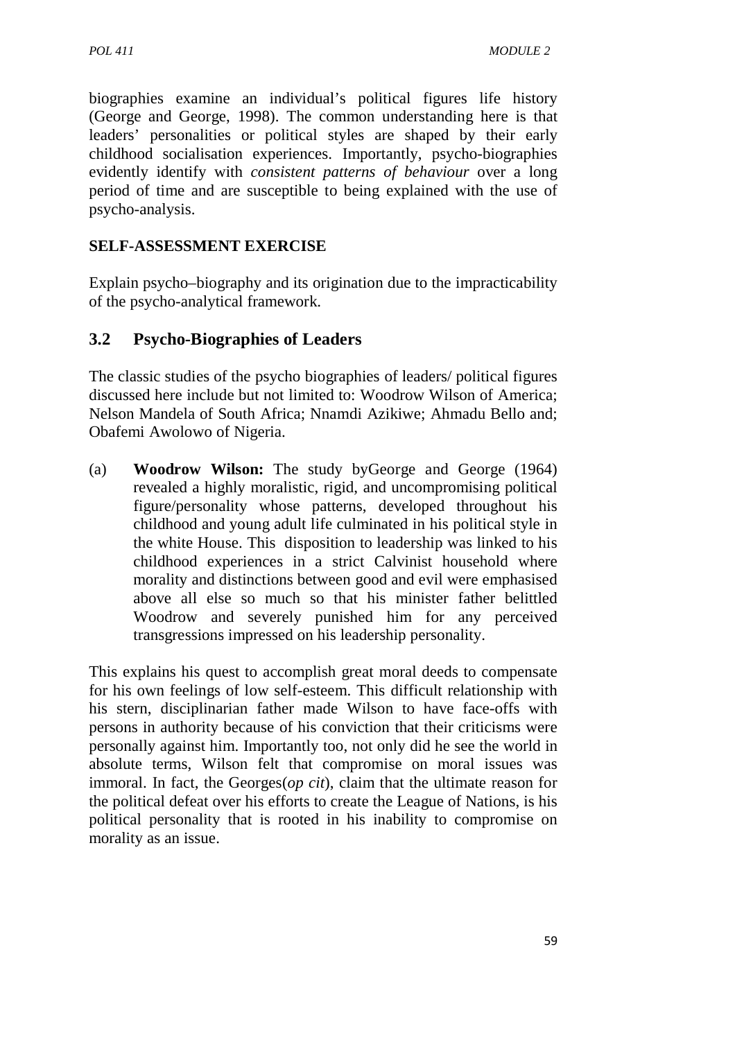biographies examine an individual's political figures life history (George and George, 1998). The common understanding here is that leaders' personalities or political styles are shaped by their early childhood socialisation experiences. Importantly, psycho-biographies evidently identify with *consistent patterns of behaviour* over a long period of time and are susceptible to being explained with the use of psycho-analysis.

**SELF-ASSESSMENT EXERCISE**

Explain psycho–biography and its origination due to the impracticability of the psycho-analytical framework.

## 3.2 Psycho-Biographies of Leaders

The classic studies of the psycho biographies of leaders/ political figures discussed here include but not limited to: Woodrow Wilson of America; Nelson Mandela of South Africa; Nnamdi Azikiwe; Ahmadu Bello and; Obafemi Awolowo of Nigeria.

(a) **Woodrow Wilson:** The study byGeorge and George (1964) revealed a highly moralistic, rigid, and uncompromising political figure/personality whose patterns, developed throughout his childhood and young adult life culminated in his political style in the white House. This disposition to leadership was linked to his childhood experiences in a strict Calvinist household where morality and distinctions between good and evil were emphasised above all else so much so that his minister father belittled Woodrow and severely punished him for any perceived transgressions impressed on his leadership personality.

This explains his quest to accomplish great moral deeds to compensate for his own feelings of low self-esteem. This difficult relationship with his stern, disciplinarian father made Wilson to have face-offs with persons in authority because of his conviction that their criticisms were personally against him. Importantly too, not only did he see the world in absolute terms, Wilson felt that compromise on moral issues was immoral. In fact, the Georges(*op cit*), claim that the ultimate reason for the political defeat over his efforts to create the League of Nations, is his political personality that is rooted in his inability to compromise on morality as an issue.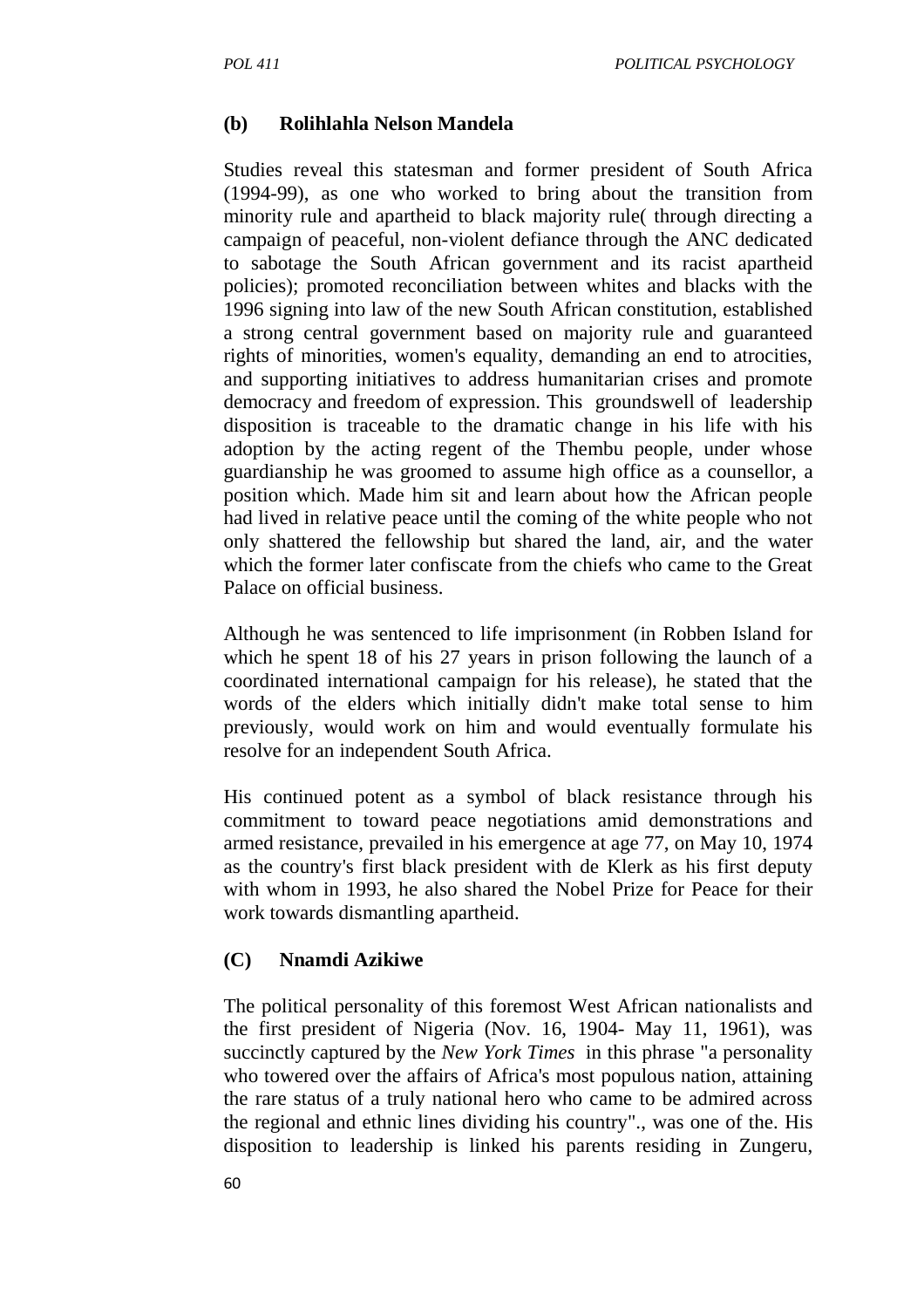### (b) Rolihlahla Nelson Mandela

Studies reveal this statesman and former president of South Africa (1994-99), as one who worked to bring about the transition from minority rule and apartheid to black majority rule( through directing a campaign of peaceful, non-violent defiance through the ANC dedicated to sabotage the South African government and its racist apartheid policies); promoted reconciliation between whites and blacks with the 1996 signing into law of the new South African constitution, established a strong central government based on majority rule and guaranteed rights of minorities, women's equality, demanding an end to atrocities, and supporting initiatives to address humanitarian crises and promote democracy and freedom of expression. This groundswell of leadership disposition is traceable to the dramatic change in his life with his adoption by the acting regent of the Thembu people, under whose guardianship he was groomed to assume high office as a counsellor, a position which. Made him sit and learn about how the African people had lived in relative peace until the coming of the white people who not only shattered the fellowship but shared the land, air, and the water which the former later confiscate from the chiefs who came to the Great Palace on official business.

Although he was sentenced to life imprisonment (in Robben Island for which he spent 18 of his 27 years in prison following the launch of a coordinated international campaign for his release), he stated that the words of the elders which initially didn't make total sense to him previously, would work on him and would eventually formulate his resolve for an independent South Africa.

His continued potent as a symbol of black resistance through his commitment to toward peace negotiations amid demonstrations and armed resistance, prevailed in his emergence at age 77, on May 10, 1974 as the country's first black president with de Klerk as his first deputy with whom in 1993, he also shared the Nobel Prize for Peace for their work towards dismantling apartheid.

### (C) Nnamdi Azikiwe

The political personality of this foremost West African nationalists and the first president of Nigeria (Nov. 16, 1904- May 11, 1961), was succinctly captured by the *New York Times* in this phrase "a personality who towered over the affairs of Africa's most populous nation, attaining the rare status of a truly national hero who came to be admired across the regional and ethnic lines dividing his country"., was one of the. His disposition to leadership is linked his parents residing in Zungeru,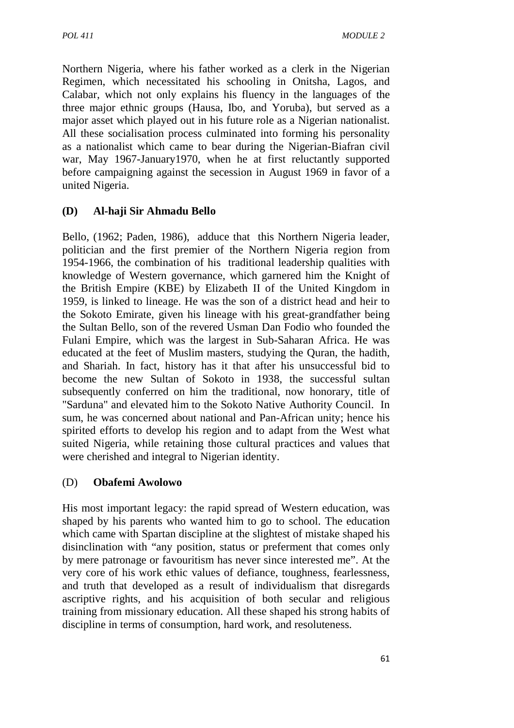Northern Nigeria, where his father worked as a clerk in the Nigerian Regimen, which necessitated his schooling in Onitsha, Lagos, and Calabar, which not only explains his fluency in the languages of the three major ethnic groups (Hausa, Ibo, and Yoruba), but served as a major asset which played out in his future role as a Nigerian nationalist. All these socialisation process culminated into forming his personality as a nationalist which came to bear during the Nigerian-Biafran civil war, May 1967-January1970, when he at first reluctantly supported before campaigning against the secession in August 1969 in favor of a united Nigeria.

### (D) Al-haji Sir Ahmadu Bello

Bello, (1962; Paden, 1986), adduce that this Northern Nigeria leader, politician and the first premier of the Northern Nigeria region from 1954-1966, the combination of his traditional leadership qualities with knowledge of Western governance, which garnered him the Knight of the British Empire (KBE) by Elizabeth II of the United Kingdom in 1959, is linked to lineage. He was the son of a district head and heir to the Sokoto Emirate, given his lineage with his great-grandfather being the Sultan Bello, son of the revered Usman Dan Fodio who founded the Fulani Empire, which was the largest in Sub-Saharan Africa. He was educated at the feet of Muslim masters, studying the Quran, the hadith, and Shariah. In fact, history has it that after his unsuccessful bid to become the new Sultan of Sokoto in 1938, the successful sultan subsequently conferred on him the traditional, now honorary, title of "Sarduna" and elevated him to the Sokoto Native Authority Council. In sum, he was concerned about national and Pan-African unity; hence his spirited efforts to develop his region and to adapt from the West what suited Nigeria, while retaining those cultural practices and values that were cherished and integral to Nigerian identity.

### (D) **Obafemi Awolowo**

His most important legacy: the rapid spread of Western education, was shaped by his parents who wanted him to go to school. The education which came with Spartan discipline at the slightest of mistake shaped his disinclination with "any position, status or preferment that comes only by mere patronage or favouritism has never since interested me". At the very core of his work ethic values of defiance, toughness, fearlessness, and truth that developed as a result of individualism that disregards ascriptive rights, and his acquisition of both secular and religious training from missionary education. All these shaped his strong habits of discipline in terms of consumption, hard work, and resoluteness.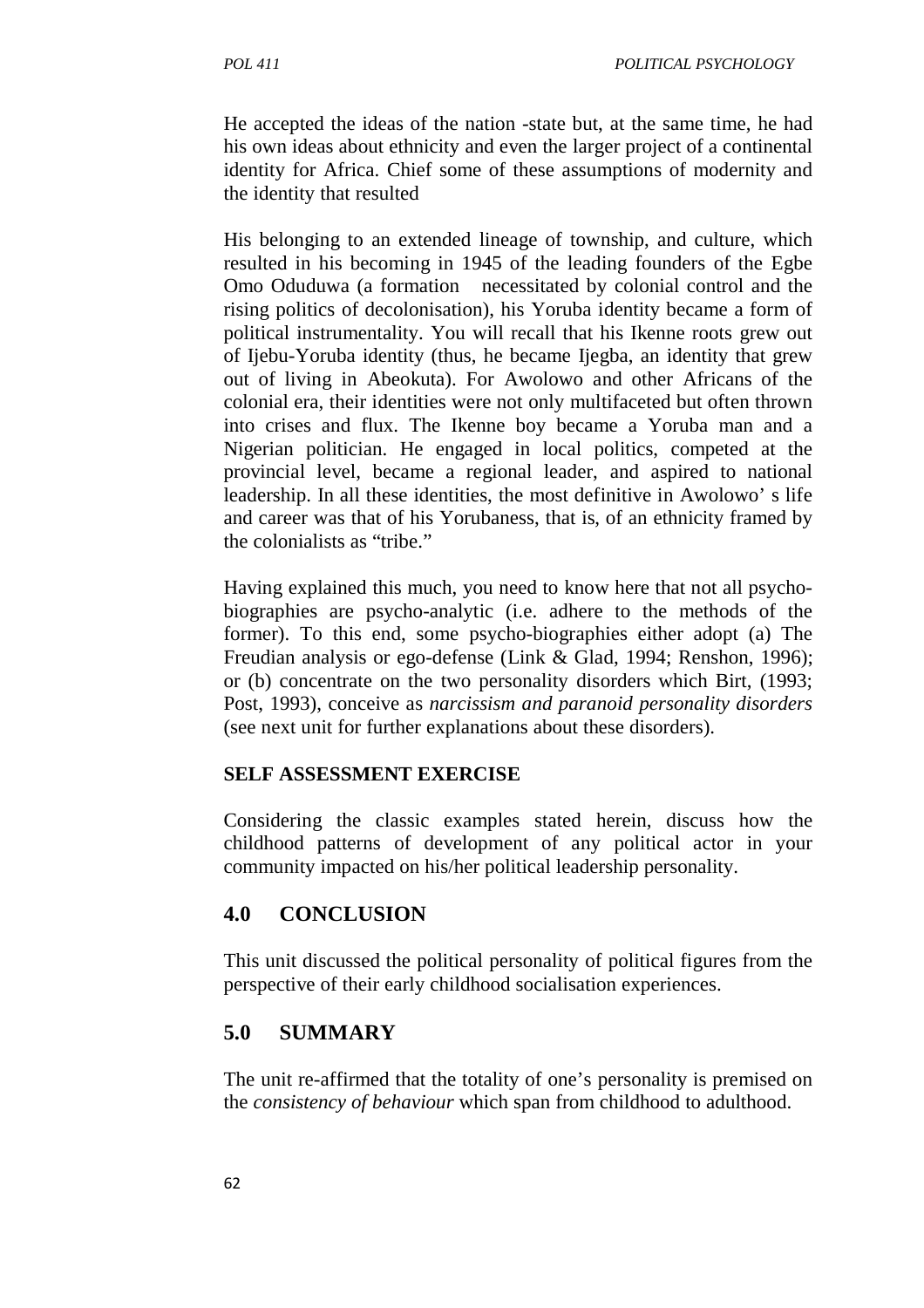He accepted the ideas of the nation -state but, at the same time, he had his own ideas about ethnicity and even the larger project of a continental identity for Africa. Chief some of these assumptions of modernity and the identity that resulted

His belonging to an extended lineage of township, and culture, which resulted in his becoming in 1945 of the leading founders of the Egbe Omo Oduduwa (a formation necessitated by colonial control and the rising politics of decolonisation), his Yoruba identity became a form of political instrumentality. You will recall that his Ikenne roots grew out of Ijebu-Yoruba identity (thus, he became Ijegba, an identity that grew out of living in Abeokuta). For Awolowo and other Africans of the colonial era, their identities were not only multifaceted but often thrown into crises and flux. The Ikenne boy became a Yoruba man and a Nigerian politician. He engaged in local politics, competed at the provincial level, became a regional leader, and aspired to national leadership. In all these identities, the most definitive in Awolowo' s life and career was that of his Yorubaness, that is, of an ethnicity framed by the colonialists as "tribe."

Having explained this much, you need to know here that not all psycho-biographies are psycho-analytic (i.e. adhere to the methods of the former). To this end, some psycho-biographies either adopt (a) The Freudian analysis or ego-defense (Link & Glad, 1994; Renshon, 1996); or (b) concentrate on the two personality disorders which Birt, (1993; Post, 1993), conceive as *narcissism and paranoid personality disorders* (see next unit for further explanations about these disorders).

**SELF ASSESSMENT EXERCISE**

Considering the classic examples stated herein, discuss how the childhood patterns of development of any political actor in your community impacted on his/her political leadership personality.

## 4.0 CONCLUSION

This unit discussed the political personality of political figures from the perspective of their early childhood socialisation experiences.

## 5.0 SUMMARY

The unit re-affirmed that the totality of one's personality is premised on the *consistency of behaviour* which span from childhood to adulthood.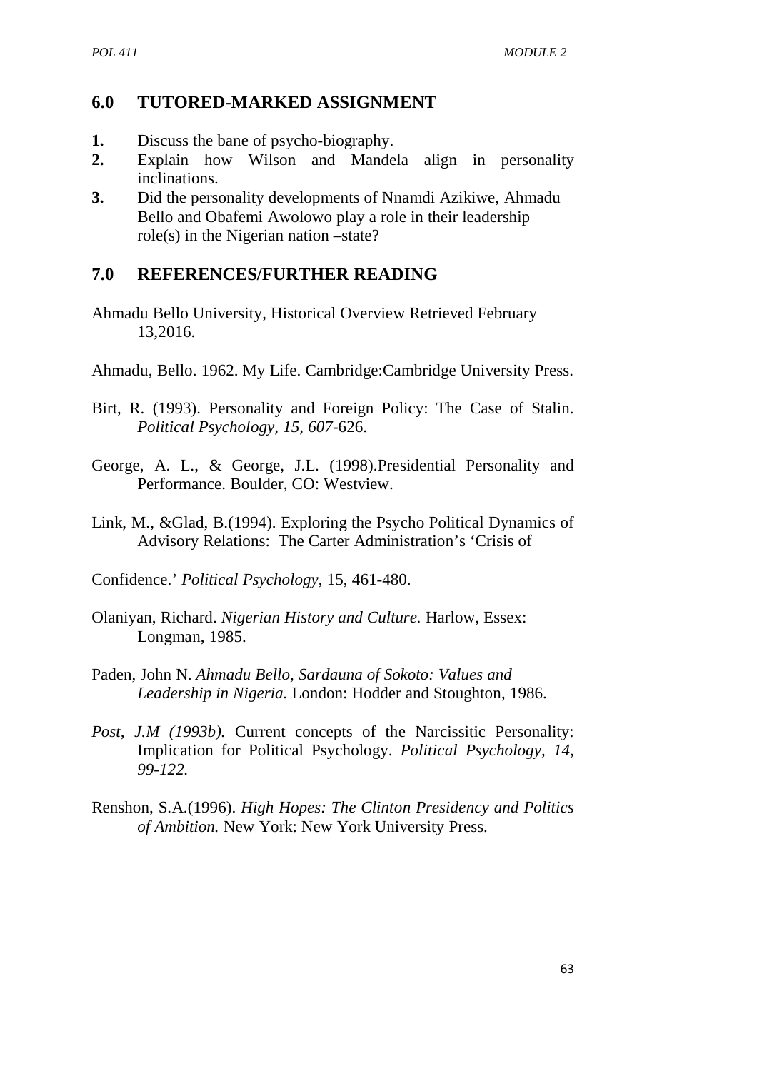## 6.0 TUTORED-MARKED ASSIGNMENT

1. Discuss the bane of psycho-biography.
2. Explain how Wilson and Mandela align in personality inclinations.
3. Did the personality developments of Nnamdi Azikiwe, Ahmadu Bello and Obafemi Awolowo play a role in their leadership role(s) in the Nigerian nation –state?

## 7.0 REFERENCES/FURTHER READING

Ahmadu Bello University, Historical Overview Retrieved February 13,2016.

Ahmadu, Bello. 1962. My Life. Cambridge:Cambridge University Press.

Birt, R. (1993). Personality and Foreign Policy: The Case of Stalin. *Political Psychology, 15, 607*-626.

George, A. L., & George, J.L. (1998).Presidential Personality and Performance. Boulder, CO: Westview.

Link, M., &Glad, B.(1994). Exploring the Psycho Political Dynamics of Advisory Relations: The Carter Administration's 'Crisis of

Confidence.' *Political Psychology*, 15, 461-480.

Olaniyan, Richard. *Nigerian History and Culture.* Harlow, Essex: Longman, 1985.

Paden, John N. *Ahmadu Bello, Sardauna of Sokoto: Values and Leadership in Nigeria.* London: Hodder and Stoughton, 1986.

*Post, J.M (1993b).* Current concepts of the Narcissitic Personality: Implication for Political Psychology. *Political Psychology, 14, 99-122.*

Renshon, S.A.(1996). *High Hopes: The Clinton Presidency and Politics of Ambition.* New York: New York University Press.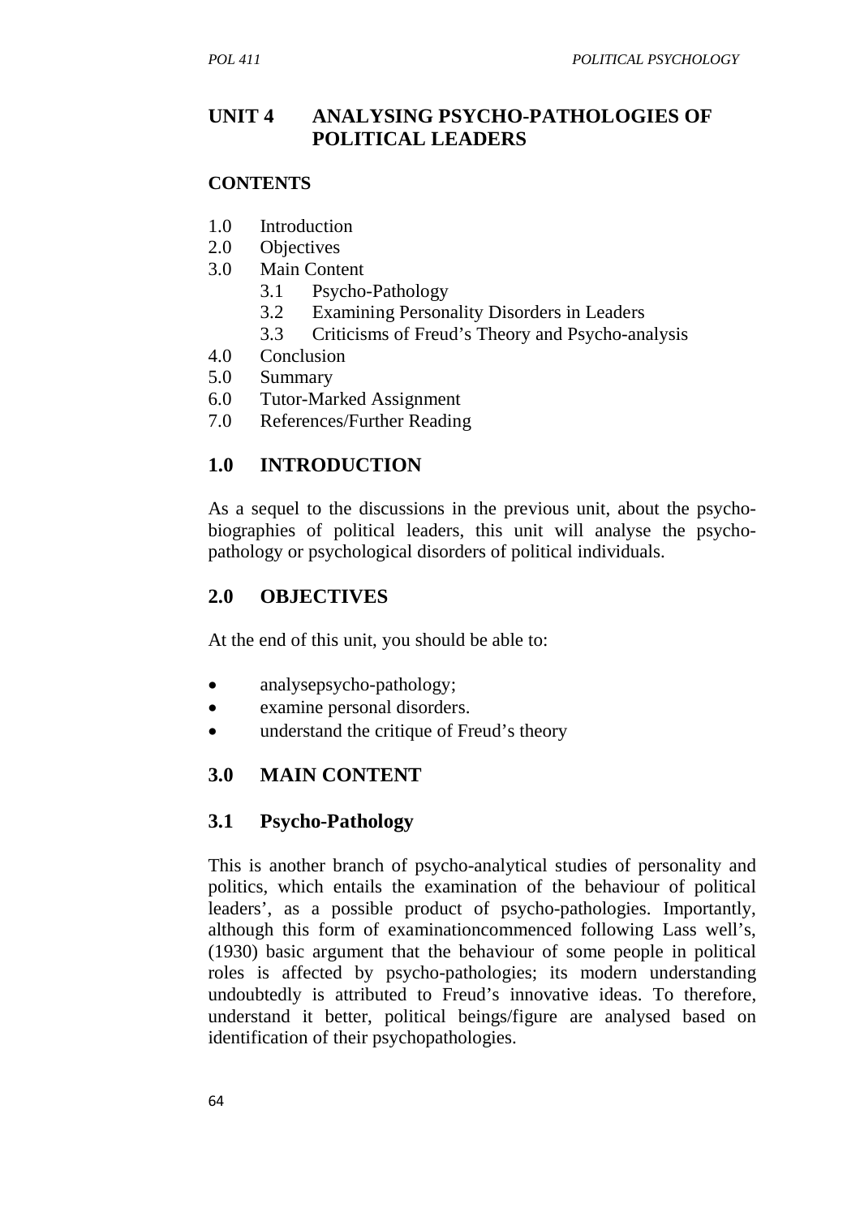# UNIT 4 ANALYSING PSYCHO-PATHOLOGIES OF POLITICAL LEADERS

## CONTENTS

1.0 Introduction
2.0 Objectives
3.0 Main Content
 3.1 Psycho-Pathology
 3.2 Examining Personality Disorders in Leaders
 3.3 Criticisms of Freud's Theory and Psycho-analysis
4.0 Conclusion
5.0 Summary
6.0 Tutor-Marked Assignment
7.0 References/Further Reading

## 1.0 INTRODUCTION

As a sequel to the discussions in the previous unit, about the psycho-biographies of political leaders, this unit will analyse the psycho-pathology or psychological disorders of political individuals.

## 2.0 OBJECTIVES

At the end of this unit, you should be able to:

- analysepsycho-pathology;
- examine personal disorders.
- understand the critique of Freud's theory

## 3.0 MAIN CONTENT

### 3.1 Psycho-Pathology

This is another branch of psycho-analytical studies of personality and politics, which entails the examination of the behaviour of political leaders', as a possible product of psycho-pathologies. Importantly, although this form of examinationcommenced following Lass well's, (1930) basic argument that the behaviour of some people in political roles is affected by psycho-pathologies; its modern understanding undoubtedly is attributed to Freud's innovative ideas. To therefore, understand it better, political beings/figure are analysed based on identification of their psychopathologies.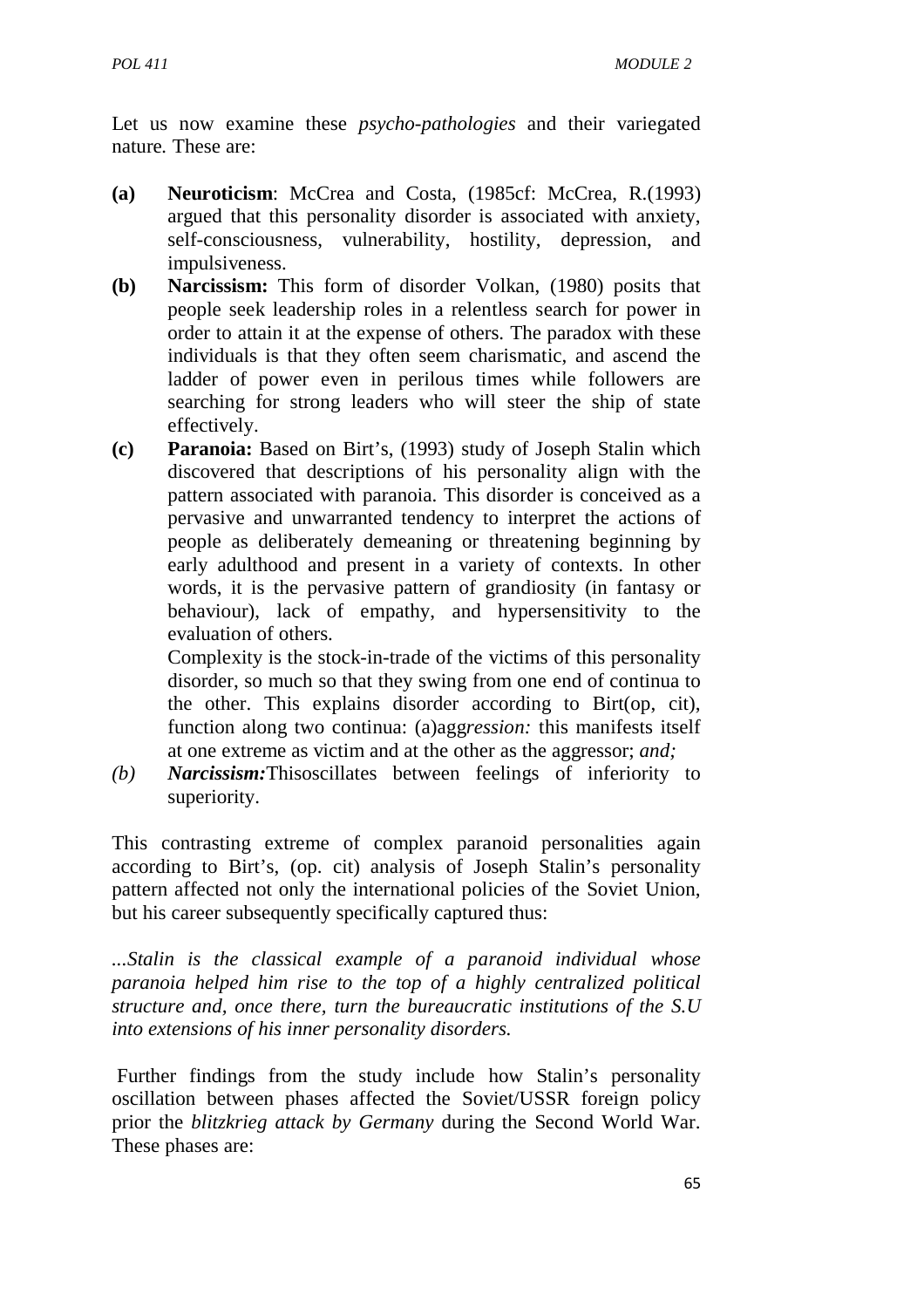Let us now examine these *psycho-pathologies* and their variegated nature. These are:

**(a)** **Neuroticism**: McCrea and Costa, (1985cf: McCrea, R.(1993) argued that this personality disorder is associated with anxiety, self-consciousness, vulnerability, hostility, depression, and impulsiveness.

**(b)** **Narcissism:** This form of disorder Volkan, (1980) posits that people seek leadership roles in a relentless search for power in order to attain it at the expense of others. The paradox with these individuals is that they often seem charismatic, and ascend the ladder of power even in perilous times while followers are searching for strong leaders who will steer the ship of state effectively.

**(c)** **Paranoia:** Based on Birt's, (1993) study of Joseph Stalin which discovered that descriptions of his personality align with the pattern associated with paranoia. This disorder is conceived as a pervasive and unwarranted tendency to interpret the actions of people as deliberately demeaning or threatening beginning by early adulthood and present in a variety of contexts. In other words, it is the pervasive pattern of grandiosity (in fantasy or behaviour), lack of empathy, and hypersensitivity to the evaluation of others.

Complexity is the stock-in-trade of the victims of this personality disorder, so much so that they swing from one end of continua to the other. This explains disorder according to Birt(op, cit), function along two continua: (a)agg*ression:* this manifests itself at one extreme as victim and at the other as the aggressor; *and;*

*(b)* ***Narcissism:***Thisoscillates between feelings of inferiority to superiority.

This contrasting extreme of complex paranoid personalities again according to Birt's, (op. cit) analysis of Joseph Stalin's personality pattern affected not only the international policies of the Soviet Union, but his career subsequently specifically captured thus:

*...Stalin is the classical example of a paranoid individual whose paranoia helped him rise to the top of a highly centralized political structure and, once there, turn the bureaucratic institutions of the S.U into extensions of his inner personality disorders.*

Further findings from the study include how Stalin's personality oscillation between phases affected the Soviet/USSR foreign policy prior the *blitzkrieg attack by Germany* during the Second World War. These phases are: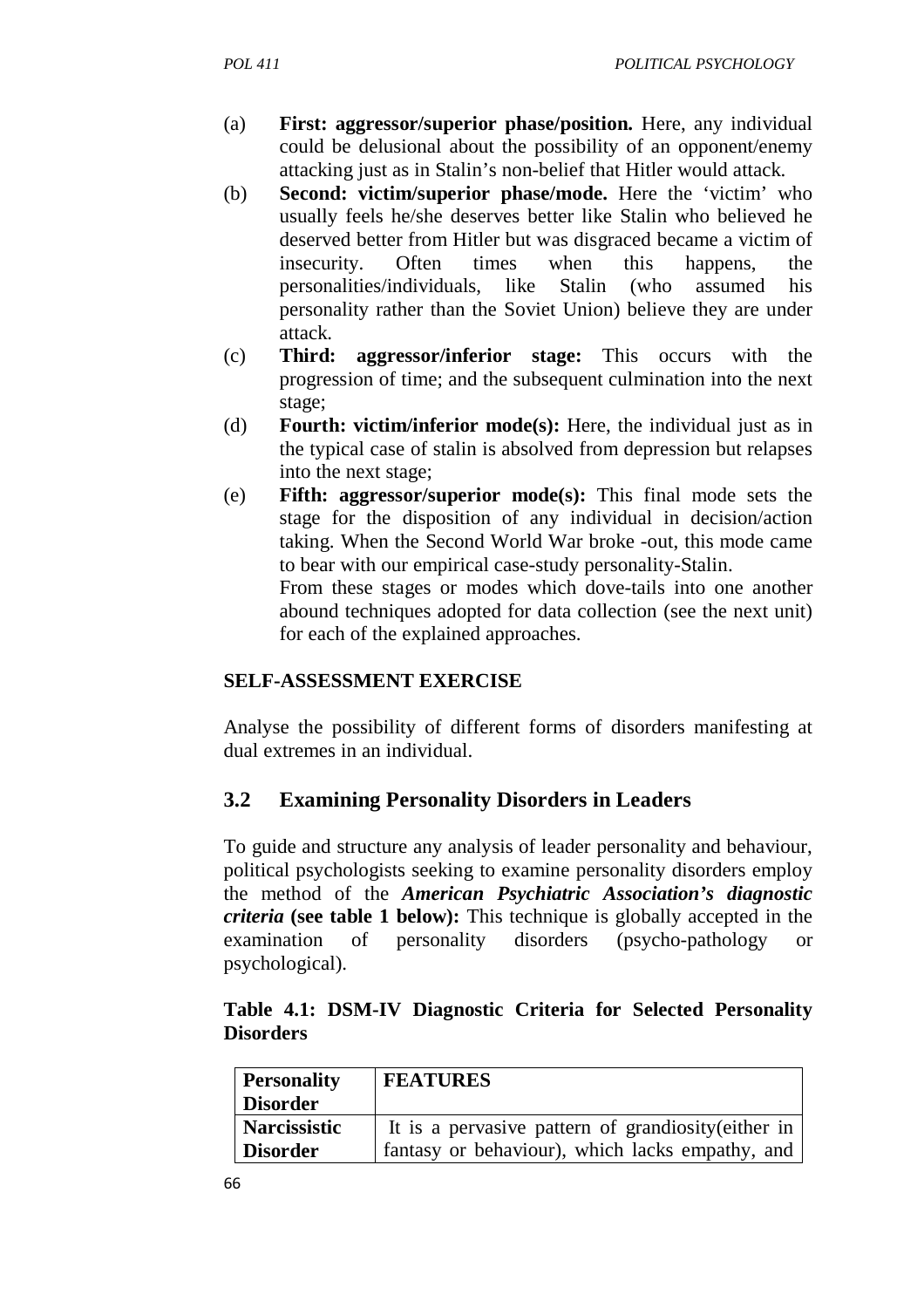(a) **First: aggressor/superior phase/position.** Here, any individual could be delusional about the possibility of an opponent/enemy attacking just as in Stalin's non-belief that Hitler would attack.

(b) **Second: victim/superior phase/mode.** Here the 'victim' who usually feels he/she deserves better like Stalin who believed he deserved better from Hitler but was disgraced became a victim of insecurity. Often times when this happens, the personalities/individuals, like Stalin (who assumed his personality rather than the Soviet Union) believe they are under attack.

(c) **Third: aggressor/inferior stage:** This occurs with the progression of time; and the subsequent culmination into the next stage;

(d) **Fourth: victim/inferior mode(s):** Here, the individual just as in the typical case of stalin is absolved from depression but relapses into the next stage;

(e) **Fifth: aggressor/superior mode(s):** This final mode sets the stage for the disposition of any individual in decision/action taking. When the Second World War broke -out, this mode came to bear with our empirical case-study personality-Stalin.

From these stages or modes which dove-tails into one another abound techniques adopted for data collection (see the next unit) for each of the explained approaches.

**SELF-ASSESSMENT EXERCISE**

Analyse the possibility of different forms of disorders manifesting at dual extremes in an individual.

## 3.2 Examining Personality Disorders in Leaders

To guide and structure any analysis of leader personality and behaviour, political psychologists seeking to examine personality disorders employ the method of the ***American Psychiatric Association's diagnostic criteria*** **(see table 1 below):** This technique is globally accepted in the examination of personality disorders (psycho-pathology or psychological).

**Table 4.1: DSM-IV Diagnostic Criteria for Selected Personality Disorders**

| **Personality Disorder** | **FEATURES** |
|---|---|
| **Narcissistic Disorder** | It is a pervasive pattern of grandiosity(either in fantasy or behaviour), which lacks empathy, and |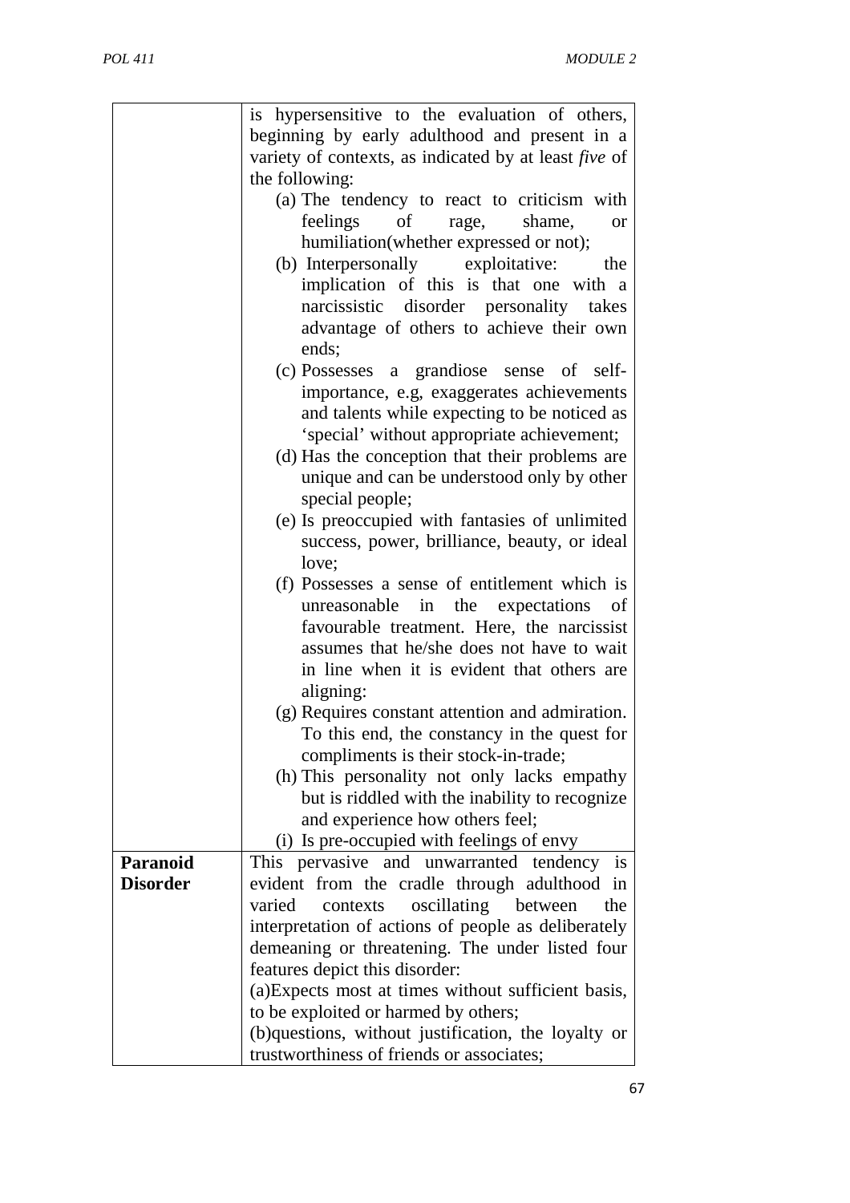| | |
|---|---|
| | is hypersensitive to the evaluation of others, beginning by early adulthood and present in a variety of contexts, as indicated by at least *five* of the following:<br>(a) The tendency to react to criticism with feelings of rage, shame, or humiliation(whether expressed or not);<br>(b) Interpersonally exploitative: the implication of this is that one with a narcissistic disorder personality takes advantage of others to achieve their own ends;<br>(c) Possesses a grandiose sense of self-importance, e.g, exaggerates achievements and talents while expecting to be noticed as 'special' without appropriate achievement;<br>(d) Has the conception that their problems are unique and can be understood only by other special people;<br>(e) Is preoccupied with fantasies of unlimited success, power, brilliance, beauty, or ideal love;<br>(f) Possesses a sense of entitlement which is unreasonable in the expectations of favourable treatment. Here, the narcissist assumes that he/she does not have to wait in line when it is evident that others are aligning:<br>(g) Requires constant attention and admiration. To this end, the constancy in the quest for compliments is their stock-in-trade;<br>(h) This personality not only lacks empathy but is riddled with the inability to recognize and experience how others feel;<br>(i) Is pre-occupied with feelings of envy |
| **Paranoid Disorder** | This pervasive and unwarranted tendency is evident from the cradle through adulthood in varied contexts oscillating between the interpretation of actions of people as deliberately demeaning or threatening. The under listed four features depict this disorder:<br>(a)Expects most at times without sufficient basis, to be exploited or harmed by others;<br>(b)questions, without justification, the loyalty or trustworthiness of friends or associates; |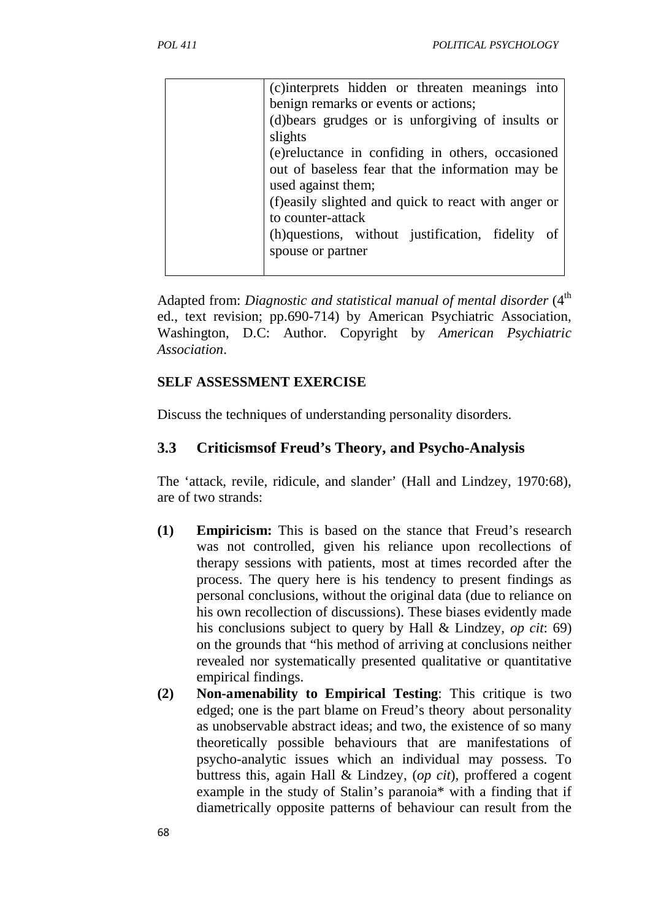| | |
|---|---|
| | (c)interprets hidden or threaten meanings into benign remarks or events or actions;<br>(d)bears grudges or is unforgiving of insults or slights<br>(e)reluctance in confiding in others, occasioned out of baseless fear that the information may be used against them;<br>(f)easily slighted and quick to react with anger or to counter-attack<br>(h)questions, without justification, fidelity of spouse or partner |

Adapted from: *Diagnostic and statistical manual of mental disorder* (4th ed., text revision; pp.690-714) by American Psychiatric Association, Washington, D.C: Author. Copyright by *American Psychiatric Association*.

**SELF ASSESSMENT EXERCISE**

Discuss the techniques of understanding personality disorders.

## 3.3 Criticismsof Freud's Theory, and Psycho-Analysis

The 'attack, revile, ridicule, and slander' (Hall and Lindzey, 1970:68), are of two strands:

**(1) Empiricism:** This is based on the stance that Freud's research was not controlled, given his reliance upon recollections of therapy sessions with patients, most at times recorded after the process. The query here is his tendency to present findings as personal conclusions, without the original data (due to reliance on his own recollection of discussions). These biases evidently made his conclusions subject to query by Hall & Lindzey, *op cit*: 69) on the grounds that "his method of arriving at conclusions neither revealed nor systematically presented qualitative or quantitative empirical findings.

**(2) Non-amenability to Empirical Testing**: This critique is two edged; one is the part blame on Freud's theory about personality as unobservable abstract ideas; and two, the existence of so many theoretically possible behaviours that are manifestations of psycho-analytic issues which an individual may possess. To buttress this, again Hall & Lindzey, (*op cit*), proffered a cogent example in the study of Stalin's paranoia* with a finding that if diametrically opposite patterns of behaviour can result from the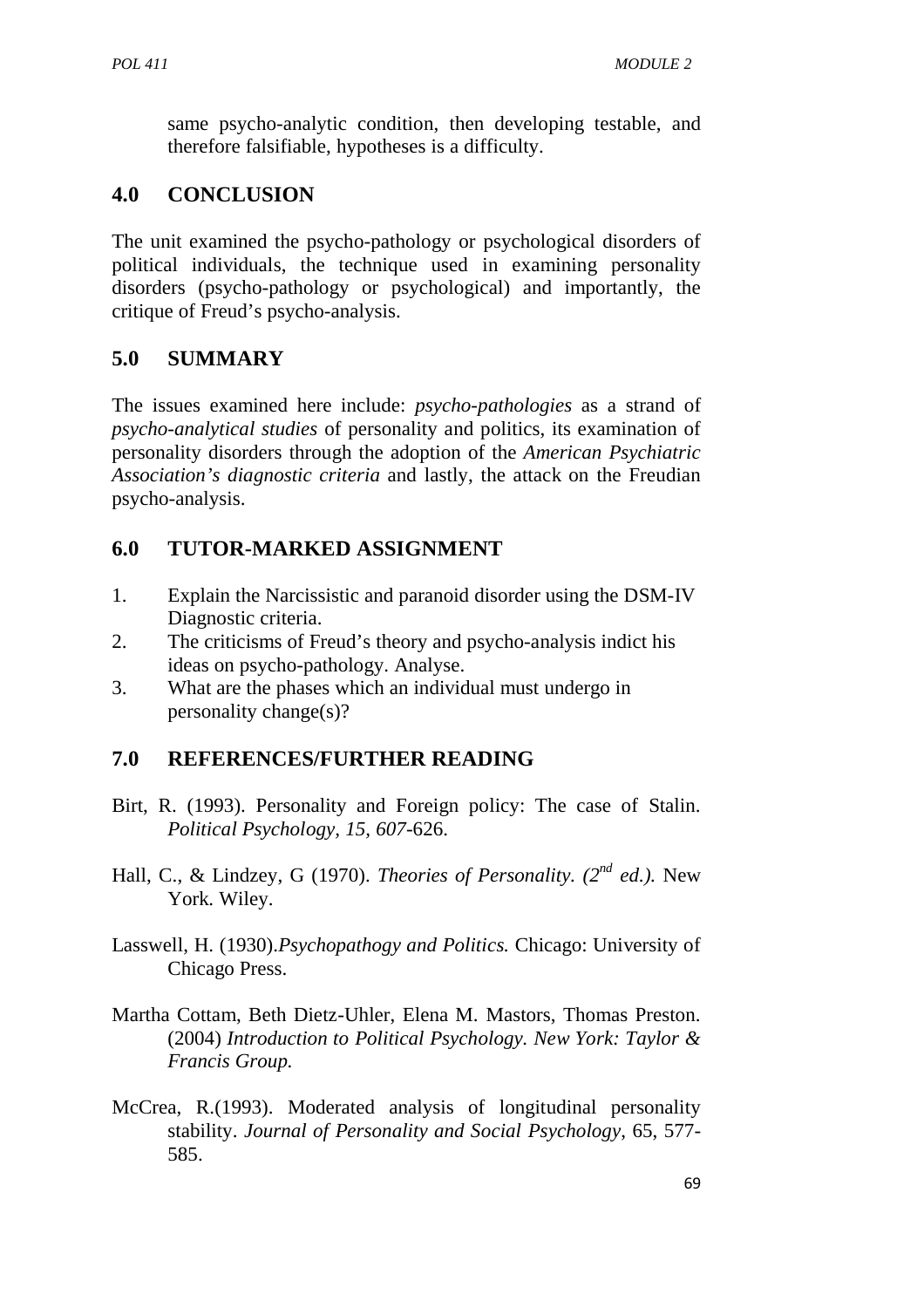same psycho-analytic condition, then developing testable, and therefore falsifiable, hypotheses is a difficulty.

## 4.0 CONCLUSION

The unit examined the psycho-pathology or psychological disorders of political individuals, the technique used in examining personality disorders (psycho-pathology or psychological) and importantly, the critique of Freud's psycho-analysis.

## 5.0 SUMMARY

The issues examined here include: *psycho-pathologies* as a strand of *psycho-analytical studies* of personality and politics, its examination of personality disorders through the adoption of the *American Psychiatric Association's diagnostic criteria* and lastly, the attack on the Freudian psycho-analysis.

## 6.0 TUTOR-MARKED ASSIGNMENT

1. Explain the Narcissistic and paranoid disorder using the DSM-IV Diagnostic criteria.
2. The criticisms of Freud's theory and psycho-analysis indict his ideas on psycho-pathology. Analyse.
3. What are the phases which an individual must undergo in personality change(s)?

## 7.0 REFERENCES/FURTHER READING

Birt, R. (1993). Personality and Foreign policy: The case of Stalin. *Political Psychology*, *15*, *607*-626.

Hall, C., & Lindzey, G (1970). *Theories of Personality. (2nd ed.).* New York. Wiley.

Lasswell, H. (1930).*Psychopathogy and Politics.* Chicago: University of Chicago Press.

Martha Cottam, Beth Dietz-Uhler, Elena M. Mastors, Thomas Preston. (2004) *Introduction to Political Psychology. New York: Taylor & Francis Group.*

McCrea, R.(1993). Moderated analysis of longitudinal personality stability. *Journal of Personality and Social Psychology*, 65, 577-585.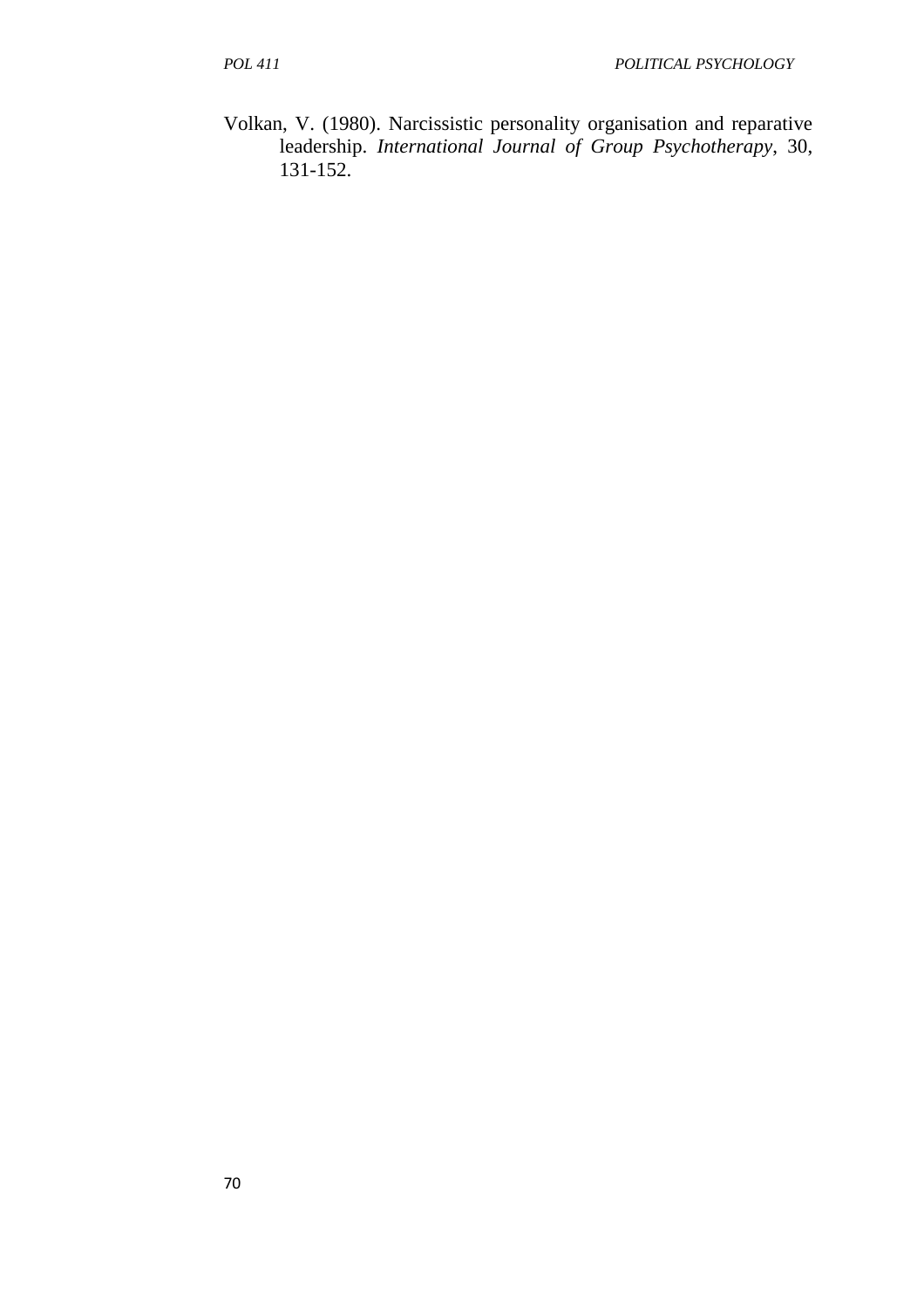Volkan, V. (1980). Narcissistic personality organisation and reparative leadership. *International Journal of Group Psychotherapy*, 30, 131-152.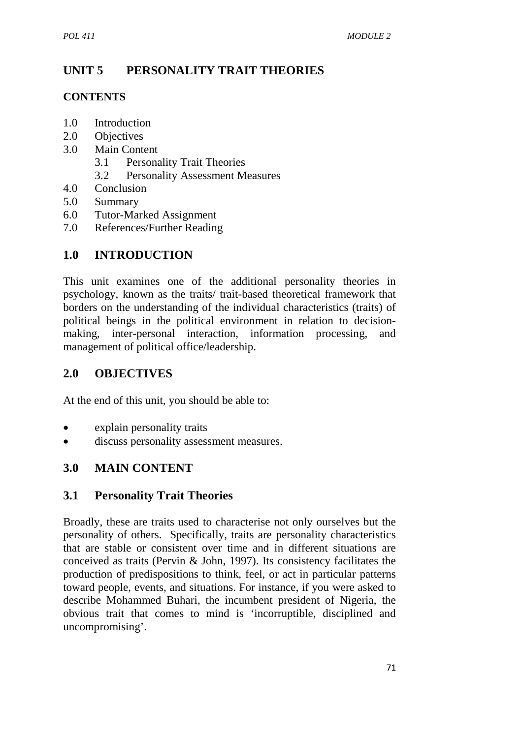## UNIT 5 PERSONALITY TRAIT THEORIES

### CONTENTS

1.0 Introduction
2.0 Objectives
3.0 Main Content
  3.1 Personality Trait Theories
  3.2 Personality Assessment Measures
4.0 Conclusion
5.0 Summary
6.0 Tutor-Marked Assignment
7.0 References/Further Reading

## 1.0 INTRODUCTION

This unit examines one of the additional personality theories in psychology, known as the traits/ trait-based theoretical framework that borders on the understanding of the individual characteristics (traits) of political beings in the political environment in relation to decision-making, inter-personal interaction, information processing, and management of political office/leadership.

## 2.0 OBJECTIVES

At the end of this unit, you should be able to:

- explain personality traits
- discuss personality assessment measures.

## 3.0 MAIN CONTENT

### 3.1 Personality Trait Theories

Broadly, these are traits used to characterise not only ourselves but the personality of others. Specifically, traits are personality characteristics that are stable or consistent over time and in different situations are conceived as traits (Pervin & John, 1997). Its consistency facilitates the production of predispositions to think, feel, or act in particular patterns toward people, events, and situations. For instance, if you were asked to describe Mohammed Buhari, the incumbent president of Nigeria, the obvious trait that comes to mind is 'incorruptible, disciplined and uncompromising'.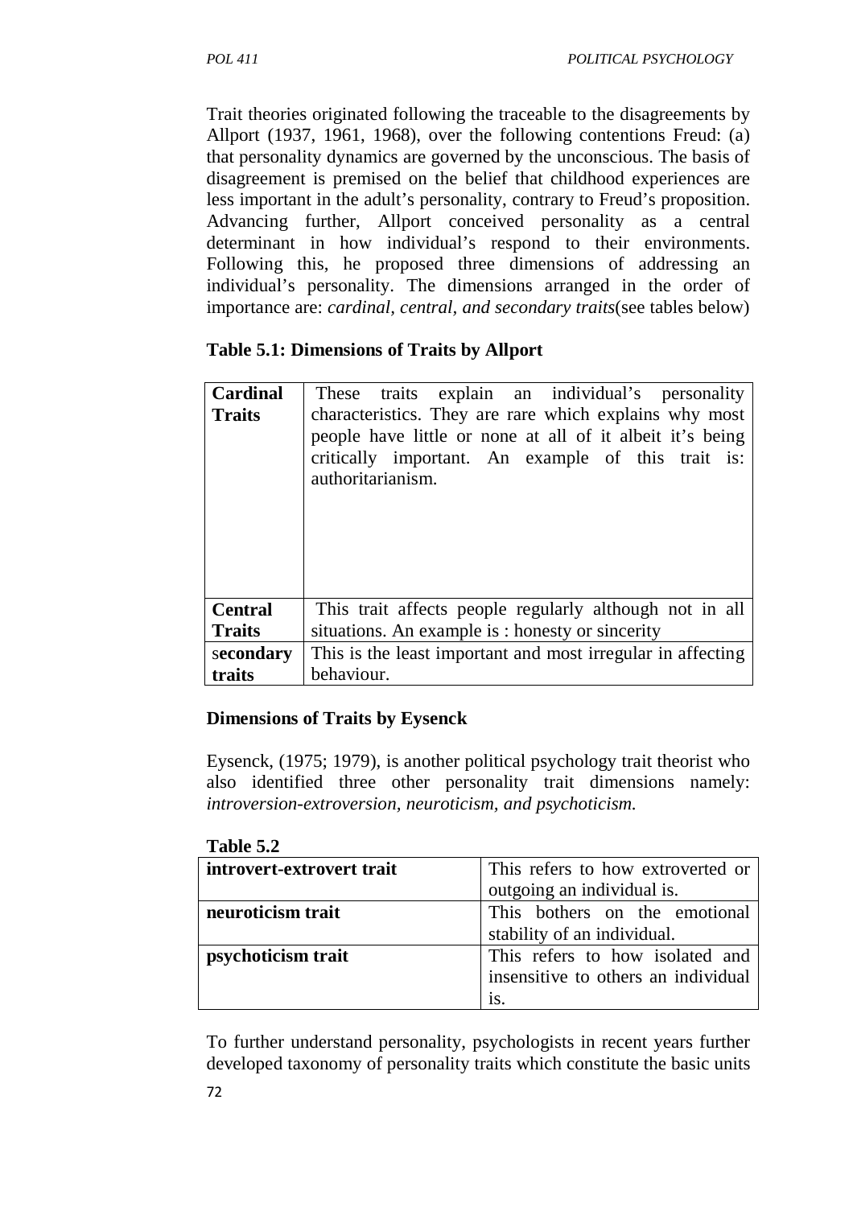Trait theories originated following the traceable to the disagreements by Allport (1937, 1961, 1968), over the following contentions Freud: (a) that personality dynamics are governed by the unconscious. The basis of disagreement is premised on the belief that childhood experiences are less important in the adult's personality, contrary to Freud's proposition. Advancing further, Allport conceived personality as a central determinant in how individual's respond to their environments. Following this, he proposed three dimensions of addressing an individual's personality. The dimensions arranged in the order of importance are: *cardinal, central, and secondary traits*(see tables below)

**Table 5.1: Dimensions of Traits by Allport**

| | |
|---|---|
| **Cardinal Traits** | These traits explain an individual's personality characteristics. They are rare which explains why most people have little or none at all of it albeit it's being critically important. An example of this trait is: authoritarianism. |
| **Central Traits** | This trait affects people regularly although not in all situations. An example is : honesty or sincerity |
| **secondary traits** | This is the least important and most irregular in affecting behaviour. |

**Dimensions of Traits by Eysenck**

Eysenck, (1975; 1979), is another political psychology trait theorist who also identified three other personality trait dimensions namely: *introversion-extroversion, neuroticism, and psychoticism.*

**Table 5.2**

| | |
|---|---|
| **introvert-extrovert trait** | This refers to how extroverted or outgoing an individual is. |
| **neuroticism trait** | This bothers on the emotional stability of an individual. |
| **psychoticism trait** | This refers to how isolated and insensitive to others an individual is. |

To further understand personality, psychologists in recent years further developed taxonomy of personality traits which constitute the basic units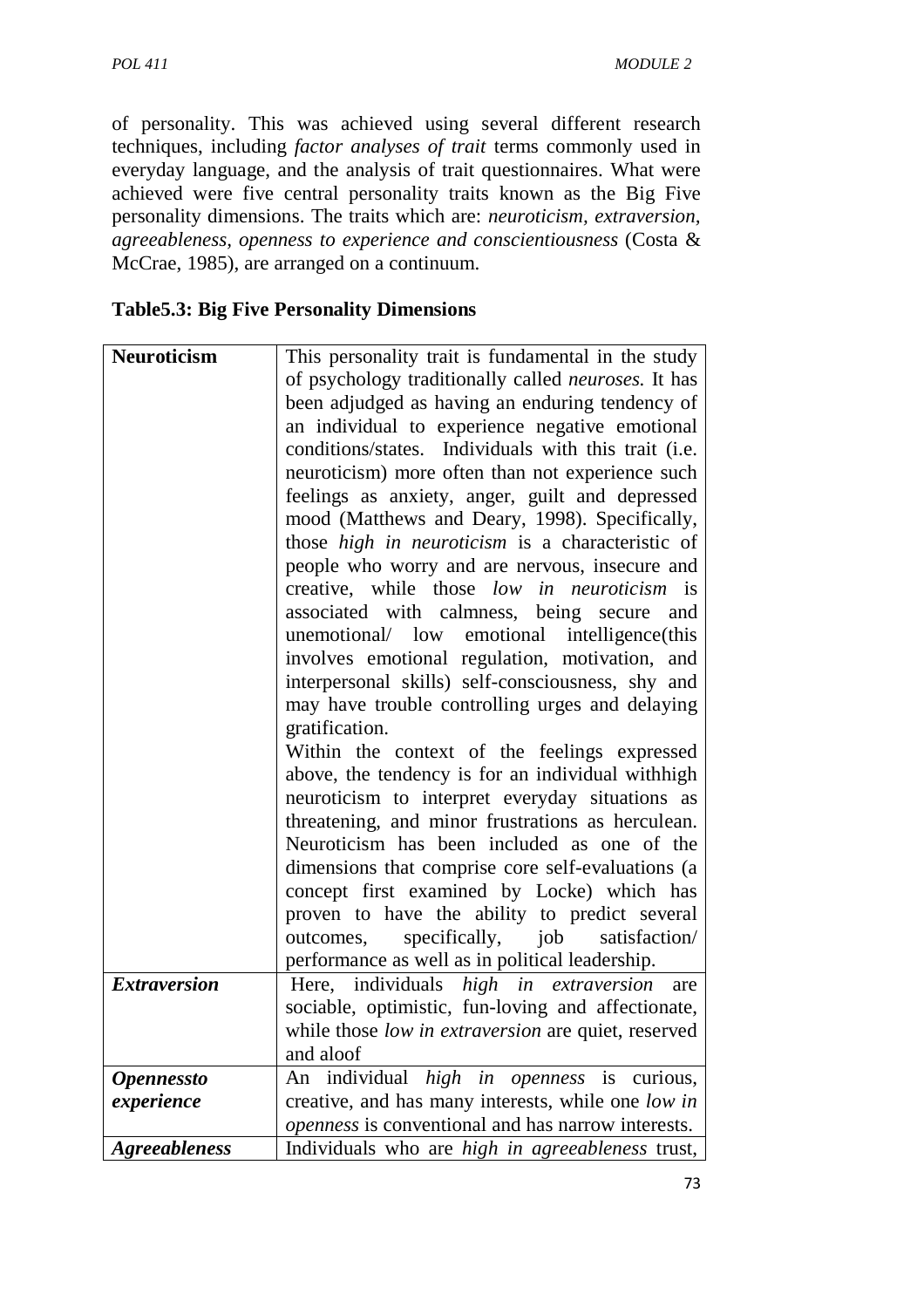of personality. This was achieved using several different research techniques, including *factor analyses of trait* terms commonly used in everyday language, and the analysis of trait questionnaires. What were achieved were five central personality traits known as the Big Five personality dimensions. The traits which are: *neuroticism, extraversion, agreeableness, openness to experience and conscientiousness* (Costa & McCrae, 1985), are arranged on a continuum.

**Table5.3: Big Five Personality Dimensions**

| | |
|---|---|
| **Neuroticism** | This personality trait is fundamental in the study of psychology traditionally called *neuroses.* It has been adjudged as having an enduring tendency of an individual to experience negative emotional conditions/states. Individuals with this trait (i.e. neuroticism) more often than not experience such feelings as anxiety, anger, guilt and depressed mood (Matthews and Deary, 1998). Specifically, those *high in neuroticism* is a characteristic of people who worry and are nervous, insecure and creative, while those *low in neuroticism* is associated with calmness, being secure and unemotional/ low emotional intelligence(this involves emotional regulation, motivation, and interpersonal skills) self-consciousness, shy and may have trouble controlling urges and delaying gratification.<br>Within the context of the feelings expressed above, the tendency is for an individual withhigh neuroticism to interpret everyday situations as threatening, and minor frustrations as herculean. Neuroticism has been included as one of the dimensions that comprise core self-evaluations (a concept first examined by Locke) which has proven to have the ability to predict several outcomes, specifically, job satisfaction/ performance as well as in political leadership. |
| ***Extraversion*** | Here, individuals *high in extraversion* are sociable, optimistic, fun-loving and affectionate, while those *low in extraversion* are quiet, reserved and aloof |
| ***Opennessto experience*** | An individual *high in openness* is curious, creative, and has many interests, while one *low in openness* is conventional and has narrow interests. |
| ***Agreeableness*** | Individuals who are *high in agreeableness* trust, |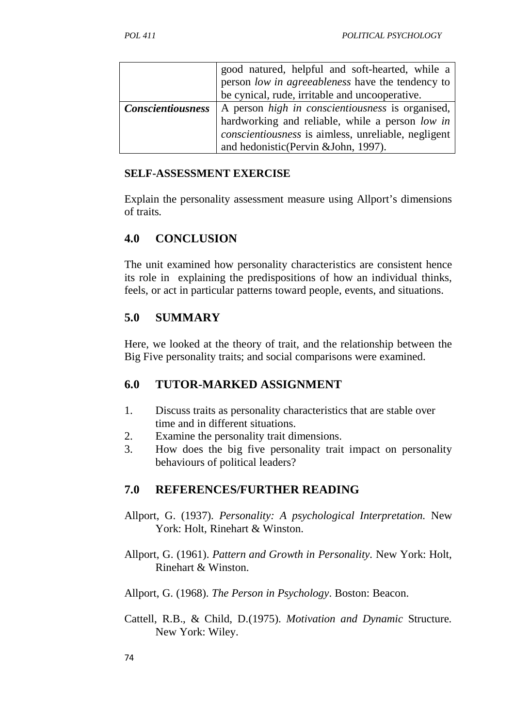| | |
|---|---|
| | good natured, helpful and soft-hearted, while a person *low in agreeableness* have the tendency to be cynical, rude, irritable and uncooperative. |
| ***Conscientiousness*** | A person *high in conscientiousness* is organised, hardworking and reliable, while a person *low in conscientiousness* is aimless, unreliable, negligent and hedonistic(Pervin &John, 1997). |

**SELF-ASSESSMENT EXERCISE**

Explain the personality assessment measure using Allport's dimensions of traits.

## 4.0 CONCLUSION

The unit examined how personality characteristics are consistent hence its role in explaining the predispositions of how an individual thinks, feels, or act in particular patterns toward people, events, and situations.

## 5.0 SUMMARY

Here, we looked at the theory of trait, and the relationship between the Big Five personality traits; and social comparisons were examined.

## 6.0 TUTOR-MARKED ASSIGNMENT

1. Discuss traits as personality characteristics that are stable over time and in different situations.
2. Examine the personality trait dimensions.
3. How does the big five personality trait impact on personality behaviours of political leaders?

## 7.0 REFERENCES/FURTHER READING

Allport, G. (1937). *Personality: A psychological Interpretation.* New York: Holt, Rinehart & Winston.

Allport, G. (1961). *Pattern and Growth in Personality*. New York: Holt, Rinehart & Winston.

Allport, G. (1968). *The Person in Psychology*. Boston: Beacon.

Cattell, R.B., & Child, D.(1975). *Motivation and Dynamic* Structure*.* New York: Wiley.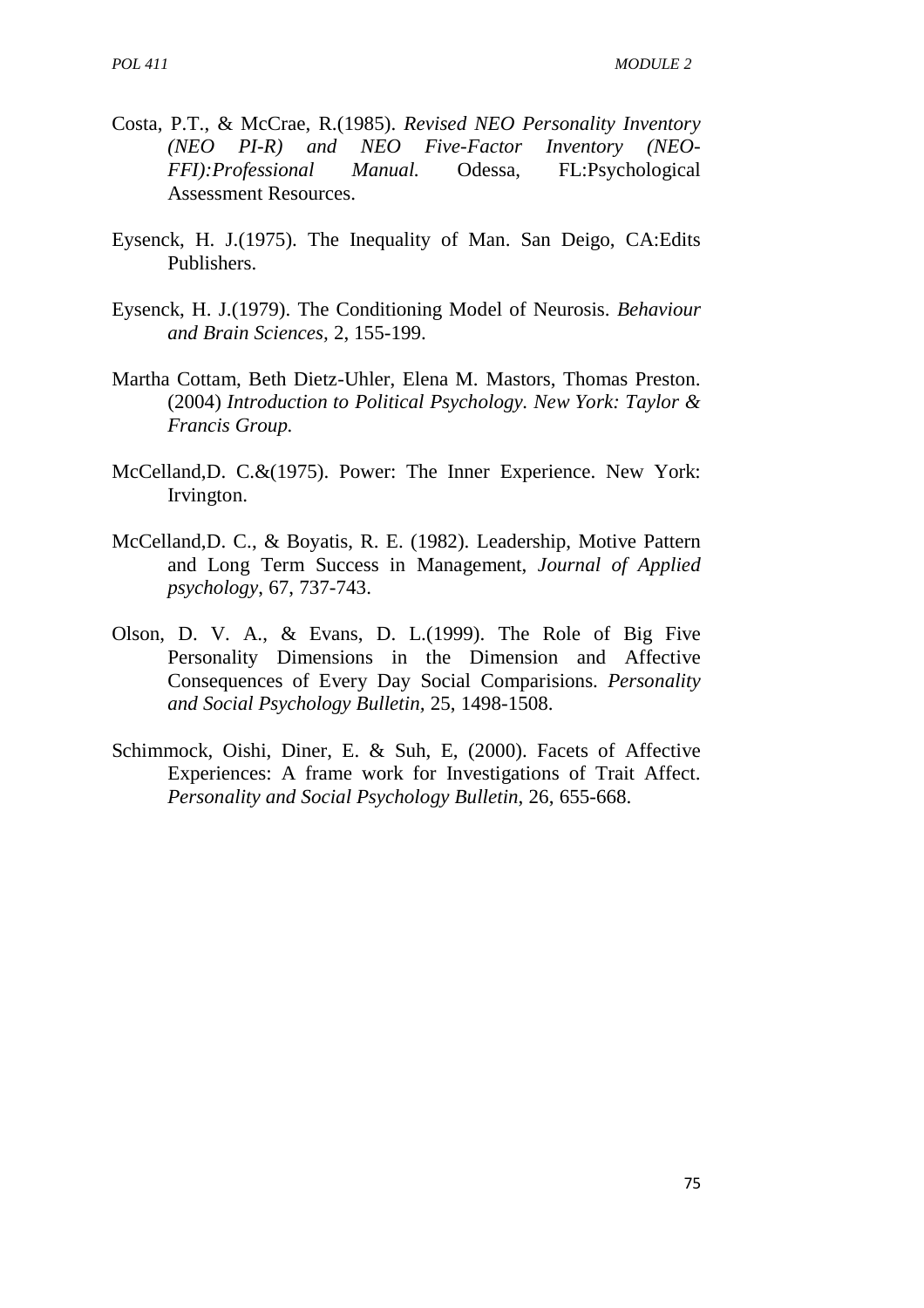Costa, P.T., & McCrae, R.(1985). *Revised NEO Personality Inventory (NEO PI-R) and NEO Five-Factor Inventory (NEO-FFI):Professional Manual.* Odessa, FL:Psychological Assessment Resources.

Eysenck, H. J.(1975). The Inequality of Man. San Deigo, CA:Edits Publishers.

Eysenck, H. J.(1979). The Conditioning Model of Neurosis. *Behaviour and Brain Sciences,* 2, 155-199.

Martha Cottam, Beth Dietz-Uhler, Elena M. Mastors, Thomas Preston. (2004) *Introduction to Political Psychology. New York: Taylor & Francis Group.*

McCelland,D. C.&(1975). Power: The Inner Experience. New York: Irvington.

McCelland,D. C., & Boyatis, R. E. (1982). Leadership, Motive Pattern and Long Term Success in Management, *Journal of Applied psychology*, 67, 737-743.

Olson, D. V. A., & Evans, D. L.(1999). The Role of Big Five Personality Dimensions in the Dimension and Affective Consequences of Every Day Social Comparisions. *Personality and Social Psychology Bulletin,* 25, 1498-1508.

Schimmock, Oishi, Diner, E. & Suh, E, (2000). Facets of Affective Experiences: A frame work for Investigations of Trait Affect. *Personality and Social Psychology Bulletin*, 26, 655-668.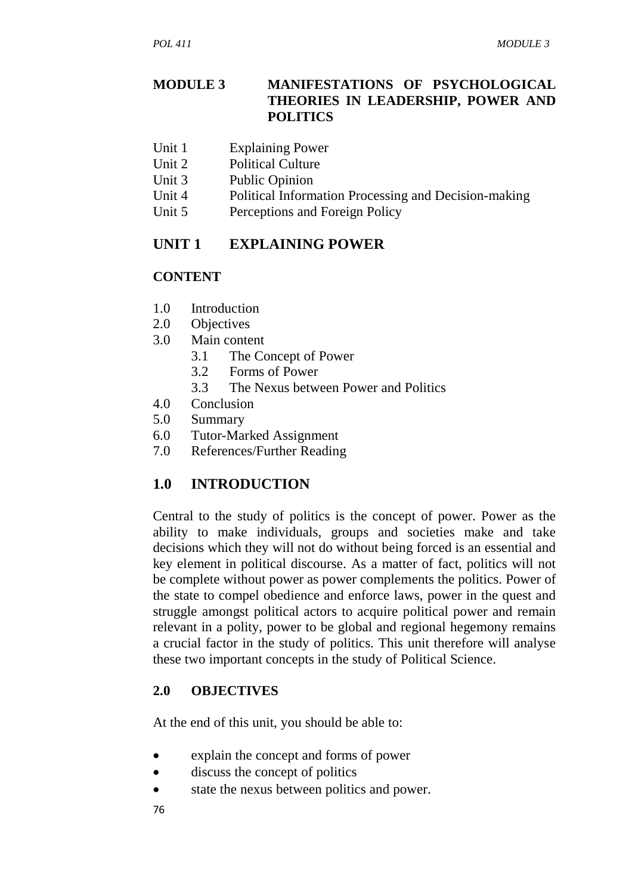## MODULE 3 MANIFESTATIONS OF PSYCHOLOGICAL THEORIES IN LEADERSHIP, POWER AND POLITICS

- Unit 1 Explaining Power
- Unit 2 Political Culture
- Unit 3 Public Opinion
- Unit 4 Political Information Processing and Decision-making
- Unit 5 Perceptions and Foreign Policy

## UNIT 1 EXPLAINING POWER

### CONTENT

- 1.0 Introduction
- 2.0 Objectives
- 3.0 Main content
    - 3.1 The Concept of Power
    - 3.2 Forms of Power
    - 3.3 The Nexus between Power and Politics
- 4.0 Conclusion
- 5.0 Summary
- 6.0 Tutor-Marked Assignment
- 7.0 References/Further Reading

## 1.0 INTRODUCTION

Central to the study of politics is the concept of power. Power as the ability to make individuals, groups and societies make and take decisions which they will not do without being forced is an essential and key element in political discourse. As a matter of fact, politics will not be complete without power as power complements the politics. Power of the state to compel obedience and enforce laws, power in the quest and struggle amongst political actors to acquire political power and remain relevant in a polity, power to be global and regional hegemony remains a crucial factor in the study of politics. This unit therefore will analyse these two important concepts in the study of Political Science.

### 2.0 OBJECTIVES

At the end of this unit, you should be able to:

- explain the concept and forms of power
- discuss the concept of politics
- state the nexus between politics and power.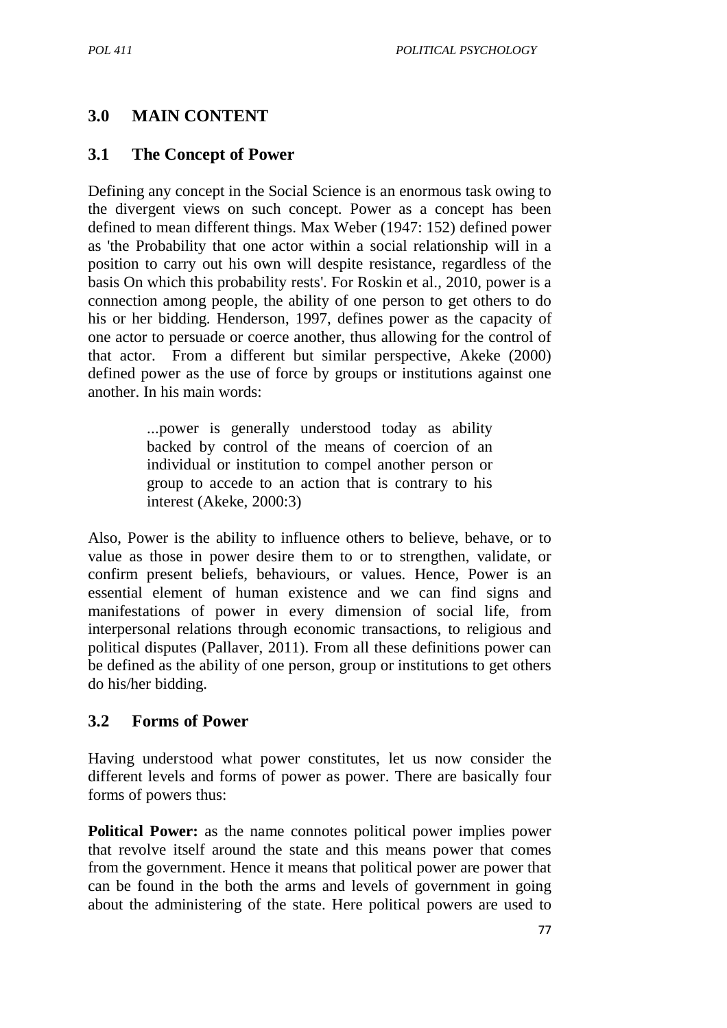## 3.0 MAIN CONTENT

### 3.1 The Concept of Power

Defining any concept in the Social Science is an enormous task owing to the divergent views on such concept. Power as a concept has been defined to mean different things. Max Weber (1947: 152) defined power as 'the Probability that one actor within a social relationship will in a position to carry out his own will despite resistance, regardless of the basis On which this probability rests'. For Roskin et al., 2010, power is a connection among people, the ability of one person to get others to do his or her bidding. Henderson, 1997, defines power as the capacity of one actor to persuade or coerce another, thus allowing for the control of that actor. From a different but similar perspective, Akeke (2000) defined power as the use of force by groups or institutions against one another. In his main words:

> ...power is generally understood today as ability backed by control of the means of coercion of an individual or institution to compel another person or group to accede to an action that is contrary to his interest (Akeke, 2000:3)

Also, Power is the ability to influence others to believe, behave, or to value as those in power desire them to or to strengthen, validate, or confirm present beliefs, behaviours, or values. Hence, Power is an essential element of human existence and we can find signs and manifestations of power in every dimension of social life, from interpersonal relations through economic transactions, to religious and political disputes (Pallaver, 2011). From all these definitions power can be defined as the ability of one person, group or institutions to get others do his/her bidding.

### 3.2 Forms of Power

Having understood what power constitutes, let us now consider the different levels and forms of power as power. There are basically four forms of powers thus:

**Political Power:** as the name connotes political power implies power that revolve itself around the state and this means power that comes from the government. Hence it means that political power are power that can be found in the both the arms and levels of government in going about the administering of the state. Here political powers are used to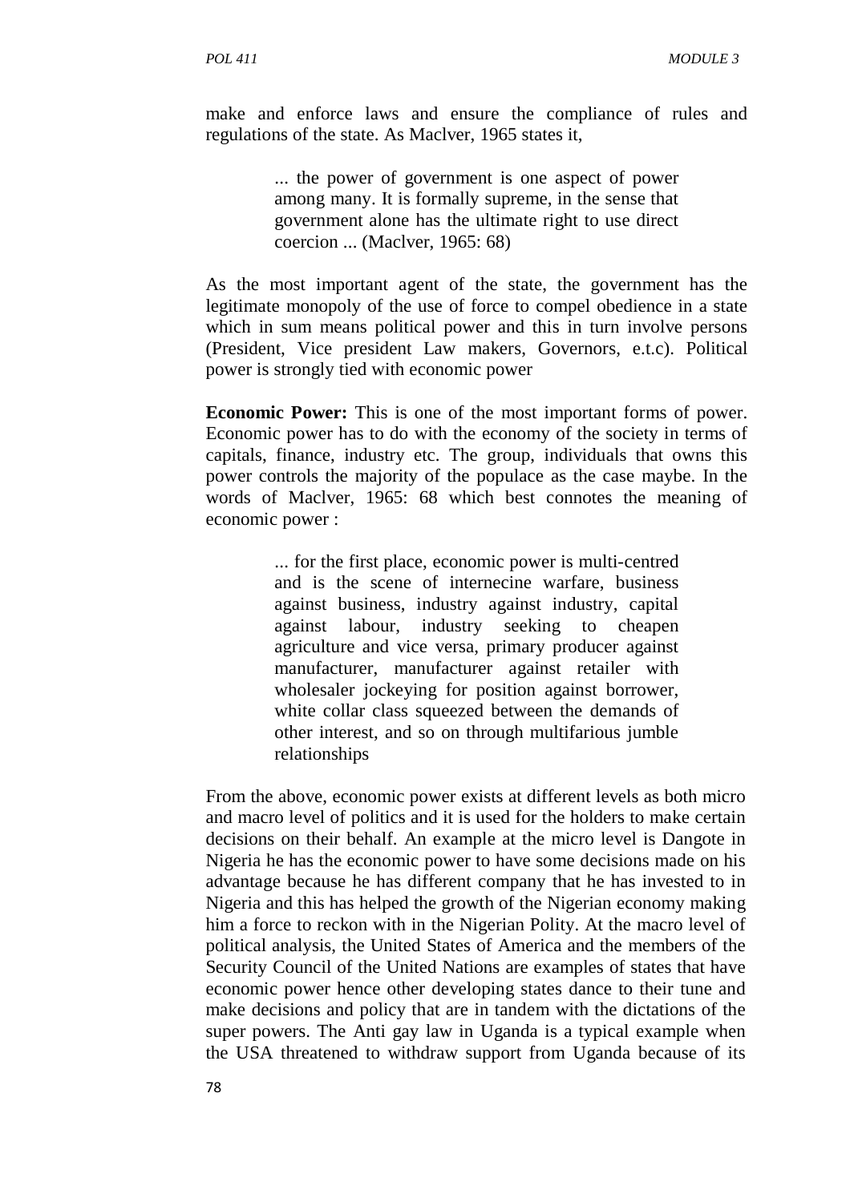make and enforce laws and ensure the compliance of rules and regulations of the state. As Maclver, 1965 states it,

> ... the power of government is one aspect of power among many. It is formally supreme, in the sense that government alone has the ultimate right to use direct coercion ... (Maclver, 1965: 68)

As the most important agent of the state, the government has the legitimate monopoly of the use of force to compel obedience in a state which in sum means political power and this in turn involve persons (President, Vice president Law makers, Governors, e.t.c). Political power is strongly tied with economic power

**Economic Power:** This is one of the most important forms of power. Economic power has to do with the economy of the society in terms of capitals, finance, industry etc. The group, individuals that owns this power controls the majority of the populace as the case maybe. In the words of Maclver, 1965: 68 which best connotes the meaning of economic power :

> ... for the first place, economic power is multi-centred and is the scene of internecine warfare, business against business, industry against industry, capital against labour, industry seeking to cheapen agriculture and vice versa, primary producer against manufacturer, manufacturer against retailer with wholesaler jockeying for position against borrower, white collar class squeezed between the demands of other interest, and so on through multifarious jumble relationships

From the above, economic power exists at different levels as both micro and macro level of politics and it is used for the holders to make certain decisions on their behalf. An example at the micro level is Dangote in Nigeria he has the economic power to have some decisions made on his advantage because he has different company that he has invested to in Nigeria and this has helped the growth of the Nigerian economy making him a force to reckon with in the Nigerian Polity. At the macro level of political analysis, the United States of America and the members of the Security Council of the United Nations are examples of states that have economic power hence other developing states dance to their tune and make decisions and policy that are in tandem with the dictations of the super powers. The Anti gay law in Uganda is a typical example when the USA threatened to withdraw support from Uganda because of its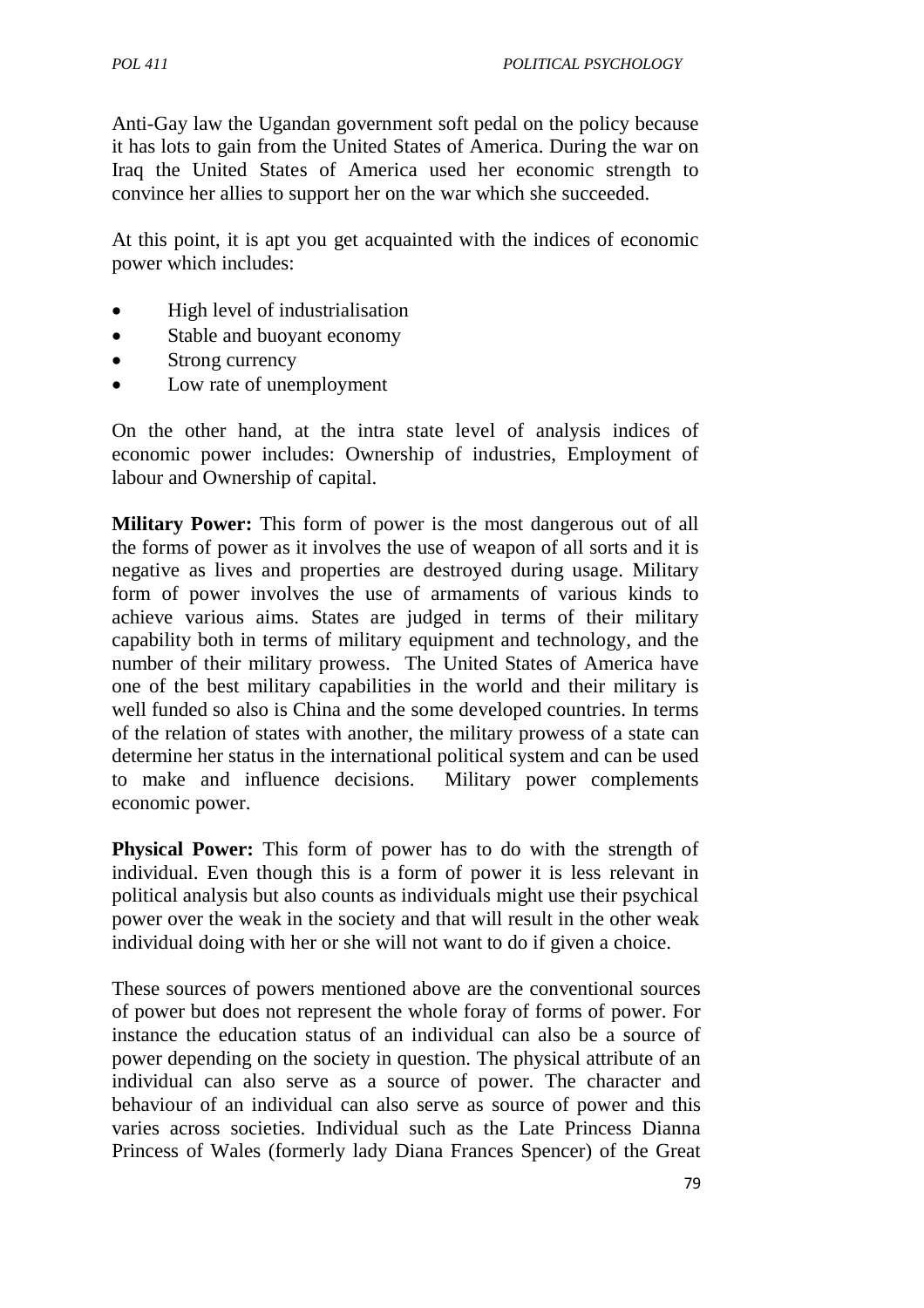Anti-Gay law the Ugandan government soft pedal on the policy because it has lots to gain from the United States of America. During the war on Iraq the United States of America used her economic strength to convince her allies to support her on the war which she succeeded.

At this point, it is apt you get acquainted with the indices of economic power which includes:

- High level of industrialisation
- Stable and buoyant economy
- Strong currency
- Low rate of unemployment

On the other hand, at the intra state level of analysis indices of economic power includes: Ownership of industries, Employment of labour and Ownership of capital.

**Military Power:** This form of power is the most dangerous out of all the forms of power as it involves the use of weapon of all sorts and it is negative as lives and properties are destroyed during usage. Military form of power involves the use of armaments of various kinds to achieve various aims. States are judged in terms of their military capability both in terms of military equipment and technology, and the number of their military prowess. The United States of America have one of the best military capabilities in the world and their military is well funded so also is China and the some developed countries. In terms of the relation of states with another, the military prowess of a state can determine her status in the international political system and can be used to make and influence decisions. Military power complements economic power.

**Physical Power:** This form of power has to do with the strength of individual. Even though this is a form of power it is less relevant in political analysis but also counts as individuals might use their psychical power over the weak in the society and that will result in the other weak individual doing with her or she will not want to do if given a choice.

These sources of powers mentioned above are the conventional sources of power but does not represent the whole foray of forms of power. For instance the education status of an individual can also be a source of power depending on the society in question. The physical attribute of an individual can also serve as a source of power. The character and behaviour of an individual can also serve as source of power and this varies across societies. Individual such as the Late Princess Dianna Princess of Wales (formerly lady Diana Frances Spencer) of the Great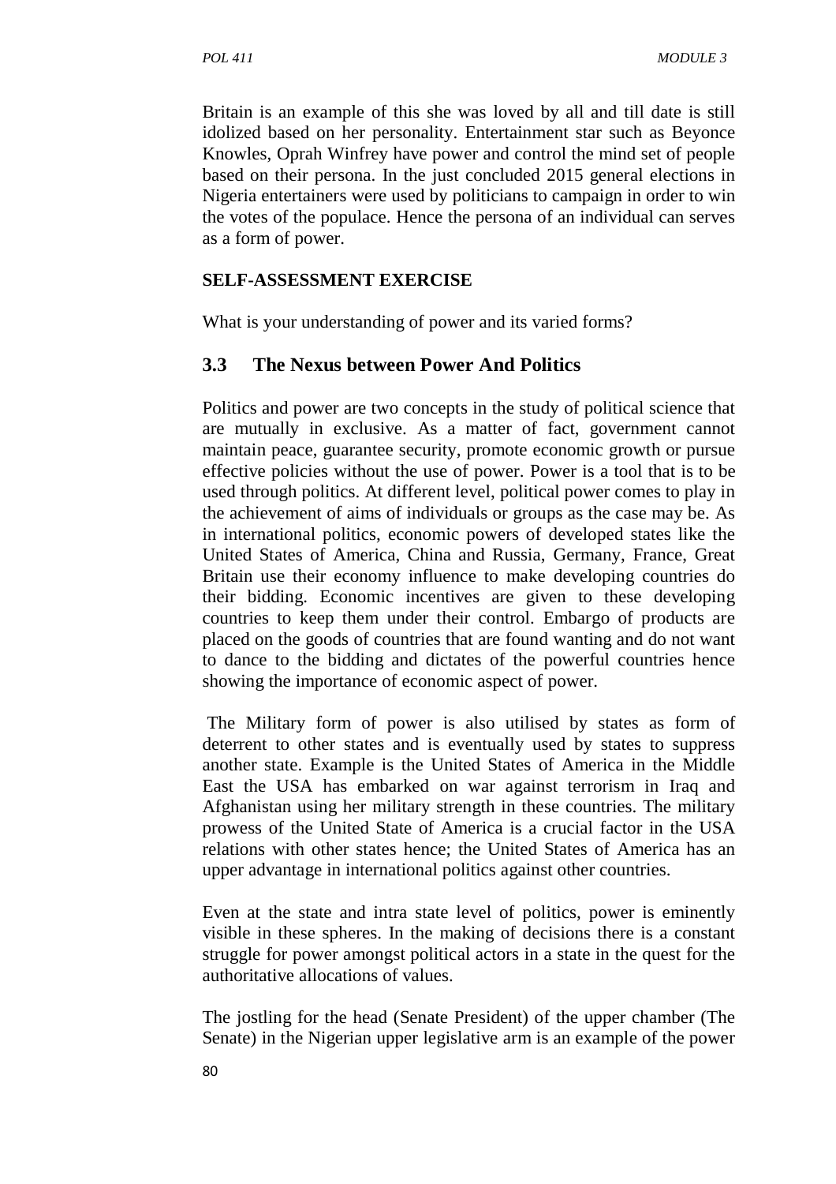Britain is an example of this she was loved by all and till date is still idolized based on her personality. Entertainment star such as Beyonce Knowles, Oprah Winfrey have power and control the mind set of people based on their persona. In the just concluded 2015 general elections in Nigeria entertainers were used by politicians to campaign in order to win the votes of the populace. Hence the persona of an individual can serves as a form of power.

**SELF-ASSESSMENT EXERCISE**

What is your understanding of power and its varied forms?

## 3.3 The Nexus between Power And Politics

Politics and power are two concepts in the study of political science that are mutually in exclusive. As a matter of fact, government cannot maintain peace, guarantee security, promote economic growth or pursue effective policies without the use of power. Power is a tool that is to be used through politics. At different level, political power comes to play in the achievement of aims of individuals or groups as the case may be. As in international politics, economic powers of developed states like the United States of America, China and Russia, Germany, France, Great Britain use their economy influence to make developing countries do their bidding. Economic incentives are given to these developing countries to keep them under their control. Embargo of products are placed on the goods of countries that are found wanting and do not want to dance to the bidding and dictates of the powerful countries hence showing the importance of economic aspect of power.

The Military form of power is also utilised by states as form of deterrent to other states and is eventually used by states to suppress another state. Example is the United States of America in the Middle East the USA has embarked on war against terrorism in Iraq and Afghanistan using her military strength in these countries. The military prowess of the United State of America is a crucial factor in the USA relations with other states hence; the United States of America has an upper advantage in international politics against other countries.

Even at the state and intra state level of politics, power is eminently visible in these spheres. In the making of decisions there is a constant struggle for power amongst political actors in a state in the quest for the authoritative allocations of values.

The jostling for the head (Senate President) of the upper chamber (The Senate) in the Nigerian upper legislative arm is an example of the power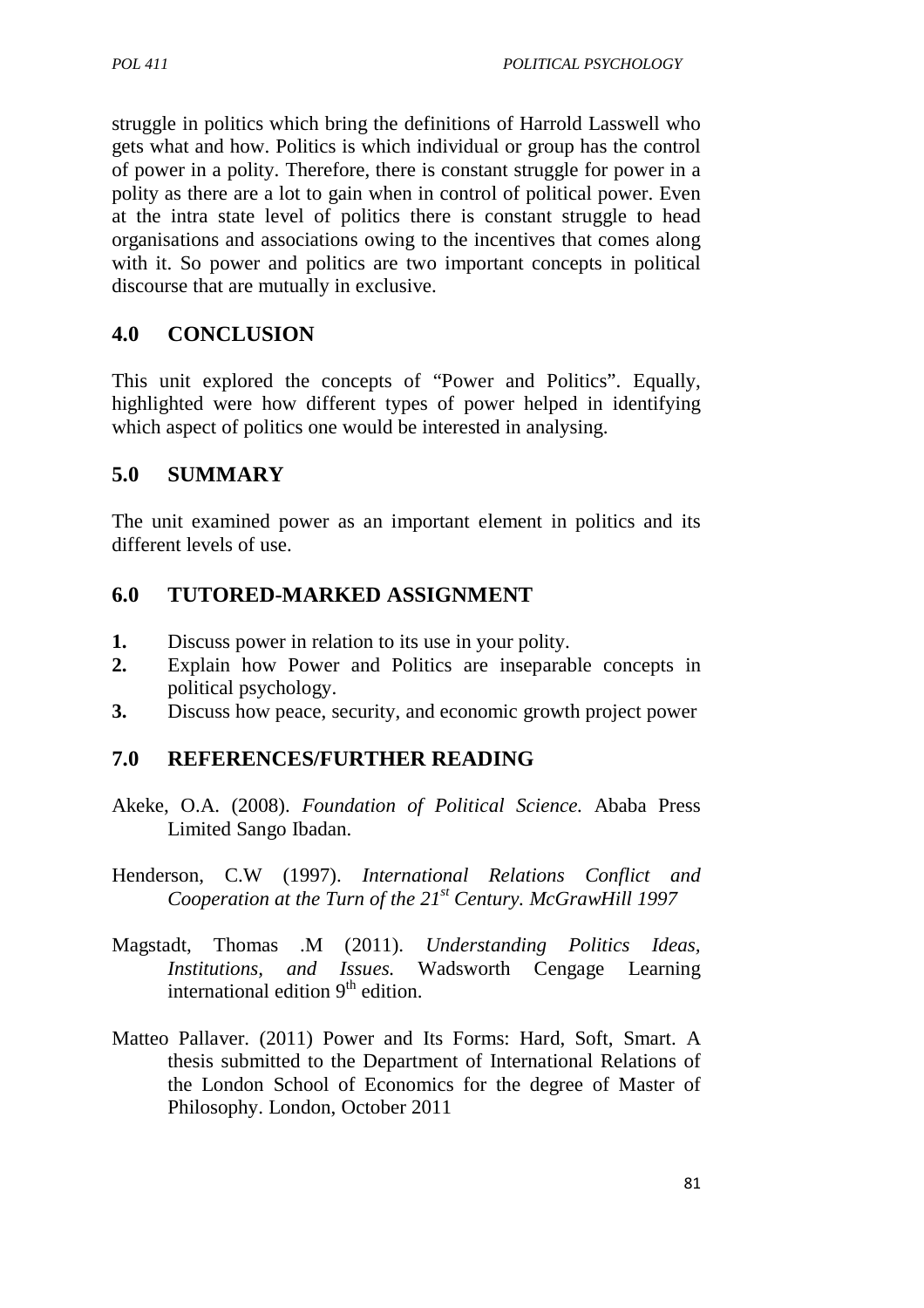struggle in politics which bring the definitions of Harrold Lasswell who gets what and how. Politics is which individual or group has the control of power in a polity. Therefore, there is constant struggle for power in a polity as there are a lot to gain when in control of political power. Even at the intra state level of politics there is constant struggle to head organisations and associations owing to the incentives that comes along with it. So power and politics are two important concepts in political discourse that are mutually in exclusive.

## 4.0 CONCLUSION

This unit explored the concepts of "Power and Politics". Equally, highlighted were how different types of power helped in identifying which aspect of politics one would be interested in analysing.

## 5.0 SUMMARY

The unit examined power as an important element in politics and its different levels of use.

## 6.0 TUTORED-MARKED ASSIGNMENT

1. Discuss power in relation to its use in your polity.
2. Explain how Power and Politics are inseparable concepts in political psychology.
3. Discuss how peace, security, and economic growth project power

## 7.0 REFERENCES/FURTHER READING

Akeke, O.A. (2008). *Foundation of Political Science.* Ababa Press Limited Sango Ibadan.

Henderson, C.W (1997). *International Relations Conflict and Cooperation at the Turn of the 21st Century. McGrawHill 1997*

Magstadt, Thomas .M (2011). *Understanding Politics Ideas, Institutions, and Issues.* Wadsworth Cengage Learning international edition 9th edition.

Matteo Pallaver. (2011) Power and Its Forms: Hard, Soft, Smart. A thesis submitted to the Department of International Relations of the London School of Economics for the degree of Master of Philosophy. London, October 2011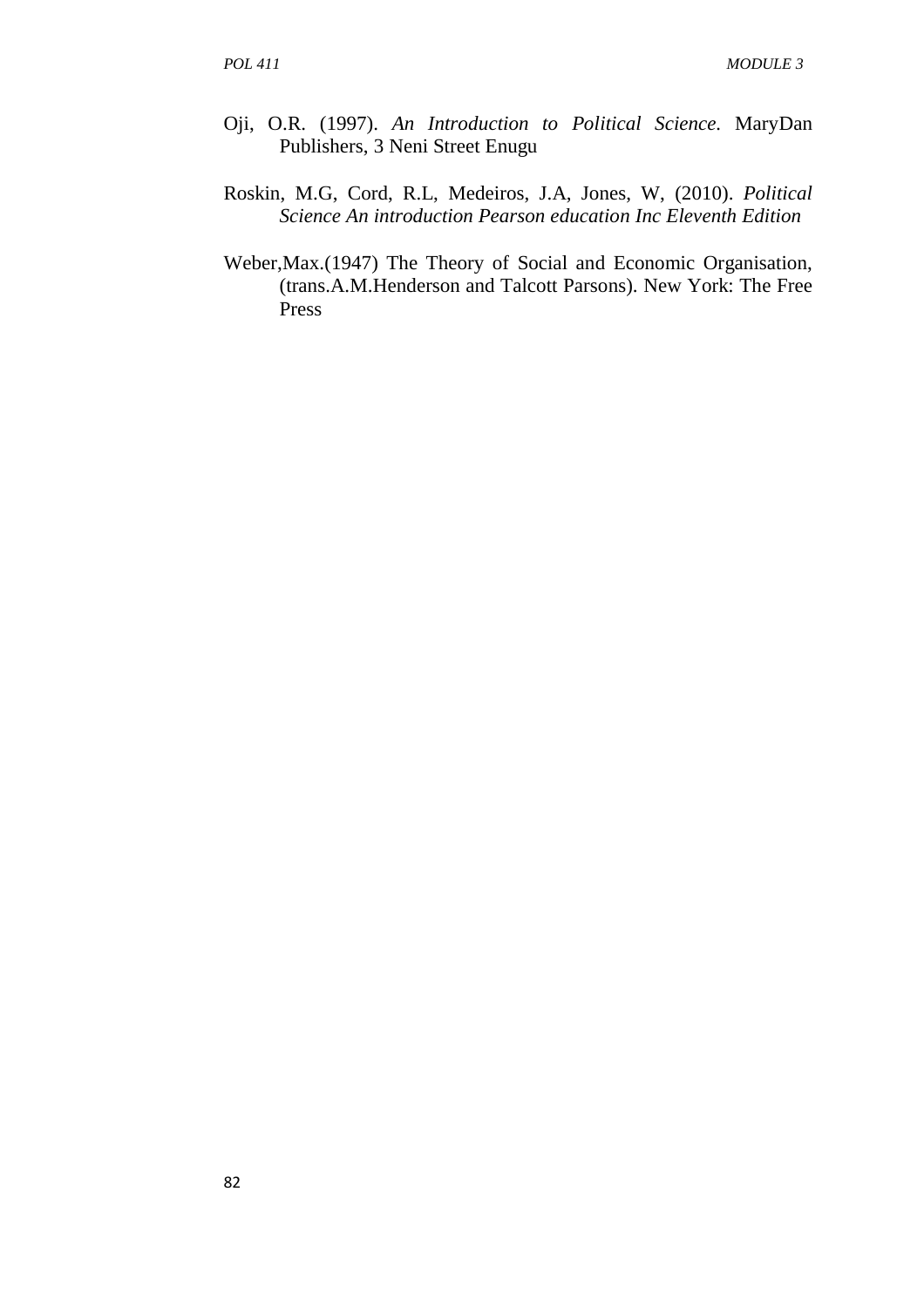Oji, O.R. (1997). *An Introduction to Political Science.* MaryDan Publishers, 3 Neni Street Enugu

Roskin, M.G, Cord, R.L, Medeiros, J.A, Jones, W, (2010). *Political Science An introduction Pearson education Inc Eleventh Edition*

Weber,Max.(1947) The Theory of Social and Economic Organisation, (trans.A.M.Henderson and Talcott Parsons). New York: The Free Press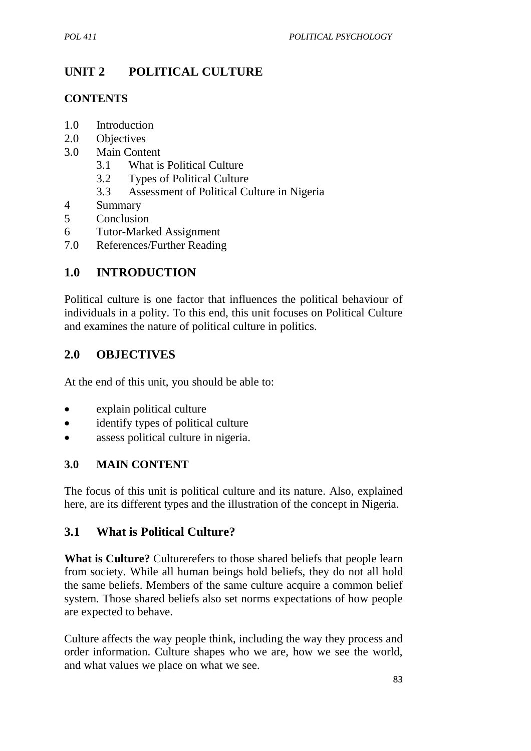# UNIT 2 POLITICAL CULTURE

## CONTENTS

1.0 Introduction
2.0 Objectives
3.0 Main Content
 3.1 What is Political Culture
 3.2 Types of Political Culture
 3.3 Assessment of Political Culture in Nigeria
4 Summary
5 Conclusion
6 Tutor-Marked Assignment
7.0 References/Further Reading

## 1.0 INTRODUCTION

Political culture is one factor that influences the political behaviour of individuals in a polity. To this end, this unit focuses on Political Culture and examines the nature of political culture in politics.

## 2.0 OBJECTIVES

At the end of this unit, you should be able to:

- explain political culture
- identify types of political culture
- assess political culture in nigeria.

## 3.0 MAIN CONTENT

The focus of this unit is political culture and its nature. Also, explained here, are its different types and the illustration of the concept in Nigeria.

## 3.1 What is Political Culture?

**What is Culture?** Culturerefers to those shared beliefs that people learn from society. While all human beings hold beliefs, they do not all hold the same beliefs. Members of the same culture acquire a common belief system. Those shared beliefs also set norms expectations of how people are expected to behave.

Culture affects the way people think, including the way they process and order information. Culture shapes who we are, how we see the world, and what values we place on what we see.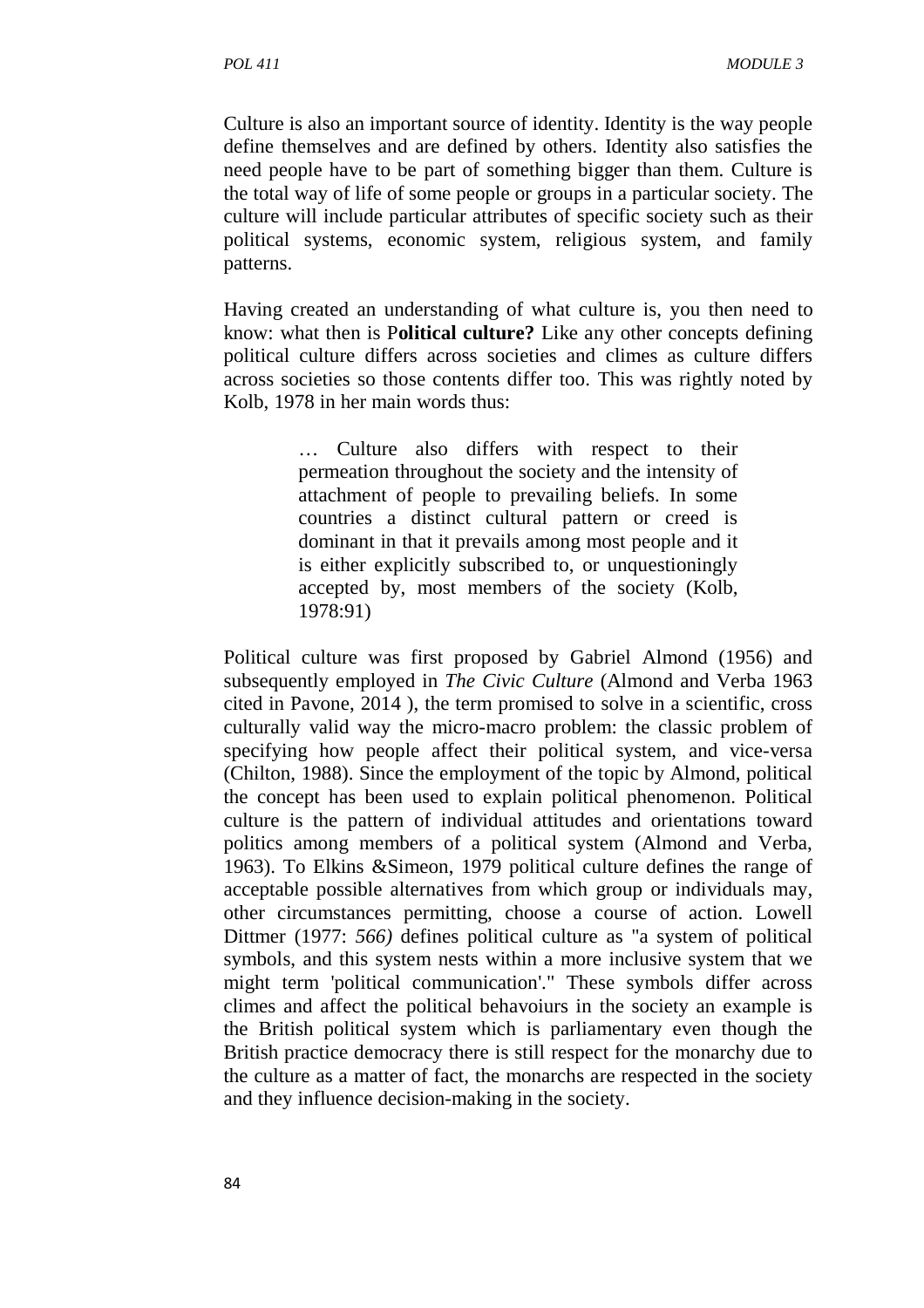Culture is also an important source of identity. Identity is the way people define themselves and are defined by others. Identity also satisfies the need people have to be part of something bigger than them. Culture is the total way of life of some people or groups in a particular society. The culture will include particular attributes of specific society such as their political systems, economic system, religious system, and family patterns.

Having created an understanding of what culture is, you then need to know: what then is P**olitical culture?** Like any other concepts defining political culture differs across societies and climes as culture differs across societies so those contents differ too. This was rightly noted by Kolb, 1978 in her main words thus:

> … Culture also differs with respect to their permeation throughout the society and the intensity of attachment of people to prevailing beliefs. In some countries a distinct cultural pattern or creed is dominant in that it prevails among most people and it is either explicitly subscribed to, or unquestioningly accepted by, most members of the society (Kolb, 1978:91)

Political culture was first proposed by Gabriel Almond (1956) and subsequently employed in *The Civic Culture* (Almond and Verba 1963 cited in Pavone, 2014 ), the term promised to solve in a scientific, cross culturally valid way the micro-macro problem: the classic problem of specifying how people affect their political system, and vice-versa (Chilton, 1988). Since the employment of the topic by Almond, political the concept has been used to explain political phenomenon. Political culture is the pattern of individual attitudes and orientations toward politics among members of a political system (Almond and Verba, 1963). To Elkins &Simeon, 1979 political culture defines the range of acceptable possible alternatives from which group or individuals may, other circumstances permitting, choose a course of action. Lowell Dittmer (1977: *566)* defines political culture as "a system of political symbols, and this system nests within a more inclusive system that we might term 'political communication'." These symbols differ across climes and affect the political behavoiurs in the society an example is the British political system which is parliamentary even though the British practice democracy there is still respect for the monarchy due to the culture as a matter of fact, the monarchs are respected in the society and they influence decision-making in the society.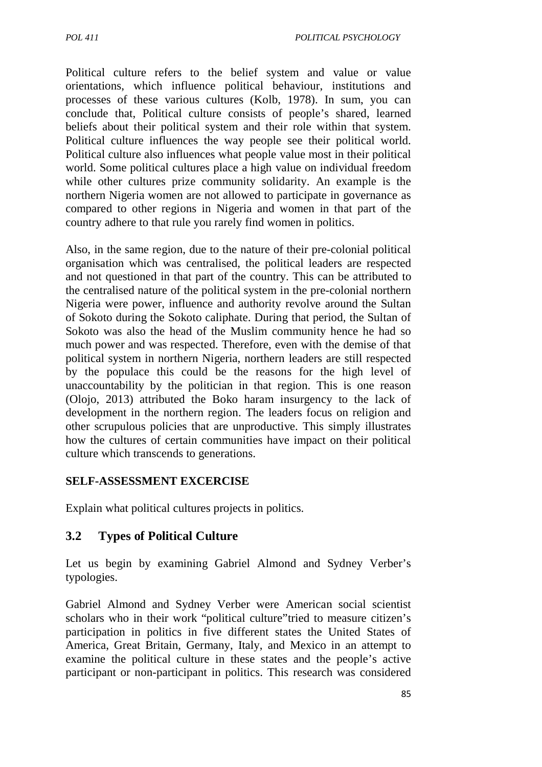Political culture refers to the belief system and value or value orientations, which influence political behaviour, institutions and processes of these various cultures (Kolb, 1978). In sum, you can conclude that, Political culture consists of people's shared, learned beliefs about their political system and their role within that system. Political culture influences the way people see their political world. Political culture also influences what people value most in their political world. Some political cultures place a high value on individual freedom while other cultures prize community solidarity. An example is the northern Nigeria women are not allowed to participate in governance as compared to other regions in Nigeria and women in that part of the country adhere to that rule you rarely find women in politics.

Also, in the same region, due to the nature of their pre-colonial political organisation which was centralised, the political leaders are respected and not questioned in that part of the country. This can be attributed to the centralised nature of the political system in the pre-colonial northern Nigeria were power, influence and authority revolve around the Sultan of Sokoto during the Sokoto caliphate. During that period, the Sultan of Sokoto was also the head of the Muslim community hence he had so much power and was respected. Therefore, even with the demise of that political system in northern Nigeria, northern leaders are still respected by the populace this could be the reasons for the high level of unaccountability by the politician in that region. This is one reason (Olojo, 2013) attributed the Boko haram insurgency to the lack of development in the northern region. The leaders focus on religion and other scrupulous policies that are unproductive. This simply illustrates how the cultures of certain communities have impact on their political culture which transcends to generations.

**SELF-ASSESSMENT EXCERCISE**

Explain what political cultures projects in politics.

## 3.2 Types of Political Culture

Let us begin by examining Gabriel Almond and Sydney Verber's typologies.

Gabriel Almond and Sydney Verber were American social scientist scholars who in their work "political culture"tried to measure citizen's participation in politics in five different states the United States of America, Great Britain, Germany, Italy, and Mexico in an attempt to examine the political culture in these states and the people's active participant or non-participant in politics. This research was considered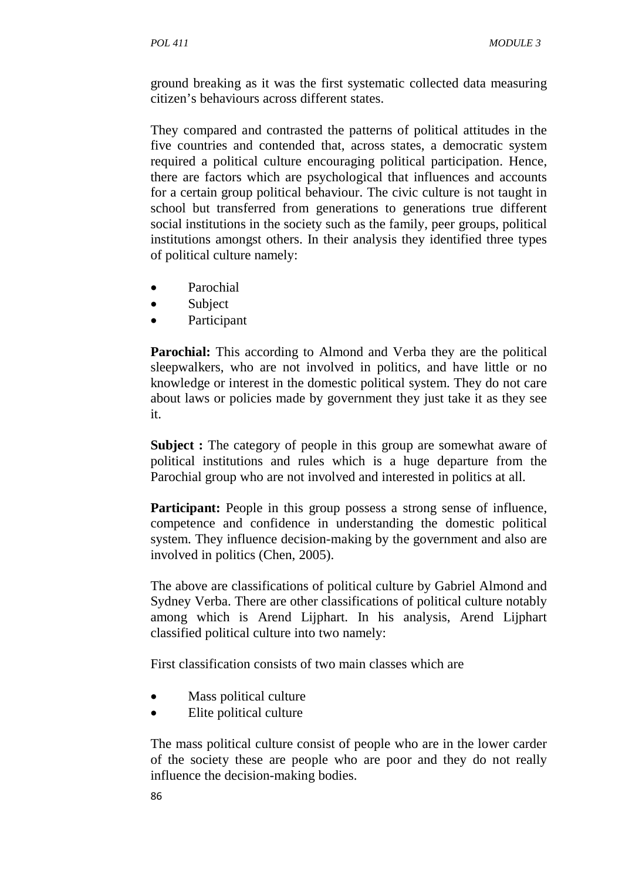ground breaking as it was the first systematic collected data measuring citizen's behaviours across different states.

They compared and contrasted the patterns of political attitudes in the five countries and contended that, across states, a democratic system required a political culture encouraging political participation. Hence, there are factors which are psychological that influences and accounts for a certain group political behaviour. The civic culture is not taught in school but transferred from generations to generations true different social institutions in the society such as the family, peer groups, political institutions amongst others. In their analysis they identified three types of political culture namely:

- Parochial
- Subject
- Participant

**Parochial:** This according to Almond and Verba they are the political sleepwalkers, who are not involved in politics, and have little or no knowledge or interest in the domestic political system. They do not care about laws or policies made by government they just take it as they see it.

**Subject :** The category of people in this group are somewhat aware of political institutions and rules which is a huge departure from the Parochial group who are not involved and interested in politics at all.

**Participant:** People in this group possess a strong sense of influence, competence and confidence in understanding the domestic political system. They influence decision-making by the government and also are involved in politics (Chen, 2005).

The above are classifications of political culture by Gabriel Almond and Sydney Verba. There are other classifications of political culture notably among which is Arend Lijphart. In his analysis, Arend Lijphart classified political culture into two namely:

First classification consists of two main classes which are

- Mass political culture
- Elite political culture

The mass political culture consist of people who are in the lower carder of the society these are people who are poor and they do not really influence the decision-making bodies.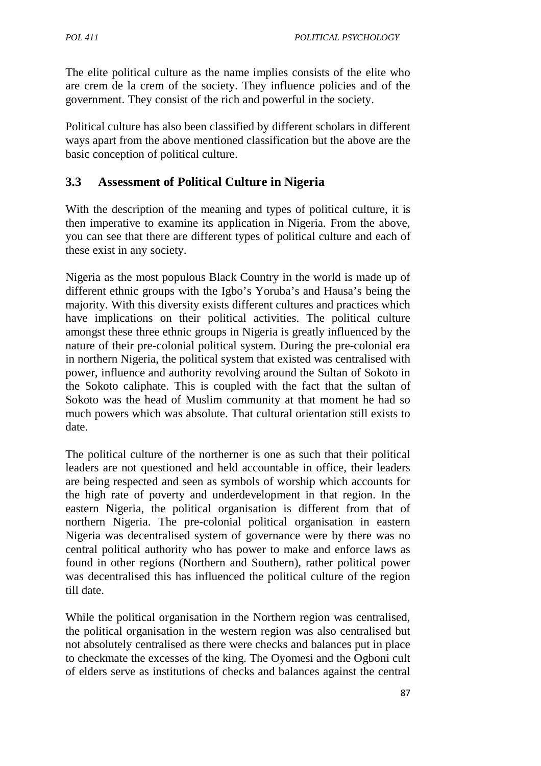The elite political culture as the name implies consists of the elite who are crem de la crem of the society. They influence policies and of the government. They consist of the rich and powerful in the society.

Political culture has also been classified by different scholars in different ways apart from the above mentioned classification but the above are the basic conception of political culture.

### 3.3 Assessment of Political Culture in Nigeria

With the description of the meaning and types of political culture, it is then imperative to examine its application in Nigeria. From the above, you can see that there are different types of political culture and each of these exist in any society.

Nigeria as the most populous Black Country in the world is made up of different ethnic groups with the Igbo's Yoruba's and Hausa's being the majority. With this diversity exists different cultures and practices which have implications on their political activities. The political culture amongst these three ethnic groups in Nigeria is greatly influenced by the nature of their pre-colonial political system. During the pre-colonial era in northern Nigeria, the political system that existed was centralised with power, influence and authority revolving around the Sultan of Sokoto in the Sokoto caliphate. This is coupled with the fact that the sultan of Sokoto was the head of Muslim community at that moment he had so much powers which was absolute. That cultural orientation still exists to date.

The political culture of the northerner is one as such that their political leaders are not questioned and held accountable in office, their leaders are being respected and seen as symbols of worship which accounts for the high rate of poverty and underdevelopment in that region. In the eastern Nigeria, the political organisation is different from that of northern Nigeria. The pre-colonial political organisation in eastern Nigeria was decentralised system of governance were by there was no central political authority who has power to make and enforce laws as found in other regions (Northern and Southern), rather political power was decentralised this has influenced the political culture of the region till date.

While the political organisation in the Northern region was centralised, the political organisation in the western region was also centralised but not absolutely centralised as there were checks and balances put in place to checkmate the excesses of the king. The Oyomesi and the Ogboni cult of elders serve as institutions of checks and balances against the central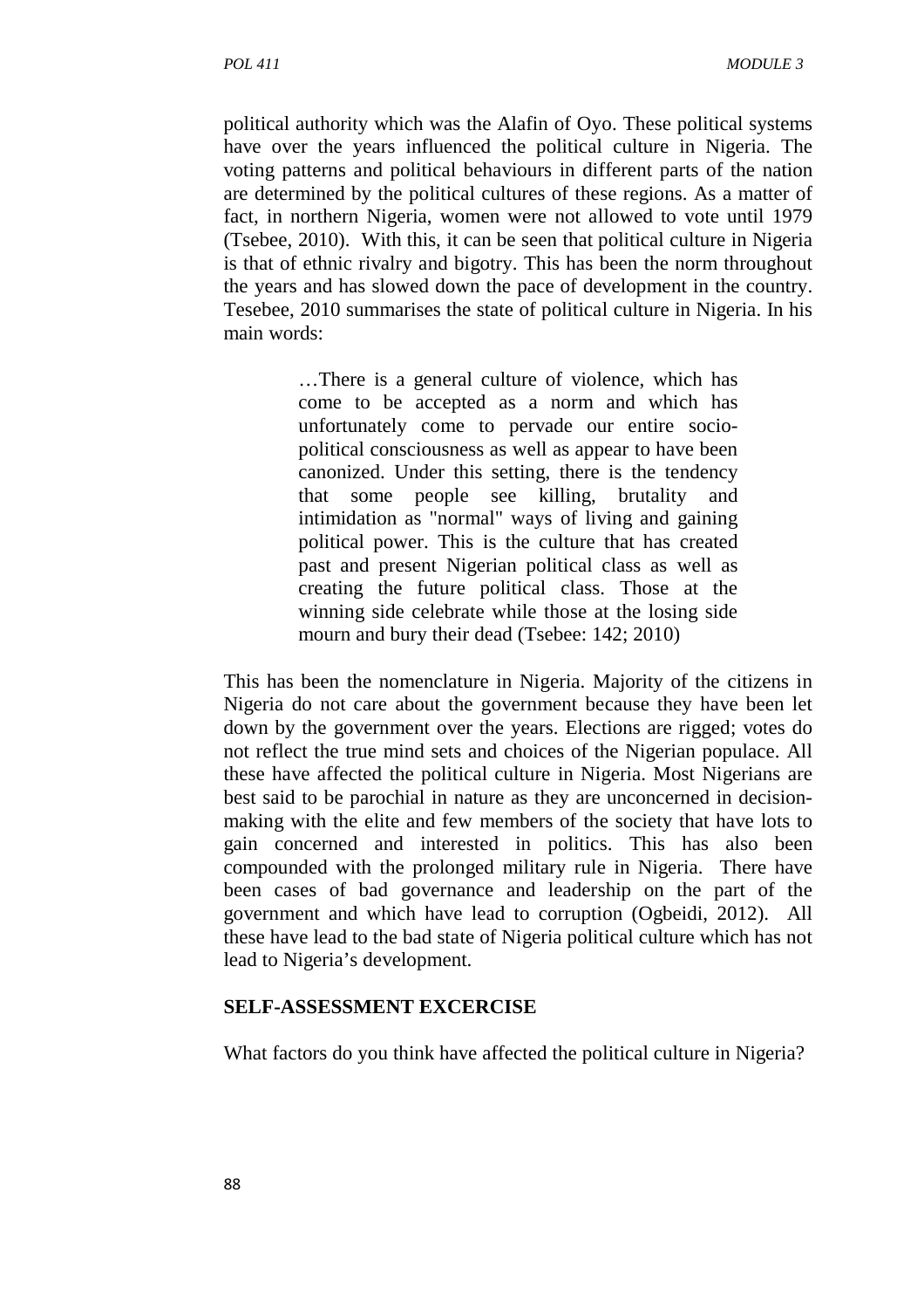political authority which was the Alafin of Oyo. These political systems have over the years influenced the political culture in Nigeria. The voting patterns and political behaviours in different parts of the nation are determined by the political cultures of these regions. As a matter of fact, in northern Nigeria, women were not allowed to vote until 1979 (Tsebee, 2010). With this, it can be seen that political culture in Nigeria is that of ethnic rivalry and bigotry. This has been the norm throughout the years and has slowed down the pace of development in the country. Tesebee, 2010 summarises the state of political culture in Nigeria. In his main words:

> …There is a general culture of violence, which has come to be accepted as a norm and which has unfortunately come to pervade our entire socio-political consciousness as well as appear to have been canonized. Under this setting, there is the tendency that some people see killing, brutality and intimidation as "normal" ways of living and gaining political power. This is the culture that has created past and present Nigerian political class as well as creating the future political class. Those at the winning side celebrate while those at the losing side mourn and bury their dead (Tsebee: 142; 2010)

This has been the nomenclature in Nigeria. Majority of the citizens in Nigeria do not care about the government because they have been let down by the government over the years. Elections are rigged; votes do not reflect the true mind sets and choices of the Nigerian populace. All these have affected the political culture in Nigeria. Most Nigerians are best said to be parochial in nature as they are unconcerned in decision-making with the elite and few members of the society that have lots to gain concerned and interested in politics. This has also been compounded with the prolonged military rule in Nigeria. There have been cases of bad governance and leadership on the part of the government and which have lead to corruption (Ogbeidi, 2012). All these have lead to the bad state of Nigeria political culture which has not lead to Nigeria's development.

**SELF-ASSESSMENT EXCERCISE**

What factors do you think have affected the political culture in Nigeria?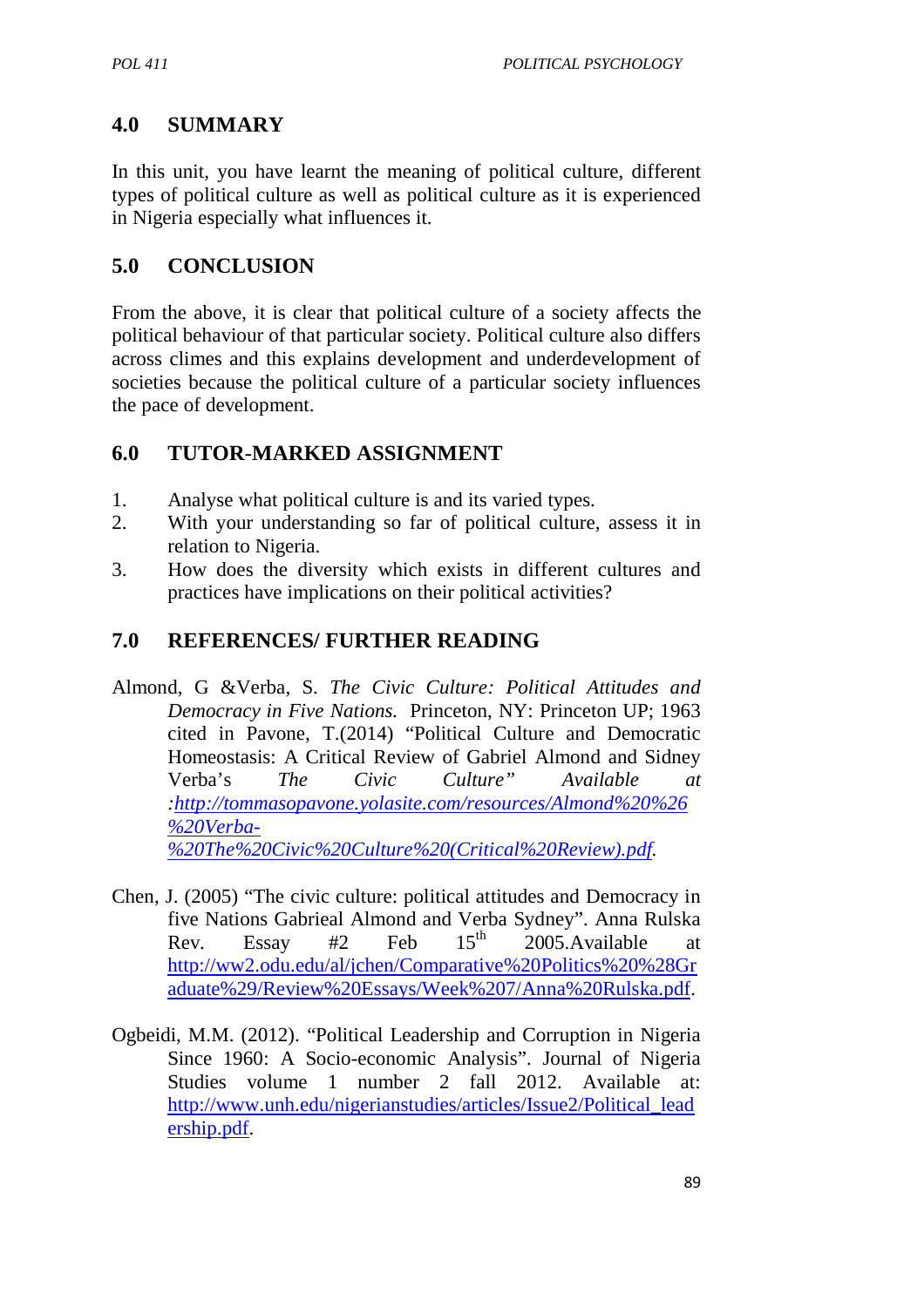## 4.0 SUMMARY

In this unit, you have learnt the meaning of political culture, different types of political culture as well as political culture as it is experienced in Nigeria especially what influences it.

## 5.0 CONCLUSION

From the above, it is clear that political culture of a society affects the political behaviour of that particular society. Political culture also differs across climes and this explains development and underdevelopment of societies because the political culture of a particular society influences the pace of development.

## 6.0 TUTOR-MARKED ASSIGNMENT

1. Analyse what political culture is and its varied types.
2. With your understanding so far of political culture, assess it in relation to Nigeria.
3. How does the diversity which exists in different cultures and practices have implications on their political activities?

## 7.0 REFERENCES/ FURTHER READING

Almond, G &Verba, S. *The Civic Culture: Political Attitudes and Democracy in Five Nations.* Princeton, NY: Princeton UP; 1963 cited in Pavone, T.(2014) "Political Culture and Democratic Homeostasis: A Critical Review of Gabriel Almond and Sidney Verba's *The Civic Culture" Available at :http://tommasopavone.yolasite.com/resources/Almond%20%26%20Verba-%20The%20Civic%20Culture%20(Critical%20Review).pdf.*

Chen, J. (2005) "The civic culture: political attitudes and Democracy in five Nations Gabrieal Almond and Verba Sydney". Anna Rulska Rev. Essay #2 Feb 15th 2005.Available at http://ww2.odu.edu/al/jchen/Comparative%20Politics%20%28Graduate%29/Review%20Essays/Week%207/Anna%20Rulska.pdf.

Ogbeidi, M.M. (2012). "Political Leadership and Corruption in Nigeria Since 1960: A Socio-economic Analysis". Journal of Nigeria Studies volume 1 number 2 fall 2012. Available at: http://www.unh.edu/nigerianstudies/articles/Issue2/Political_leadership.pdf.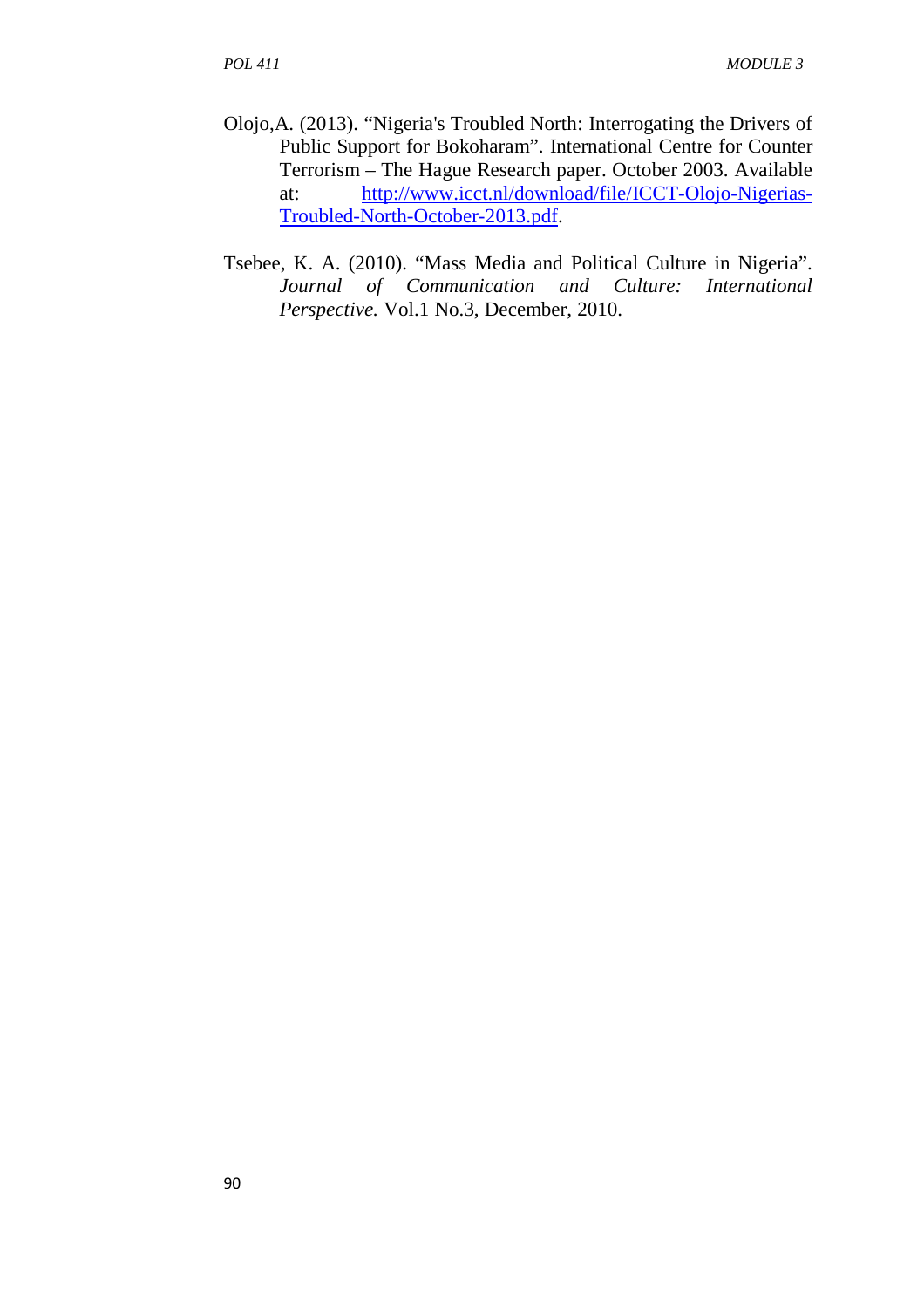Olojo,A. (2013). "Nigeria's Troubled North: Interrogating the Drivers of Public Support for Bokoharam". International Centre for Counter Terrorism – The Hague Research paper. October 2003. Available at: [http://www.icct.nl/download/file/ICCT-Olojo-Nigerias-Troubled-North-October-2013.pdf](http://www.icct.nl/download/file/ICCT-Olojo-Nigerias-Troubled-North-October-2013.pdf).

Tsebee, K. A. (2010). "Mass Media and Political Culture in Nigeria". *Journal of Communication and Culture: International Perspective.* Vol.1 No.3, December, 2010.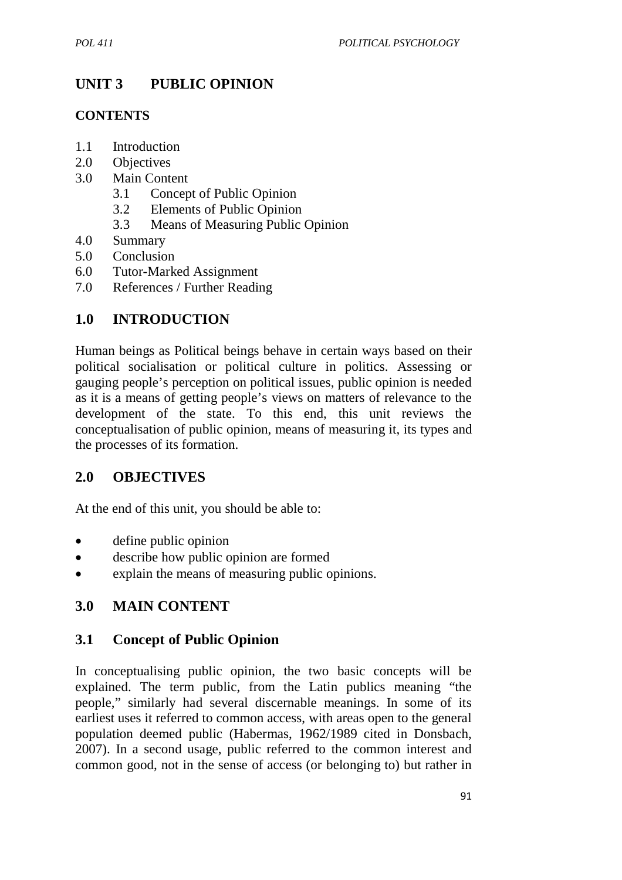# UNIT 3 PUBLIC OPINION

## CONTENTS

1.1 Introduction
2.0 Objectives
3.0 Main Content
    3.1 Concept of Public Opinion
    3.2 Elements of Public Opinion
    3.3 Means of Measuring Public Opinion
4.0 Summary
5.0 Conclusion
6.0 Tutor-Marked Assignment
7.0 References / Further Reading

## 1.0 INTRODUCTION

Human beings as Political beings behave in certain ways based on their political socialisation or political culture in politics. Assessing or gauging people's perception on political issues, public opinion is needed as it is a means of getting people's views on matters of relevance to the development of the state. To this end, this unit reviews the conceptualisation of public opinion, means of measuring it, its types and the processes of its formation.

## 2.0 OBJECTIVES

At the end of this unit, you should be able to:

- define public opinion
- describe how public opinion are formed
- explain the means of measuring public opinions.

## 3.0 MAIN CONTENT

### 3.1 Concept of Public Opinion

In conceptualising public opinion, the two basic concepts will be explained. The term public, from the Latin publics meaning "the people," similarly had several discernable meanings. In some of its earliest uses it referred to common access, with areas open to the general population deemed public (Habermas, 1962/1989 cited in Donsbach, 2007). In a second usage, public referred to the common interest and common good, not in the sense of access (or belonging to) but rather in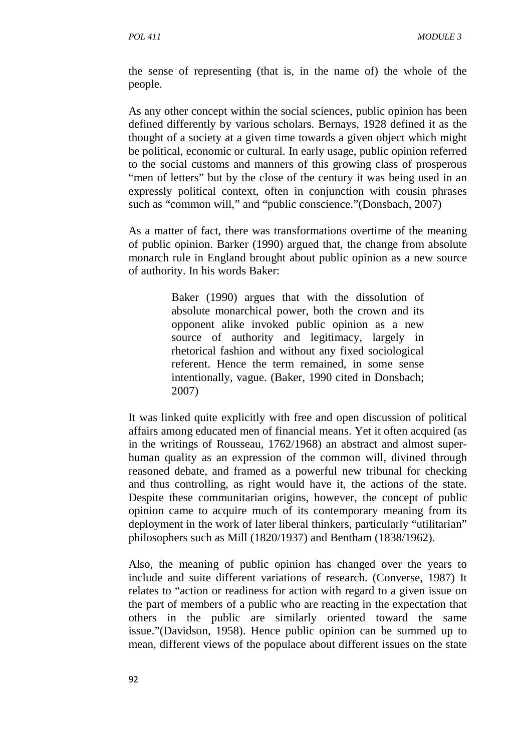the sense of representing (that is, in the name of) the whole of the people.

As any other concept within the social sciences, public opinion has been defined differently by various scholars. Bernays, 1928 defined it as the thought of a society at a given time towards a given object which might be political, economic or cultural. In early usage, public opinion referred to the social customs and manners of this growing class of prosperous "men of letters" but by the close of the century it was being used in an expressly political context, often in conjunction with cousin phrases such as "common will," and "public conscience."(Donsbach, 2007)

As a matter of fact, there was transformations overtime of the meaning of public opinion. Barker (1990) argued that, the change from absolute monarch rule in England brought about public opinion as a new source of authority. In his words Baker:

> Baker (1990) argues that with the dissolution of absolute monarchical power, both the crown and its opponent alike invoked public opinion as a new source of authority and legitimacy, largely in rhetorical fashion and without any fixed sociological referent. Hence the term remained, in some sense intentionally, vague. (Baker, 1990 cited in Donsbach; 2007)

It was linked quite explicitly with free and open discussion of political affairs among educated men of financial means. Yet it often acquired (as in the writings of Rousseau, 1762/1968) an abstract and almost super-human quality as an expression of the common will, divined through reasoned debate, and framed as a powerful new tribunal for checking and thus controlling, as right would have it, the actions of the state. Despite these communitarian origins, however, the concept of public opinion came to acquire much of its contemporary meaning from its deployment in the work of later liberal thinkers, particularly "utilitarian" philosophers such as Mill (1820/1937) and Bentham (1838/1962).

Also, the meaning of public opinion has changed over the years to include and suite different variations of research. (Converse, 1987) It relates to "action or readiness for action with regard to a given issue on the part of members of a public who are reacting in the expectation that others in the public are similarly oriented toward the same issue."(Davidson, 1958). Hence public opinion can be summed up to mean, different views of the populace about different issues on the state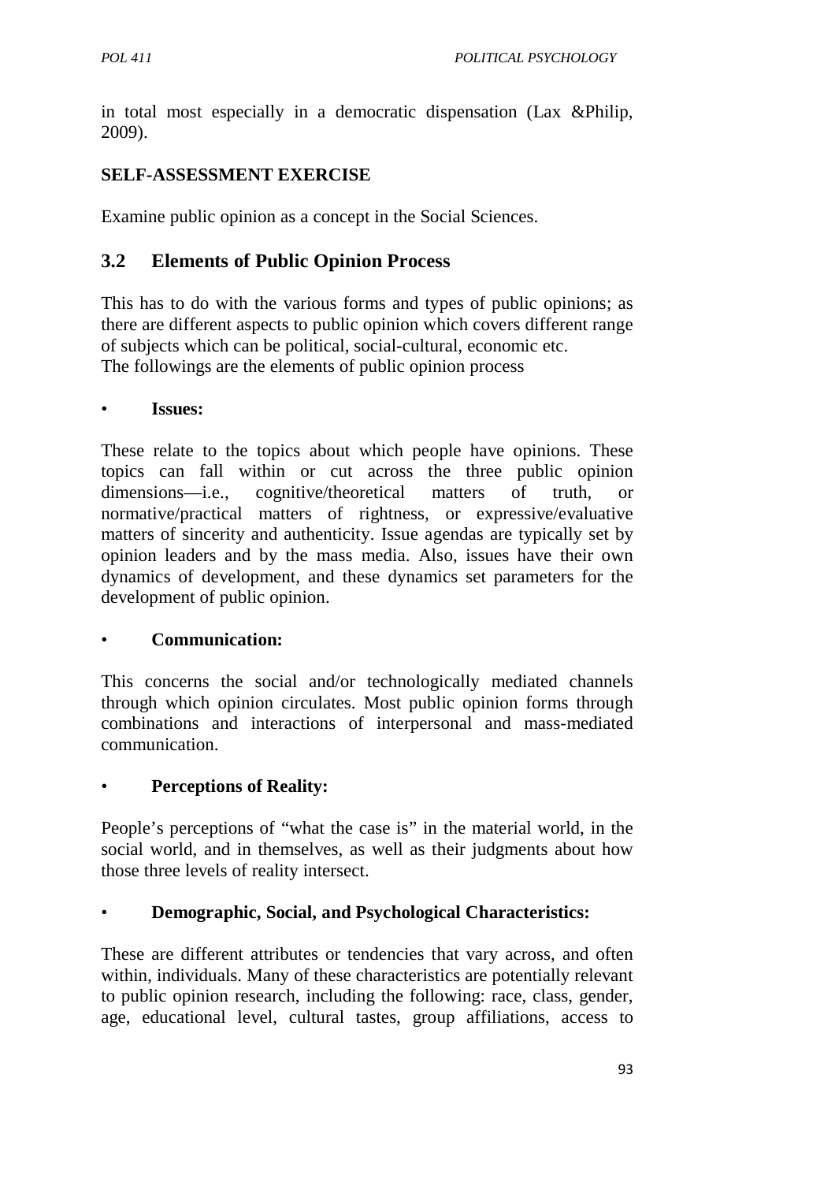in total most especially in a democratic dispensation (Lax &Philip, 2009).

**SELF-ASSESSMENT EXERCISE**

Examine public opinion as a concept in the Social Sciences.

## 3.2 Elements of Public Opinion Process

This has to do with the various forms and types of public opinions; as there are different aspects to public opinion which covers different range of subjects which can be political, social-cultural, economic etc.
The followings are the elements of public opinion process

- **Issues:**

These relate to the topics about which people have opinions. These topics can fall within or cut across the three public opinion dimensions—i.e., cognitive/theoretical matters of truth, or normative/practical matters of rightness, or expressive/evaluative matters of sincerity and authenticity. Issue agendas are typically set by opinion leaders and by the mass media. Also, issues have their own dynamics of development, and these dynamics set parameters for the development of public opinion.

- **Communication:**

This concerns the social and/or technologically mediated channels through which opinion circulates. Most public opinion forms through combinations and interactions of interpersonal and mass-mediated communication.

- **Perceptions of Reality:**

People's perceptions of "what the case is" in the material world, in the social world, and in themselves, as well as their judgments about how those three levels of reality intersect.

- **Demographic, Social, and Psychological Characteristics:**

These are different attributes or tendencies that vary across, and often within, individuals. Many of these characteristics are potentially relevant to public opinion research, including the following: race, class, gender, age, educational level, cultural tastes, group affiliations, access to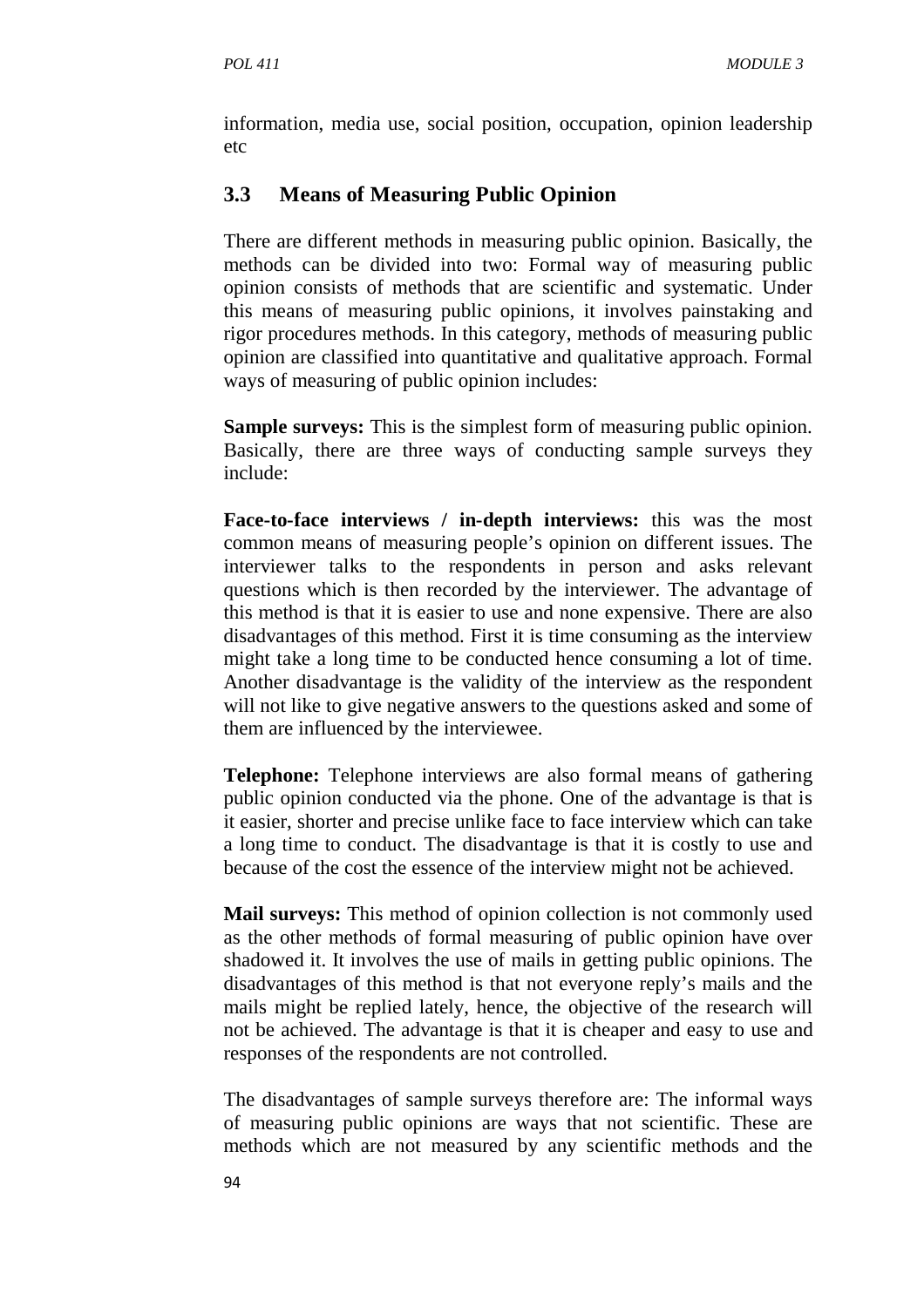information, media use, social position, occupation, opinion leadership etc

## 3.3 Means of Measuring Public Opinion

There are different methods in measuring public opinion. Basically, the methods can be divided into two: Formal way of measuring public opinion consists of methods that are scientific and systematic. Under this means of measuring public opinions, it involves painstaking and rigor procedures methods. In this category, methods of measuring public opinion are classified into quantitative and qualitative approach. Formal ways of measuring of public opinion includes:

**Sample surveys:** This is the simplest form of measuring public opinion. Basically, there are three ways of conducting sample surveys they include:

**Face-to-face interviews / in-depth interviews:** this was the most common means of measuring people's opinion on different issues. The interviewer talks to the respondents in person and asks relevant questions which is then recorded by the interviewer. The advantage of this method is that it is easier to use and none expensive. There are also disadvantages of this method. First it is time consuming as the interview might take a long time to be conducted hence consuming a lot of time. Another disadvantage is the validity of the interview as the respondent will not like to give negative answers to the questions asked and some of them are influenced by the interviewee.

**Telephone:** Telephone interviews are also formal means of gathering public opinion conducted via the phone. One of the advantage is that is it easier, shorter and precise unlike face to face interview which can take a long time to conduct. The disadvantage is that it is costly to use and because of the cost the essence of the interview might not be achieved.

**Mail surveys:** This method of opinion collection is not commonly used as the other methods of formal measuring of public opinion have over shadowed it. It involves the use of mails in getting public opinions. The disadvantages of this method is that not everyone reply's mails and the mails might be replied lately, hence, the objective of the research will not be achieved. The advantage is that it is cheaper and easy to use and responses of the respondents are not controlled.

The disadvantages of sample surveys therefore are: The informal ways of measuring public opinions are ways that not scientific. These are methods which are not measured by any scientific methods and the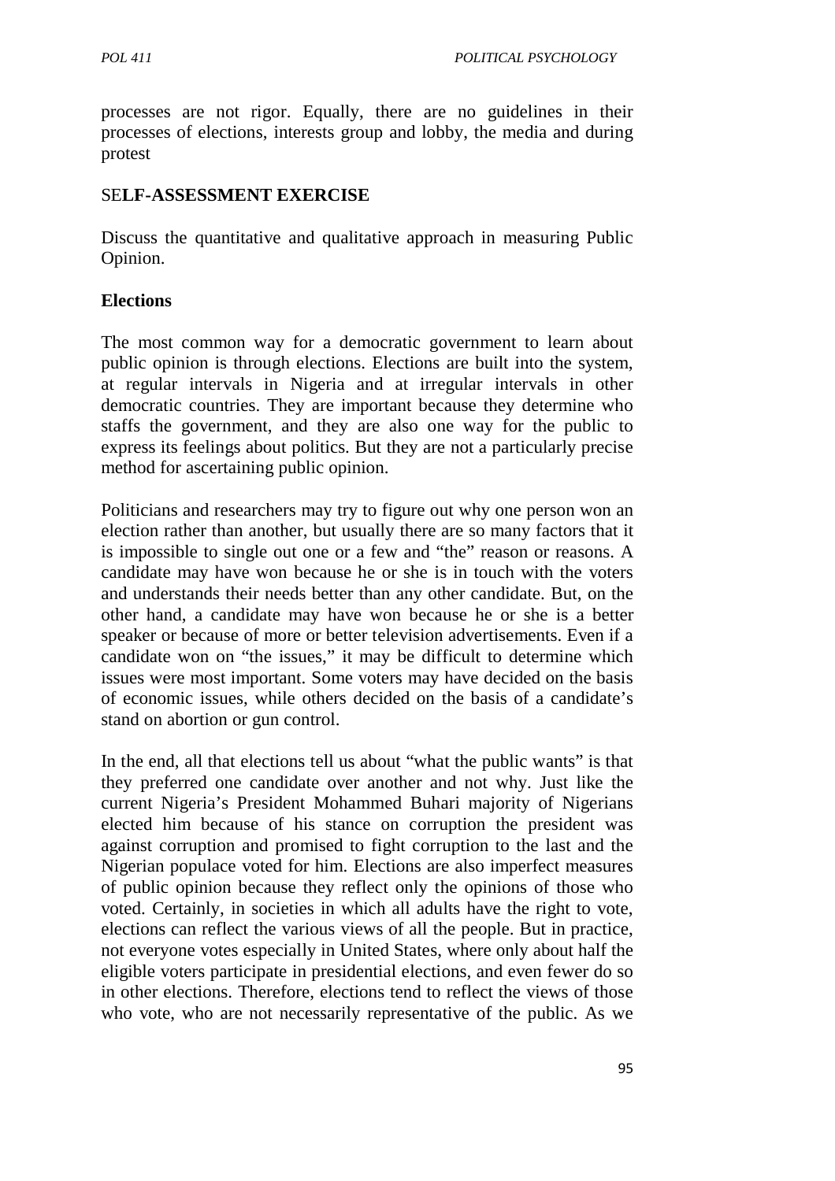processes are not rigor. Equally, there are no guidelines in their processes of elections, interests group and lobby, the media and during protest

**SELF-ASSESSMENT EXERCISE**

Discuss the quantitative and qualitative approach in measuring Public Opinion.

**Elections**

The most common way for a democratic government to learn about public opinion is through elections. Elections are built into the system, at regular intervals in Nigeria and at irregular intervals in other democratic countries. They are important because they determine who staffs the government, and they are also one way for the public to express its feelings about politics. But they are not a particularly precise method for ascertaining public opinion.

Politicians and researchers may try to figure out why one person won an election rather than another, but usually there are so many factors that it is impossible to single out one or a few and "the" reason or reasons. A candidate may have won because he or she is in touch with the voters and understands their needs better than any other candidate. But, on the other hand, a candidate may have won because he or she is a better speaker or because of more or better television advertisements. Even if a candidate won on "the issues," it may be difficult to determine which issues were most important. Some voters may have decided on the basis of economic issues, while others decided on the basis of a candidate's stand on abortion or gun control.

In the end, all that elections tell us about "what the public wants" is that they preferred one candidate over another and not why. Just like the current Nigeria's President Mohammed Buhari majority of Nigerians elected him because of his stance on corruption the president was against corruption and promised to fight corruption to the last and the Nigerian populace voted for him. Elections are also imperfect measures of public opinion because they reflect only the opinions of those who voted. Certainly, in societies in which all adults have the right to vote, elections can reflect the various views of all the people. But in practice, not everyone votes especially in United States, where only about half the eligible voters participate in presidential elections, and even fewer do so in other elections. Therefore, elections tend to reflect the views of those who vote, who are not necessarily representative of the public. As we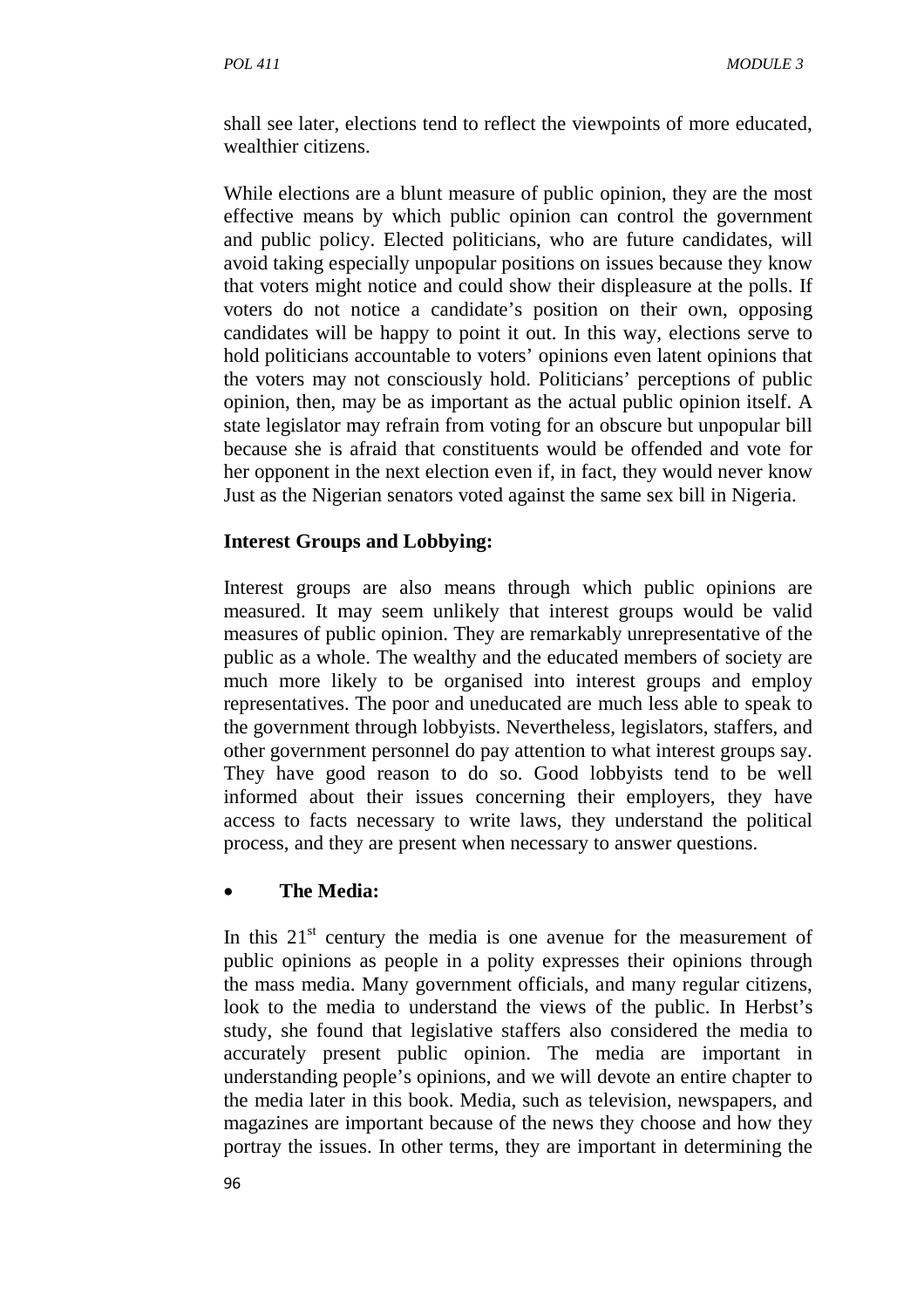shall see later, elections tend to reflect the viewpoints of more educated, wealthier citizens.

While elections are a blunt measure of public opinion, they are the most effective means by which public opinion can control the government and public policy. Elected politicians, who are future candidates, will avoid taking especially unpopular positions on issues because they know that voters might notice and could show their displeasure at the polls. If voters do not notice a candidate's position on their own, opposing candidates will be happy to point it out. In this way, elections serve to hold politicians accountable to voters' opinions even latent opinions that the voters may not consciously hold. Politicians' perceptions of public opinion, then, may be as important as the actual public opinion itself. A state legislator may refrain from voting for an obscure but unpopular bill because she is afraid that constituents would be offended and vote for her opponent in the next election even if, in fact, they would never know Just as the Nigerian senators voted against the same sex bill in Nigeria.

**Interest Groups and Lobbying:**

Interest groups are also means through which public opinions are measured. It may seem unlikely that interest groups would be valid measures of public opinion. They are remarkably unrepresentative of the public as a whole. The wealthy and the educated members of society are much more likely to be organised into interest groups and employ representatives. The poor and uneducated are much less able to speak to the government through lobbyists. Nevertheless, legislators, staffers, and other government personnel do pay attention to what interest groups say. They have good reason to do so. Good lobbyists tend to be well informed about their issues concerning their employers, they have access to facts necessary to write laws, they understand the political process, and they are present when necessary to answer questions.

- **The Media:**

In this 21st century the media is one avenue for the measurement of public opinions as people in a polity expresses their opinions through the mass media. Many government officials, and many regular citizens, look to the media to understand the views of the public. In Herbst's study, she found that legislative staffers also considered the media to accurately present public opinion. The media are important in understanding people's opinions, and we will devote an entire chapter to the media later in this book. Media, such as television, newspapers, and magazines are important because of the news they choose and how they portray the issues. In other terms, they are important in determining the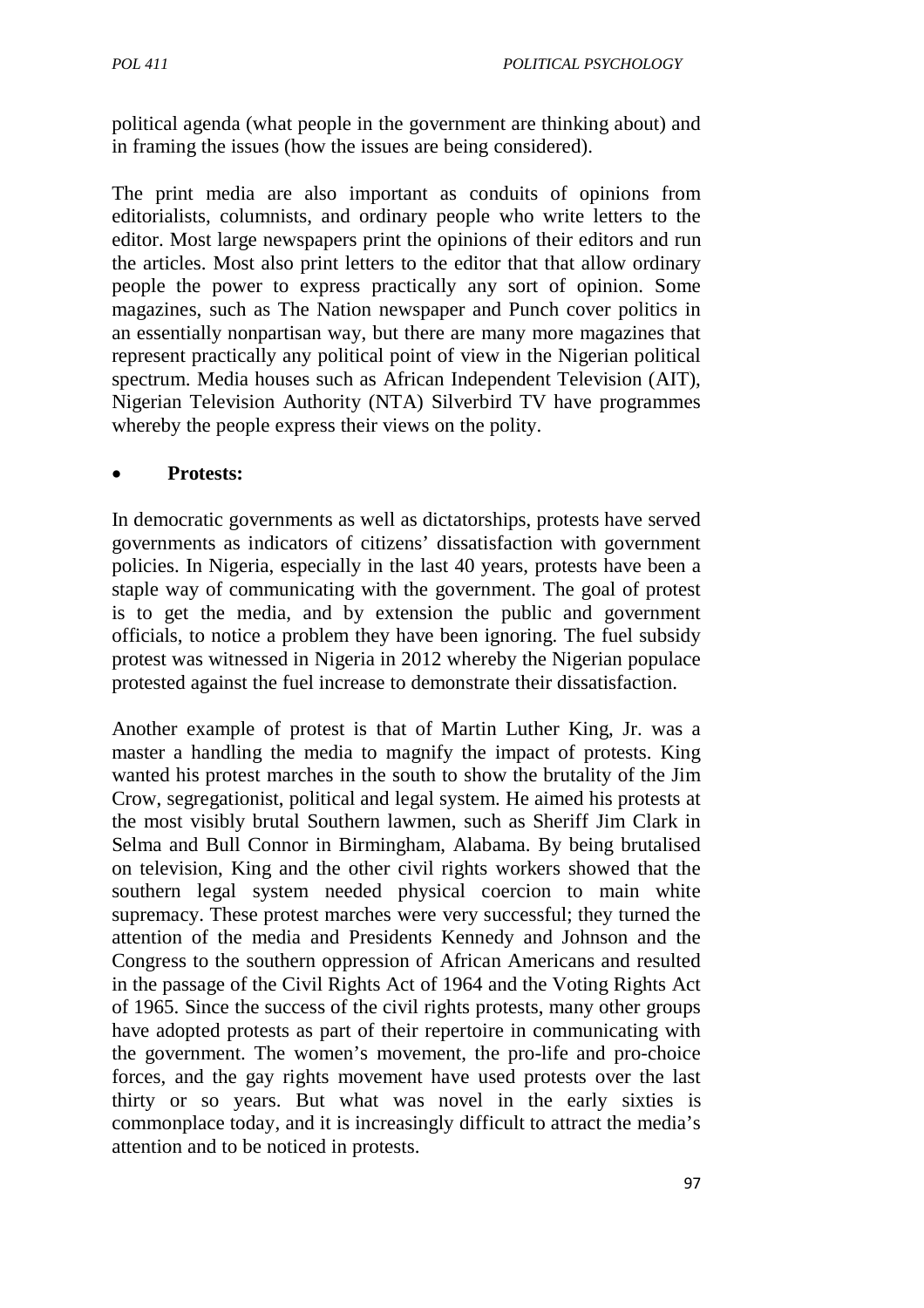political agenda (what people in the government are thinking about) and in framing the issues (how the issues are being considered).

The print media are also important as conduits of opinions from editorialists, columnists, and ordinary people who write letters to the editor. Most large newspapers print the opinions of their editors and run the articles. Most also print letters to the editor that that allow ordinary people the power to express practically any sort of opinion. Some magazines, such as The Nation newspaper and Punch cover politics in an essentially nonpartisan way, but there are many more magazines that represent practically any political point of view in the Nigerian political spectrum. Media houses such as African Independent Television (AIT), Nigerian Television Authority (NTA) Silverbird TV have programmes whereby the people express their views on the polity.

- **Protests:**

In democratic governments as well as dictatorships, protests have served governments as indicators of citizens' dissatisfaction with government policies. In Nigeria, especially in the last 40 years, protests have been a staple way of communicating with the government. The goal of protest is to get the media, and by extension the public and government officials, to notice a problem they have been ignoring. The fuel subsidy protest was witnessed in Nigeria in 2012 whereby the Nigerian populace protested against the fuel increase to demonstrate their dissatisfaction.

Another example of protest is that of Martin Luther King, Jr. was a master a handling the media to magnify the impact of protests. King wanted his protest marches in the south to show the brutality of the Jim Crow, segregationist, political and legal system. He aimed his protests at the most visibly brutal Southern lawmen, such as Sheriff Jim Clark in Selma and Bull Connor in Birmingham, Alabama. By being brutalised on television, King and the other civil rights workers showed that the southern legal system needed physical coercion to main white supremacy. These protest marches were very successful; they turned the attention of the media and Presidents Kennedy and Johnson and the Congress to the southern oppression of African Americans and resulted in the passage of the Civil Rights Act of 1964 and the Voting Rights Act of 1965. Since the success of the civil rights protests, many other groups have adopted protests as part of their repertoire in communicating with the government. The women's movement, the pro-life and pro-choice forces, and the gay rights movement have used protests over the last thirty or so years. But what was novel in the early sixties is commonplace today, and it is increasingly difficult to attract the media's attention and to be noticed in protests.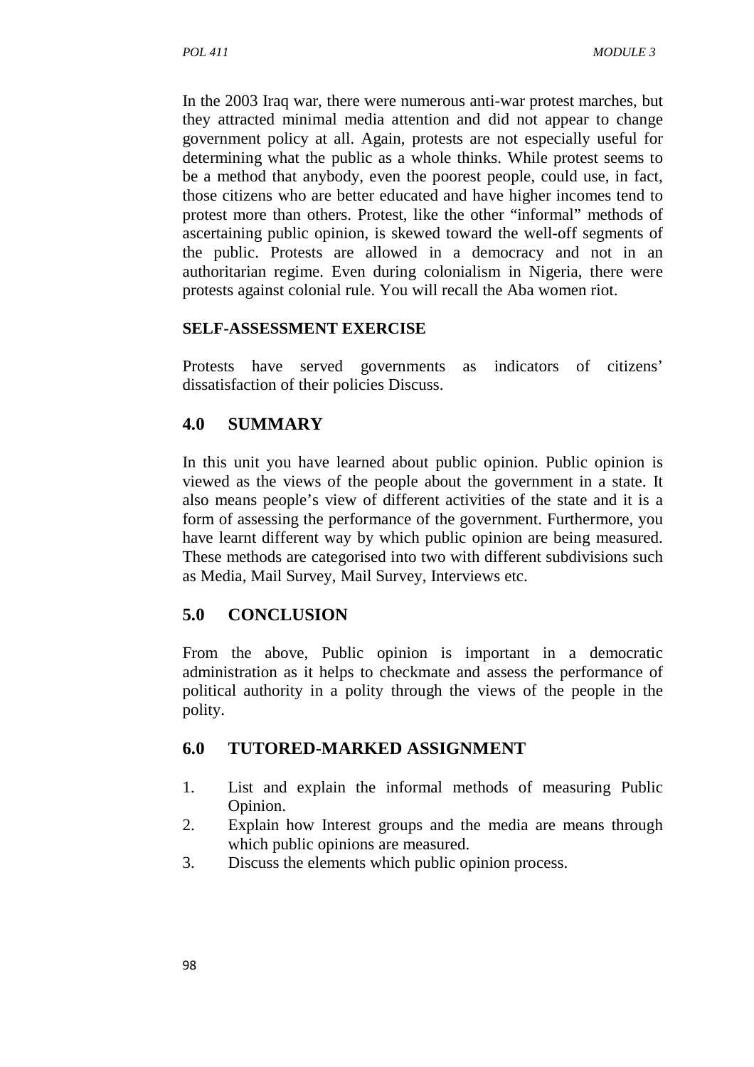In the 2003 Iraq war, there were numerous anti-war protest marches, but they attracted minimal media attention and did not appear to change government policy at all. Again, protests are not especially useful for determining what the public as a whole thinks. While protest seems to be a method that anybody, even the poorest people, could use, in fact, those citizens who are better educated and have higher incomes tend to protest more than others. Protest, like the other "informal" methods of ascertaining public opinion, is skewed toward the well-off segments of the public. Protests are allowed in a democracy and not in an authoritarian regime. Even during colonialism in Nigeria, there were protests against colonial rule. You will recall the Aba women riot.

**SELF-ASSESSMENT EXERCISE**

Protests have served governments as indicators of citizens' dissatisfaction of their policies Discuss.

## 4.0 SUMMARY

In this unit you have learned about public opinion. Public opinion is viewed as the views of the people about the government in a state. It also means people's view of different activities of the state and it is a form of assessing the performance of the government. Furthermore, you have learnt different way by which public opinion are being measured. These methods are categorised into two with different subdivisions such as Media, Mail Survey, Mail Survey, Interviews etc.

## 5.0 CONCLUSION

From the above, Public opinion is important in a democratic administration as it helps to checkmate and assess the performance of political authority in a polity through the views of the people in the polity.

## 6.0 TUTORED-MARKED ASSIGNMENT

1. List and explain the informal methods of measuring Public Opinion.
2. Explain how Interest groups and the media are means through which public opinions are measured.
3. Discuss the elements which public opinion process.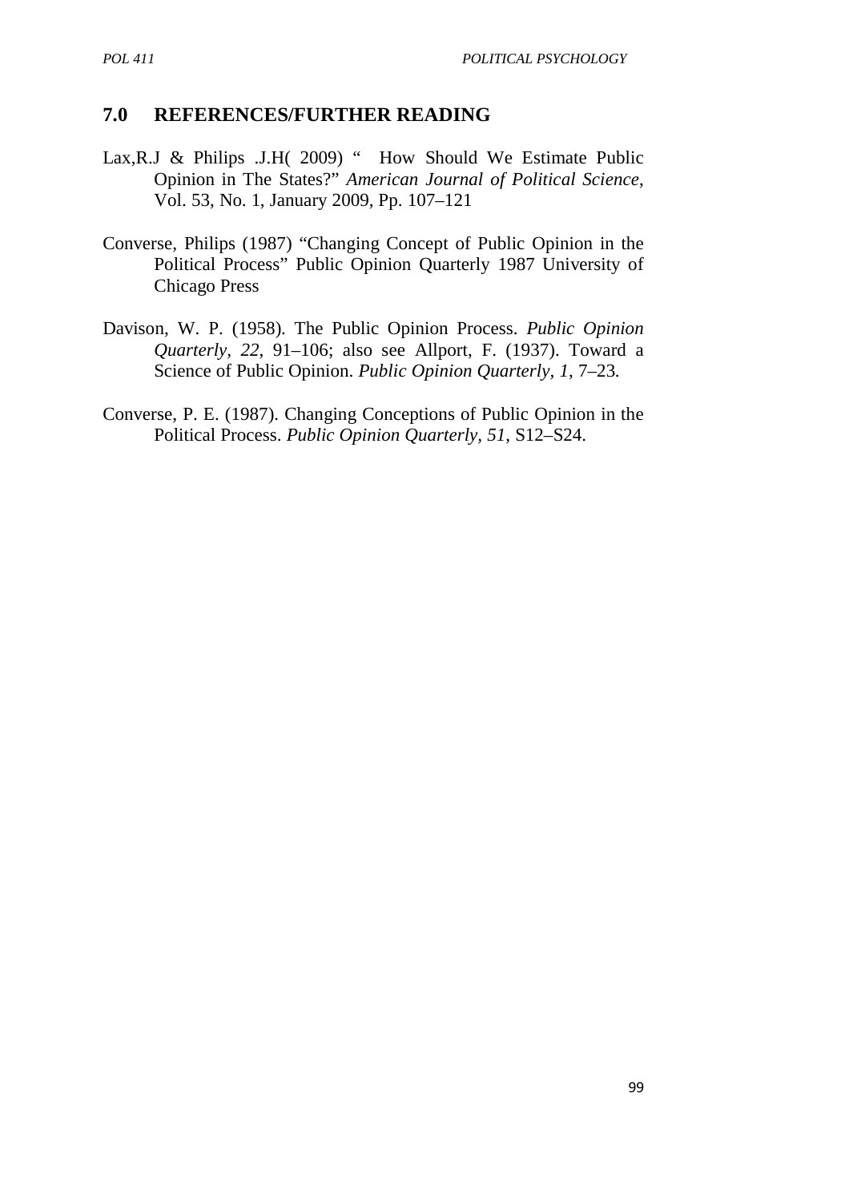## 7.0 REFERENCES/FURTHER READING

Lax,R.J & Philips .J.H( 2009) " How Should We Estimate Public Opinion in The States?" *American Journal of Political Science*, Vol. 53, No. 1, January 2009, Pp. 107–121

Converse, Philips (1987) "Changing Concept of Public Opinion in the Political Process" Public Opinion Quarterly 1987 University of Chicago Press

Davison, W. P. (1958). The Public Opinion Process. *Public Opinion Quarterly*, *22*, 91–106; also see Allport, F. (1937). Toward a Science of Public Opinion. *Public Opinion Quarterly*, *1*, 7–23.

Converse, P. E. (1987). Changing Conceptions of Public Opinion in the Political Process. *Public Opinion Quarterly, 51*, S12–S24.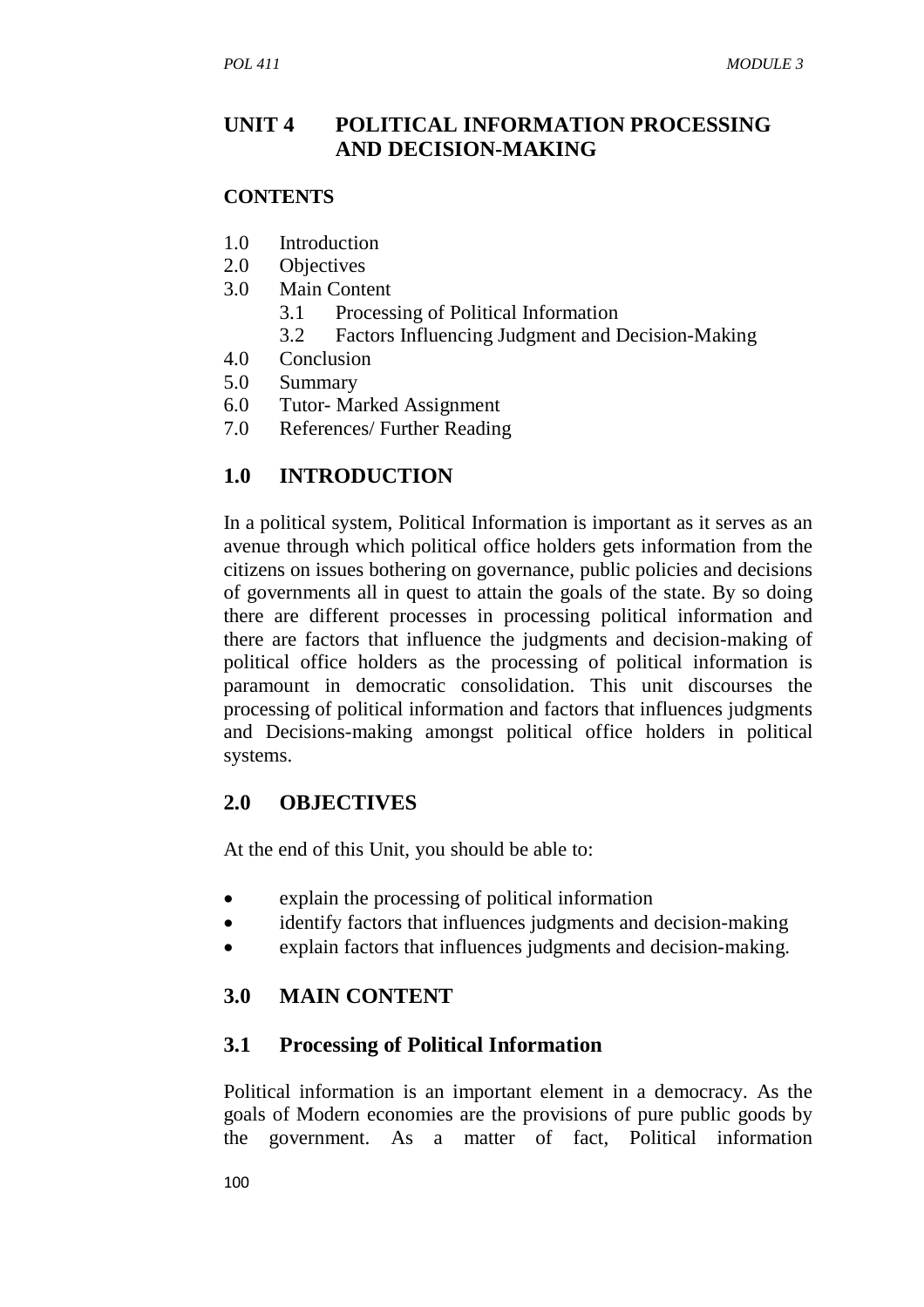# UNIT 4 POLITICAL INFORMATION PROCESSING AND DECISION-MAKING

**CONTENTS**

1.0 Introduction
2.0 Objectives
3.0 Main Content
   3.1 Processing of Political Information
   3.2 Factors Influencing Judgment and Decision-Making
4.0 Conclusion
5.0 Summary
6.0 Tutor- Marked Assignment
7.0 References/ Further Reading

## 1.0 INTRODUCTION

In a political system, Political Information is important as it serves as an avenue through which political office holders gets information from the citizens on issues bothering on governance, public policies and decisions of governments all in quest to attain the goals of the state. By so doing there are different processes in processing political information and there are factors that influence the judgments and decision-making of political office holders as the processing of political information is paramount in democratic consolidation. This unit discourses the processing of political information and factors that influences judgments and Decisions-making amongst political office holders in political systems.

## 2.0 OBJECTIVES

At the end of this Unit, you should be able to:

- explain the processing of political information
- identify factors that influences judgments and decision-making
- explain factors that influences judgments and decision-making.

## 3.0 MAIN CONTENT

### 3.1 Processing of Political Information

Political information is an important element in a democracy. As the goals of Modern economies are the provisions of pure public goods by the government. As a matter of fact, Political information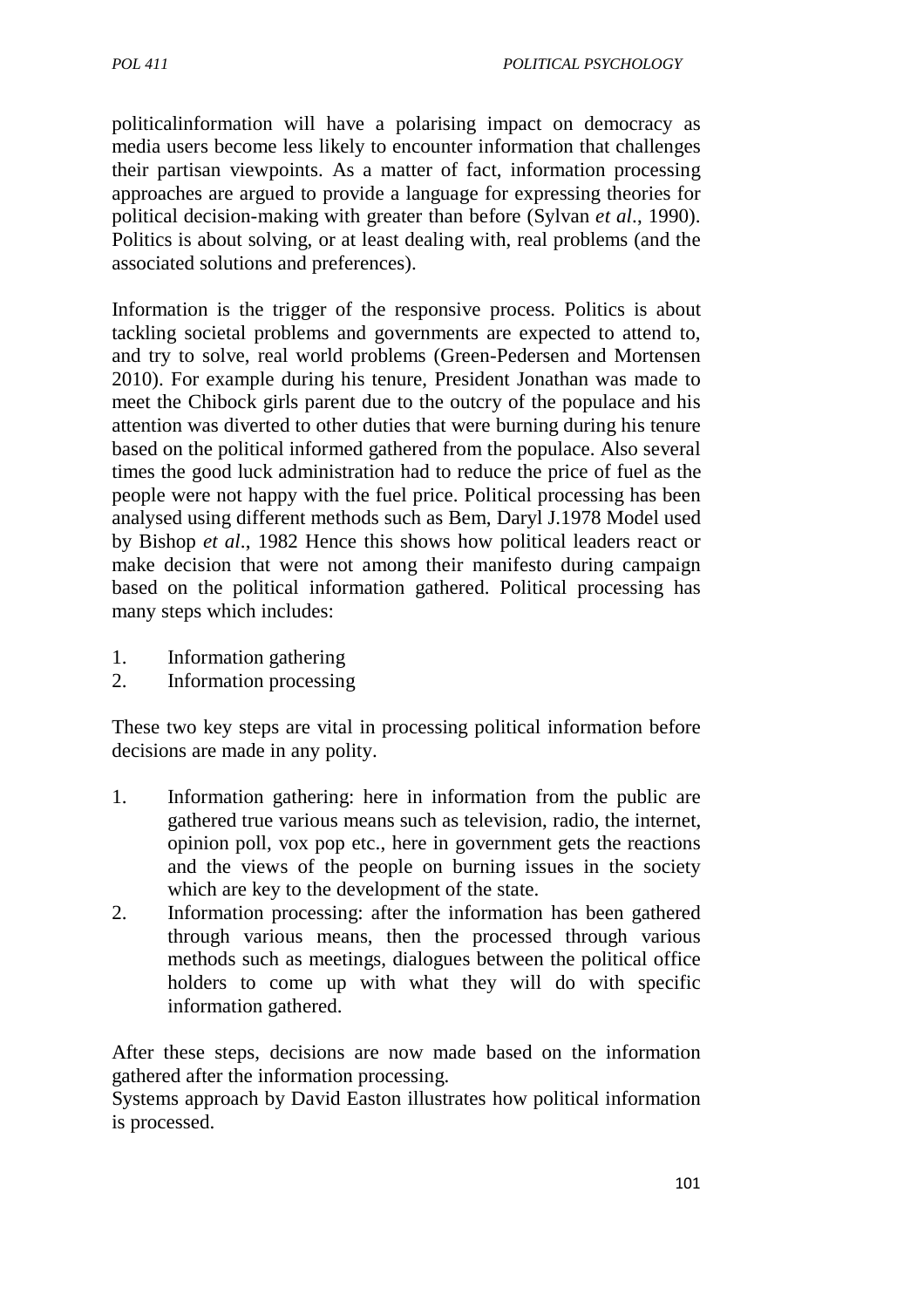politicalinformation will have a polarising impact on democracy as media users become less likely to encounter information that challenges their partisan viewpoints. As a matter of fact, information processing approaches are argued to provide a language for expressing theories for political decision-making with greater than before (Sylvan *et al*., 1990). Politics is about solving, or at least dealing with, real problems (and the associated solutions and preferences).

Information is the trigger of the responsive process. Politics is about tackling societal problems and governments are expected to attend to, and try to solve, real world problems (Green-Pedersen and Mortensen 2010). For example during his tenure, President Jonathan was made to meet the Chibock girls parent due to the outcry of the populace and his attention was diverted to other duties that were burning during his tenure based on the political informed gathered from the populace. Also several times the good luck administration had to reduce the price of fuel as the people were not happy with the fuel price. Political processing has been analysed using different methods such as Bem, Daryl J.1978 Model used by Bishop *et al*., 1982 Hence this shows how political leaders react or make decision that were not among their manifesto during campaign based on the political information gathered. Political processing has many steps which includes:

1. Information gathering
2. Information processing

These two key steps are vital in processing political information before decisions are made in any polity.

1. Information gathering: here in information from the public are gathered true various means such as television, radio, the internet, opinion poll, vox pop etc., here in government gets the reactions and the views of the people on burning issues in the society which are key to the development of the state.
2. Information processing: after the information has been gathered through various means, then the processed through various methods such as meetings, dialogues between the political office holders to come up with what they will do with specific information gathered.

After these steps, decisions are now made based on the information gathered after the information processing.
Systems approach by David Easton illustrates how political information is processed.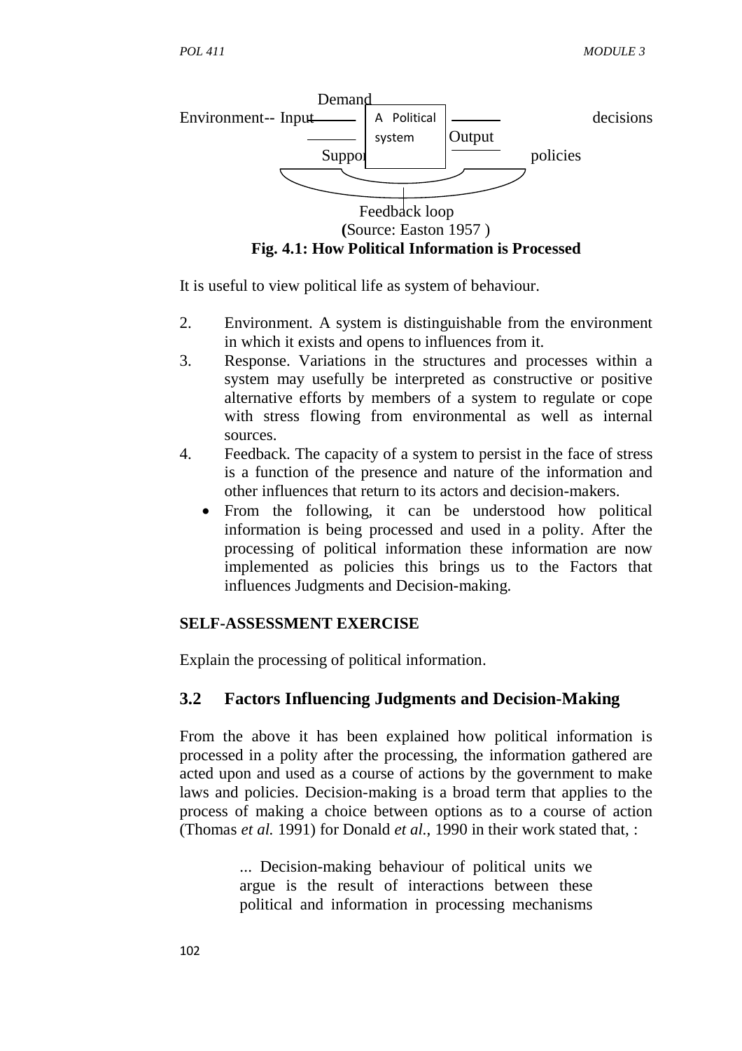Demand

Environment-- Input —— A Political system —— Output —— decisions

Support —— policies

Feedback loop

(Source: Easton 1957 )

**Fig. 4.1: How Political Information is Processed**

It is useful to view political life as system of behaviour.

2. Environment. A system is distinguishable from the environment in which it exists and opens to influences from it.
3. Response. Variations in the structures and processes within a system may usefully be interpreted as constructive or positive alternative efforts by members of a system to regulate or cope with stress flowing from environmental as well as internal sources.
4. Feedback. The capacity of a system to persist in the face of stress is a function of the presence and nature of the information and other influences that return to its actors and decision-makers.
   - From the following, it can be understood how political information is being processed and used in a polity. After the processing of political information these information are now implemented as policies this brings us to the Factors that influences Judgments and Decision-making.

**SELF-ASSESSMENT EXERCISE**

Explain the processing of political information.

## 3.2 Factors Influencing Judgments and Decision-Making

From the above it has been explained how political information is processed in a polity after the processing, the information gathered are acted upon and used as a course of actions by the government to make laws and policies. Decision-making is a broad term that applies to the process of making a choice between options as to a course of action (Thomas *et al.* 1991) for Donald *et al.*, 1990 in their work stated that, :

> ... Decision-making behaviour of political units we argue is the result of interactions between these political and information in processing mechanisms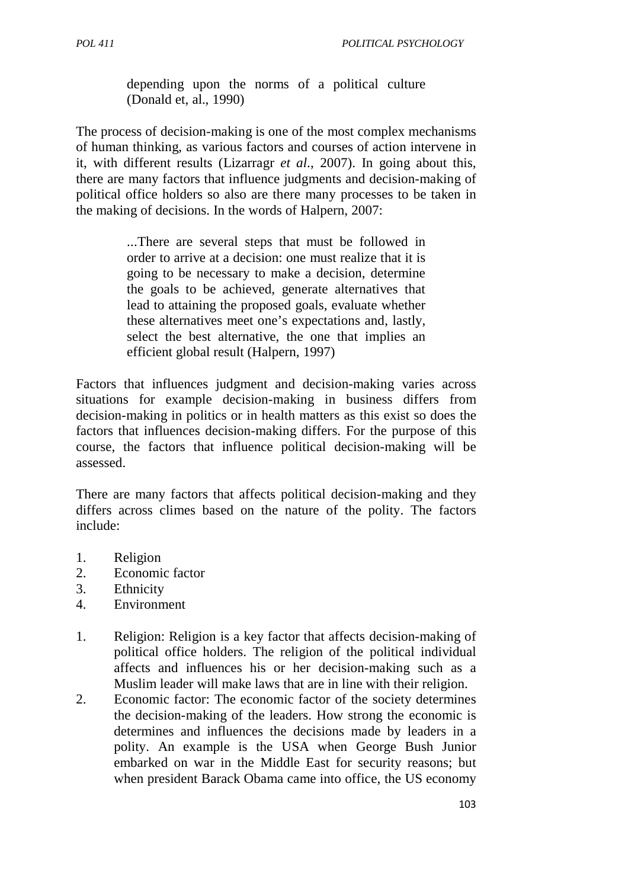> depending upon the norms of a political culture (Donald et, al., 1990)

The process of decision-making is one of the most complex mechanisms of human thinking, as various factors and courses of action intervene in it, with different results (Lizarragr *et al*., 2007). In going about this, there are many factors that influence judgments and decision-making of political office holders so also are there many processes to be taken in the making of decisions. In the words of Halpern, 2007:

> ...There are several steps that must be followed in order to arrive at a decision: one must realize that it is going to be necessary to make a decision, determine the goals to be achieved, generate alternatives that lead to attaining the proposed goals, evaluate whether these alternatives meet one's expectations and, lastly, select the best alternative, the one that implies an efficient global result (Halpern, 1997)

Factors that influences judgment and decision-making varies across situations for example decision-making in business differs from decision-making in politics or in health matters as this exist so does the factors that influences decision-making differs. For the purpose of this course, the factors that influence political decision-making will be assessed.

There are many factors that affects political decision-making and they differs across climes based on the nature of the polity. The factors include:

1. Religion
2. Economic factor
3. Ethnicity
4. Environment

1. Religion: Religion is a key factor that affects decision-making of political office holders. The religion of the political individual affects and influences his or her decision-making such as a Muslim leader will make laws that are in line with their religion.
2. Economic factor: The economic factor of the society determines the decision-making of the leaders. How strong the economic is determines and influences the decisions made by leaders in a polity. An example is the USA when George Bush Junior embarked on war in the Middle East for security reasons; but when president Barack Obama came into office, the US economy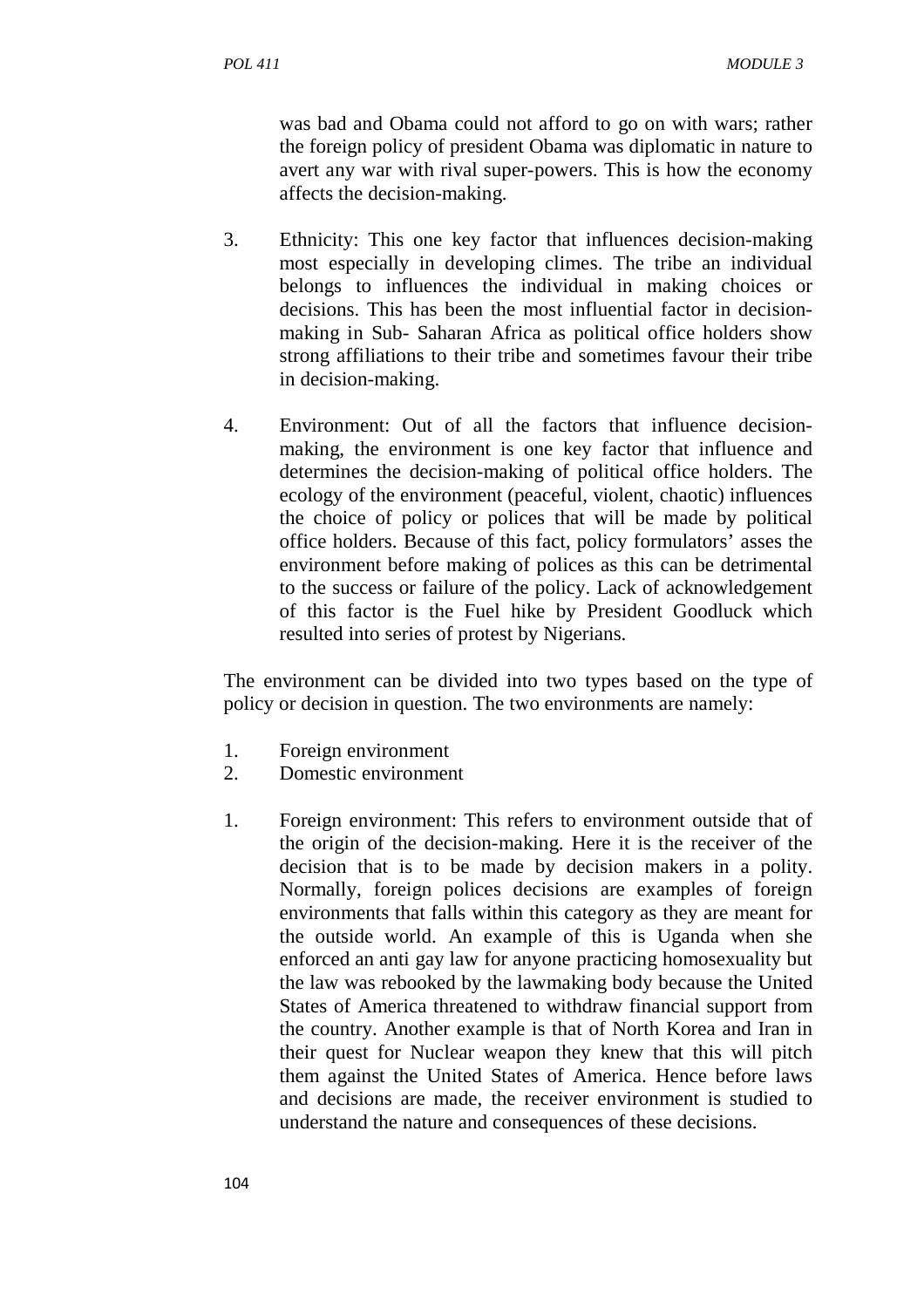was bad and Obama could not afford to go on with wars; rather the foreign policy of president Obama was diplomatic in nature to avert any war with rival super-powers. This is how the economy affects the decision-making.

3. Ethnicity: This one key factor that influences decision-making most especially in developing climes. The tribe an individual belongs to influences the individual in making choices or decisions. This has been the most influential factor in decision-making in Sub- Saharan Africa as political office holders show strong affiliations to their tribe and sometimes favour their tribe in decision-making.

4. Environment: Out of all the factors that influence decision-making, the environment is one key factor that influence and determines the decision-making of political office holders. The ecology of the environment (peaceful, violent, chaotic) influences the choice of policy or polices that will be made by political office holders. Because of this fact, policy formulators' asses the environment before making of polices as this can be detrimental to the success or failure of the policy. Lack of acknowledgement of this factor is the Fuel hike by President Goodluck which resulted into series of protest by Nigerians.

The environment can be divided into two types based on the type of policy or decision in question. The two environments are namely:

1. Foreign environment
2. Domestic environment

1. Foreign environment: This refers to environment outside that of the origin of the decision-making. Here it is the receiver of the decision that is to be made by decision makers in a polity. Normally, foreign polices decisions are examples of foreign environments that falls within this category as they are meant for the outside world. An example of this is Uganda when she enforced an anti gay law for anyone practicing homosexuality but the law was rebooked by the lawmaking body because the United States of America threatened to withdraw financial support from the country. Another example is that of North Korea and Iran in their quest for Nuclear weapon they knew that this will pitch them against the United States of America. Hence before laws and decisions are made, the receiver environment is studied to understand the nature and consequences of these decisions.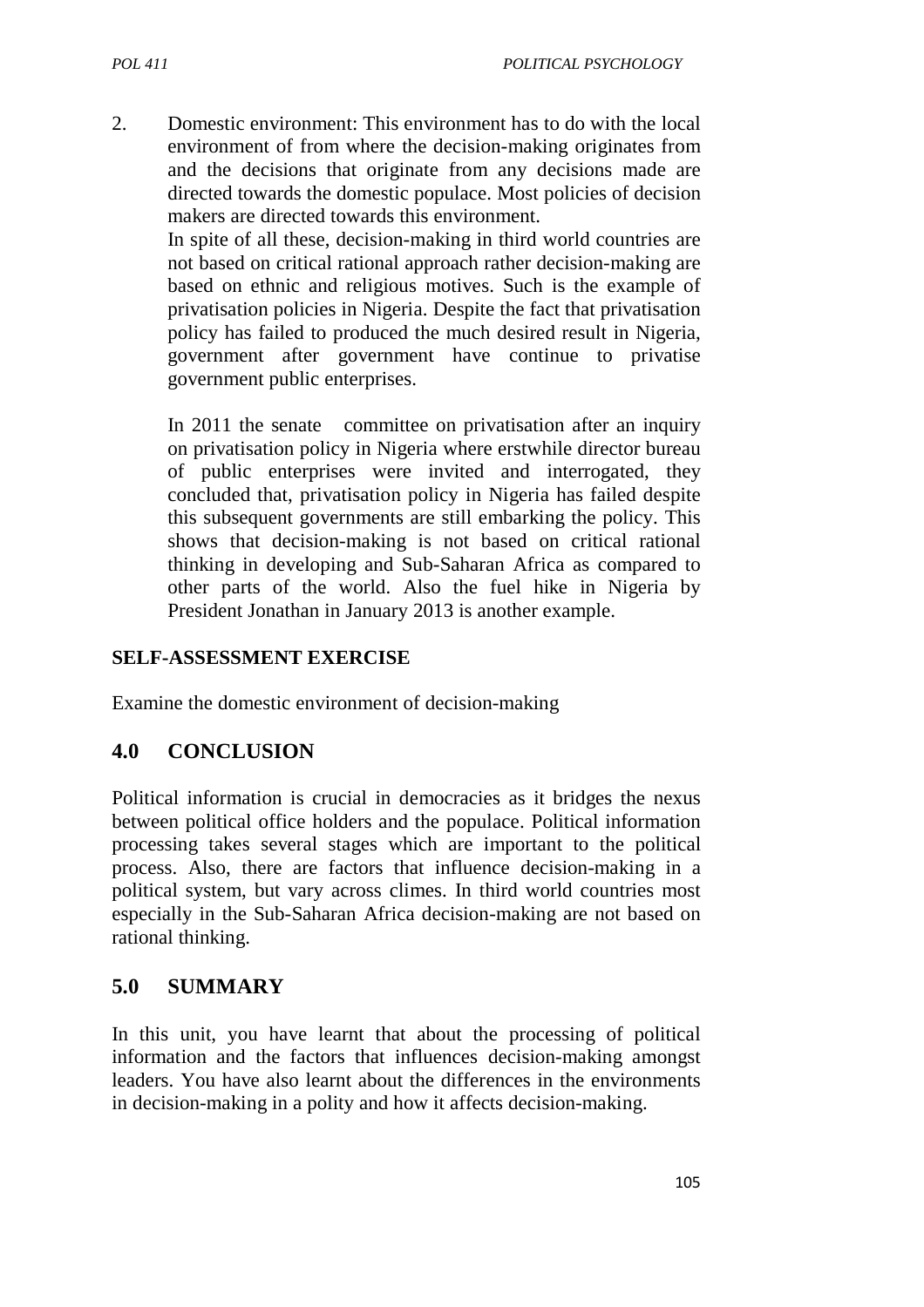2. Domestic environment: This environment has to do with the local environment of from where the decision-making originates from and the decisions that originate from any decisions made are directed towards the domestic populace. Most policies of decision makers are directed towards this environment.

   In spite of all these, decision-making in third world countries are not based on critical rational approach rather decision-making are based on ethnic and religious motives. Such is the example of privatisation policies in Nigeria. Despite the fact that privatisation policy has failed to produced the much desired result in Nigeria, government after government have continue to privatise government public enterprises.

   In 2011 the senate committee on privatisation after an inquiry on privatisation policy in Nigeria where erstwhile director bureau of public enterprises were invited and interrogated, they concluded that, privatisation policy in Nigeria has failed despite this subsequent governments are still embarking the policy. This shows that decision-making is not based on critical rational thinking in developing and Sub-Saharan Africa as compared to other parts of the world. Also the fuel hike in Nigeria by President Jonathan in January 2013 is another example.

**SELF-ASSESSMENT EXERCISE**

Examine the domestic environment of decision-making

## 4.0 CONCLUSION

Political information is crucial in democracies as it bridges the nexus between political office holders and the populace. Political information processing takes several stages which are important to the political process. Also, there are factors that influence decision-making in a political system, but vary across climes. In third world countries most especially in the Sub-Saharan Africa decision-making are not based on rational thinking.

## 5.0 SUMMARY

In this unit, you have learnt that about the processing of political information and the factors that influences decision-making amongst leaders. You have also learnt about the differences in the environments in decision-making in a polity and how it affects decision-making.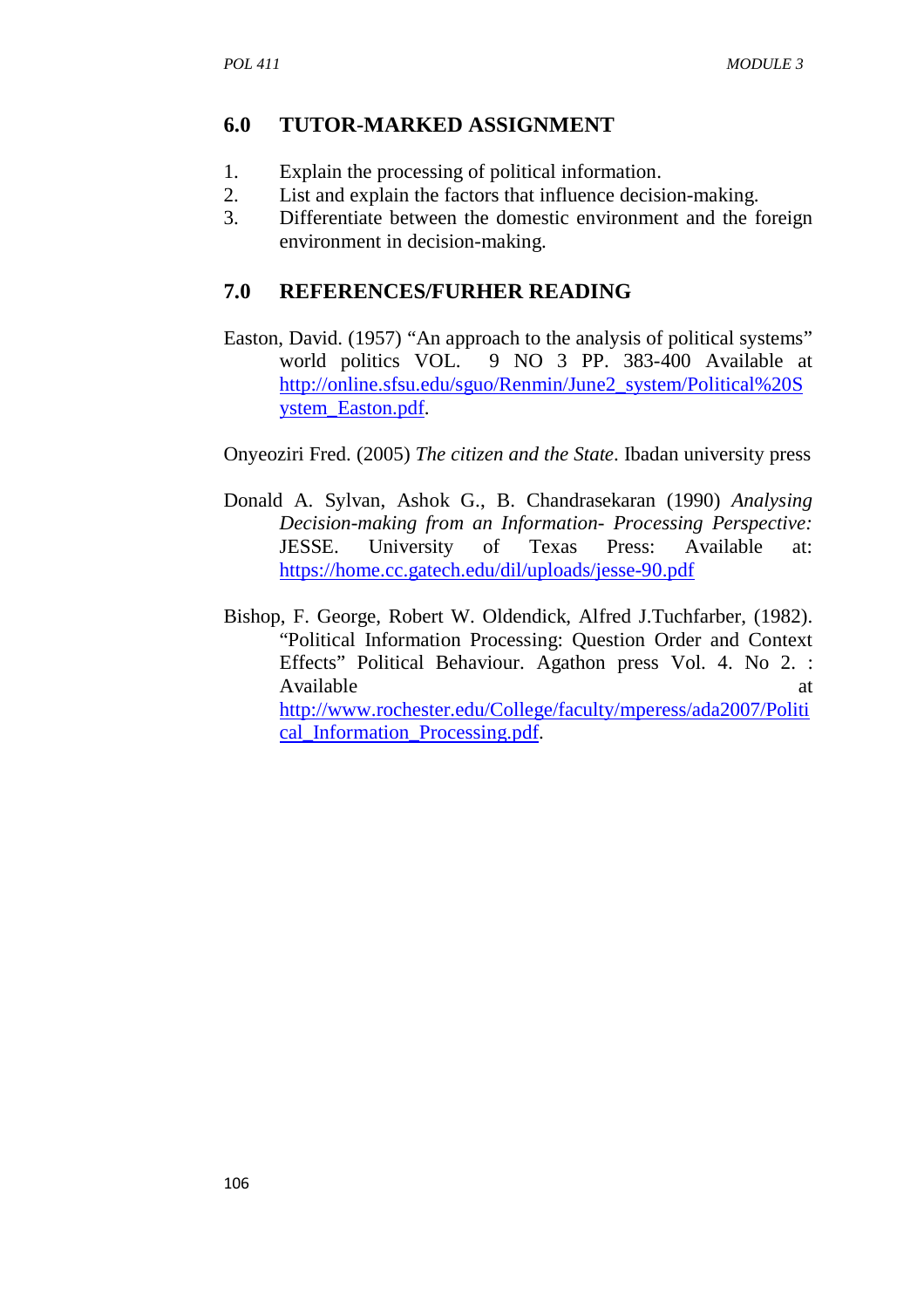## 6.0 TUTOR-MARKED ASSIGNMENT

1. Explain the processing of political information.
2. List and explain the factors that influence decision-making.
3. Differentiate between the domestic environment and the foreign environment in decision-making.

## 7.0 REFERENCES/FURHER READING

Easton, David. (1957) "An approach to the analysis of political systems" world politics VOL. 9 NO 3 PP. 383-400 Available at http://online.sfsu.edu/sguo/Renmin/June2_system/Political%20System_Easton.pdf.

Onyeoziri Fred. (2005) *The citizen and the State*. Ibadan university press

Donald A. Sylvan, Ashok G., B. Chandrasekaran (1990) *Analysing Decision-making from an Information- Processing Perspective:* JESSE. University of Texas Press: Available at: https://home.cc.gatech.edu/dil/uploads/jesse-90.pdf

Bishop, F. George, Robert W. Oldendick, Alfred J.Tuchfarber, (1982). "Political Information Processing: Question Order and Context Effects" Political Behaviour. Agathon press Vol. 4. No 2. : Available at http://www.rochester.edu/College/faculty/mperess/ada2007/Political_Information_Processing.pdf.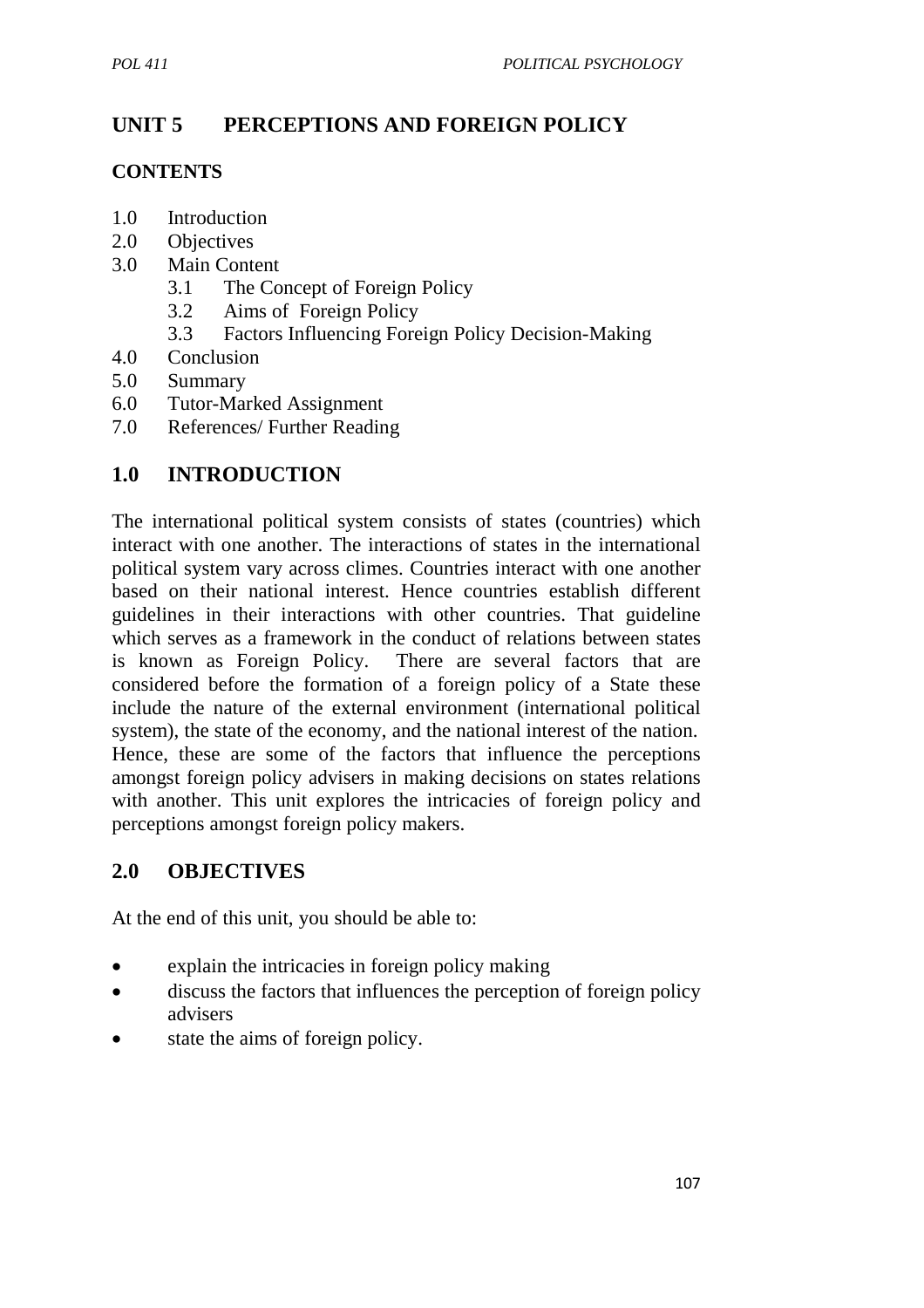# UNIT 5 PERCEPTIONS AND FOREIGN POLICY

## CONTENTS

1.0 Introduction
2.0 Objectives
3.0 Main Content
  3.1 The Concept of Foreign Policy
  3.2 Aims of Foreign Policy
  3.3 Factors Influencing Foreign Policy Decision-Making
4.0 Conclusion
5.0 Summary
6.0 Tutor-Marked Assignment
7.0 References/ Further Reading

## 1.0 INTRODUCTION

The international political system consists of states (countries) which interact with one another. The interactions of states in the international political system vary across climes. Countries interact with one another based on their national interest. Hence countries establish different guidelines in their interactions with other countries. That guideline which serves as a framework in the conduct of relations between states is known as Foreign Policy. There are several factors that are considered before the formation of a foreign policy of a State these include the nature of the external environment (international political system), the state of the economy, and the national interest of the nation. Hence, these are some of the factors that influence the perceptions amongst foreign policy advisers in making decisions on states relations with another. This unit explores the intricacies of foreign policy and perceptions amongst foreign policy makers.

## 2.0 OBJECTIVES

At the end of this unit, you should be able to:

- explain the intricacies in foreign policy making
- discuss the factors that influences the perception of foreign policy advisers
- state the aims of foreign policy.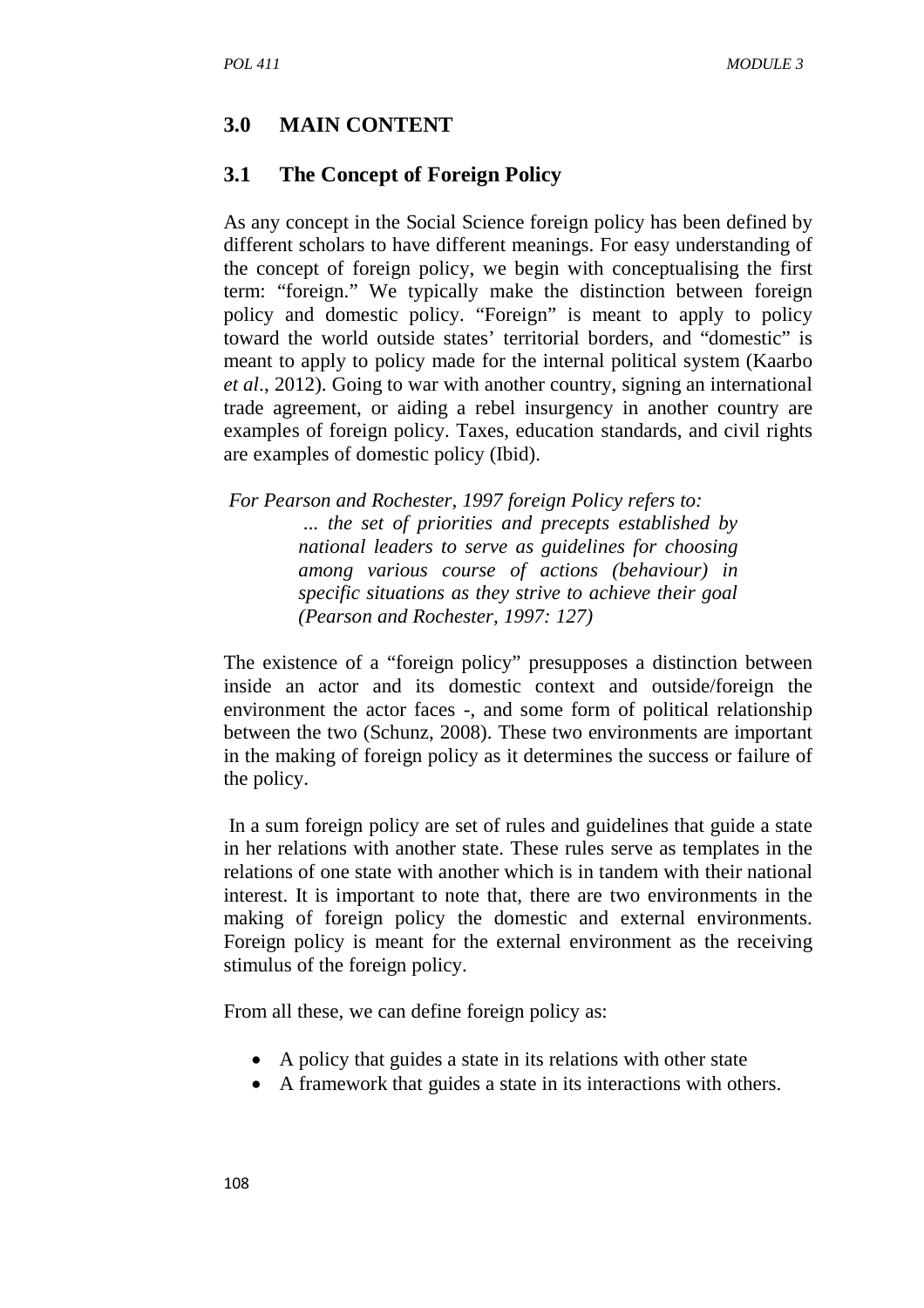## 3.0 MAIN CONTENT

### 3.1 The Concept of Foreign Policy

As any concept in the Social Science foreign policy has been defined by different scholars to have different meanings. For easy understanding of the concept of foreign policy, we begin with conceptualising the first term: "foreign." We typically make the distinction between foreign policy and domestic policy. "Foreign" is meant to apply to policy toward the world outside states' territorial borders, and "domestic" is meant to apply to policy made for the internal political system (Kaarbo *et al*., 2012). Going to war with another country, signing an international trade agreement, or aiding a rebel insurgency in another country are examples of foreign policy. Taxes, education standards, and civil rights are examples of domestic policy (Ibid).

*For Pearson and Rochester, 1997 foreign Policy refers to:*

> *... the set of priorities and precepts established by national leaders to serve as guidelines for choosing among various course of actions (behaviour) in specific situations as they strive to achieve their goal (Pearson and Rochester, 1997: 127)*

The existence of a "foreign policy" presupposes a distinction between inside an actor and its domestic context and outside/foreign the environment the actor faces -, and some form of political relationship between the two (Schunz, 2008). These two environments are important in the making of foreign policy as it determines the success or failure of the policy.

In a sum foreign policy are set of rules and guidelines that guide a state in her relations with another state. These rules serve as templates in the relations of one state with another which is in tandem with their national interest. It is important to note that, there are two environments in the making of foreign policy the domestic and external environments. Foreign policy is meant for the external environment as the receiving stimulus of the foreign policy.

From all these, we can define foreign policy as:

- A policy that guides a state in its relations with other state
- A framework that guides a state in its interactions with others.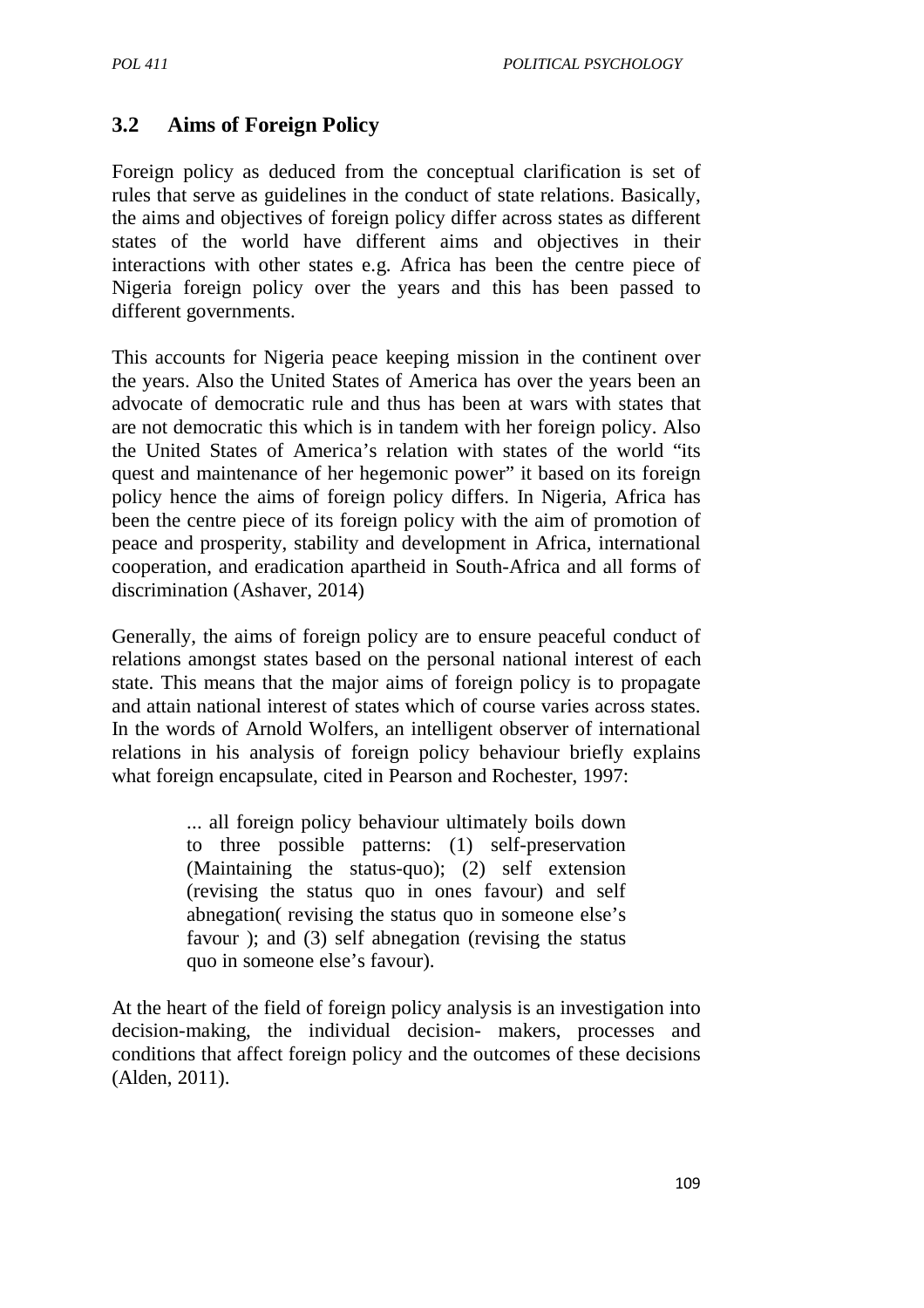## 3.2 Aims of Foreign Policy

Foreign policy as deduced from the conceptual clarification is set of rules that serve as guidelines in the conduct of state relations. Basically, the aims and objectives of foreign policy differ across states as different states of the world have different aims and objectives in their interactions with other states e.g. Africa has been the centre piece of Nigeria foreign policy over the years and this has been passed to different governments.

This accounts for Nigeria peace keeping mission in the continent over the years. Also the United States of America has over the years been an advocate of democratic rule and thus has been at wars with states that are not democratic this which is in tandem with her foreign policy. Also the United States of America's relation with states of the world "its quest and maintenance of her hegemonic power" it based on its foreign policy hence the aims of foreign policy differs. In Nigeria, Africa has been the centre piece of its foreign policy with the aim of promotion of peace and prosperity, stability and development in Africa, international cooperation, and eradication apartheid in South-Africa and all forms of discrimination (Ashaver, 2014)

Generally, the aims of foreign policy are to ensure peaceful conduct of relations amongst states based on the personal national interest of each state. This means that the major aims of foreign policy is to propagate and attain national interest of states which of course varies across states. In the words of Arnold Wolfers, an intelligent observer of international relations in his analysis of foreign policy behaviour briefly explains what foreign encapsulate, cited in Pearson and Rochester, 1997:

> ... all foreign policy behaviour ultimately boils down to three possible patterns: (1) self-preservation (Maintaining the status-quo); (2) self extension (revising the status quo in ones favour) and self abnegation( revising the status quo in someone else's favour ); and (3) self abnegation (revising the status quo in someone else's favour).

At the heart of the field of foreign policy analysis is an investigation into decision-making, the individual decision- makers, processes and conditions that affect foreign policy and the outcomes of these decisions (Alden, 2011).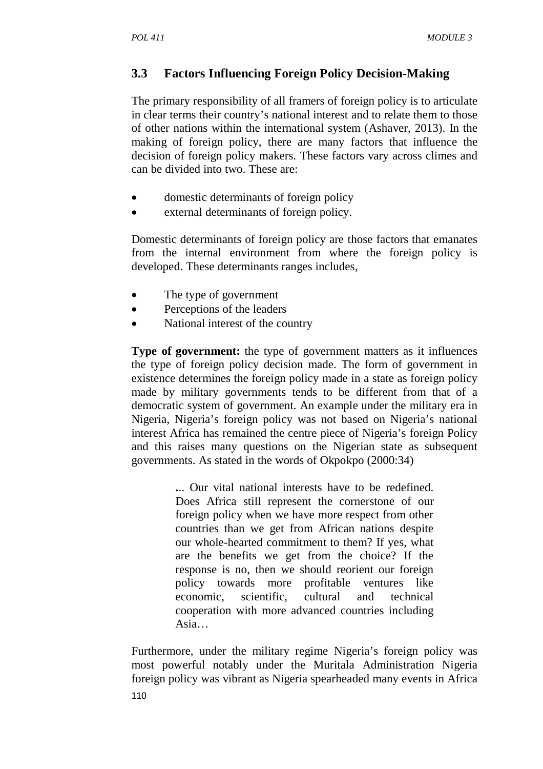## 3.3 Factors Influencing Foreign Policy Decision-Making

The primary responsibility of all framers of foreign policy is to articulate in clear terms their country's national interest and to relate them to those of other nations within the international system (Ashaver, 2013). In the making of foreign policy, there are many factors that influence the decision of foreign policy makers. These factors vary across climes and can be divided into two. These are:

- domestic determinants of foreign policy
- external determinants of foreign policy.

Domestic determinants of foreign policy are those factors that emanates from the internal environment from where the foreign policy is developed. These determinants ranges includes,

- The type of government
- Perceptions of the leaders
- National interest of the country

**Type of government:** the type of government matters as it influences the type of foreign policy decision made. The form of government in existence determines the foreign policy made in a state as foreign policy made by military governments tends to be different from that of a democratic system of government. An example under the military era in Nigeria, Nigeria's foreign policy was not based on Nigeria's national interest Africa has remained the centre piece of Nigeria's foreign Policy and this raises many questions on the Nigerian state as subsequent governments. As stated in the words of Okpokpo (2000:34)

> ... Our vital national interests have to be redefined. Does Africa still represent the cornerstone of our foreign policy when we have more respect from other countries than we get from African nations despite our whole-hearted commitment to them? If yes, what are the benefits we get from the choice? If the response is no, then we should reorient our foreign policy towards more profitable ventures like economic, scientific, cultural and technical cooperation with more advanced countries including Asia…

Furthermore, under the military regime Nigeria's foreign policy was most powerful notably under the Muritala Administration Nigeria foreign policy was vibrant as Nigeria spearheaded many events in Africa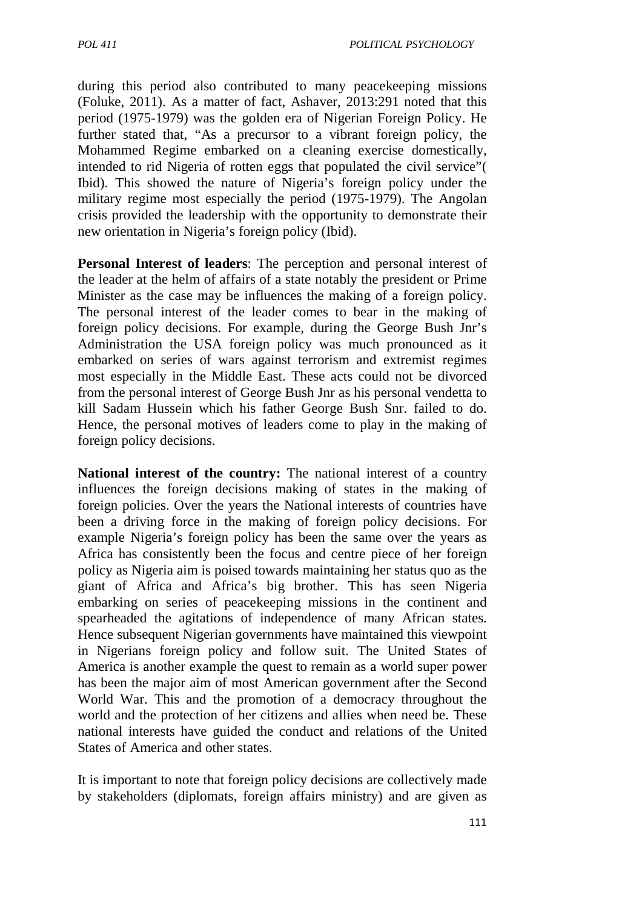during this period also contributed to many peacekeeping missions (Foluke, 2011). As a matter of fact, Ashaver, 2013:291 noted that this period (1975-1979) was the golden era of Nigerian Foreign Policy. He further stated that, "As a precursor to a vibrant foreign policy, the Mohammed Regime embarked on a cleaning exercise domestically, intended to rid Nigeria of rotten eggs that populated the civil service"( Ibid). This showed the nature of Nigeria's foreign policy under the military regime most especially the period (1975-1979). The Angolan crisis provided the leadership with the opportunity to demonstrate their new orientation in Nigeria's foreign policy (Ibid).

**Personal Interest of leaders**: The perception and personal interest of the leader at the helm of affairs of a state notably the president or Prime Minister as the case may be influences the making of a foreign policy. The personal interest of the leader comes to bear in the making of foreign policy decisions. For example, during the George Bush Jnr's Administration the USA foreign policy was much pronounced as it embarked on series of wars against terrorism and extremist regimes most especially in the Middle East. These acts could not be divorced from the personal interest of George Bush Jnr as his personal vendetta to kill Sadam Hussein which his father George Bush Snr. failed to do. Hence, the personal motives of leaders come to play in the making of foreign policy decisions.

**National interest of the country:** The national interest of a country influences the foreign decisions making of states in the making of foreign policies. Over the years the National interests of countries have been a driving force in the making of foreign policy decisions. For example Nigeria's foreign policy has been the same over the years as Africa has consistently been the focus and centre piece of her foreign policy as Nigeria aim is poised towards maintaining her status quo as the giant of Africa and Africa's big brother. This has seen Nigeria embarking on series of peacekeeping missions in the continent and spearheaded the agitations of independence of many African states. Hence subsequent Nigerian governments have maintained this viewpoint in Nigerians foreign policy and follow suit. The United States of America is another example the quest to remain as a world super power has been the major aim of most American government after the Second World War. This and the promotion of a democracy throughout the world and the protection of her citizens and allies when need be. These national interests have guided the conduct and relations of the United States of America and other states.

It is important to note that foreign policy decisions are collectively made by stakeholders (diplomats, foreign affairs ministry) and are given as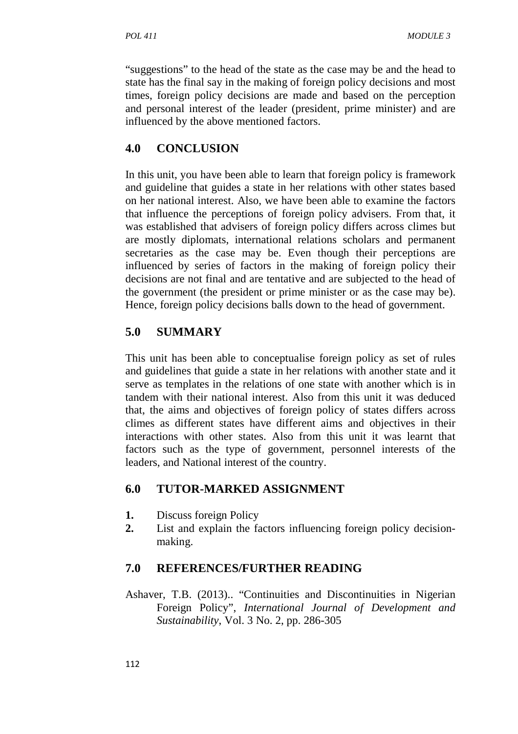"suggestions" to the head of the state as the case may be and the head to state has the final say in the making of foreign policy decisions and most times, foreign policy decisions are made and based on the perception and personal interest of the leader (president, prime minister) and are influenced by the above mentioned factors.

## 4.0 CONCLUSION

In this unit, you have been able to learn that foreign policy is framework and guideline that guides a state in her relations with other states based on her national interest. Also, we have been able to examine the factors that influence the perceptions of foreign policy advisers. From that, it was established that advisers of foreign policy differs across climes but are mostly diplomats, international relations scholars and permanent secretaries as the case may be. Even though their perceptions are influenced by series of factors in the making of foreign policy their decisions are not final and are tentative and are subjected to the head of the government (the president or prime minister or as the case may be). Hence, foreign policy decisions balls down to the head of government.

## 5.0 SUMMARY

This unit has been able to conceptualise foreign policy as set of rules and guidelines that guide a state in her relations with another state and it serve as templates in the relations of one state with another which is in tandem with their national interest. Also from this unit it was deduced that, the aims and objectives of foreign policy of states differs across climes as different states have different aims and objectives in their interactions with other states. Also from this unit it was learnt that factors such as the type of government, personnel interests of the leaders, and National interest of the country.

## 6.0 TUTOR-MARKED ASSIGNMENT

1. Discuss foreign Policy
2. List and explain the factors influencing foreign policy decision-making.

## 7.0 REFERENCES/FURTHER READING

Ashaver, T.B. (2013).. "Continuities and Discontinuities in Nigerian Foreign Policy", *International Journal of Development and Sustainability*, Vol. 3 No. 2, pp. 286-305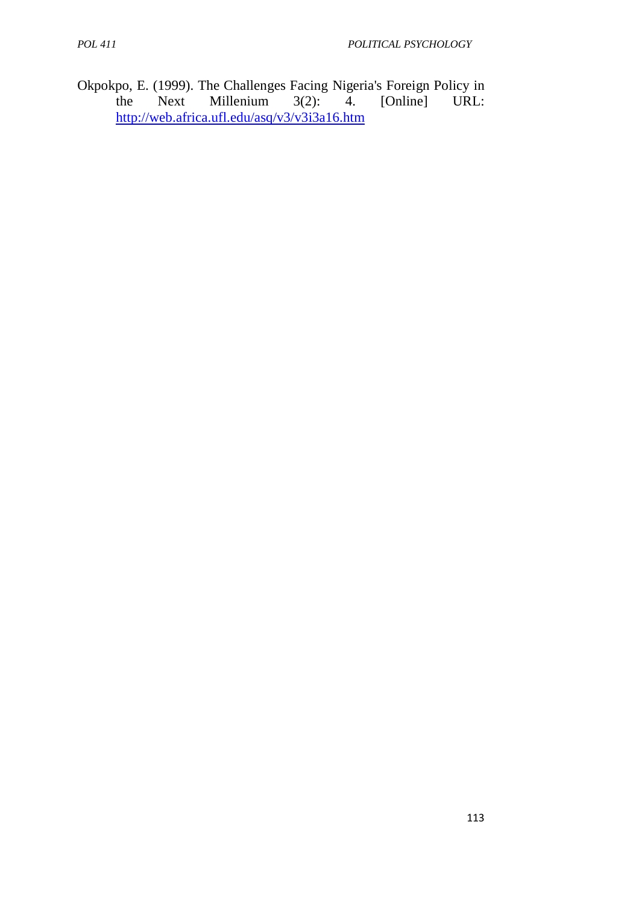Okpokpo, E. (1999). The Challenges Facing Nigeria's Foreign Policy in the Next Millenium 3(2): 4. [Online] URL: http://web.africa.ufl.edu/asq/v3/v3i3a16.htm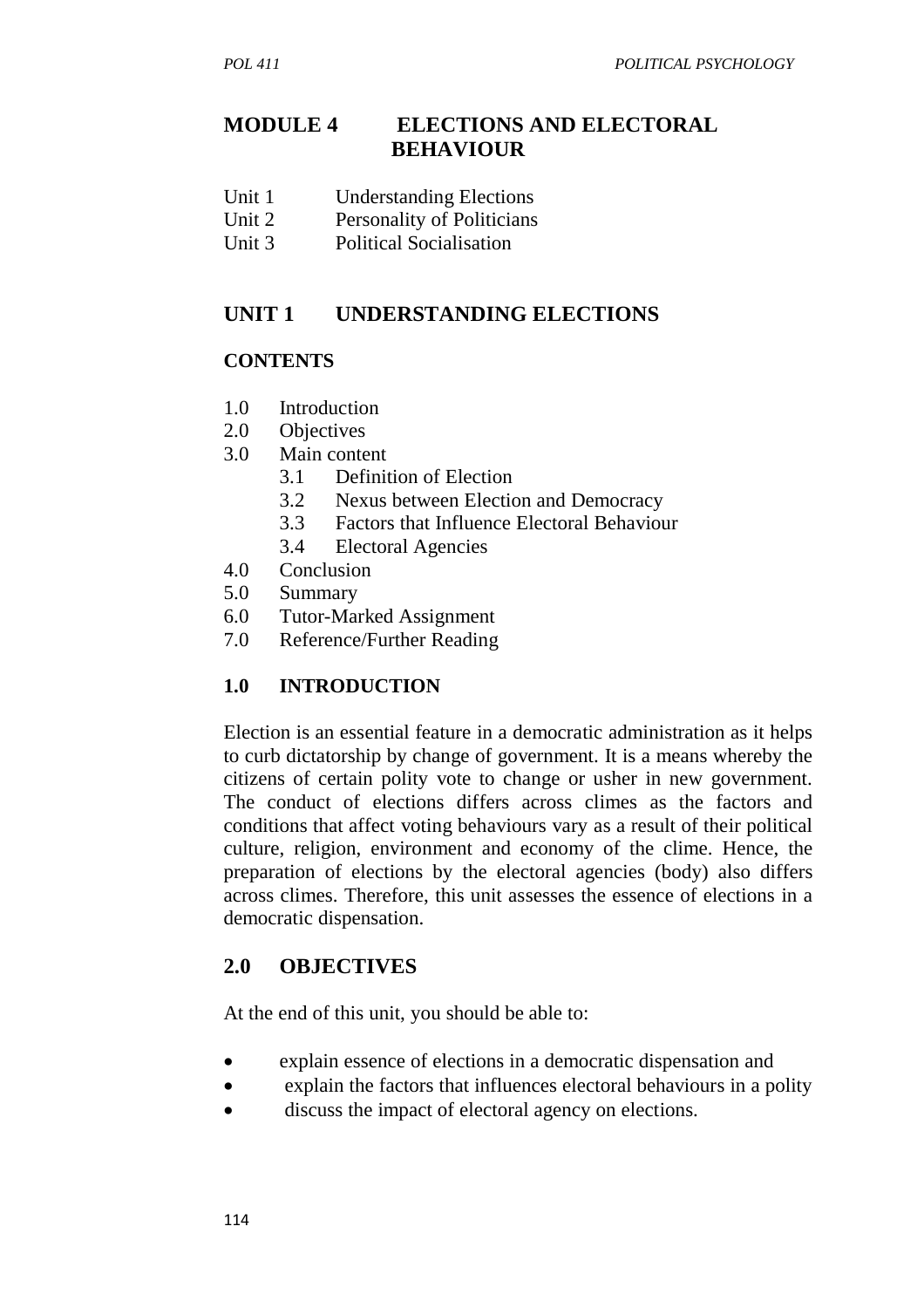# MODULE 4 ELECTIONS AND ELECTORAL BEHAVIOUR

Unit 1 Understanding Elections
Unit 2 Personality of Politicians
Unit 3 Political Socialisation

## UNIT 1 UNDERSTANDING ELECTIONS

### CONTENTS

1.0 Introduction
2.0 Objectives
3.0 Main content
 3.1 Definition of Election
 3.2 Nexus between Election and Democracy
 3.3 Factors that Influence Electoral Behaviour
 3.4 Electoral Agencies
4.0 Conclusion
5.0 Summary
6.0 Tutor-Marked Assignment
7.0 Reference/Further Reading

### 1.0 INTRODUCTION

Election is an essential feature in a democratic administration as it helps to curb dictatorship by change of government. It is a means whereby the citizens of certain polity vote to change or usher in new government. The conduct of elections differs across climes as the factors and conditions that affect voting behaviours vary as a result of their political culture, religion, environment and economy of the clime. Hence, the preparation of elections by the electoral agencies (body) also differs across climes. Therefore, this unit assesses the essence of elections in a democratic dispensation.

### 2.0 OBJECTIVES

At the end of this unit, you should be able to:

- explain essence of elections in a democratic dispensation and
- explain the factors that influences electoral behaviours in a polity
- discuss the impact of electoral agency on elections.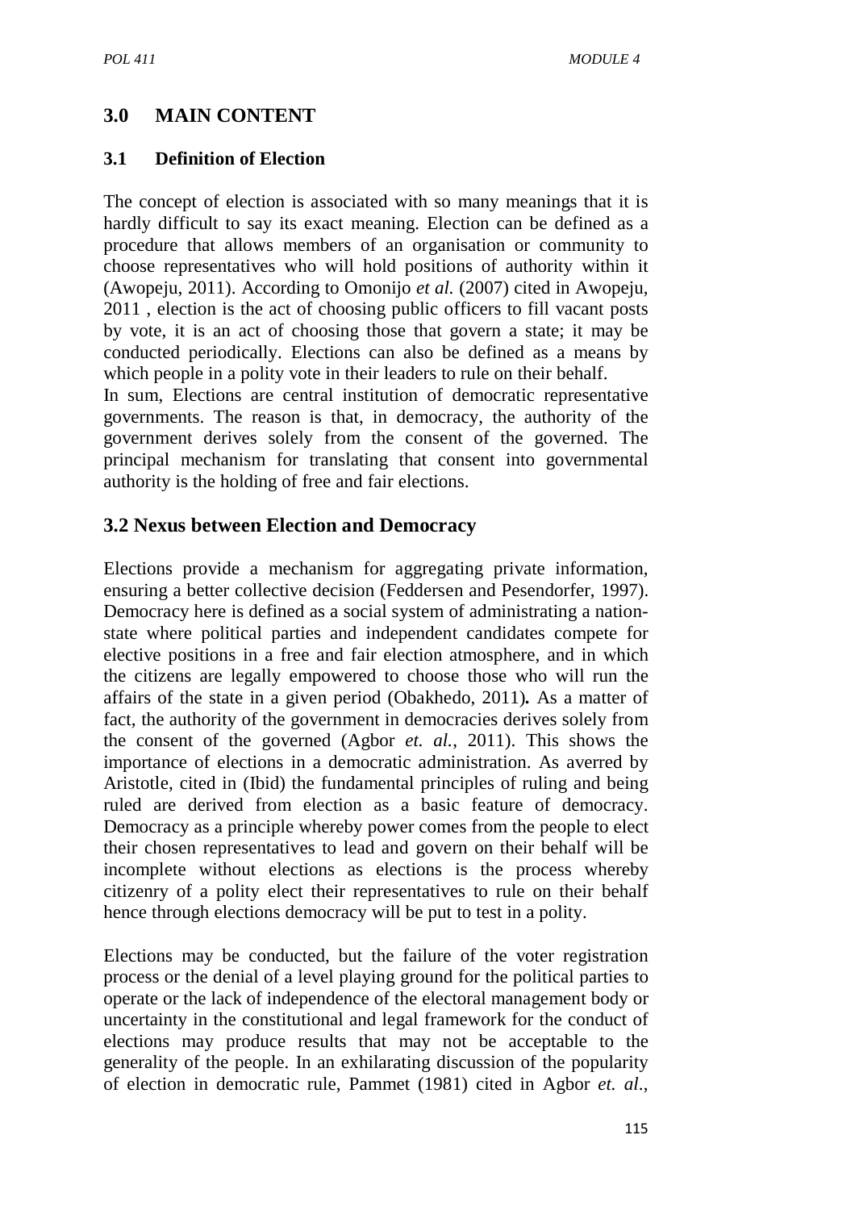## 3.0 MAIN CONTENT

### 3.1 Definition of Election

The concept of election is associated with so many meanings that it is hardly difficult to say its exact meaning. Election can be defined as a procedure that allows members of an organisation or community to choose representatives who will hold positions of authority within it (Awopeju, 2011). According to Omonijo *et al.* (2007) cited in Awopeju, 2011 , election is the act of choosing public officers to fill vacant posts by vote, it is an act of choosing those that govern a state; it may be conducted periodically. Elections can also be defined as a means by which people in a polity vote in their leaders to rule on their behalf.

In sum, Elections are central institution of democratic representative governments. The reason is that, in democracy, the authority of the government derives solely from the consent of the governed. The principal mechanism for translating that consent into governmental authority is the holding of free and fair elections.

### 3.2 Nexus between Election and Democracy

Elections provide a mechanism for aggregating private information, ensuring a better collective decision (Feddersen and Pesendorfer, 1997). Democracy here is defined as a social system of administrating a nation-state where political parties and independent candidates compete for elective positions in a free and fair election atmosphere, and in which the citizens are legally empowered to choose those who will run the affairs of the state in a given period (Obakhedo, 2011)**.** As a matter of fact, the authority of the government in democracies derives solely from the consent of the governed (Agbor *et. al.*, 2011). This shows the importance of elections in a democratic administration. As averred by Aristotle, cited in (Ibid) the fundamental principles of ruling and being ruled are derived from election as a basic feature of democracy. Democracy as a principle whereby power comes from the people to elect their chosen representatives to lead and govern on their behalf will be incomplete without elections as elections is the process whereby citizenry of a polity elect their representatives to rule on their behalf hence through elections democracy will be put to test in a polity.

Elections may be conducted, but the failure of the voter registration process or the denial of a level playing ground for the political parties to operate or the lack of independence of the electoral management body or uncertainty in the constitutional and legal framework for the conduct of elections may produce results that may not be acceptable to the generality of the people. In an exhilarating discussion of the popularity of election in democratic rule, Pammet (1981) cited in Agbor *et. al*.,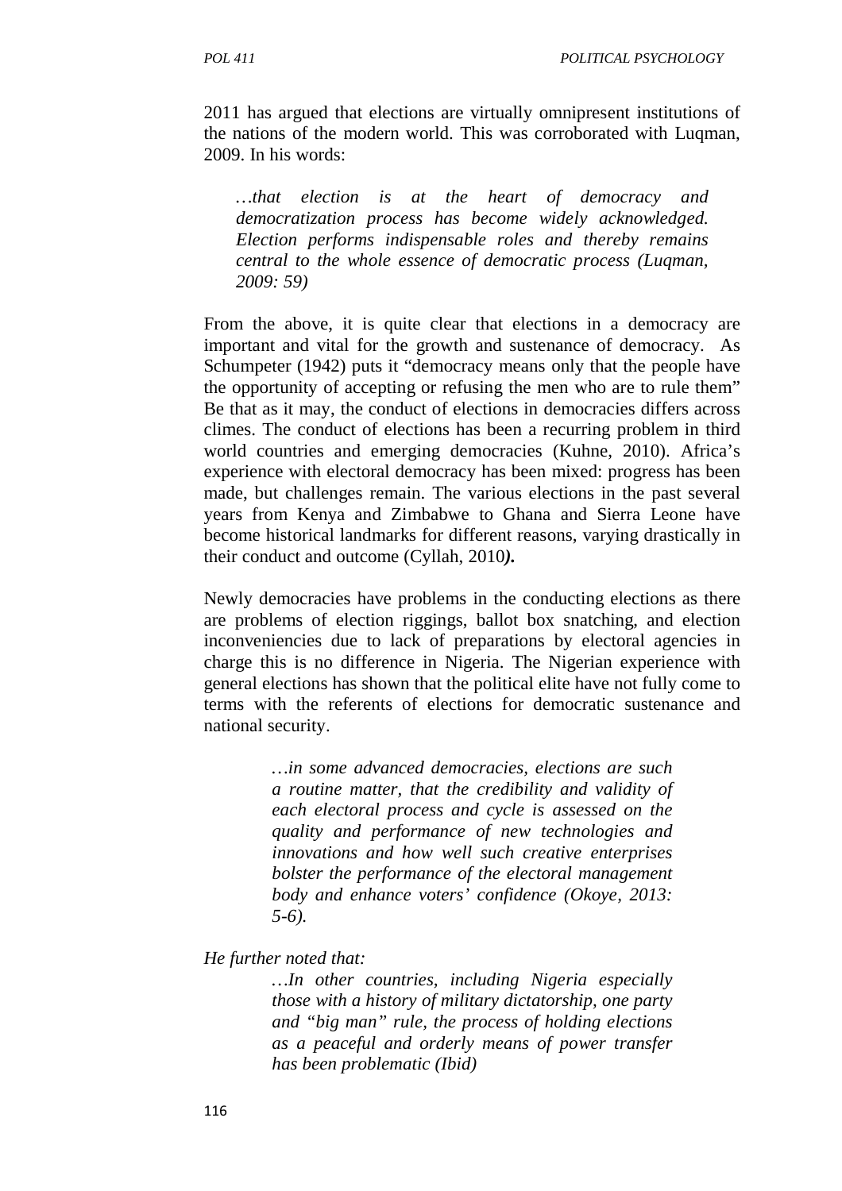2011 has argued that elections are virtually omnipresent institutions of the nations of the modern world. This was corroborated with Luqman, 2009. In his words:

> *…that election is at the heart of democracy and democratization process has become widely acknowledged. Election performs indispensable roles and thereby remains central to the whole essence of democratic process (Luqman, 2009: 59)*

From the above, it is quite clear that elections in a democracy are important and vital for the growth and sustenance of democracy. As Schumpeter (1942) puts it "democracy means only that the people have the opportunity of accepting or refusing the men who are to rule them" Be that as it may, the conduct of elections in democracies differs across climes. The conduct of elections has been a recurring problem in third world countries and emerging democracies (Kuhne, 2010). Africa's experience with electoral democracy has been mixed: progress has been made, but challenges remain. The various elections in the past several years from Kenya and Zimbabwe to Ghana and Sierra Leone have become historical landmarks for different reasons, varying drastically in their conduct and outcome (Cyllah, 2010***).***

Newly democracies have problems in the conducting elections as there are problems of election riggings, ballot box snatching, and election inconveniencies due to lack of preparations by electoral agencies in charge this is no difference in Nigeria. The Nigerian experience with general elections has shown that the political elite have not fully come to terms with the referents of elections for democratic sustenance and national security.

> *…in some advanced democracies, elections are such a routine matter, that the credibility and validity of each electoral process and cycle is assessed on the quality and performance of new technologies and innovations and how well such creative enterprises bolster the performance of the electoral management body and enhance voters' confidence (Okoye, 2013: 5-6).*

*He further noted that:*

> *…In other countries, including Nigeria especially those with a history of military dictatorship, one party and "big man" rule, the process of holding elections as a peaceful and orderly means of power transfer has been problematic (Ibid)*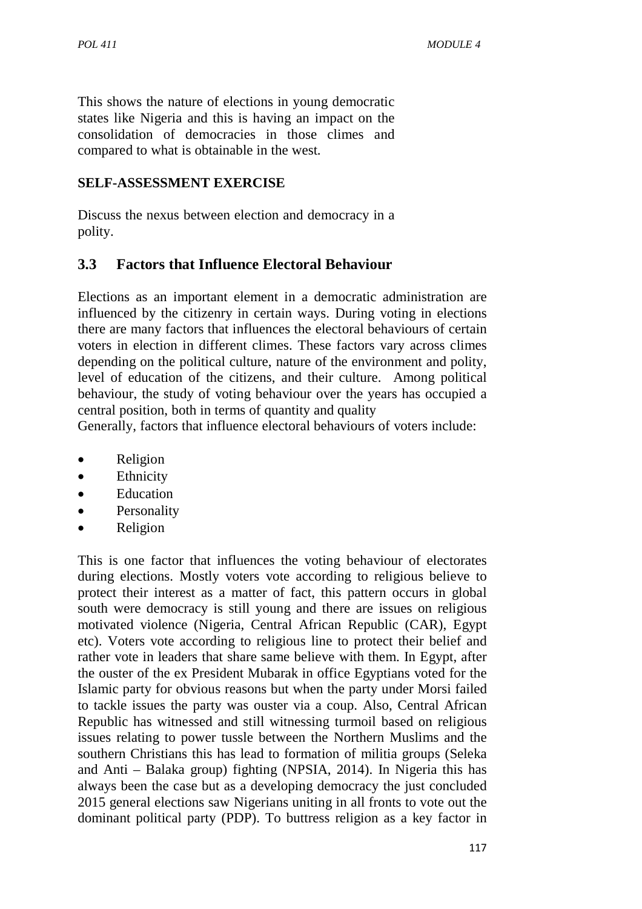This shows the nature of elections in young democratic states like Nigeria and this is having an impact on the consolidation of democracies in those climes and compared to what is obtainable in the west.

**SELF-ASSESSMENT EXERCISE**

Discuss the nexus between election and democracy in a polity.

## 3.3 Factors that Influence Electoral Behaviour

Elections as an important element in a democratic administration are influenced by the citizenry in certain ways. During voting in elections there are many factors that influences the electoral behaviours of certain voters in election in different climes. These factors vary across climes depending on the political culture, nature of the environment and polity, level of education of the citizens, and their culture. Among political behaviour, the study of voting behaviour over the years has occupied a central position, both in terms of quantity and quality
Generally, factors that influence electoral behaviours of voters include:

- Religion
- Ethnicity
- Education
- Personality
- Religion

This is one factor that influences the voting behaviour of electorates during elections. Mostly voters vote according to religious believe to protect their interest as a matter of fact, this pattern occurs in global south were democracy is still young and there are issues on religious motivated violence (Nigeria, Central African Republic (CAR), Egypt etc). Voters vote according to religious line to protect their belief and rather vote in leaders that share same believe with them. In Egypt, after the ouster of the ex President Mubarak in office Egyptians voted for the Islamic party for obvious reasons but when the party under Morsi failed to tackle issues the party was ouster via a coup. Also, Central African Republic has witnessed and still witnessing turmoil based on religious issues relating to power tussle between the Northern Muslims and the southern Christians this has lead to formation of militia groups (Seleka and Anti – Balaka group) fighting (NPSIA, 2014). In Nigeria this has always been the case but as a developing democracy the just concluded 2015 general elections saw Nigerians uniting in all fronts to vote out the dominant political party (PDP). To buttress religion as a key factor in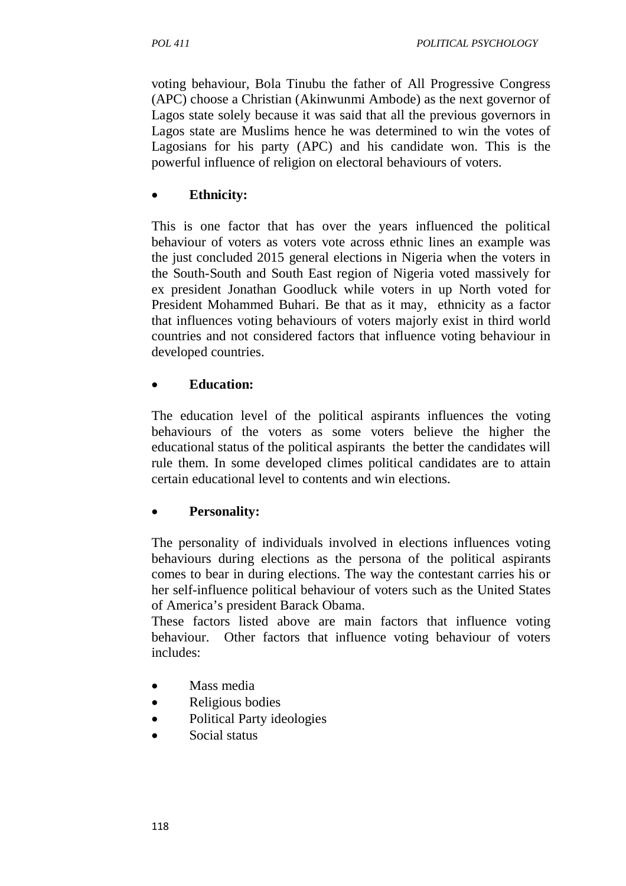voting behaviour, Bola Tinubu the father of All Progressive Congress (APC) choose a Christian (Akinwunmi Ambode) as the next governor of Lagos state solely because it was said that all the previous governors in Lagos state are Muslims hence he was determined to win the votes of Lagosians for his party (APC) and his candidate won. This is the powerful influence of religion on electoral behaviours of voters.

- **Ethnicity:**

This is one factor that has over the years influenced the political behaviour of voters as voters vote across ethnic lines an example was the just concluded 2015 general elections in Nigeria when the voters in the South-South and South East region of Nigeria voted massively for ex president Jonathan Goodluck while voters in up North voted for President Mohammed Buhari. Be that as it may, ethnicity as a factor that influences voting behaviours of voters majorly exist in third world countries and not considered factors that influence voting behaviour in developed countries.

- **Education:**

The education level of the political aspirants influences the voting behaviours of the voters as some voters believe the higher the educational status of the political aspirants the better the candidates will rule them. In some developed climes political candidates are to attain certain educational level to contents and win elections.

- **Personality:**

The personality of individuals involved in elections influences voting behaviours during elections as the persona of the political aspirants comes to bear in during elections. The way the contestant carries his or her self-influence political behaviour of voters such as the United States of America's president Barack Obama.

These factors listed above are main factors that influence voting behaviour. Other factors that influence voting behaviour of voters includes:

- Mass media
- Religious bodies
- Political Party ideologies
- Social status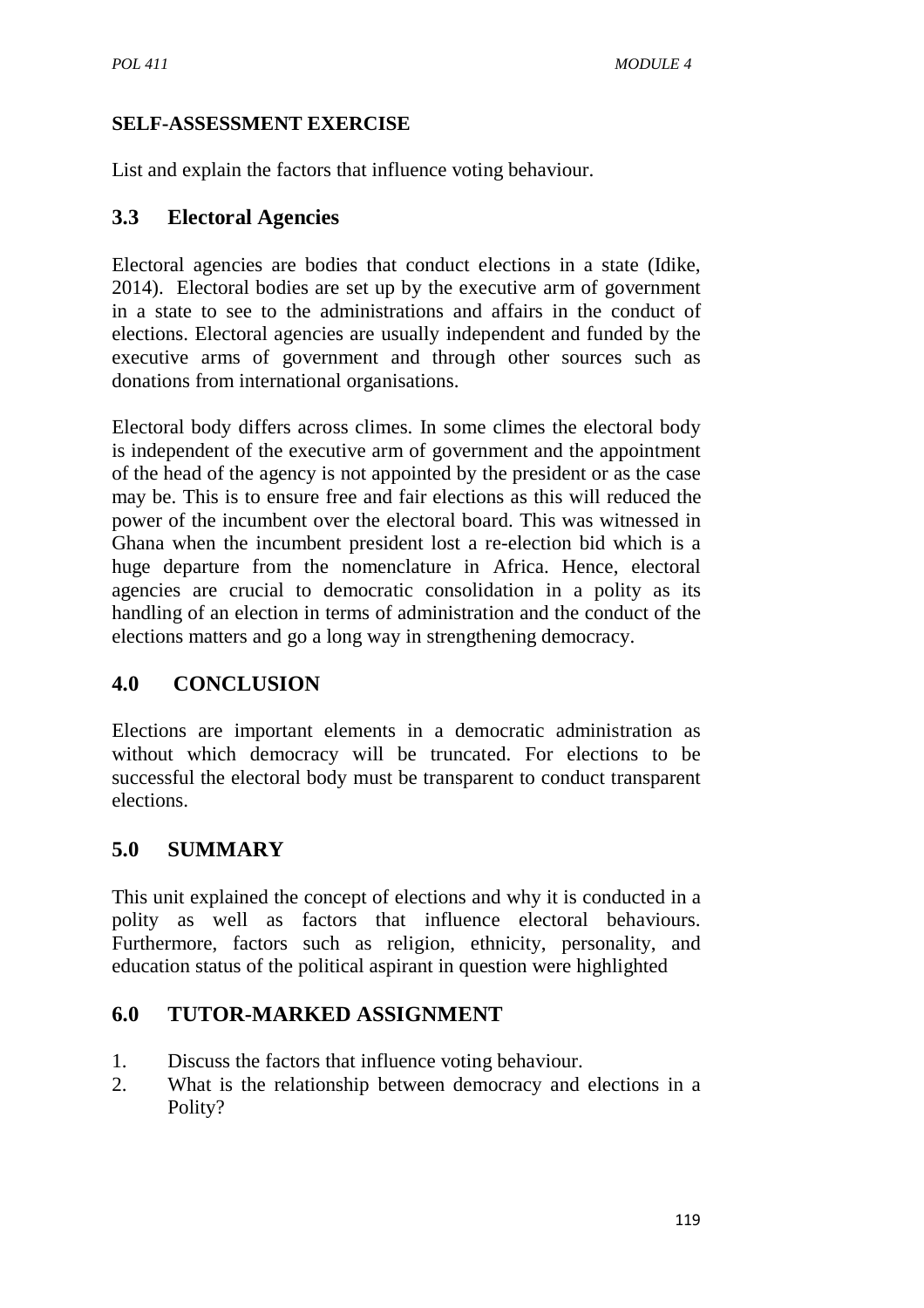**SELF-ASSESSMENT EXERCISE**

List and explain the factors that influence voting behaviour.

## 3.3 Electoral Agencies

Electoral agencies are bodies that conduct elections in a state (Idike, 2014). Electoral bodies are set up by the executive arm of government in a state to see to the administrations and affairs in the conduct of elections. Electoral agencies are usually independent and funded by the executive arms of government and through other sources such as donations from international organisations.

Electoral body differs across climes. In some climes the electoral body is independent of the executive arm of government and the appointment of the head of the agency is not appointed by the president or as the case may be. This is to ensure free and fair elections as this will reduced the power of the incumbent over the electoral board. This was witnessed in Ghana when the incumbent president lost a re-election bid which is a huge departure from the nomenclature in Africa. Hence, electoral agencies are crucial to democratic consolidation in a polity as its handling of an election in terms of administration and the conduct of the elections matters and go a long way in strengthening democracy.

## 4.0 CONCLUSION

Elections are important elements in a democratic administration as without which democracy will be truncated. For elections to be successful the electoral body must be transparent to conduct transparent elections.

## 5.0 SUMMARY

This unit explained the concept of elections and why it is conducted in a polity as well as factors that influence electoral behaviours. Furthermore, factors such as religion, ethnicity, personality, and education status of the political aspirant in question were highlighted

## 6.0 TUTOR-MARKED ASSIGNMENT

1. Discuss the factors that influence voting behaviour.
2. What is the relationship between democracy and elections in a Polity?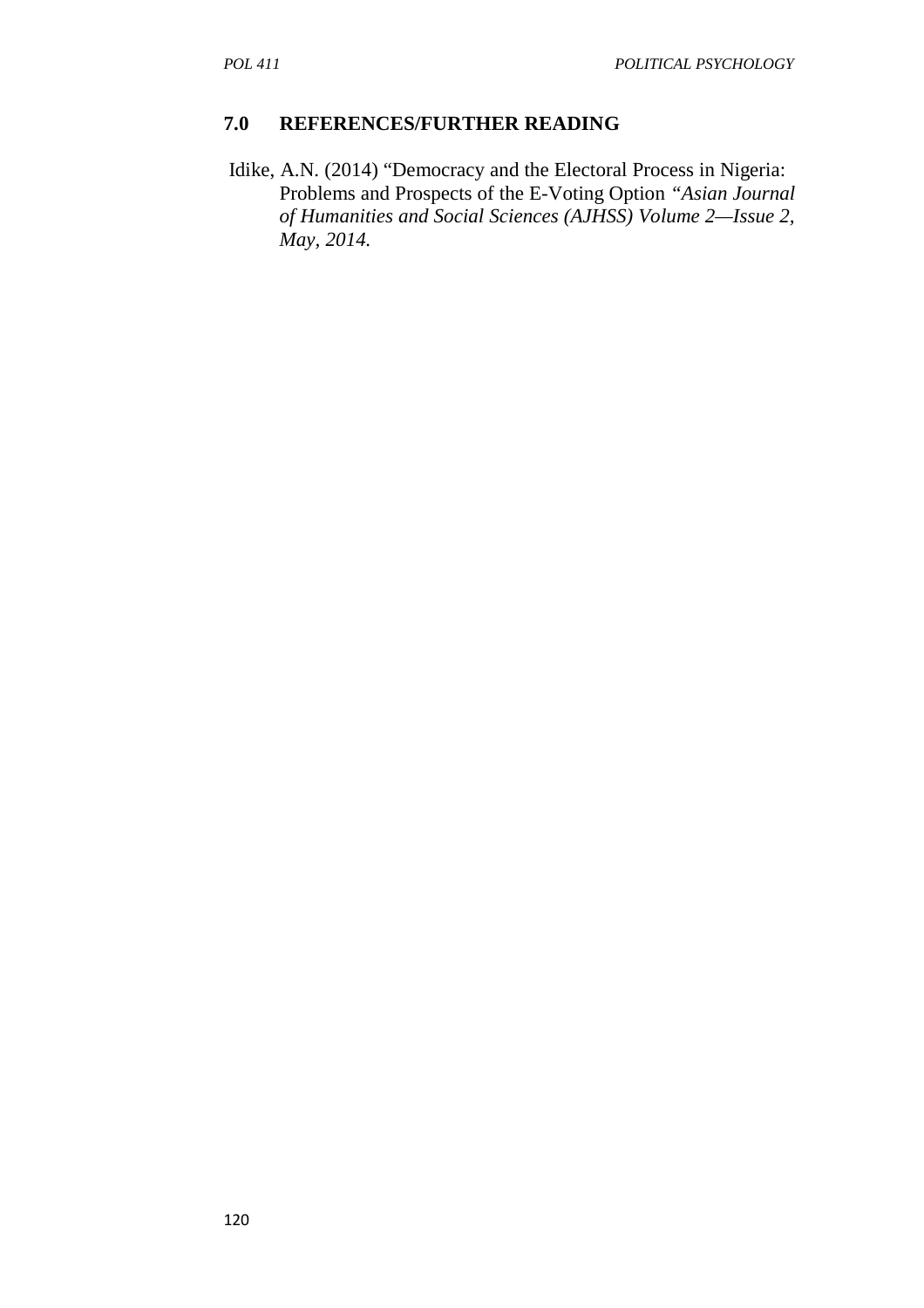## 7.0 REFERENCES/FURTHER READING

Idike, A.N. (2014) "Democracy and the Electoral Process in Nigeria: Problems and Prospects of the E-Voting Option *"Asian Journal of Humanities and Social Sciences (AJHSS) Volume 2—Issue 2, May, 2014.*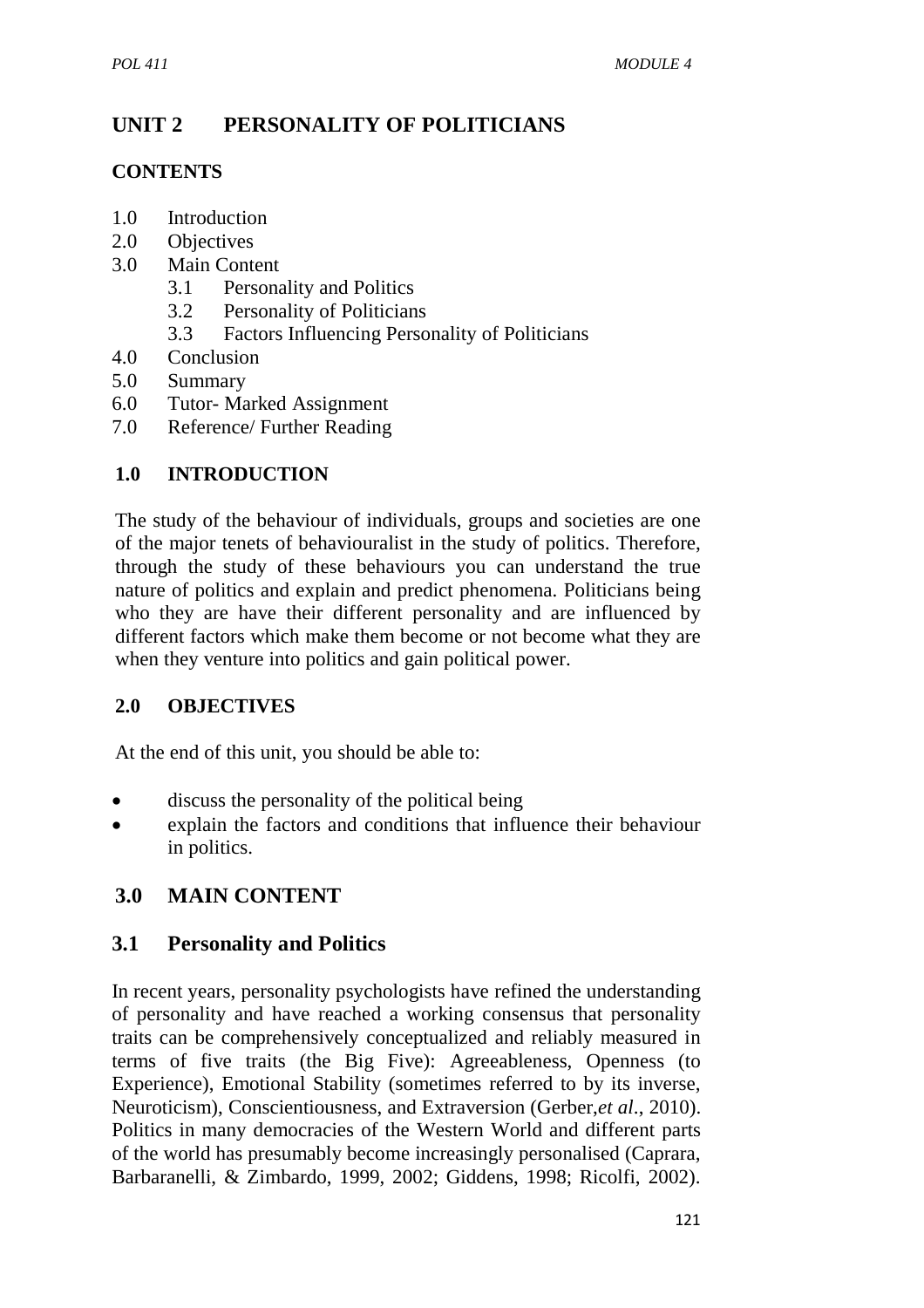# UNIT 2 PERSONALITY OF POLITICIANS

## CONTENTS

1.0 Introduction
2.0 Objectives
3.0 Main Content
  3.1 Personality and Politics
  3.2 Personality of Politicians
  3.3 Factors Influencing Personality of Politicians
4.0 Conclusion
5.0 Summary
6.0 Tutor- Marked Assignment
7.0 Reference/ Further Reading

## 1.0 INTRODUCTION

The study of the behaviour of individuals, groups and societies are one of the major tenets of behaviouralist in the study of politics. Therefore, through the study of these behaviours you can understand the true nature of politics and explain and predict phenomena. Politicians being who they are have their different personality and are influenced by different factors which make them become or not become what they are when they venture into politics and gain political power.

## 2.0 OBJECTIVES

At the end of this unit, you should be able to:

- discuss the personality of the political being
- explain the factors and conditions that influence their behaviour in politics.

## 3.0 MAIN CONTENT

### 3.1 Personality and Politics

In recent years, personality psychologists have refined the understanding of personality and have reached a working consensus that personality traits can be comprehensively conceptualized and reliably measured in terms of five traits (the Big Five): Agreeableness, Openness (to Experience), Emotional Stability (sometimes referred to by its inverse, Neuroticism), Conscientiousness, and Extraversion (Gerber,*et al*., 2010). Politics in many democracies of the Western World and different parts of the world has presumably become increasingly personalised (Caprara, Barbaranelli, & Zimbardo, 1999, 2002; Giddens, 1998; Ricolfi, 2002).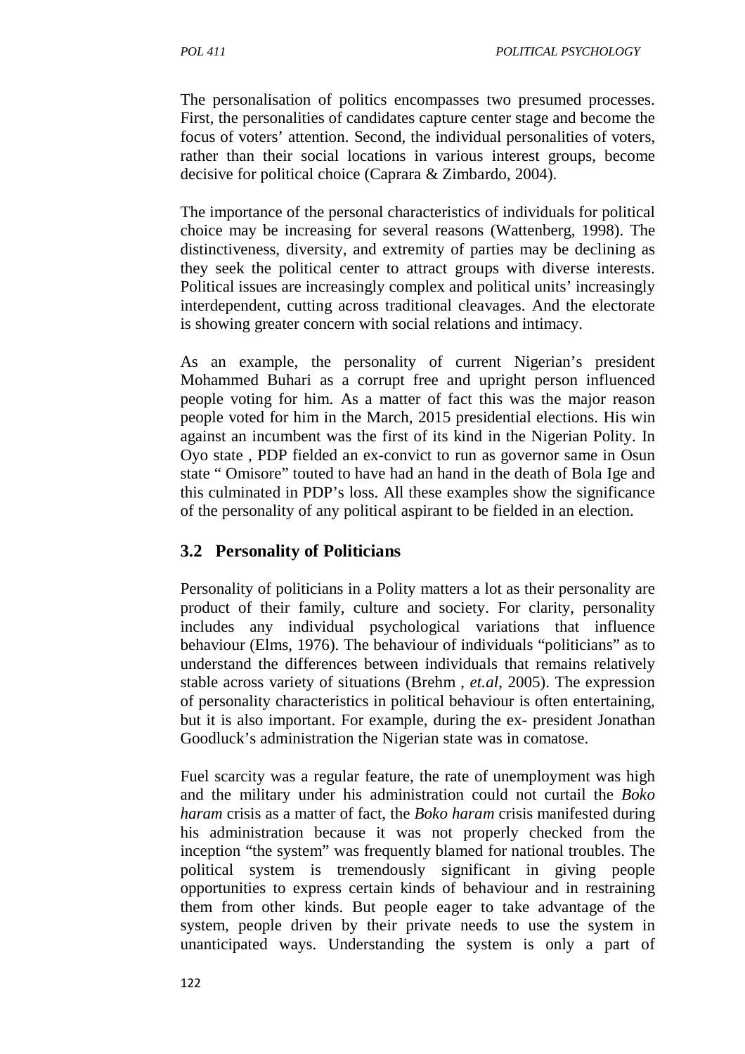The personalisation of politics encompasses two presumed processes. First, the personalities of candidates capture center stage and become the focus of voters' attention. Second, the individual personalities of voters, rather than their social locations in various interest groups, become decisive for political choice (Caprara & Zimbardo, 2004).

The importance of the personal characteristics of individuals for political choice may be increasing for several reasons (Wattenberg, 1998). The distinctiveness, diversity, and extremity of parties may be declining as they seek the political center to attract groups with diverse interests. Political issues are increasingly complex and political units' increasingly interdependent, cutting across traditional cleavages. And the electorate is showing greater concern with social relations and intimacy.

As an example, the personality of current Nigerian's president Mohammed Buhari as a corrupt free and upright person influenced people voting for him. As a matter of fact this was the major reason people voted for him in the March, 2015 presidential elections. His win against an incumbent was the first of its kind in the Nigerian Polity. In Oyo state , PDP fielded an ex-convict to run as governor same in Osun state " Omisore" touted to have had an hand in the death of Bola Ige and this culminated in PDP's loss. All these examples show the significance of the personality of any political aspirant to be fielded in an election.

## 3.2 Personality of Politicians

Personality of politicians in a Polity matters a lot as their personality are product of their family, culture and society. For clarity, personality includes any individual psychological variations that influence behaviour (Elms, 1976). The behaviour of individuals "politicians" as to understand the differences between individuals that remains relatively stable across variety of situations (Brehm , *et.al*, 2005). The expression of personality characteristics in political behaviour is often entertaining, but it is also important. For example, during the ex- president Jonathan Goodluck's administration the Nigerian state was in comatose.

Fuel scarcity was a regular feature, the rate of unemployment was high and the military under his administration could not curtail the *Boko haram* crisis as a matter of fact, the *Boko haram* crisis manifested during his administration because it was not properly checked from the inception "the system" was frequently blamed for national troubles. The political system is tremendously significant in giving people opportunities to express certain kinds of behaviour and in restraining them from other kinds. But people eager to take advantage of the system, people driven by their private needs to use the system in unanticipated ways. Understanding the system is only a part of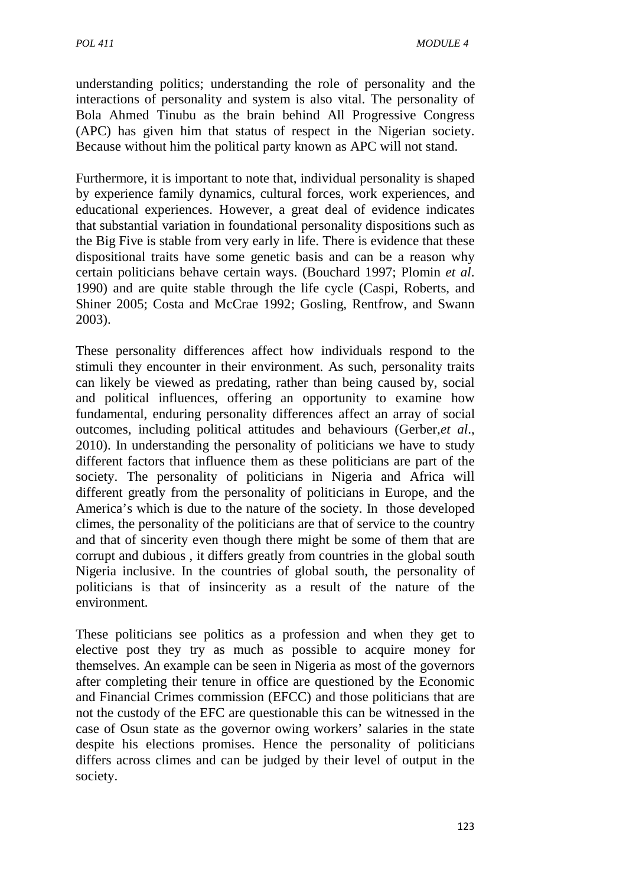understanding politics; understanding the role of personality and the interactions of personality and system is also vital. The personality of Bola Ahmed Tinubu as the brain behind All Progressive Congress (APC) has given him that status of respect in the Nigerian society. Because without him the political party known as APC will not stand.

Furthermore, it is important to note that, individual personality is shaped by experience family dynamics, cultural forces, work experiences, and educational experiences. However, a great deal of evidence indicates that substantial variation in foundational personality dispositions such as the Big Five is stable from very early in life. There is evidence that these dispositional traits have some genetic basis and can be a reason why certain politicians behave certain ways. (Bouchard 1997; Plomin *et al*. 1990) and are quite stable through the life cycle (Caspi, Roberts, and Shiner 2005; Costa and McCrae 1992; Gosling, Rentfrow, and Swann 2003).

These personality differences affect how individuals respond to the stimuli they encounter in their environment. As such, personality traits can likely be viewed as predating, rather than being caused by, social and political influences, offering an opportunity to examine how fundamental, enduring personality differences affect an array of social outcomes, including political attitudes and behaviours (Gerber,*et al*., 2010). In understanding the personality of politicians we have to study different factors that influence them as these politicians are part of the society. The personality of politicians in Nigeria and Africa will different greatly from the personality of politicians in Europe, and the America's which is due to the nature of the society. In those developed climes, the personality of the politicians are that of service to the country and that of sincerity even though there might be some of them that are corrupt and dubious , it differs greatly from countries in the global south Nigeria inclusive. In the countries of global south, the personality of politicians is that of insincerity as a result of the nature of the environment.

These politicians see politics as a profession and when they get to elective post they try as much as possible to acquire money for themselves. An example can be seen in Nigeria as most of the governors after completing their tenure in office are questioned by the Economic and Financial Crimes commission (EFCC) and those politicians that are not the custody of the EFC are questionable this can be witnessed in the case of Osun state as the governor owing workers' salaries in the state despite his elections promises. Hence the personality of politicians differs across climes and can be judged by their level of output in the society.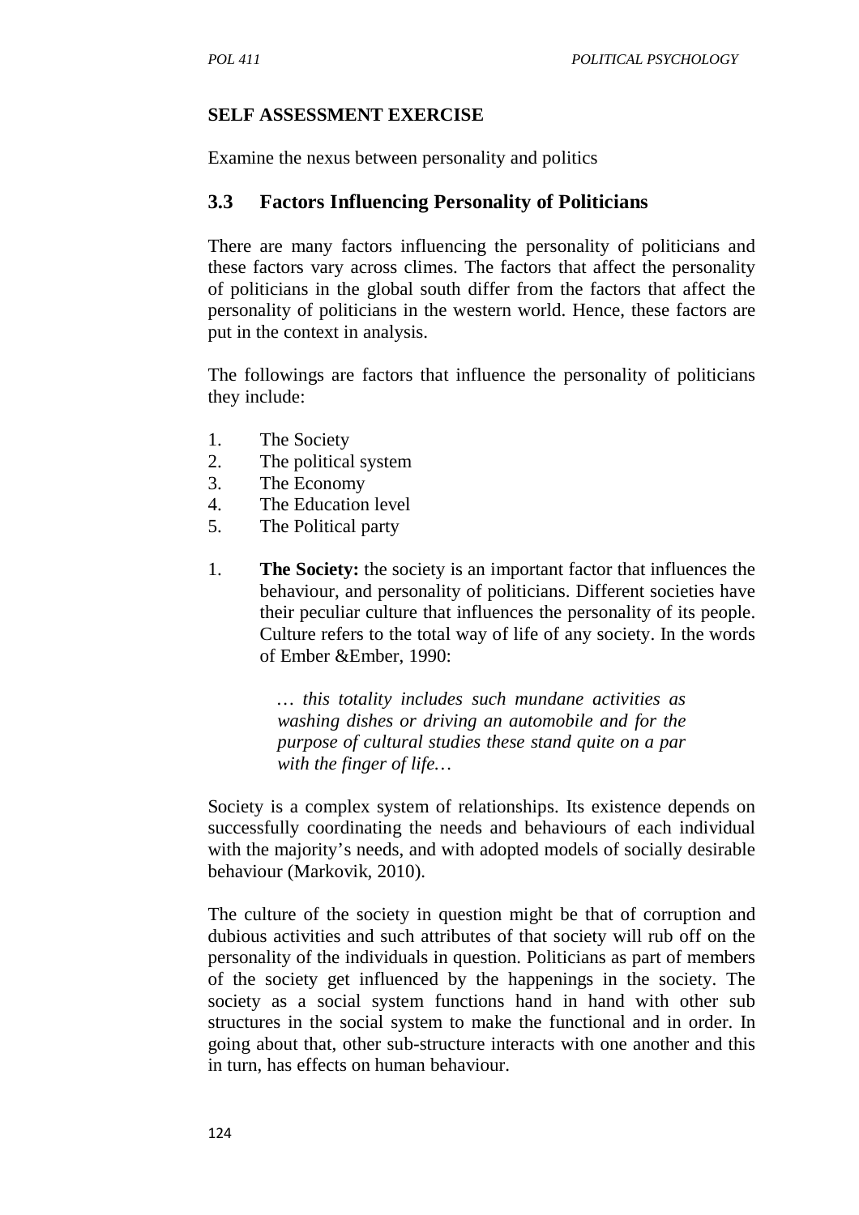**SELF ASSESSMENT EXERCISE**

Examine the nexus between personality and politics

## 3.3 Factors Influencing Personality of Politicians

There are many factors influencing the personality of politicians and these factors vary across climes. The factors that affect the personality of politicians in the global south differ from the factors that affect the personality of politicians in the western world. Hence, these factors are put in the context in analysis.

The followings are factors that influence the personality of politicians they include:

1. The Society
2. The political system
3. The Economy
4. The Education level
5. The Political party

1. **The Society:** the society is an important factor that influences the behaviour, and personality of politicians. Different societies have their peculiar culture that influences the personality of its people. Culture refers to the total way of life of any society. In the words of Ember &Ember, 1990:

> *… this totality includes such mundane activities as washing dishes or driving an automobile and for the purpose of cultural studies these stand quite on a par with the finger of life…*

Society is a complex system of relationships. Its existence depends on successfully coordinating the needs and behaviours of each individual with the majority's needs, and with adopted models of socially desirable behaviour (Markovik, 2010).

The culture of the society in question might be that of corruption and dubious activities and such attributes of that society will rub off on the personality of the individuals in question. Politicians as part of members of the society get influenced by the happenings in the society. The society as a social system functions hand in hand with other sub structures in the social system to make the functional and in order. In going about that, other sub-structure interacts with one another and this in turn, has effects on human behaviour.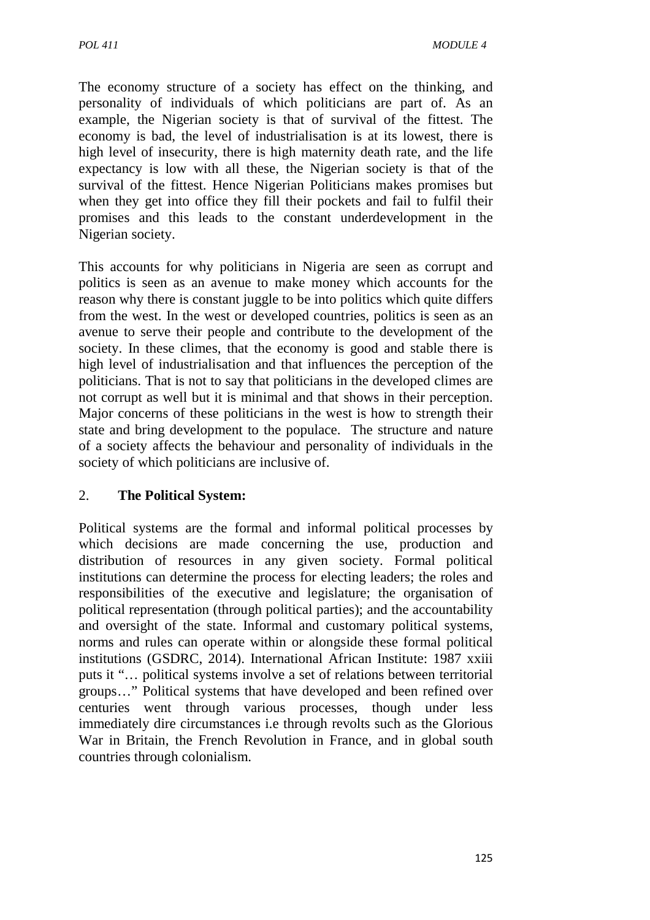The economy structure of a society has effect on the thinking, and personality of individuals of which politicians are part of. As an example, the Nigerian society is that of survival of the fittest. The economy is bad, the level of industrialisation is at its lowest, there is high level of insecurity, there is high maternity death rate, and the life expectancy is low with all these, the Nigerian society is that of the survival of the fittest. Hence Nigerian Politicians makes promises but when they get into office they fill their pockets and fail to fulfil their promises and this leads to the constant underdevelopment in the Nigerian society.

This accounts for why politicians in Nigeria are seen as corrupt and politics is seen as an avenue to make money which accounts for the reason why there is constant juggle to be into politics which quite differs from the west. In the west or developed countries, politics is seen as an avenue to serve their people and contribute to the development of the society. In these climes, that the economy is good and stable there is high level of industrialisation and that influences the perception of the politicians. That is not to say that politicians in the developed climes are not corrupt as well but it is minimal and that shows in their perception. Major concerns of these politicians in the west is how to strength their state and bring development to the populace. The structure and nature of a society affects the behaviour and personality of individuals in the society of which politicians are inclusive of.

2. **The Political System:**

Political systems are the formal and informal political processes by which decisions are made concerning the use, production and distribution of resources in any given society. Formal political institutions can determine the process for electing leaders; the roles and responsibilities of the executive and legislature; the organisation of political representation (through political parties); and the accountability and oversight of the state. Informal and customary political systems, norms and rules can operate within or alongside these formal political institutions (GSDRC, 2014). International African Institute: 1987 xxiii puts it "… political systems involve a set of relations between territorial groups…" Political systems that have developed and been refined over centuries went through various processes, though under less immediately dire circumstances i.e through revolts such as the Glorious War in Britain, the French Revolution in France, and in global south countries through colonialism.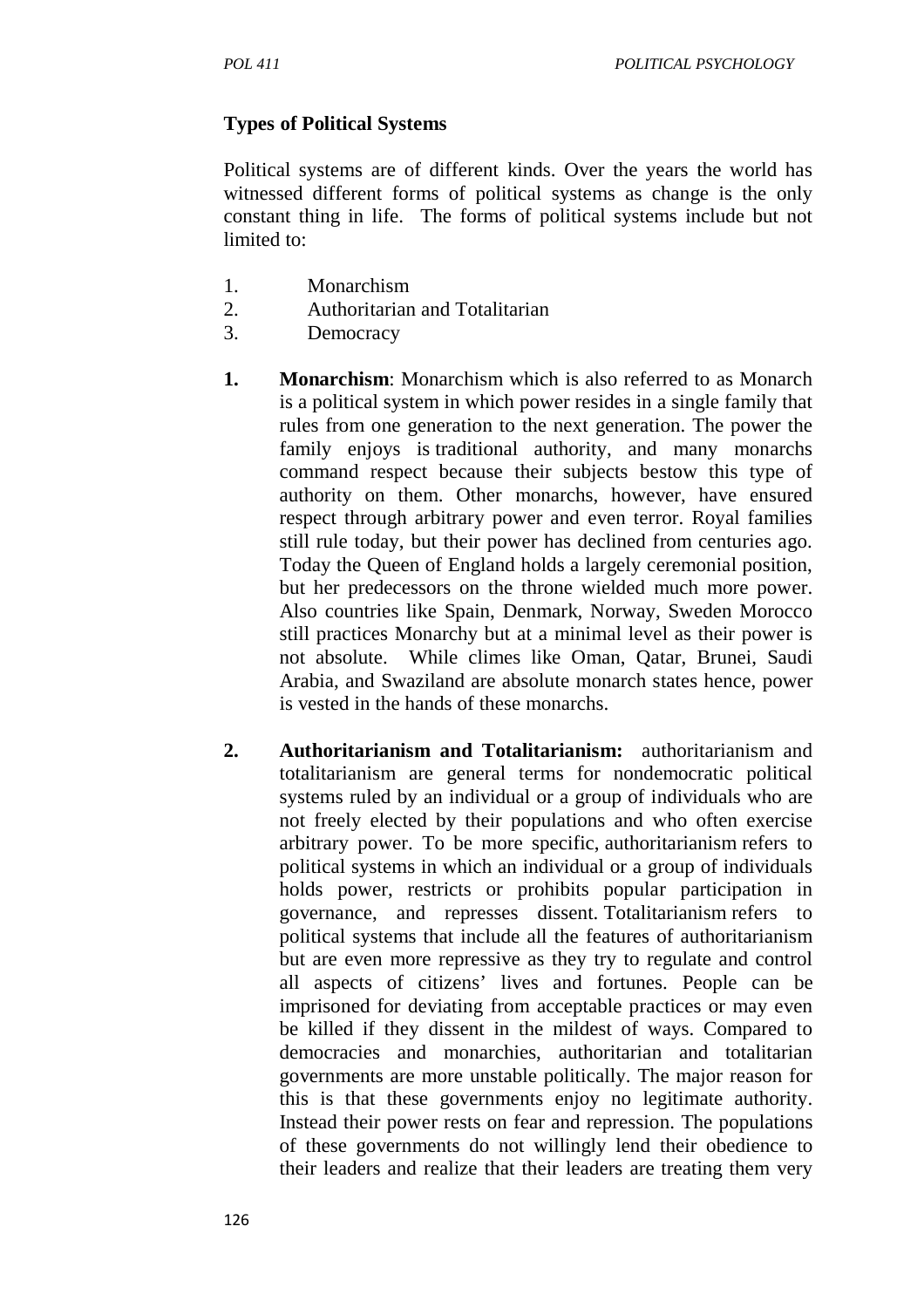**Types of Political Systems**

Political systems are of different kinds. Over the years the world has witnessed different forms of political systems as change is the only constant thing in life. The forms of political systems include but not limited to:

1. Monarchism
2. Authoritarian and Totalitarian
3. Democracy

1. **Monarchism**: Monarchism which is also referred to as Monarch is a political system in which power resides in a single family that rules from one generation to the next generation. The power the family enjoys is traditional authority, and many monarchs command respect because their subjects bestow this type of authority on them. Other monarchs, however, have ensured respect through arbitrary power and even terror. Royal families still rule today, but their power has declined from centuries ago. Today the Queen of England holds a largely ceremonial position, but her predecessors on the throne wielded much more power. Also countries like Spain, Denmark, Norway, Sweden Morocco still practices Monarchy but at a minimal level as their power is not absolute. While climes like Oman, Qatar, Brunei, Saudi Arabia, and Swaziland are absolute monarch states hence, power is vested in the hands of these monarchs.

2. **Authoritarianism and Totalitarianism:** authoritarianism and totalitarianism are general terms for nondemocratic political systems ruled by an individual or a group of individuals who are not freely elected by their populations and who often exercise arbitrary power. To be more specific, authoritarianism refers to political systems in which an individual or a group of individuals holds power, restricts or prohibits popular participation in governance, and represses dissent. Totalitarianism refers to political systems that include all the features of authoritarianism but are even more repressive as they try to regulate and control all aspects of citizens' lives and fortunes. People can be imprisoned for deviating from acceptable practices or may even be killed if they dissent in the mildest of ways. Compared to democracies and monarchies, authoritarian and totalitarian governments are more unstable politically. The major reason for this is that these governments enjoy no legitimate authority. Instead their power rests on fear and repression. The populations of these governments do not willingly lend their obedience to their leaders and realize that their leaders are treating them very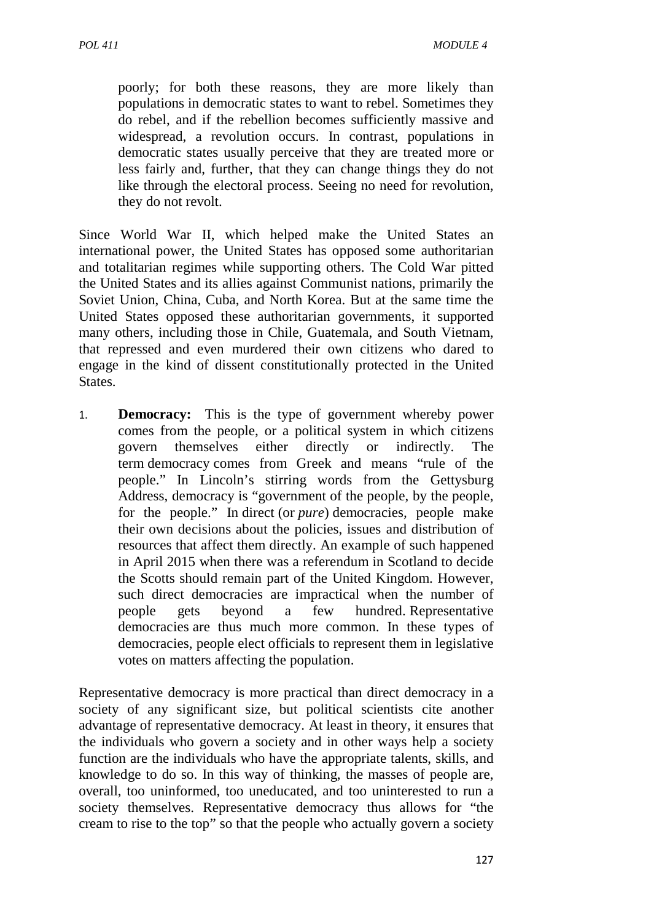poorly; for both these reasons, they are more likely than populations in democratic states to want to rebel. Sometimes they do rebel, and if the rebellion becomes sufficiently massive and widespread, a revolution occurs. In contrast, populations in democratic states usually perceive that they are treated more or less fairly and, further, that they can change things they do not like through the electoral process. Seeing no need for revolution, they do not revolt.

Since World War II, which helped make the United States an international power, the United States has opposed some authoritarian and totalitarian regimes while supporting others. The Cold War pitted the United States and its allies against Communist nations, primarily the Soviet Union, China, Cuba, and North Korea. But at the same time the United States opposed these authoritarian governments, it supported many others, including those in Chile, Guatemala, and South Vietnam, that repressed and even murdered their own citizens who dared to engage in the kind of dissent constitutionally protected in the United States.

1. **Democracy:** This is the type of government whereby power comes from the people, or a political system in which citizens govern themselves either directly or indirectly. The term democracy comes from Greek and means "rule of the people." In Lincoln's stirring words from the Gettysburg Address, democracy is "government of the people, by the people, for the people." In direct (or *pure*) democracies, people make their own decisions about the policies, issues and distribution of resources that affect them directly. An example of such happened in April 2015 when there was a referendum in Scotland to decide the Scotts should remain part of the United Kingdom. However, such direct democracies are impractical when the number of people gets beyond a few hundred. Representative democracies are thus much more common. In these types of democracies, people elect officials to represent them in legislative votes on matters affecting the population.

Representative democracy is more practical than direct democracy in a society of any significant size, but political scientists cite another advantage of representative democracy. At least in theory, it ensures that the individuals who govern a society and in other ways help a society function are the individuals who have the appropriate talents, skills, and knowledge to do so. In this way of thinking, the masses of people are, overall, too uninformed, too uneducated, and too uninterested to run a society themselves. Representative democracy thus allows for "the cream to rise to the top" so that the people who actually govern a society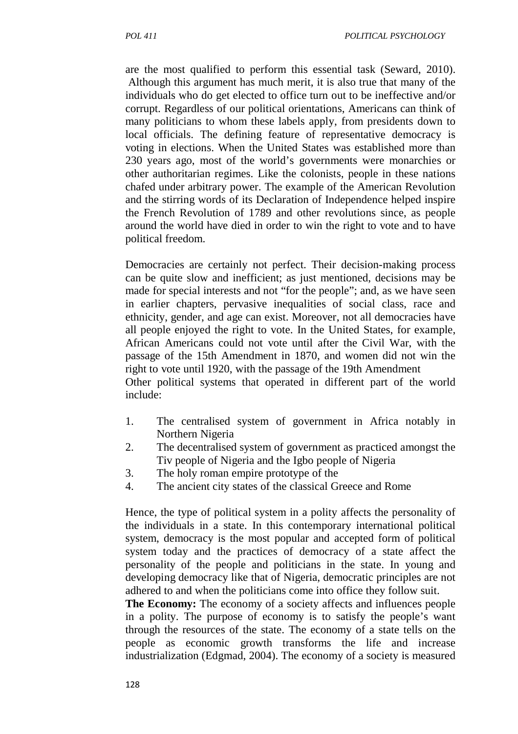are the most qualified to perform this essential task (Seward, 2010). Although this argument has much merit, it is also true that many of the individuals who do get elected to office turn out to be ineffective and/or corrupt. Regardless of our political orientations, Americans can think of many politicians to whom these labels apply, from presidents down to local officials. The defining feature of representative democracy is voting in elections. When the United States was established more than 230 years ago, most of the world's governments were monarchies or other authoritarian regimes. Like the colonists, people in these nations chafed under arbitrary power. The example of the American Revolution and the stirring words of its Declaration of Independence helped inspire the French Revolution of 1789 and other revolutions since, as people around the world have died in order to win the right to vote and to have political freedom.

Democracies are certainly not perfect. Their decision-making process can be quite slow and inefficient; as just mentioned, decisions may be made for special interests and not "for the people"; and, as we have seen in earlier chapters, pervasive inequalities of social class, race and ethnicity, gender, and age can exist. Moreover, not all democracies have all people enjoyed the right to vote. In the United States, for example, African Americans could not vote until after the Civil War, with the passage of the 15th Amendment in 1870, and women did not win the right to vote until 1920, with the passage of the 19th Amendment

Other political systems that operated in different part of the world include:

1. The centralised system of government in Africa notably in Northern Nigeria
2. The decentralised system of government as practiced amongst the Tiv people of Nigeria and the Igbo people of Nigeria
3. The holy roman empire prototype of the
4. The ancient city states of the classical Greece and Rome

Hence, the type of political system in a polity affects the personality of the individuals in a state. In this contemporary international political system, democracy is the most popular and accepted form of political system today and the practices of democracy of a state affect the personality of the people and politicians in the state. In young and developing democracy like that of Nigeria, democratic principles are not adhered to and when the politicians come into office they follow suit.

**The Economy:** The economy of a society affects and influences people in a polity. The purpose of economy is to satisfy the people's want through the resources of the state. The economy of a state tells on the people as economic growth transforms the life and increase industrialization (Edgmad, 2004). The economy of a society is measured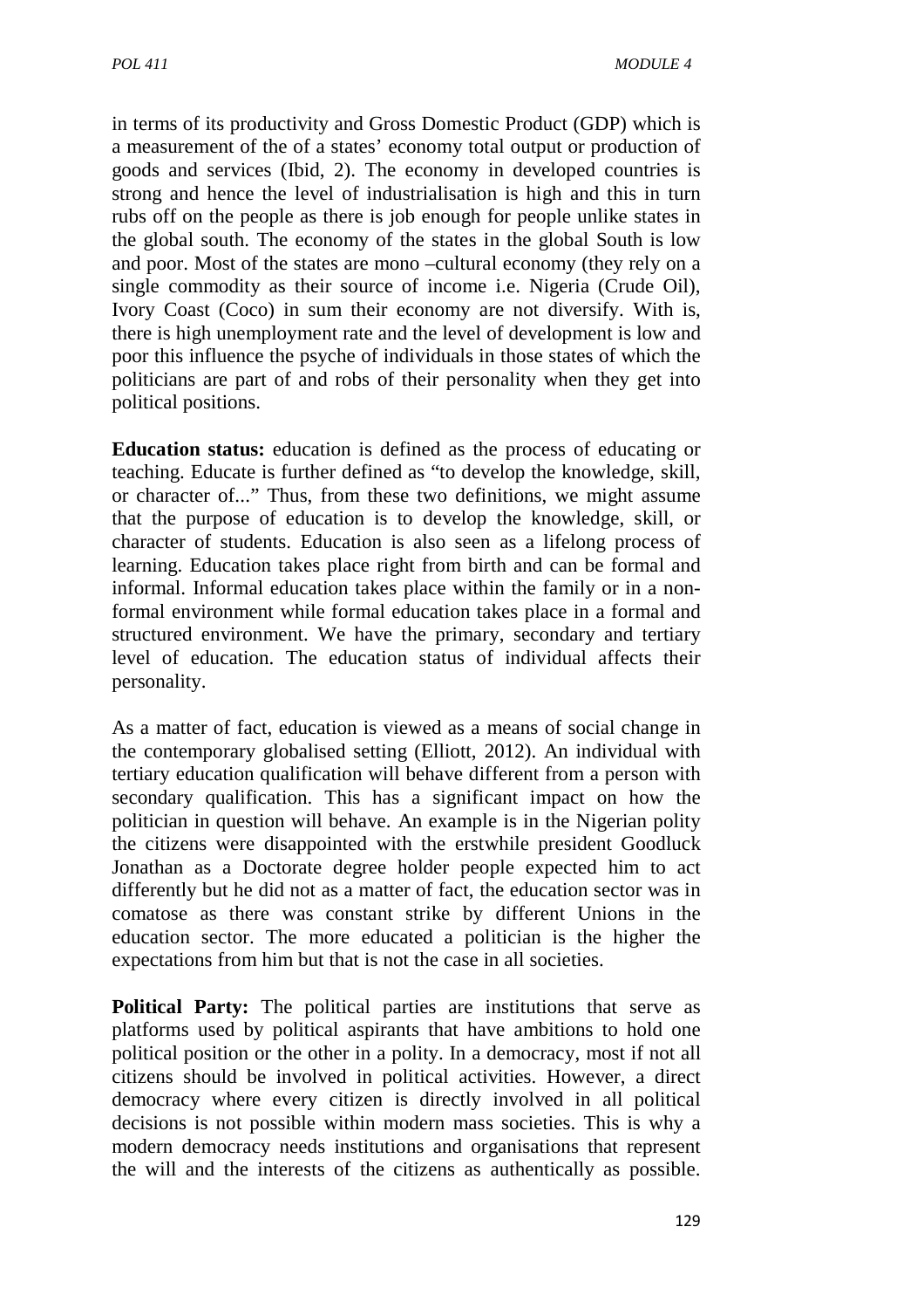in terms of its productivity and Gross Domestic Product (GDP) which is a measurement of the of a states' economy total output or production of goods and services (Ibid, 2). The economy in developed countries is strong and hence the level of industrialisation is high and this in turn rubs off on the people as there is job enough for people unlike states in the global south. The economy of the states in the global South is low and poor. Most of the states are mono –cultural economy (they rely on a single commodity as their source of income i.e. Nigeria (Crude Oil), Ivory Coast (Coco) in sum their economy are not diversify. With is, there is high unemployment rate and the level of development is low and poor this influence the psyche of individuals in those states of which the politicians are part of and robs of their personality when they get into political positions.

**Education status:** education is defined as the process of educating or teaching. Educate is further defined as "to develop the knowledge, skill, or character of..." Thus, from these two definitions, we might assume that the purpose of education is to develop the knowledge, skill, or character of students. Education is also seen as a lifelong process of learning. Education takes place right from birth and can be formal and informal. Informal education takes place within the family or in a non-formal environment while formal education takes place in a formal and structured environment. We have the primary, secondary and tertiary level of education. The education status of individual affects their personality.

As a matter of fact, education is viewed as a means of social change in the contemporary globalised setting (Elliott, 2012). An individual with tertiary education qualification will behave different from a person with secondary qualification. This has a significant impact on how the politician in question will behave. An example is in the Nigerian polity the citizens were disappointed with the erstwhile president Goodluck Jonathan as a Doctorate degree holder people expected him to act differently but he did not as a matter of fact, the education sector was in comatose as there was constant strike by different Unions in the education sector. The more educated a politician is the higher the expectations from him but that is not the case in all societies.

**Political Party:** The political parties are institutions that serve as platforms used by political aspirants that have ambitions to hold one political position or the other in a polity. In a democracy, most if not all citizens should be involved in political activities. However, a direct democracy where every citizen is directly involved in all political decisions is not possible within modern mass societies. This is why a modern democracy needs institutions and organisations that represent the will and the interests of the citizens as authentically as possible.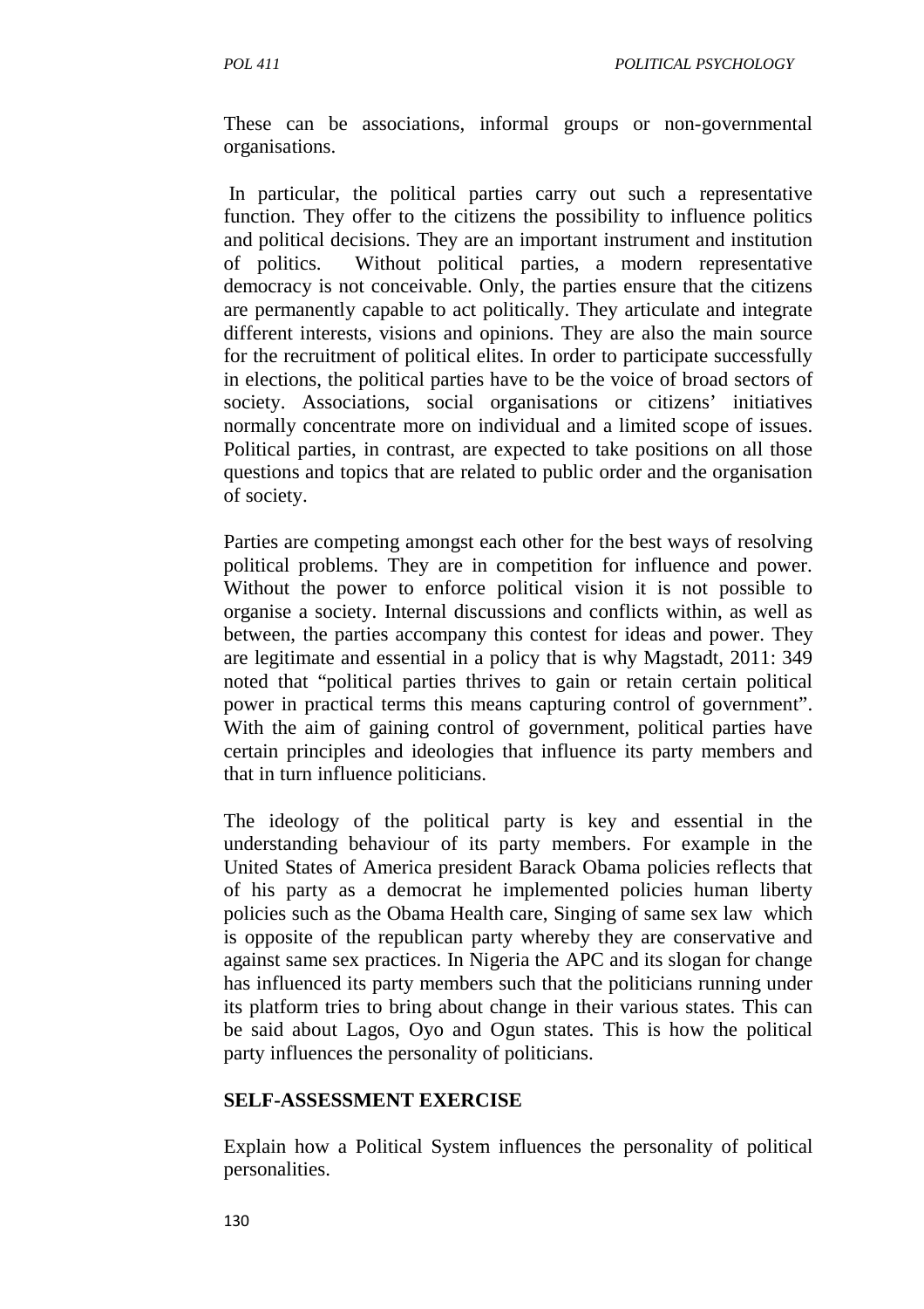These can be associations, informal groups or non-governmental organisations.

In particular, the political parties carry out such a representative function. They offer to the citizens the possibility to influence politics and political decisions. They are an important instrument and institution of politics. Without political parties, a modern representative democracy is not conceivable. Only, the parties ensure that the citizens are permanently capable to act politically. They articulate and integrate different interests, visions and opinions. They are also the main source for the recruitment of political elites. In order to participate successfully in elections, the political parties have to be the voice of broad sectors of society. Associations, social organisations or citizens' initiatives normally concentrate more on individual and a limited scope of issues. Political parties, in contrast, are expected to take positions on all those questions and topics that are related to public order and the organisation of society.

Parties are competing amongst each other for the best ways of resolving political problems. They are in competition for influence and power. Without the power to enforce political vision it is not possible to organise a society. Internal discussions and conflicts within, as well as between, the parties accompany this contest for ideas and power. They are legitimate and essential in a policy that is why Magstadt, 2011: 349 noted that "political parties thrives to gain or retain certain political power in practical terms this means capturing control of government". With the aim of gaining control of government, political parties have certain principles and ideologies that influence its party members and that in turn influence politicians.

The ideology of the political party is key and essential in the understanding behaviour of its party members. For example in the United States of America president Barack Obama policies reflects that of his party as a democrat he implemented policies human liberty policies such as the Obama Health care, Singing of same sex law which is opposite of the republican party whereby they are conservative and against same sex practices. In Nigeria the APC and its slogan for change has influenced its party members such that the politicians running under its platform tries to bring about change in their various states. This can be said about Lagos, Oyo and Ogun states. This is how the political party influences the personality of politicians.

## SELF-ASSESSMENT EXERCISE

Explain how a Political System influences the personality of political personalities.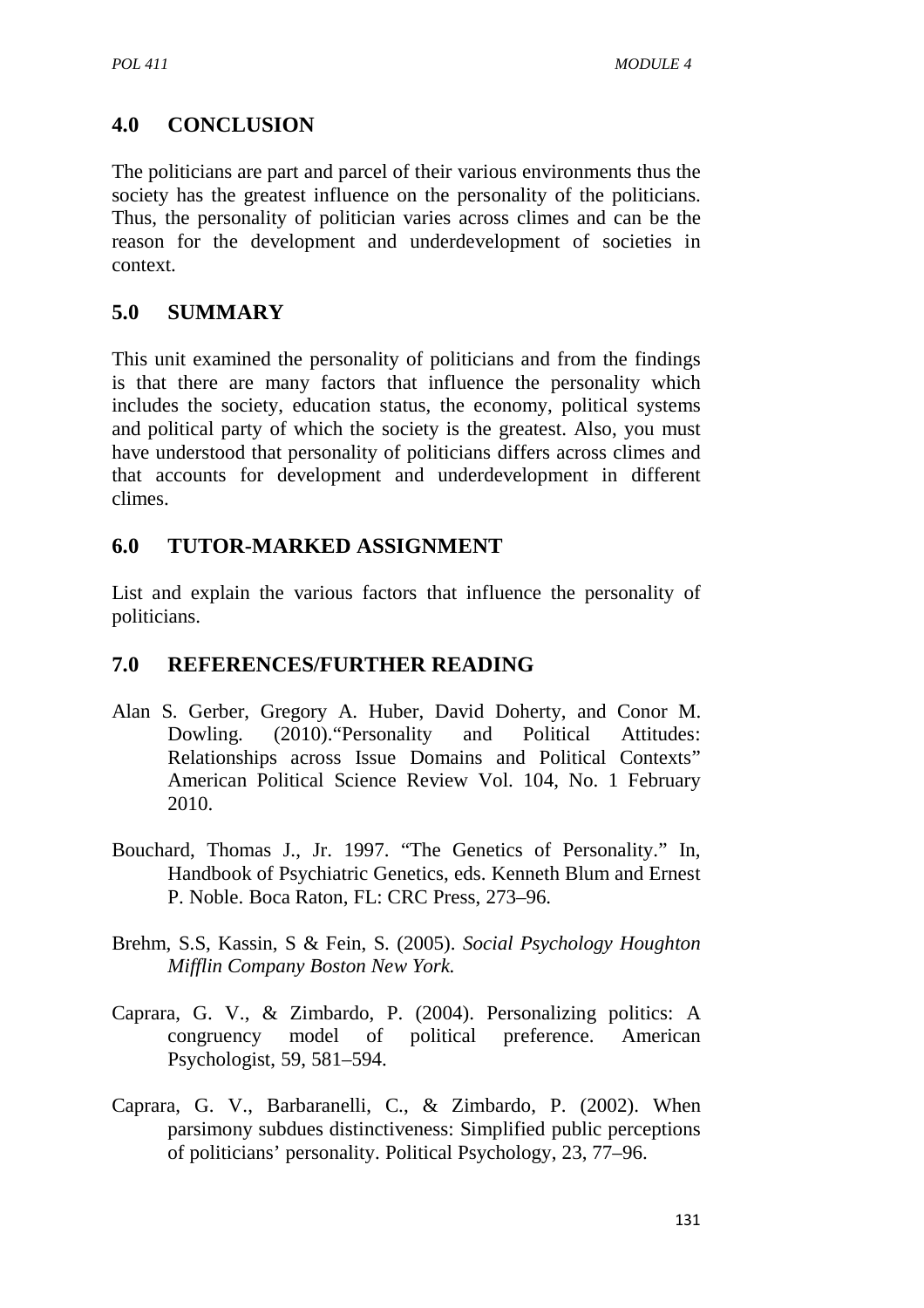## 4.0 CONCLUSION

The politicians are part and parcel of their various environments thus the society has the greatest influence on the personality of the politicians. Thus, the personality of politician varies across climes and can be the reason for the development and underdevelopment of societies in context.

## 5.0 SUMMARY

This unit examined the personality of politicians and from the findings is that there are many factors that influence the personality which includes the society, education status, the economy, political systems and political party of which the society is the greatest. Also, you must have understood that personality of politicians differs across climes and that accounts for development and underdevelopment in different climes.

## 6.0 TUTOR-MARKED ASSIGNMENT

List and explain the various factors that influence the personality of politicians.

## 7.0 REFERENCES/FURTHER READING

Alan S. Gerber, Gregory A. Huber, David Doherty, and Conor M. Dowling. (2010)."Personality and Political Attitudes: Relationships across Issue Domains and Political Contexts" American Political Science Review Vol. 104, No. 1 February 2010.

Bouchard, Thomas J., Jr. 1997. "The Genetics of Personality." In, Handbook of Psychiatric Genetics, eds. Kenneth Blum and Ernest P. Noble. Boca Raton, FL: CRC Press, 273–96.

Brehm, S.S, Kassin, S & Fein, S. (2005). *Social Psychology Houghton Mifflin Company Boston New York.*

Caprara, G. V., & Zimbardo, P. (2004). Personalizing politics: A congruency model of political preference. American Psychologist, 59, 581–594.

Caprara, G. V., Barbaranelli, C., & Zimbardo, P. (2002). When parsimony subdues distinctiveness: Simplified public perceptions of politicians' personality. Political Psychology, 23, 77–96.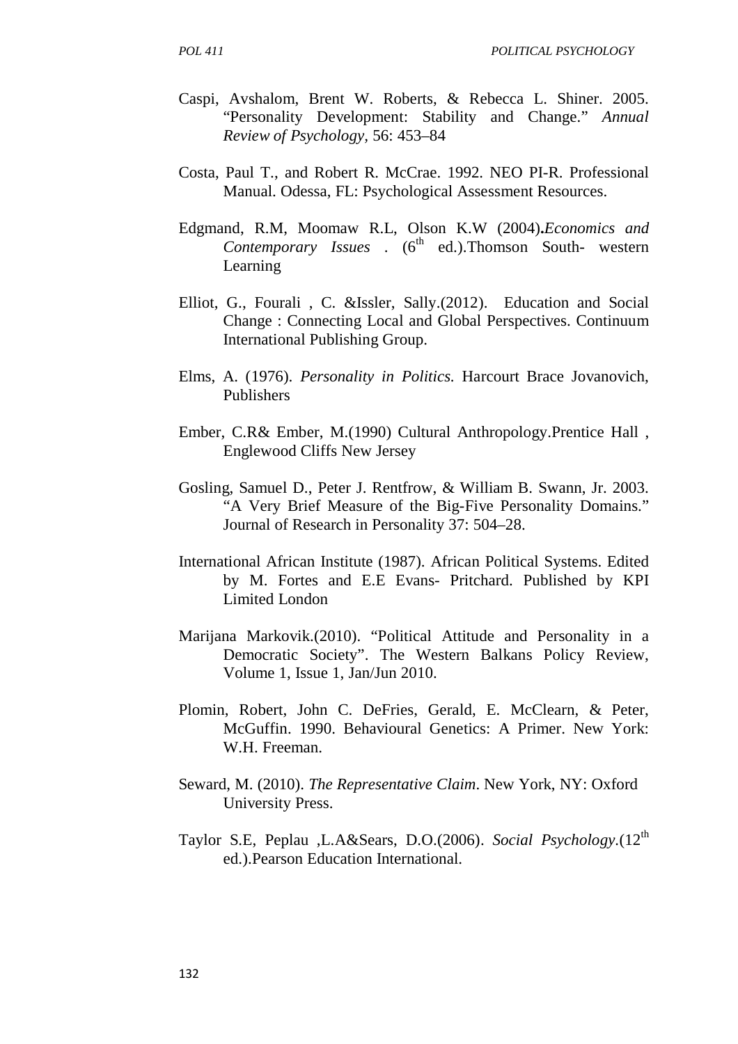Caspi, Avshalom, Brent W. Roberts, & Rebecca L. Shiner. 2005. "Personality Development: Stability and Change." *Annual Review of Psychology*, 56: 453–84

Costa, Paul T., and Robert R. McCrae. 1992. NEO PI-R. Professional Manual. Odessa, FL: Psychological Assessment Resources.

Edgmand, R.M, Moomaw R.L, Olson K.W (2004)**.***Economics and Contemporary Issues* . ($6^{th}$ ed.).Thomson South- western Learning

Elliot, G., Fourali , C. &Issler, Sally.(2012). Education and Social Change : Connecting Local and Global Perspectives. Continuum International Publishing Group.

Elms, A. (1976). *Personality in Politics.* Harcourt Brace Jovanovich, Publishers

Ember, C.R& Ember, M.(1990) Cultural Anthropology.Prentice Hall , Englewood Cliffs New Jersey

Gosling, Samuel D., Peter J. Rentfrow, & William B. Swann, Jr. 2003. "A Very Brief Measure of the Big-Five Personality Domains." Journal of Research in Personality 37: 504–28.

International African Institute (1987). African Political Systems. Edited by M. Fortes and E.E Evans- Pritchard. Published by KPI Limited London

Marijana Markovik.(2010). "Political Attitude and Personality in a Democratic Society". The Western Balkans Policy Review, Volume 1, Issue 1, Jan/Jun 2010.

Plomin, Robert, John C. DeFries, Gerald, E. McClearn, & Peter, McGuffin. 1990. Behavioural Genetics: A Primer. New York: W.H. Freeman.

Seward, M. (2010). *The Representative Claim*. New York, NY: Oxford University Press.

Taylor S.E, Peplau ,L.A&Sears, D.O.(2006). *Social Psychology*.($12^{th}$ ed.).Pearson Education International.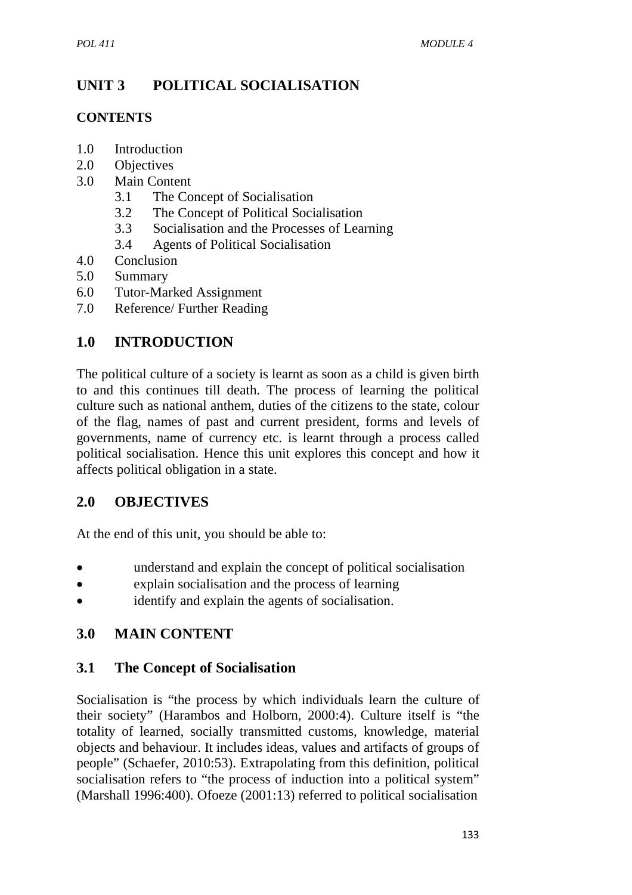# UNIT 3 POLITICAL SOCIALISATION

**CONTENTS**

1.0 Introduction
2.0 Objectives
3.0 Main Content
    3.1 The Concept of Socialisation
    3.2 The Concept of Political Socialisation
    3.3 Socialisation and the Processes of Learning
    3.4 Agents of Political Socialisation
4.0 Conclusion
5.0 Summary
6.0 Tutor-Marked Assignment
7.0 Reference/ Further Reading

## 1.0 INTRODUCTION

The political culture of a society is learnt as soon as a child is given birth to and this continues till death. The process of learning the political culture such as national anthem, duties of the citizens to the state, colour of the flag, names of past and current president, forms and levels of governments, name of currency etc. is learnt through a process called political socialisation. Hence this unit explores this concept and how it affects political obligation in a state.

## 2.0 OBJECTIVES

At the end of this unit, you should be able to:

- understand and explain the concept of political socialisation
- explain socialisation and the process of learning
- identify and explain the agents of socialisation.

## 3.0 MAIN CONTENT

### 3.1 The Concept of Socialisation

Socialisation is "the process by which individuals learn the culture of their society" (Harambos and Holborn, 2000:4). Culture itself is "the totality of learned, socially transmitted customs, knowledge, material objects and behaviour. It includes ideas, values and artifacts of groups of people" (Schaefer, 2010:53). Extrapolating from this definition, political socialisation refers to "the process of induction into a political system" (Marshall 1996:400). Ofoeze (2001:13) referred to political socialisation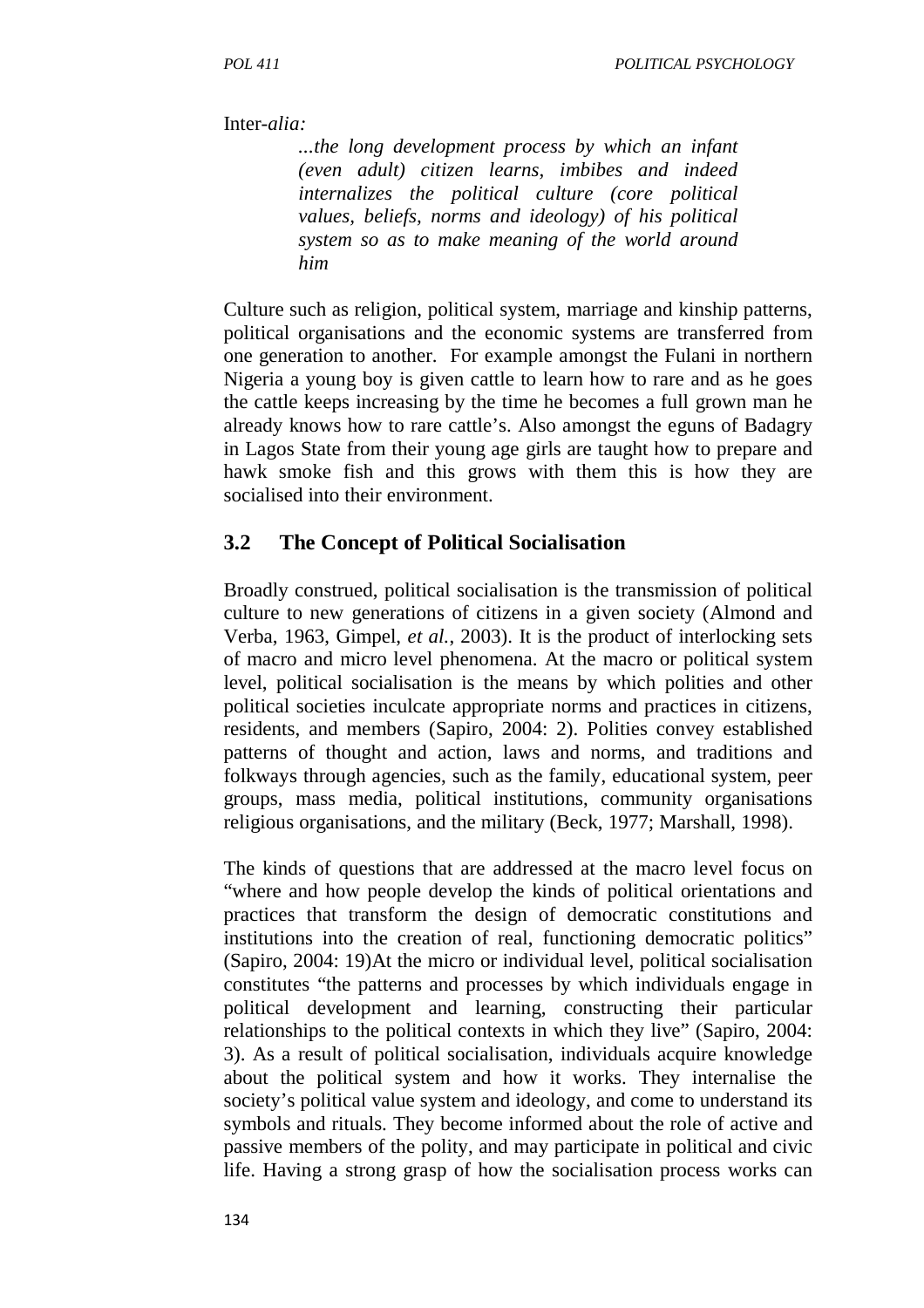Inter-*alia:*

> *...the long development process by which an infant (even adult) citizen learns, imbibes and indeed internalizes the political culture (core political values, beliefs, norms and ideology) of his political system so as to make meaning of the world around him*

Culture such as religion, political system, marriage and kinship patterns, political organisations and the economic systems are transferred from one generation to another. For example amongst the Fulani in northern Nigeria a young boy is given cattle to learn how to rare and as he goes the cattle keeps increasing by the time he becomes a full grown man he already knows how to rare cattle's. Also amongst the eguns of Badagry in Lagos State from their young age girls are taught how to prepare and hawk smoke fish and this grows with them this is how they are socialised into their environment.

## 3.2 The Concept of Political Socialisation

Broadly construed, political socialisation is the transmission of political culture to new generations of citizens in a given society (Almond and Verba, 1963, Gimpel, *et al.*, 2003). It is the product of interlocking sets of macro and micro level phenomena. At the macro or political system level, political socialisation is the means by which polities and other political societies inculcate appropriate norms and practices in citizens, residents, and members (Sapiro, 2004: 2). Polities convey established patterns of thought and action, laws and norms, and traditions and folkways through agencies, such as the family, educational system, peer groups, mass media, political institutions, community organisations religious organisations, and the military (Beck, 1977; Marshall, 1998).

The kinds of questions that are addressed at the macro level focus on "where and how people develop the kinds of political orientations and practices that transform the design of democratic constitutions and institutions into the creation of real, functioning democratic politics" (Sapiro, 2004: 19)At the micro or individual level, political socialisation constitutes "the patterns and processes by which individuals engage in political development and learning, constructing their particular relationships to the political contexts in which they live" (Sapiro, 2004: 3). As a result of political socialisation, individuals acquire knowledge about the political system and how it works. They internalise the society's political value system and ideology, and come to understand its symbols and rituals. They become informed about the role of active and passive members of the polity, and may participate in political and civic life. Having a strong grasp of how the socialisation process works can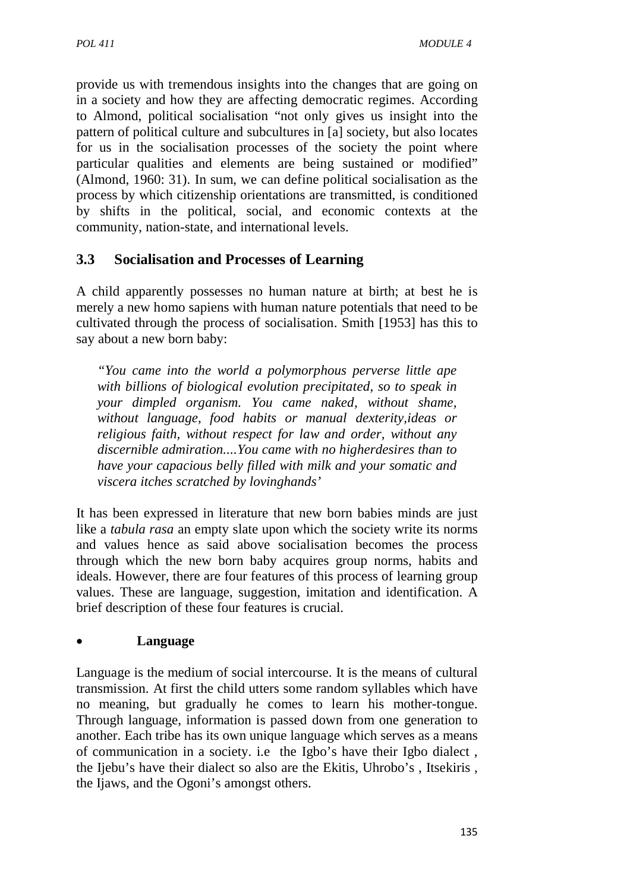provide us with tremendous insights into the changes that are going on in a society and how they are affecting democratic regimes. According to Almond, political socialisation "not only gives us insight into the pattern of political culture and subcultures in [a] society, but also locates for us in the socialisation processes of the society the point where particular qualities and elements are being sustained or modified" (Almond, 1960: 31). In sum, we can define political socialisation as the process by which citizenship orientations are transmitted, is conditioned by shifts in the political, social, and economic contexts at the community, nation-state, and international levels.

### 3.3 Socialisation and Processes of Learning

A child apparently possesses no human nature at birth; at best he is merely a new homo sapiens with human nature potentials that need to be cultivated through the process of socialisation. Smith [1953] has this to say about a new born baby:

> *"You came into the world a polymorphous perverse little ape with billions of biological evolution precipitated, so to speak in your dimpled organism. You came naked, without shame, without language, food habits or manual dexterity,ideas or religious faith, without respect for law and order, without any discernible admiration....You came with no higherdesires than to have your capacious belly filled with milk and your somatic and viscera itches scratched by lovinghands'*

It has been expressed in literature that new born babies minds are just like a *tabula rasa* an empty slate upon which the society write its norms and values hence as said above socialisation becomes the process through which the new born baby acquires group norms, habits and ideals. However, there are four features of this process of learning group values. These are language, suggestion, imitation and identification. A brief description of these four features is crucial.

- **Language**

Language is the medium of social intercourse. It is the means of cultural transmission. At first the child utters some random syllables which have no meaning, but gradually he comes to learn his mother-tongue. Through language, information is passed down from one generation to another. Each tribe has its own unique language which serves as a means of communication in a society. i.e the Igbo's have their Igbo dialect , the Ijebu's have their dialect so also are the Ekitis, Uhrobo's , Itsekiris , the Ijaws, and the Ogoni's amongst others.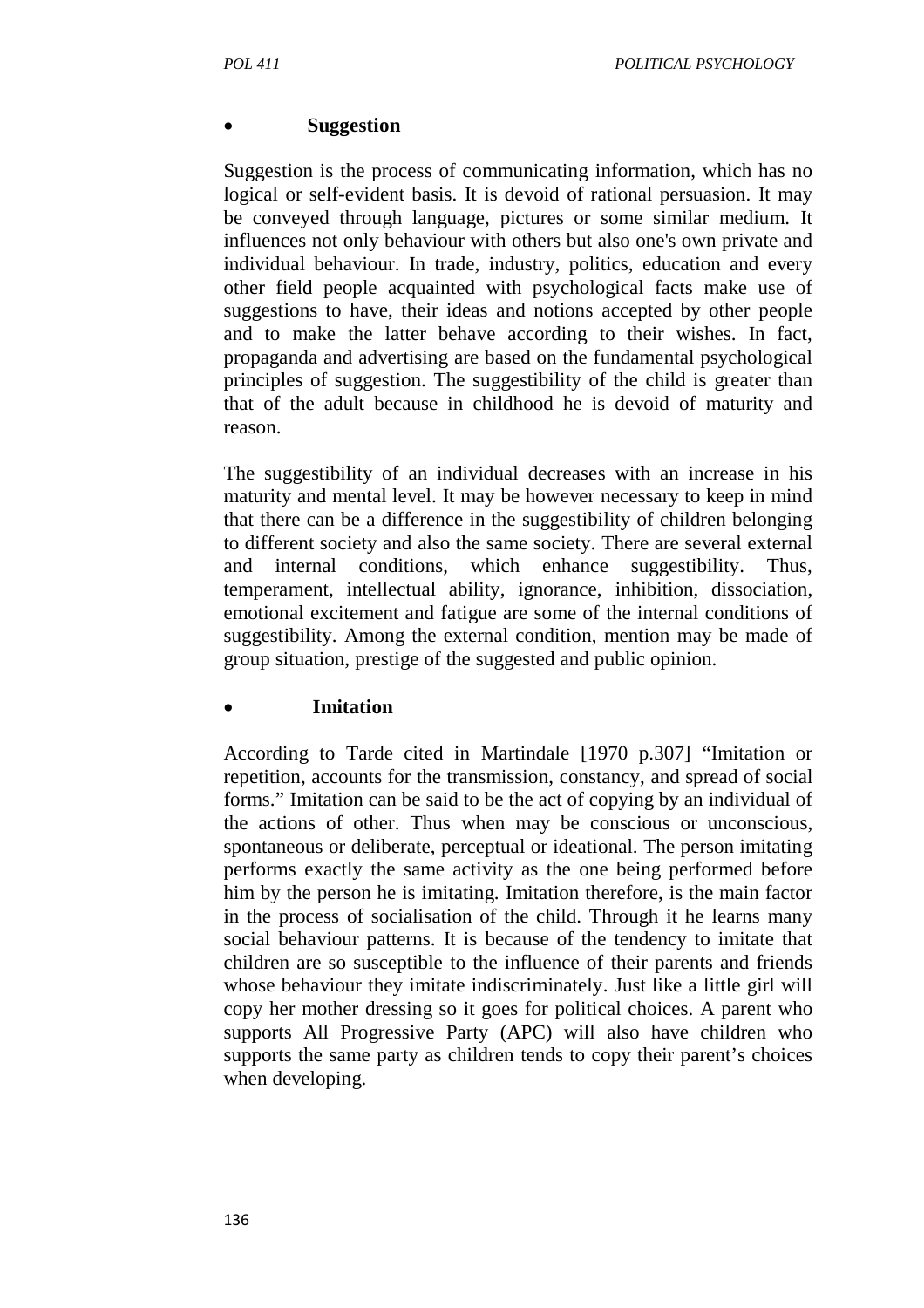- **Suggestion**

Suggestion is the process of communicating information, which has no logical or self-evident basis. It is devoid of rational persuasion. It may be conveyed through language, pictures or some similar medium. It influences not only behaviour with others but also one's own private and individual behaviour. In trade, industry, politics, education and every other field people acquainted with psychological facts make use of suggestions to have, their ideas and notions accepted by other people and to make the latter behave according to their wishes. In fact, propaganda and advertising are based on the fundamental psychological principles of suggestion. The suggestibility of the child is greater than that of the adult because in childhood he is devoid of maturity and reason.

The suggestibility of an individual decreases with an increase in his maturity and mental level. It may be however necessary to keep in mind that there can be a difference in the suggestibility of children belonging to different society and also the same society. There are several external and internal conditions, which enhance suggestibility. Thus, temperament, intellectual ability, ignorance, inhibition, dissociation, emotional excitement and fatigue are some of the internal conditions of suggestibility. Among the external condition, mention may be made of group situation, prestige of the suggested and public opinion.

- **Imitation**

According to Tarde cited in Martindale [1970 p.307] "Imitation or repetition, accounts for the transmission, constancy, and spread of social forms." Imitation can be said to be the act of copying by an individual of the actions of other. Thus when may be conscious or unconscious, spontaneous or deliberate, perceptual or ideational. The person imitating performs exactly the same activity as the one being performed before him by the person he is imitating. Imitation therefore, is the main factor in the process of socialisation of the child. Through it he learns many social behaviour patterns. It is because of the tendency to imitate that children are so susceptible to the influence of their parents and friends whose behaviour they imitate indiscriminately. Just like a little girl will copy her mother dressing so it goes for political choices. A parent who supports All Progressive Party (APC) will also have children who supports the same party as children tends to copy their parent's choices when developing.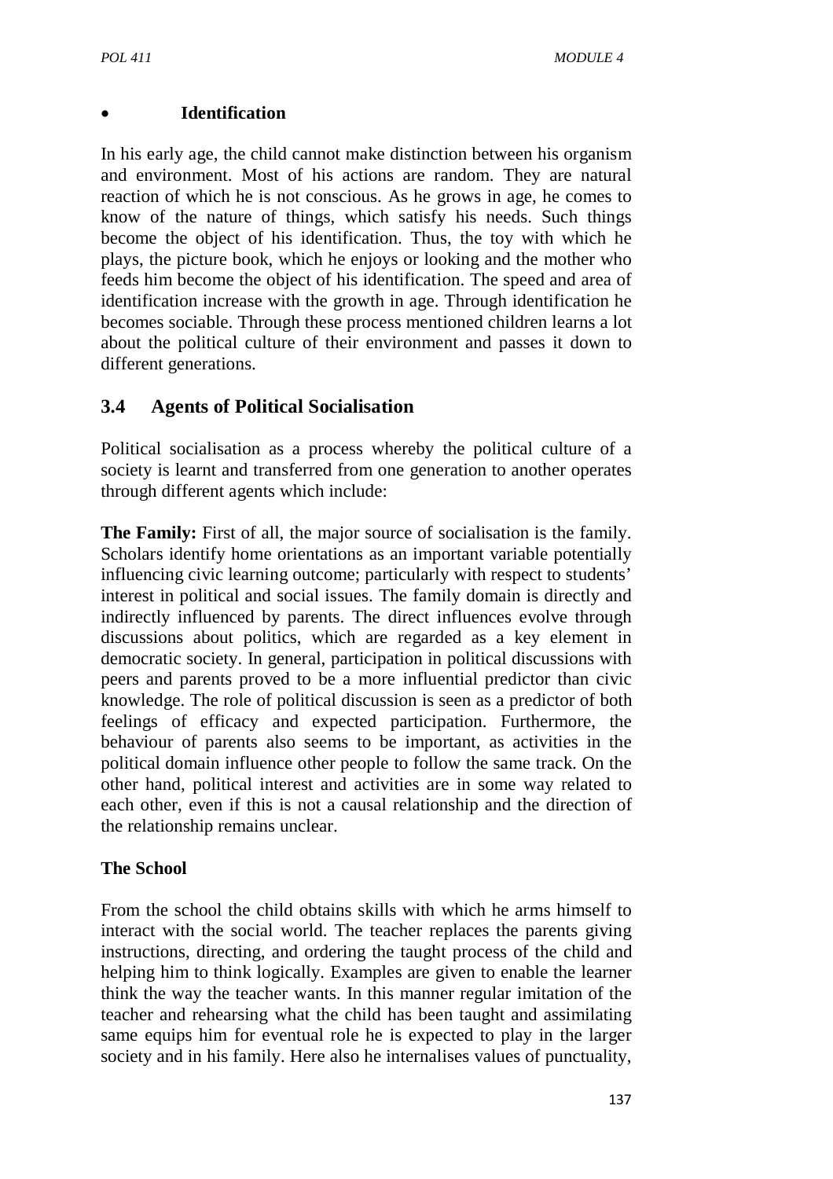- **Identification**

In his early age, the child cannot make distinction between his organism and environment. Most of his actions are random. They are natural reaction of which he is not conscious. As he grows in age, he comes to know of the nature of things, which satisfy his needs. Such things become the object of his identification. Thus, the toy with which he plays, the picture book, which he enjoys or looking and the mother who feeds him become the object of his identification. The speed and area of identification increase with the growth in age. Through identification he becomes sociable. Through these process mentioned children learns a lot about the political culture of their environment and passes it down to different generations.

## 3.4 Agents of Political Socialisation

Political socialisation as a process whereby the political culture of a society is learnt and transferred from one generation to another operates through different agents which include:

**The Family:** First of all, the major source of socialisation is the family. Scholars identify home orientations as an important variable potentially influencing civic learning outcome; particularly with respect to students' interest in political and social issues. The family domain is directly and indirectly influenced by parents. The direct influences evolve through discussions about politics, which are regarded as a key element in democratic society. In general, participation in political discussions with peers and parents proved to be a more influential predictor than civic knowledge. The role of political discussion is seen as a predictor of both feelings of efficacy and expected participation. Furthermore, the behaviour of parents also seems to be important, as activities in the political domain influence other people to follow the same track. On the other hand, political interest and activities are in some way related to each other, even if this is not a causal relationship and the direction of the relationship remains unclear.

**The School**

From the school the child obtains skills with which he arms himself to interact with the social world. The teacher replaces the parents giving instructions, directing, and ordering the taught process of the child and helping him to think logically. Examples are given to enable the learner think the way the teacher wants. In this manner regular imitation of the teacher and rehearsing what the child has been taught and assimilating same equips him for eventual role he is expected to play in the larger society and in his family. Here also he internalises values of punctuality,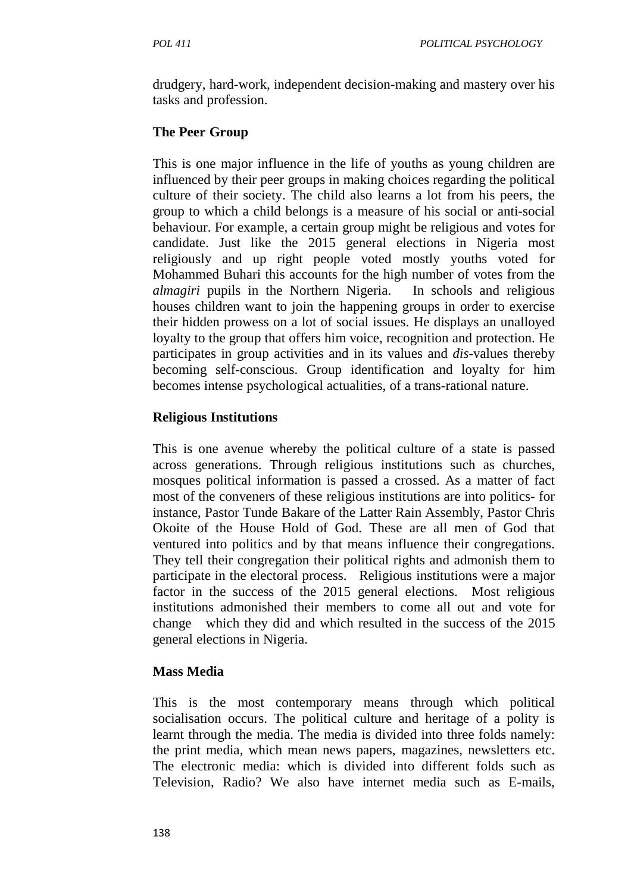drudgery, hard-work, independent decision-making and mastery over his tasks and profession.

**The Peer Group**

This is one major influence in the life of youths as young children are influenced by their peer groups in making choices regarding the political culture of their society. The child also learns a lot from his peers, the group to which a child belongs is a measure of his social or anti-social behaviour. For example, a certain group might be religious and votes for candidate. Just like the 2015 general elections in Nigeria most religiously and up right people voted mostly youths voted for Mohammed Buhari this accounts for the high number of votes from the *almagiri* pupils in the Northern Nigeria. In schools and religious houses children want to join the happening groups in order to exercise their hidden prowess on a lot of social issues. He displays an unalloyed loyalty to the group that offers him voice, recognition and protection. He participates in group activities and in its values and *dis*-values thereby becoming self-conscious. Group identification and loyalty for him becomes intense psychological actualities, of a trans-rational nature.

**Religious Institutions**

This is one avenue whereby the political culture of a state is passed across generations. Through religious institutions such as churches, mosques political information is passed a crossed. As a matter of fact most of the conveners of these religious institutions are into politics- for instance, Pastor Tunde Bakare of the Latter Rain Assembly, Pastor Chris Okoite of the House Hold of God. These are all men of God that ventured into politics and by that means influence their congregations. They tell their congregation their political rights and admonish them to participate in the electoral process. Religious institutions were a major factor in the success of the 2015 general elections. Most religious institutions admonished their members to come all out and vote for change which they did and which resulted in the success of the 2015 general elections in Nigeria.

**Mass Media**

This is the most contemporary means through which political socialisation occurs. The political culture and heritage of a polity is learnt through the media. The media is divided into three folds namely: the print media, which mean news papers, magazines, newsletters etc. The electronic media: which is divided into different folds such as Television, Radio? We also have internet media such as E-mails,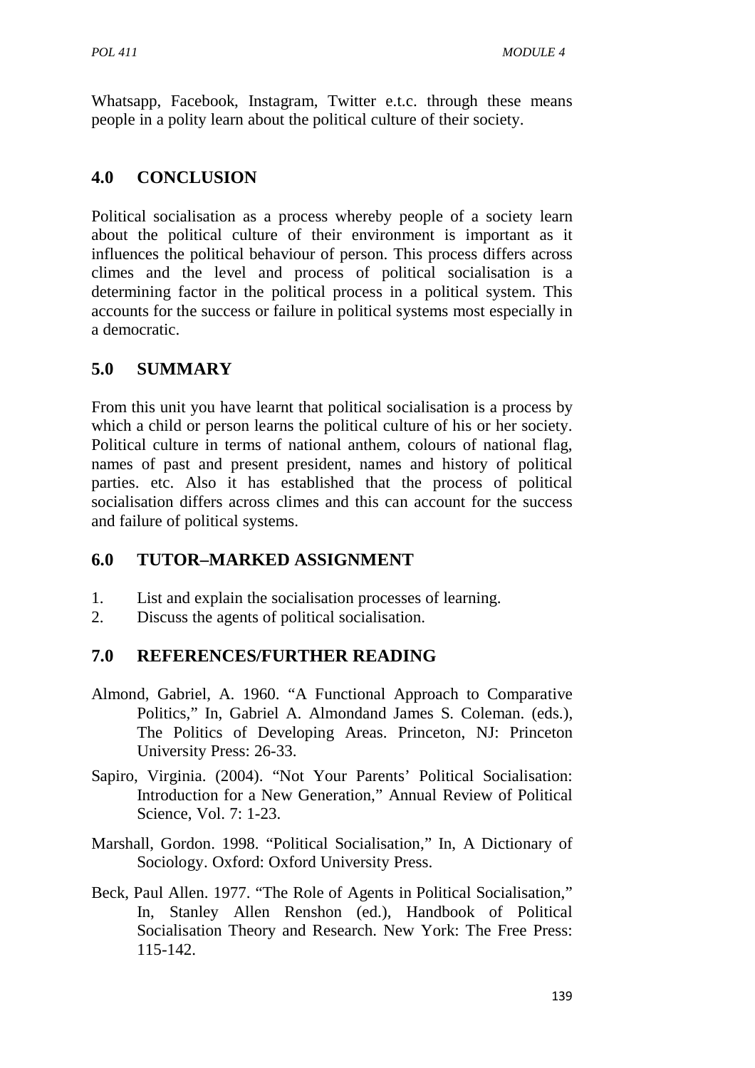Whatsapp, Facebook, Instagram, Twitter e.t.c. through these means people in a polity learn about the political culture of their society.

## 4.0 CONCLUSION

Political socialisation as a process whereby people of a society learn about the political culture of their environment is important as it influences the political behaviour of person. This process differs across climes and the level and process of political socialisation is a determining factor in the political process in a political system. This accounts for the success or failure in political systems most especially in a democratic.

## 5.0 SUMMARY

From this unit you have learnt that political socialisation is a process by which a child or person learns the political culture of his or her society. Political culture in terms of national anthem, colours of national flag, names of past and present president, names and history of political parties. etc. Also it has established that the process of political socialisation differs across climes and this can account for the success and failure of political systems.

## 6.0 TUTOR–MARKED ASSIGNMENT

1. List and explain the socialisation processes of learning.
2. Discuss the agents of political socialisation.

## 7.0 REFERENCES/FURTHER READING

Almond, Gabriel, A. 1960. "A Functional Approach to Comparative Politics," In, Gabriel A. Almondand James S. Coleman. (eds.), The Politics of Developing Areas. Princeton, NJ: Princeton University Press: 26-33.

Sapiro, Virginia. (2004). "Not Your Parents' Political Socialisation: Introduction for a New Generation," Annual Review of Political Science, Vol. 7: 1-23.

Marshall, Gordon. 1998. "Political Socialisation," In, A Dictionary of Sociology. Oxford: Oxford University Press.

Beck, Paul Allen. 1977. "The Role of Agents in Political Socialisation," In, Stanley Allen Renshon (ed.), Handbook of Political Socialisation Theory and Research. New York: The Free Press: 115-142.